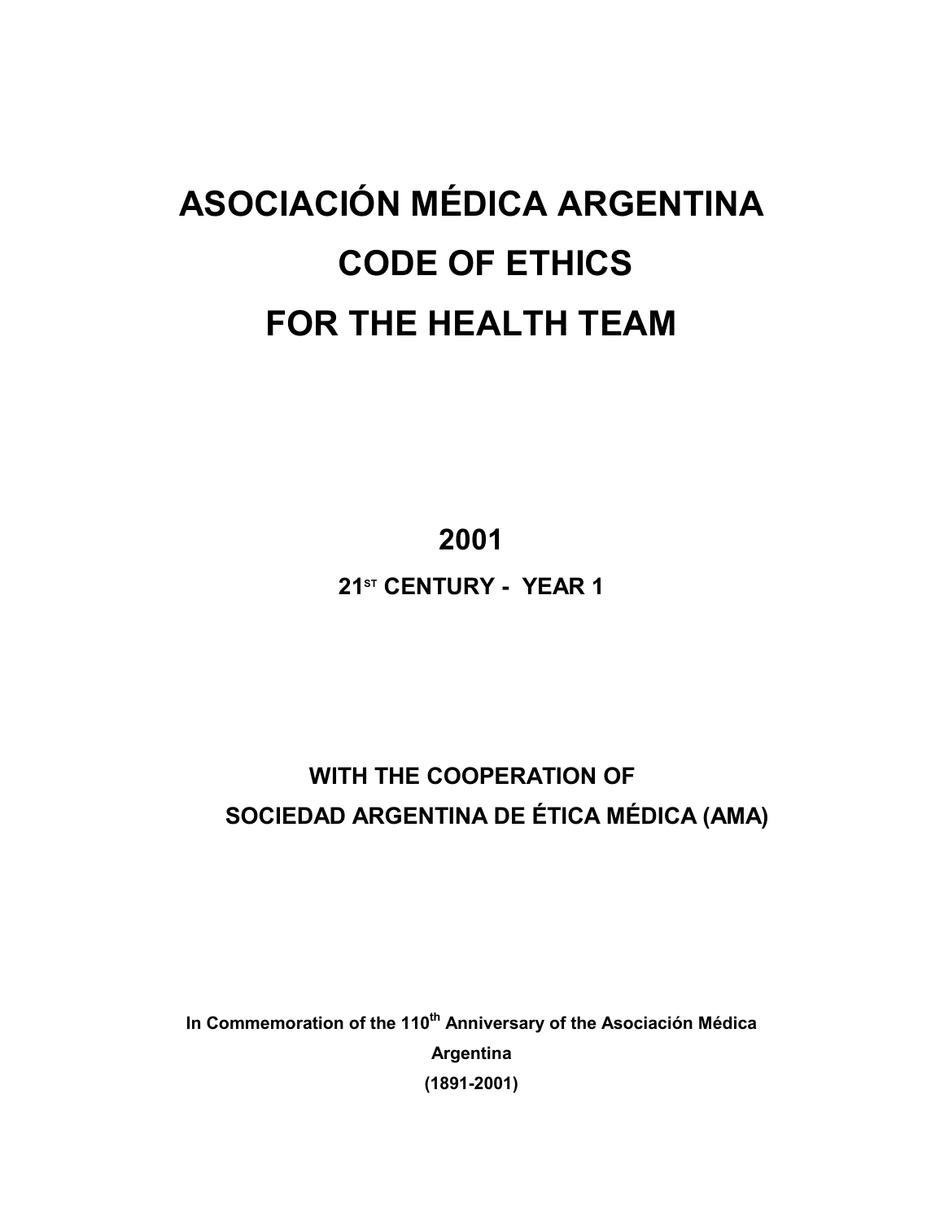# ASOCIACIÓN MÉDICA ARGENTINA CODE OF ETHICS FOR THE HEALTH TEAM

## 2001

### 21ST CENTURY - YEAR 1

**WITH THE COOPERATION OF SOCIEDAD ARGENTINA DE ÉTICA MÉDICA (AMA)**

**In Commemoration of the 110th Anniversary of the Asociación Médica Argentina (1891-2001)**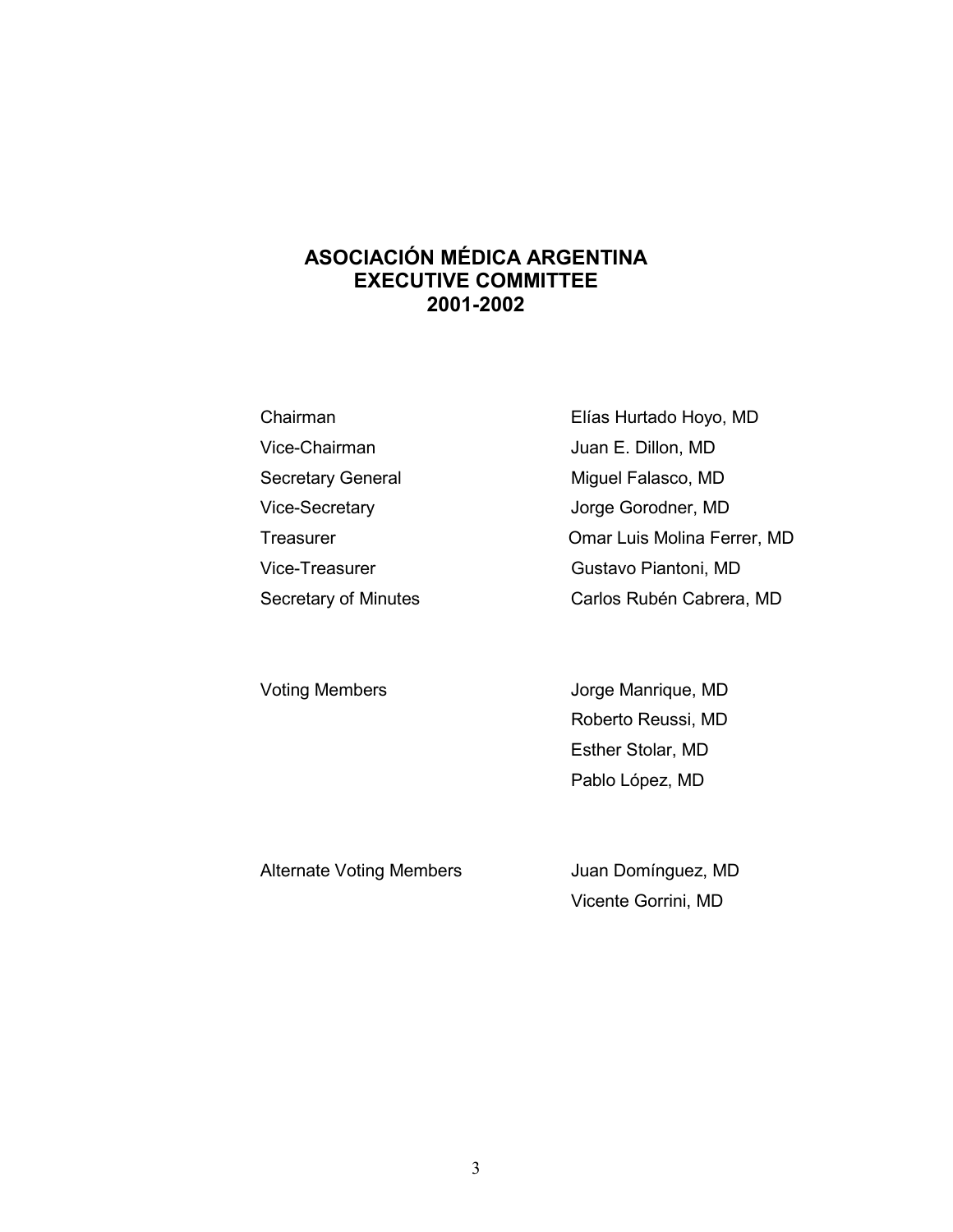# ASOCIACIÓN MÉDICA ARGENTINA
# EXECUTIVE COMMITTEE
# 2001-2002

| | |
|---|---|
| Chairman | Elías Hurtado Hoyo, MD |
| Vice-Chairman | Juan E. Dillon, MD |
| Secretary General | Miguel Falasco, MD |
| Vice-Secretary | Jorge Gorodner, MD |
| Treasurer | Omar Luis Molina Ferrer, MD |
| Vice-Treasurer | Gustavo Piantoni, MD |
| Secretary of Minutes | Carlos Rubén Cabrera, MD |
| | |
| Voting Members | Jorge Manrique, MD |
| | Roberto Reussi, MD |
| | Esther Stolar, MD |
| | Pablo López, MD |
| | |
| Alternate Voting Members | Juan Domínguez, MD |
| | Vicente Gorrini, MD |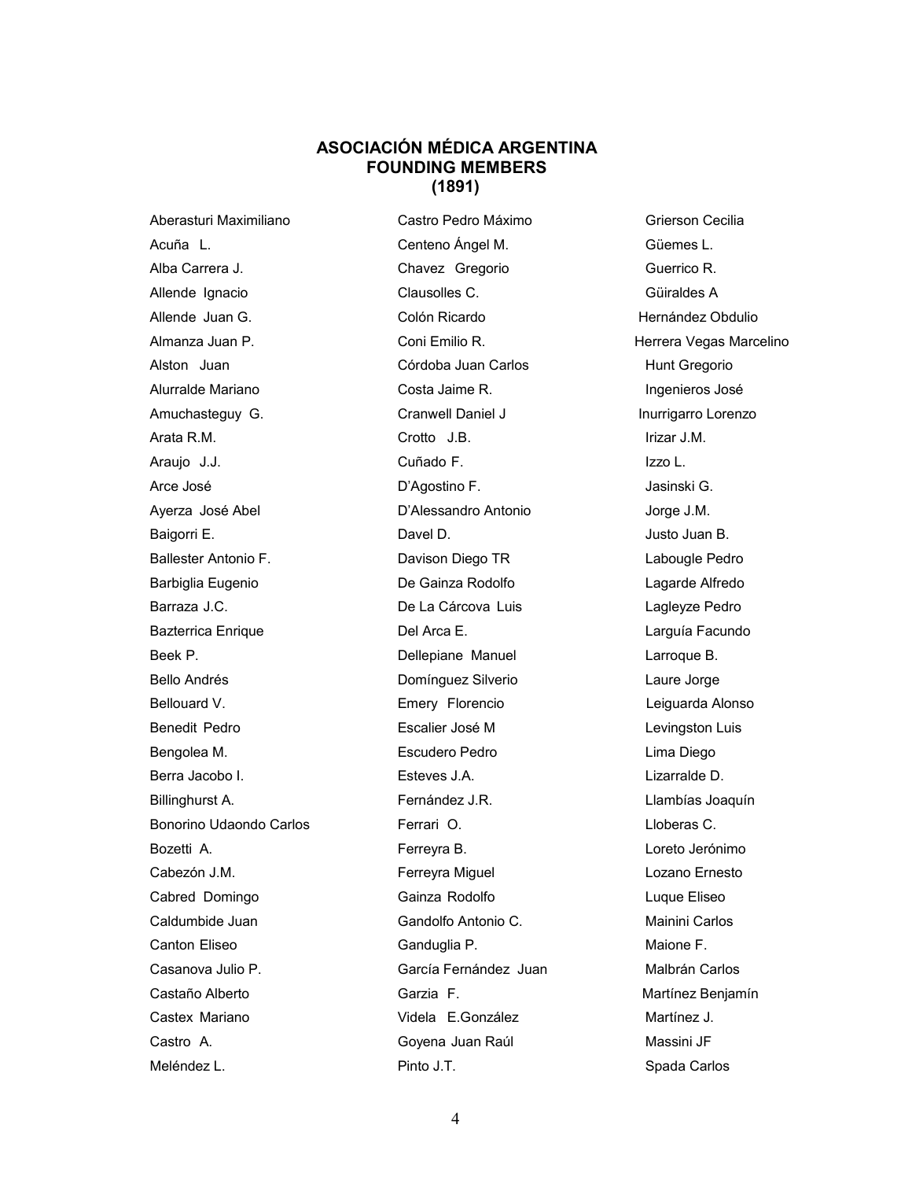# ASOCIACIÓN MÉDICA ARGENTINA
## FOUNDING MEMBERS
### (1891)

Aberasturi Maximiliano
Acuña L.
Alba Carrera J.
Allende Ignacio
Allende Juan G.
Almanza Juan P.
Alston Juan
Alurralde Mariano
Amuchasteguy G.
Arata R.M.
Araujo J.J.
Arce José
Ayerza José Abel
Baigorri E.
Ballester Antonio F.
Barbiglia Eugenio
Barraza J.C.
Bazterrica Enrique
Beek P.
Bello Andrés
Bellouard V.
Benedit Pedro
Bengolea M.
Berra Jacobo I.
Billinghurst A.
Bonorino Udaondo Carlos
Bozetti A.
Cabezón J.M.
Cabred Domingo
Caldumbide Juan
Canton Eliseo
Casanova Julio P.
Castaño Alberto
Castex Mariano
Castro A.
Meléndez L.

Castro Pedro Máximo
Centeno Ángel M.
Chavez Gregorio
Clausolles C.
Colón Ricardo
Coni Emilio R.
Córdoba Juan Carlos
Costa Jaime R.
Cranwell Daniel J
Crotto J.B.
Cuñado F.
D'Agostino F.
D'Alessandro Antonio
Davel D.
Davison Diego TR
De Gainza Rodolfo
De La Cárcova Luis
Del Arca E.
Dellepiane Manuel
Domínguez Silverio
Emery Florencio
Escalier José M
Escudero Pedro
Esteves J.A.
Fernández J.R.
Ferrari O.
Ferreyra B.
Ferreyra Miguel
Gainza Rodolfo
Gandolfo Antonio C.
Ganduglia P.
García Fernández Juan
Garzia F.
Videla E.González
Goyena Juan Raúl
Pinto J.T.

Grierson Cecilia
Güemes L.
Guerrico R.
Güiraldes A
Hernández Obdulio
Herrera Vegas Marcelino
Hunt Gregorio
Ingenieros José
Inurrigarro Lorenzo
Irizar J.M.
Izzo L.
Jasinski G.
Jorge J.M.
Justo Juan B.
Labougle Pedro
Lagarde Alfredo
Lagleyze Pedro
Larguía Facundo
Larroque B.
Laure Jorge
Leiguarda Alonso
Levingston Luis
Lima Diego
Lizarralde D.
Llambías Joaquín
Lloberas C.
Loreto Jerónimo
Lozano Ernesto
Luque Eliseo
Mainini Carlos
Maione F.
Malbrán Carlos
Martínez Benjamín
Martínez J.
Massini JF
Spada Carlos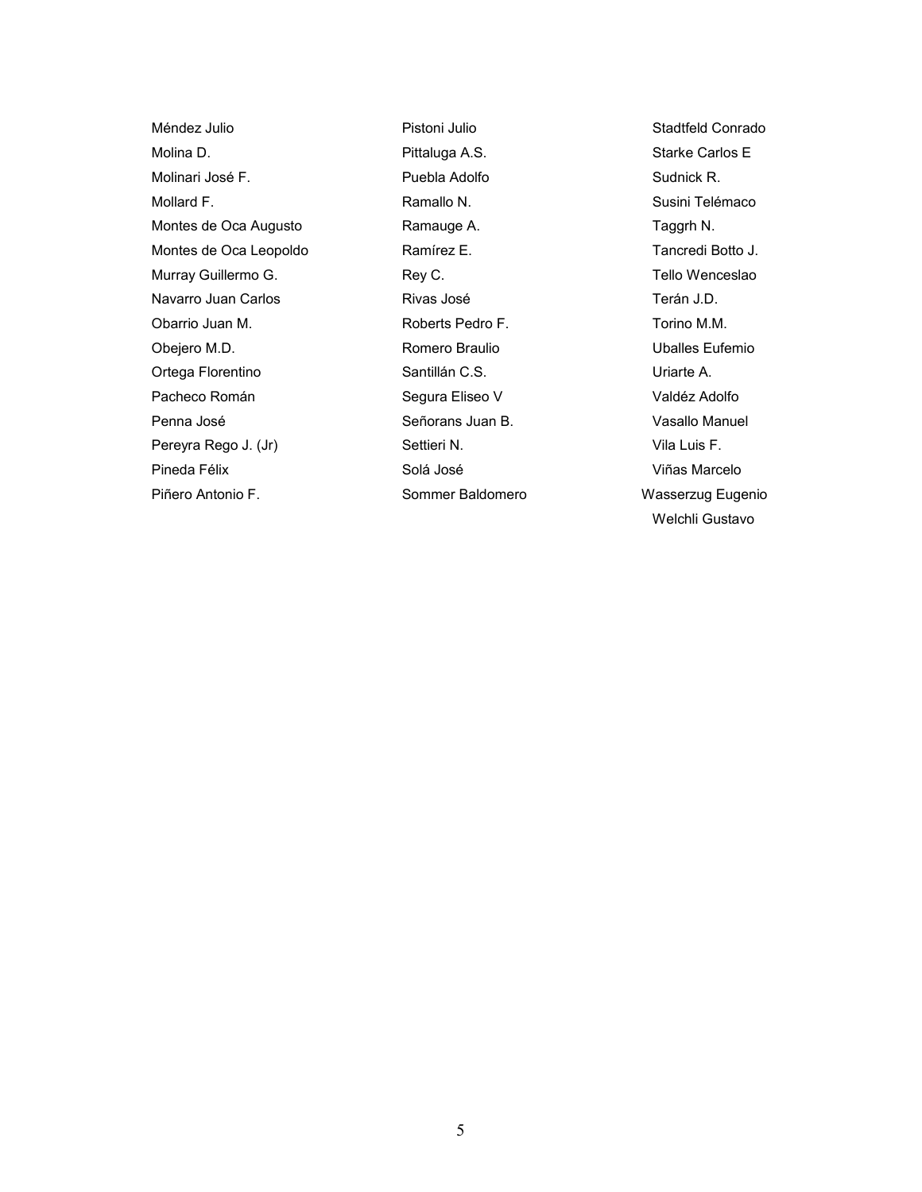Méndez Julio
Molina D.
Molinari José F.
Mollard F.
Montes de Oca Augusto
Montes de Oca Leopoldo
Murray Guillermo G.
Navarro Juan Carlos
Obarrio Juan M.
Obejero M.D.
Ortega Florentino
Pacheco Román
Penna José
Pereyra Rego J. (Jr)
Pineda Félix
Piñero Antonio F.
Pistoni Julio
Pittaluga A.S.
Puebla Adolfo
Ramallo N.
Ramauge A.
Ramírez E.
Rey C.
Rivas José
Roberts Pedro F.
Romero Braulio
Santillán C.S.
Segura Eliseo V
Señorans Juan B.
Settieri N.
Solá José
Sommer Baldomero
Stadtfeld Conrado
Starke Carlos E
Sudnick R.
Susini Telémaco
Taggrh N.
Tancredi Botto J.
Tello Wenceslao
Terán J.D.
Torino M.M.
Uballes Eufemio
Uriarte A.
Valdéz Adolfo
Vasallo Manuel
Vila Luis F.
Viñas Marcelo
Wasserzug Eugenio
Welchli Gustavo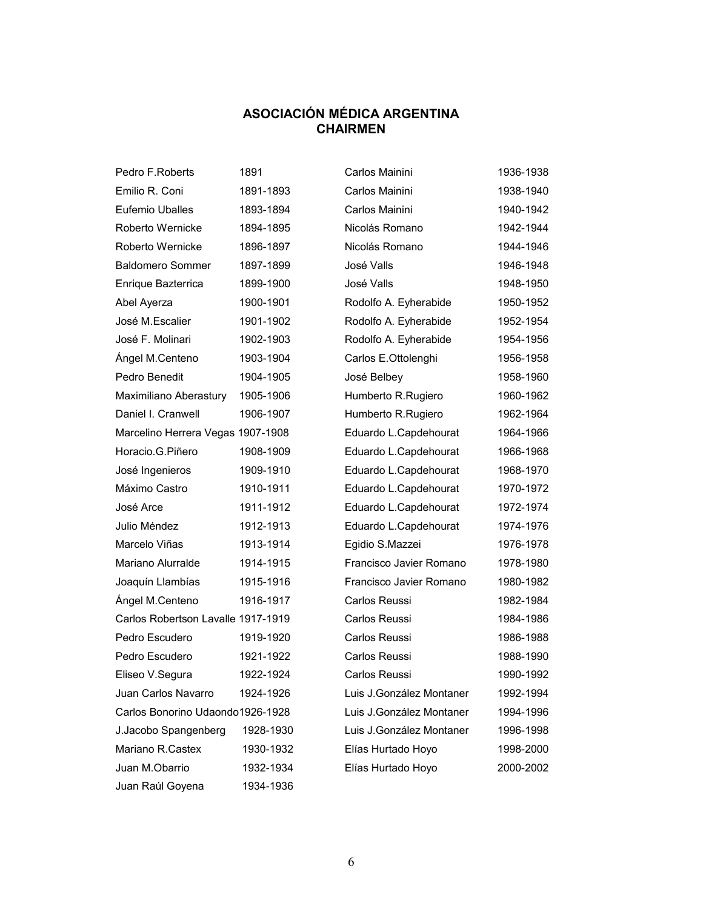## ASOCIACIÓN MÉDICA ARGENTINA
## CHAIRMEN

| Name | Years |
|---|---|
| Pedro F.Roberts | 1891 |
| Emilio R. Coni | 1891-1893 |
| Eufemio Uballes | 1893-1894 |
| Roberto Wernicke | 1894-1895 |
| Roberto Wernicke | 1896-1897 |
| Baldomero Sommer | 1897-1899 |
| Enrique Bazterrica | 1899-1900 |
| Abel Ayerza | 1900-1901 |
| José M.Escalier | 1901-1902 |
| José F. Molinari | 1902-1903 |
| Ángel M.Centeno | 1903-1904 |
| Pedro Benedit | 1904-1905 |
| Maximiliano Aberastury | 1905-1906 |
| Daniel I. Cranwell | 1906-1907 |
| Marcelino Herrera Vegas | 1907-1908 |
| Horacio.G.Piñero | 1908-1909 |
| José Ingenieros | 1909-1910 |
| Máximo Castro | 1910-1911 |
| José Arce | 1911-1912 |
| Julio Méndez | 1912-1913 |
| Marcelo Viñas | 1913-1914 |
| Mariano Alurralde | 1914-1915 |
| Joaquín Llambías | 1915-1916 |
| Ángel M.Centeno | 1916-1917 |
| Carlos Robertson Lavalle | 1917-1919 |
| Pedro Escudero | 1919-1920 |
| Pedro Escudero | 1921-1922 |
| Eliseo V.Segura | 1922-1924 |
| Juan Carlos Navarro | 1924-1926 |
| Carlos Bonorino Udaondo | 1926-1928 |
| J.Jacobo Spangenberg | 1928-1930 |
| Mariano R.Castex | 1930-1932 |
| Juan M.Obarrio | 1932-1934 |
| Juan Raúl Goyena | 1934-1936 |
| Carlos Mainini | 1936-1938 |
| Carlos Mainini | 1938-1940 |
| Carlos Mainini | 1940-1942 |
| Nicolás Romano | 1942-1944 |
| Nicolás Romano | 1944-1946 |
| José Valls | 1946-1948 |
| José Valls | 1948-1950 |
| Rodolfo A. Eyherabide | 1950-1952 |
| Rodolfo A. Eyherabide | 1952-1954 |
| Rodolfo A. Eyherabide | 1954-1956 |
| Carlos E.Ottolenghi | 1956-1958 |
| José Belbey | 1958-1960 |
| Humberto R.Rugiero | 1960-1962 |
| Humberto R.Rugiero | 1962-1964 |
| Eduardo L.Capdehourat | 1964-1966 |
| Eduardo L.Capdehourat | 1966-1968 |
| Eduardo L.Capdehourat | 1968-1970 |
| Eduardo L.Capdehourat | 1970-1972 |
| Eduardo L.Capdehourat | 1972-1974 |
| Eduardo L.Capdehourat | 1974-1976 |
| Egidio S.Mazzei | 1976-1978 |
| Francisco Javier Romano | 1978-1980 |
| Francisco Javier Romano | 1980-1982 |
| Carlos Reussi | 1982-1984 |
| Carlos Reussi | 1984-1986 |
| Carlos Reussi | 1986-1988 |
| Carlos Reussi | 1988-1990 |
| Carlos Reussi | 1990-1992 |
| Luis J.González Montaner | 1992-1994 |
| Luis J.González Montaner | 1994-1996 |
| Luis J.González Montaner | 1996-1998 |
| Elías Hurtado Hoyo | 1998-2000 |
| Elías Hurtado Hoyo | 2000-2002 |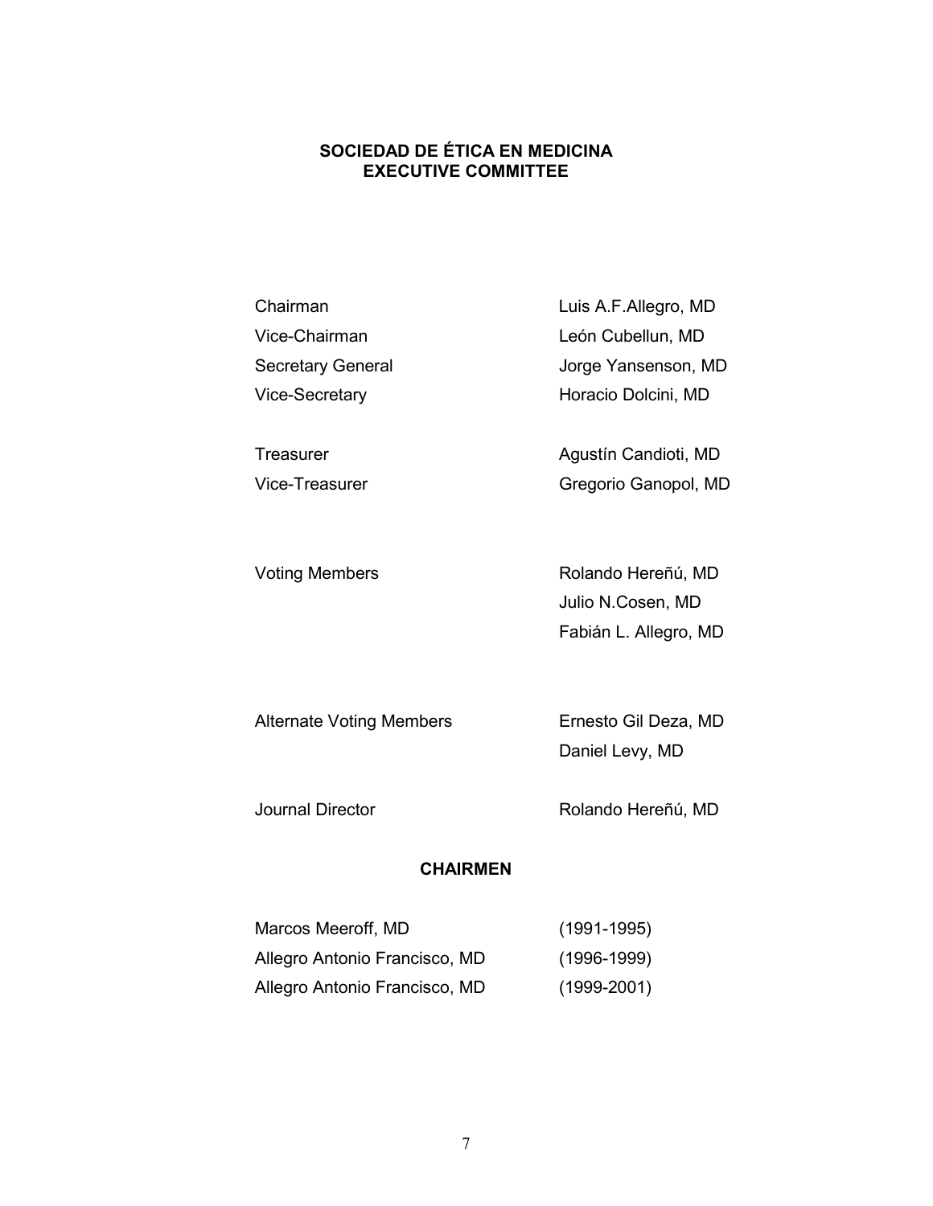## SOCIEDAD DE ÉTICA EN MEDICINA
## EXECUTIVE COMMITTEE

| | |
|---|---|
| Chairman | Luis A.F.Allegro, MD |
| Vice-Chairman | León Cubellun, MD |
| Secretary General | Jorge Yansenson, MD |
| Vice-Secretary | Horacio Dolcini, MD |
| Treasurer | Agustín Candioti, MD |
| Vice-Treasurer | Gregorio Ganopol, MD |
| Voting Members | Rolando Hereñú, MD |
| | Julio N.Cosen, MD |
| | Fabián L. Allegro, MD |
| Alternate Voting Members | Ernesto Gil Deza, MD |
| | Daniel Levy, MD |
| Journal Director | Rolando Hereñú, MD |

## CHAIRMEN

| | |
|---|---|
| Marcos Meeroff, MD | (1991-1995) |
| Allegro Antonio Francisco, MD | (1996-1999) |
| Allegro Antonio Francisco, MD | (1999-2001) |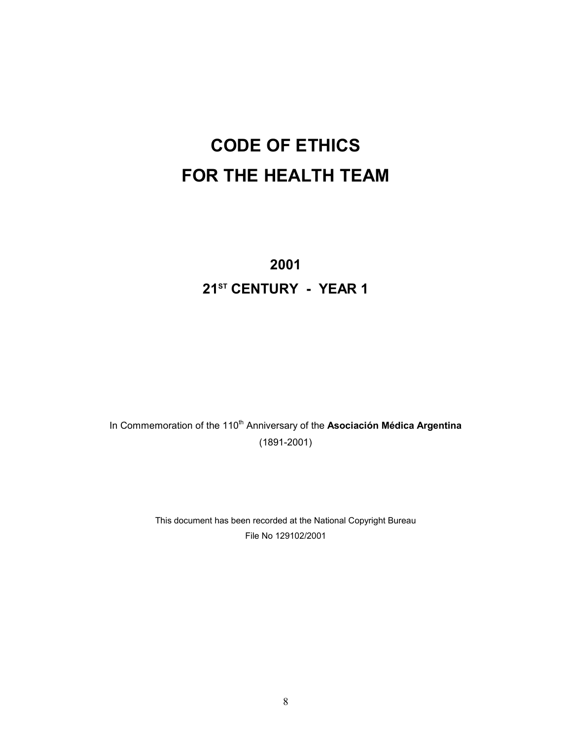# CODE OF ETHICS
# FOR THE HEALTH TEAM

## 2001

## 21ST CENTURY - YEAR 1

In Commemoration of the 110th Anniversary of the **Asociación Médica Argentina** (1891-2001)

This document has been recorded at the National Copyright Bureau
File No 129102/2001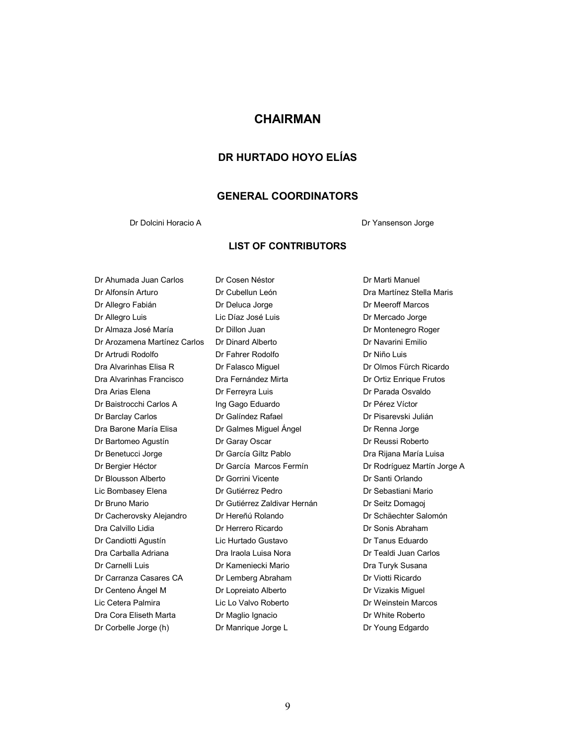# CHAIRMAN

## DR HURTADO HOYO ELÍAS

## GENERAL COORDINATORS

Dr Dolcini Horacio A

Dr Yansenson Jorge

### LIST OF CONTRIBUTORS

Dr Ahumada Juan Carlos
Dr Alfonsín Arturo
Dr Allegro Fabián
Dr Allegro Luis
Dr Almaza José María
Dr Arozamena Martínez Carlos
Dr Artrudi Rodolfo
Dra Alvarinhas Elisa R
Dra Alvarinhas Francisco
Dra Arias Elena
Dr Baistrocchi Carlos A
Dr Barclay Carlos
Dra Barone María Elisa
Dr Bartomeo Agustín
Dr Benetucci Jorge
Dr Bergier Héctor
Dr Blousson Alberto
Lic Bombasey Elena
Dr Bruno Mario
Dr Cacherovsky Alejandro
Dra Calvillo Lidia
Dr Candiotti Agustín
Dra Carballa Adriana
Dr Carnelli Luis
Dr Carranza Casares CA
Dr Centeno Ángel M
Lic Cetera Palmira
Dra Cora Eliseth Marta
Dr Corbelle Jorge (h)
Dr Cosen Néstor
Dr Cubellun León
Dr Deluca Jorge
Lic Díaz José Luis
Dr Dillon Juan
Dr Dinard Alberto
Dr Fahrer Rodolfo
Dr Falasco Miguel
Dra Fernández Mirta
Dr Ferreyra Luis
Ing Gago Eduardo
Dr Galíndez Rafael
Dr Galmes Miguel Ángel
Dr Garay Oscar
Dr García Giltz Pablo
Dr García Marcos Fermín
Dr Gorrini Vicente
Dr Gutiérrez Pedro
Dr Gutiérrez Zaldivar Hernán
Dr Hereñú Rolando
Dr Herrero Ricardo
Lic Hurtado Gustavo
Dra Iraola Luisa Nora
Dr Kameniecki Mario
Dr Lemberg Abraham
Dr Lopreiato Alberto
Lic Lo Valvo Roberto
Dr Maglio Ignacio
Dr Manrique Jorge L
Dr Marti Manuel
Dra Martínez Stella Maris
Dr Meeroff Marcos
Dr Mercado Jorge
Dr Montenegro Roger
Dr Navarini Emilio
Dr Niño Luis
Dr Olmos Fürch Ricardo
Dr Ortiz Enrique Frutos
Dr Parada Osvaldo
Dr Pérez Víctor
Dr Pisarevski Julián
Dr Renna Jorge
Dr Reussi Roberto
Dra Rijana María Luisa
Dr Rodríguez Martín Jorge A
Dr Santi Orlando
Dr Sebastiani Mario
Dr Seitz Domagoj
Dr Schäechter Salomón
Dr Sonis Abraham
Dr Tanus Eduardo
Dr Tealdi Juan Carlos
Dra Turyk Susana
Dr Viotti Ricardo
Dr Vizakis Miguel
Dr Weinstein Marcos
Dr White Roberto
Dr Young Edgardo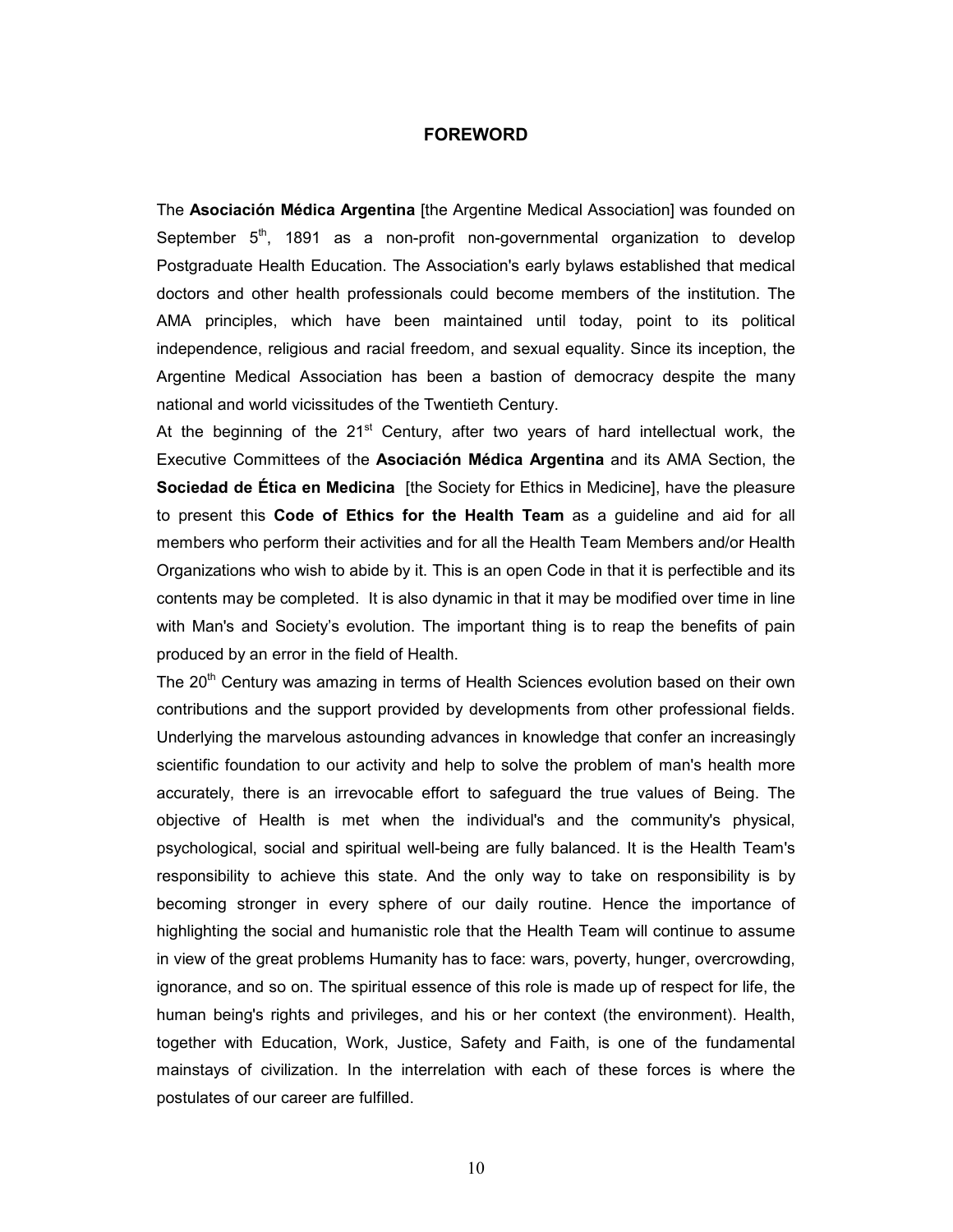# FOREWORD

The **Asociación Médica Argentina** [the Argentine Medical Association] was founded on September 5th, 1891 as a non-profit non-governmental organization to develop Postgraduate Health Education. The Association's early bylaws established that medical doctors and other health professionals could become members of the institution. The AMA principles, which have been maintained until today, point to its political independence, religious and racial freedom, and sexual equality. Since its inception, the Argentine Medical Association has been a bastion of democracy despite the many national and world vicissitudes of the Twentieth Century.

At the beginning of the 21st Century, after two years of hard intellectual work, the Executive Committees of the **Asociación Médica Argentina** and its AMA Section, the **Sociedad de Ética en Medicina** [the Society for Ethics in Medicine], have the pleasure to present this **Code of Ethics for the Health Team** as a guideline and aid for all members who perform their activities and for all the Health Team Members and/or Health Organizations who wish to abide by it. This is an open Code in that it is perfectible and its contents may be completed. It is also dynamic in that it may be modified over time in line with Man's and Society's evolution. The important thing is to reap the benefits of pain produced by an error in the field of Health.

The 20th Century was amazing in terms of Health Sciences evolution based on their own contributions and the support provided by developments from other professional fields. Underlying the marvelous astounding advances in knowledge that confer an increasingly scientific foundation to our activity and help to solve the problem of man's health more accurately, there is an irrevocable effort to safeguard the true values of Being. The objective of Health is met when the individual's and the community's physical, psychological, social and spiritual well-being are fully balanced. It is the Health Team's responsibility to achieve this state. And the only way to take on responsibility is by becoming stronger in every sphere of our daily routine. Hence the importance of highlighting the social and humanistic role that the Health Team will continue to assume in view of the great problems Humanity has to face: wars, poverty, hunger, overcrowding, ignorance, and so on. The spiritual essence of this role is made up of respect for life, the human being's rights and privileges, and his or her context (the environment). Health, together with Education, Work, Justice, Safety and Faith, is one of the fundamental mainstays of civilization. In the interrelation with each of these forces is where the postulates of our career are fulfilled.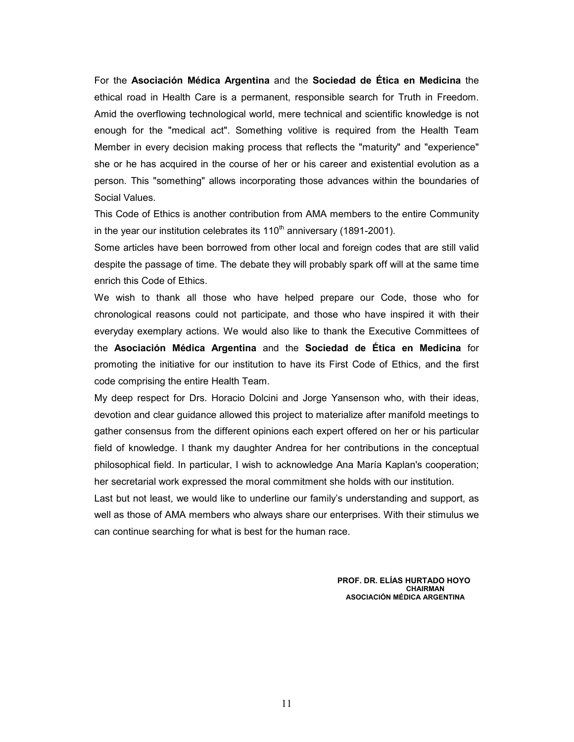For the **Asociación Médica Argentina** and the **Sociedad de Ética en Medicina** the ethical road in Health Care is a permanent, responsible search for Truth in Freedom. Amid the overflowing technological world, mere technical and scientific knowledge is not enough for the "medical act". Something volitive is required from the Health Team Member in every decision making process that reflects the "maturity" and "experience" she or he has acquired in the course of her or his career and existential evolution as a person. This "something" allows incorporating those advances within the boundaries of Social Values.

This Code of Ethics is another contribution from AMA members to the entire Community in the year our institution celebrates its 110th anniversary (1891-2001).

Some articles have been borrowed from other local and foreign codes that are still valid despite the passage of time. The debate they will probably spark off will at the same time enrich this Code of Ethics.

We wish to thank all those who have helped prepare our Code, those who for chronological reasons could not participate, and those who have inspired it with their everyday exemplary actions. We would also like to thank the Executive Committees of the **Asociación Médica Argentina** and the **Sociedad de Ética en Medicina** for promoting the initiative for our institution to have its First Code of Ethics, and the first code comprising the entire Health Team.

My deep respect for Drs. Horacio Dolcini and Jorge Yansenson who, with their ideas, devotion and clear guidance allowed this project to materialize after manifold meetings to gather consensus from the different opinions each expert offered on her or his particular field of knowledge. I thank my daughter Andrea for her contributions in the conceptual philosophical field. In particular, I wish to acknowledge Ana María Kaplan's cooperation; her secretarial work expressed the moral commitment she holds with our institution.

Last but not least, we would like to underline our family's understanding and support, as well as those of AMA members who always share our enterprises. With their stimulus we can continue searching for what is best for the human race.

**PROF. DR. ELÍAS HURTADO HOYO**
**CHAIRMAN**
**ASOCIACIÓN MÉDICA ARGENTINA**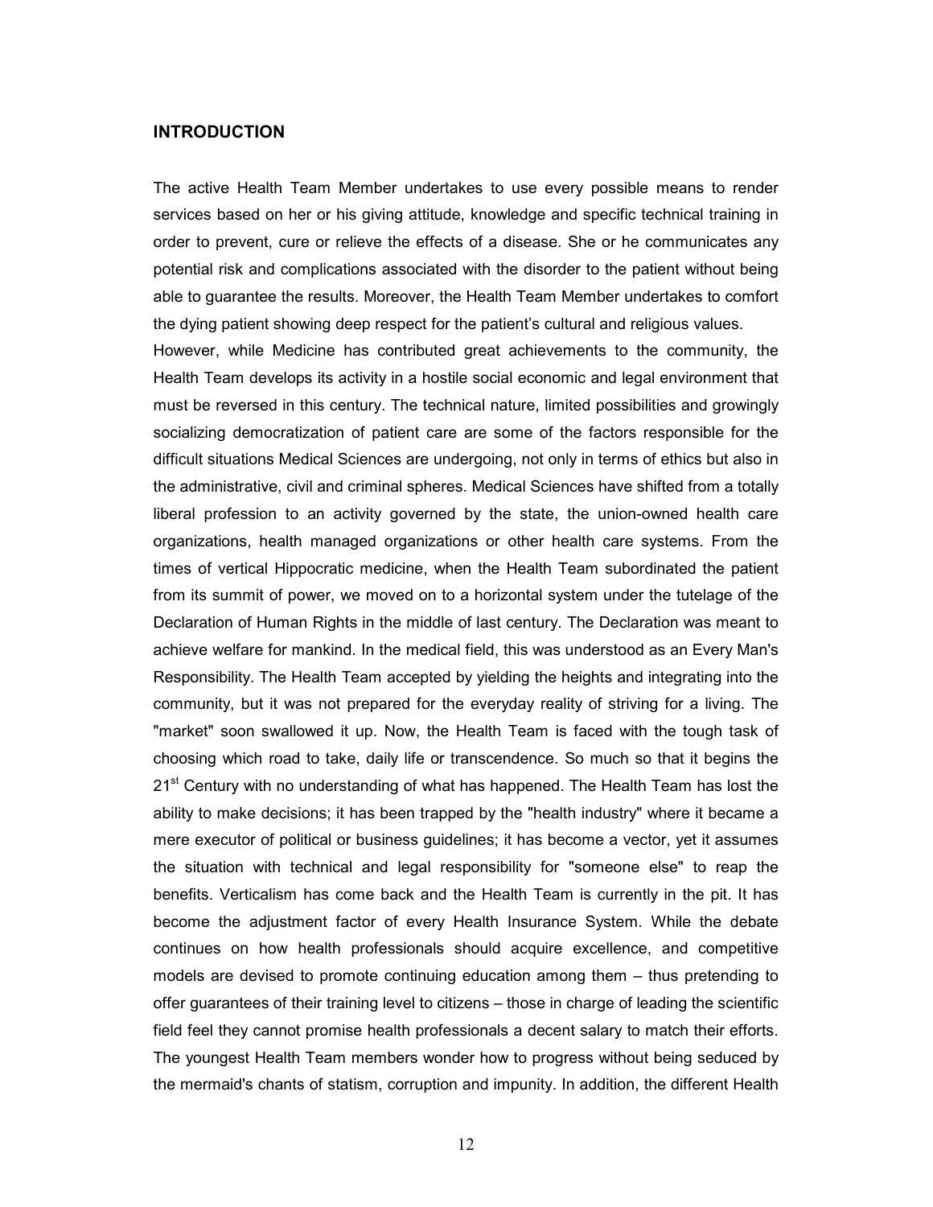## INTRODUCTION

The active Health Team Member undertakes to use every possible means to render services based on her or his giving attitude, knowledge and specific technical training in order to prevent, cure or relieve the effects of a disease. She or he communicates any potential risk and complications associated with the disorder to the patient without being able to guarantee the results. Moreover, the Health Team Member undertakes to comfort the dying patient showing deep respect for the patient's cultural and religious values.

However, while Medicine has contributed great achievements to the community, the Health Team develops its activity in a hostile social economic and legal environment that must be reversed in this century. The technical nature, limited possibilities and growingly socializing democratization of patient care are some of the factors responsible for the difficult situations Medical Sciences are undergoing, not only in terms of ethics but also in the administrative, civil and criminal spheres. Medical Sciences have shifted from a totally liberal profession to an activity governed by the state, the union-owned health care organizations, health managed organizations or other health care systems. From the times of vertical Hippocratic medicine, when the Health Team subordinated the patient from its summit of power, we moved on to a horizontal system under the tutelage of the Declaration of Human Rights in the middle of last century. The Declaration was meant to achieve welfare for mankind. In the medical field, this was understood as an Every Man's Responsibility. The Health Team accepted by yielding the heights and integrating into the community, but it was not prepared for the everyday reality of striving for a living. The "market" soon swallowed it up. Now, the Health Team is faced with the tough task of choosing which road to take, daily life or transcendence. So much so that it begins the 21st Century with no understanding of what has happened. The Health Team has lost the ability to make decisions; it has been trapped by the "health industry" where it became a mere executor of political or business guidelines; it has become a vector, yet it assumes the situation with technical and legal responsibility for "someone else" to reap the benefits. Verticalism has come back and the Health Team is currently in the pit. It has become the adjustment factor of every Health Insurance System. While the debate continues on how health professionals should acquire excellence, and competitive models are devised to promote continuing education among them – thus pretending to offer guarantees of their training level to citizens – those in charge of leading the scientific field feel they cannot promise health professionals a decent salary to match their efforts. The youngest Health Team members wonder how to progress without being seduced by the mermaid's chants of statism, corruption and impunity. In addition, the different Health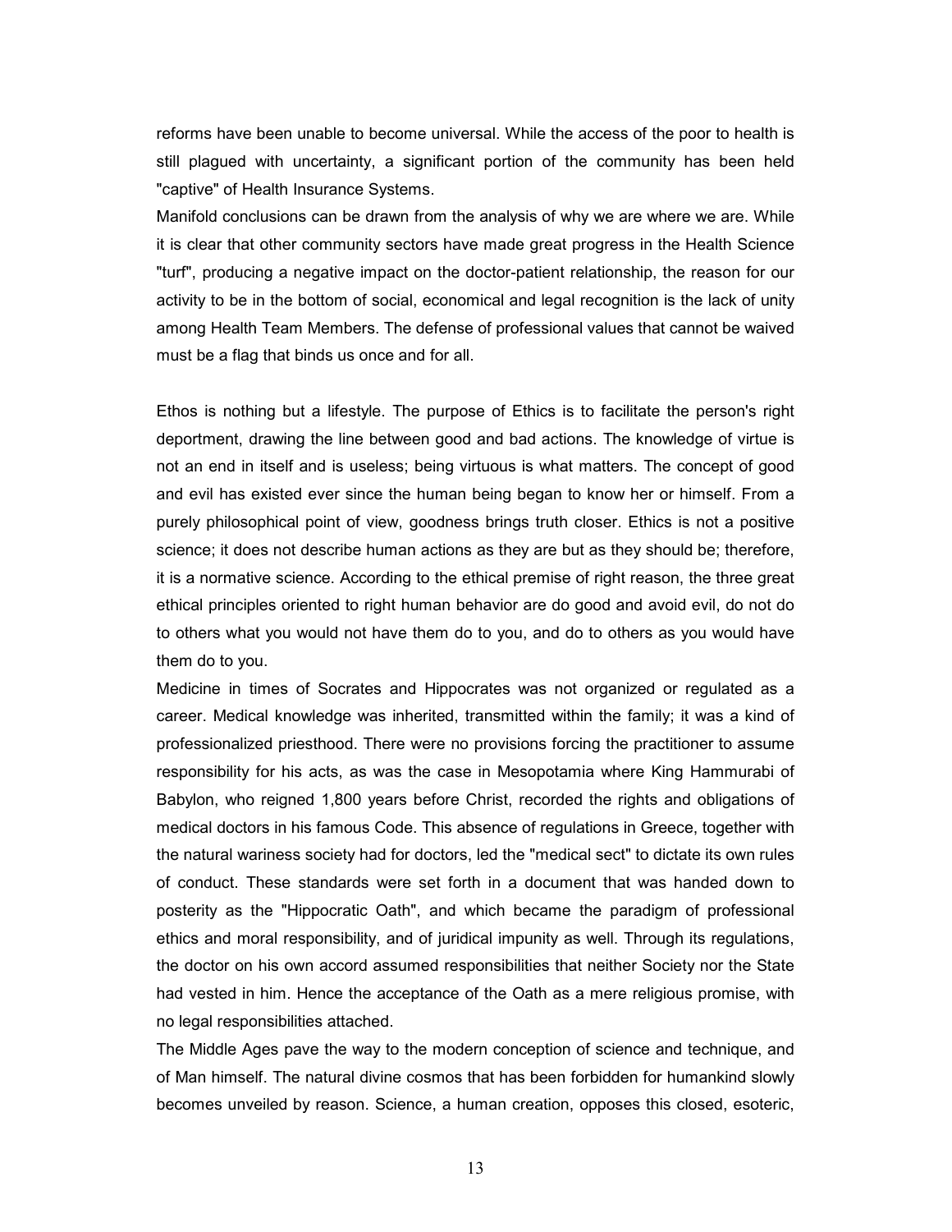reforms have been unable to become universal. While the access of the poor to health is still plagued with uncertainty, a significant portion of the community has been held "captive" of Health Insurance Systems.

Manifold conclusions can be drawn from the analysis of why we are where we are. While it is clear that other community sectors have made great progress in the Health Science "turf", producing a negative impact on the doctor-patient relationship, the reason for our activity to be in the bottom of social, economical and legal recognition is the lack of unity among Health Team Members. The defense of professional values that cannot be waived must be a flag that binds us once and for all.

Ethos is nothing but a lifestyle. The purpose of Ethics is to facilitate the person's right deportment, drawing the line between good and bad actions. The knowledge of virtue is not an end in itself and is useless; being virtuous is what matters. The concept of good and evil has existed ever since the human being began to know her or himself. From a purely philosophical point of view, goodness brings truth closer. Ethics is not a positive science; it does not describe human actions as they are but as they should be; therefore, it is a normative science. According to the ethical premise of right reason, the three great ethical principles oriented to right human behavior are do good and avoid evil, do not do to others what you would not have them do to you, and do to others as you would have them do to you.

Medicine in times of Socrates and Hippocrates was not organized or regulated as a career. Medical knowledge was inherited, transmitted within the family; it was a kind of professionalized priesthood. There were no provisions forcing the practitioner to assume responsibility for his acts, as was the case in Mesopotamia where King Hammurabi of Babylon, who reigned 1,800 years before Christ, recorded the rights and obligations of medical doctors in his famous Code. This absence of regulations in Greece, together with the natural wariness society had for doctors, led the "medical sect" to dictate its own rules of conduct. These standards were set forth in a document that was handed down to posterity as the "Hippocratic Oath", and which became the paradigm of professional ethics and moral responsibility, and of juridical impunity as well. Through its regulations, the doctor on his own accord assumed responsibilities that neither Society nor the State had vested in him. Hence the acceptance of the Oath as a mere religious promise, with no legal responsibilities attached.

The Middle Ages pave the way to the modern conception of science and technique, and of Man himself. The natural divine cosmos that has been forbidden for humankind slowly becomes unveiled by reason. Science, a human creation, opposes this closed, esoteric,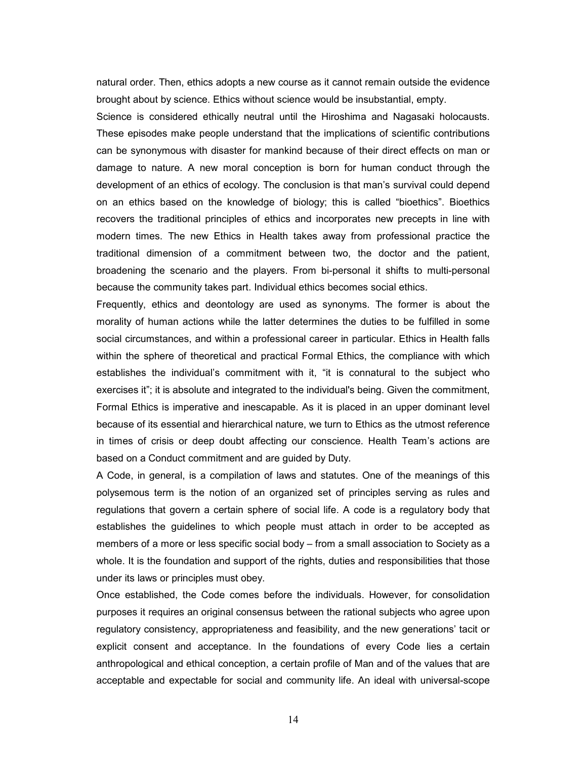natural order. Then, ethics adopts a new course as it cannot remain outside the evidence brought about by science. Ethics without science would be insubstantial, empty.

Science is considered ethically neutral until the Hiroshima and Nagasaki holocausts. These episodes make people understand that the implications of scientific contributions can be synonymous with disaster for mankind because of their direct effects on man or damage to nature. A new moral conception is born for human conduct through the development of an ethics of ecology. The conclusion is that man's survival could depend on an ethics based on the knowledge of biology; this is called "bioethics". Bioethics recovers the traditional principles of ethics and incorporates new precepts in line with modern times. The new Ethics in Health takes away from professional practice the traditional dimension of a commitment between two, the doctor and the patient, broadening the scenario and the players. From bi-personal it shifts to multi-personal because the community takes part. Individual ethics becomes social ethics.

Frequently, ethics and deontology are used as synonyms. The former is about the morality of human actions while the latter determines the duties to be fulfilled in some social circumstances, and within a professional career in particular. Ethics in Health falls within the sphere of theoretical and practical Formal Ethics, the compliance with which establishes the individual's commitment with it, "it is connatural to the subject who exercises it"; it is absolute and integrated to the individual's being. Given the commitment, Formal Ethics is imperative and inescapable. As it is placed in an upper dominant level because of its essential and hierarchical nature, we turn to Ethics as the utmost reference in times of crisis or deep doubt affecting our conscience. Health Team's actions are based on a Conduct commitment and are guided by Duty.

A Code, in general, is a compilation of laws and statutes. One of the meanings of this polysemous term is the notion of an organized set of principles serving as rules and regulations that govern a certain sphere of social life. A code is a regulatory body that establishes the guidelines to which people must attach in order to be accepted as members of a more or less specific social body – from a small association to Society as a whole. It is the foundation and support of the rights, duties and responsibilities that those under its laws or principles must obey.

Once established, the Code comes before the individuals. However, for consolidation purposes it requires an original consensus between the rational subjects who agree upon regulatory consistency, appropriateness and feasibility, and the new generations' tacit or explicit consent and acceptance. In the foundations of every Code lies a certain anthropological and ethical conception, a certain profile of Man and of the values that are acceptable and expectable for social and community life. An ideal with universal-scope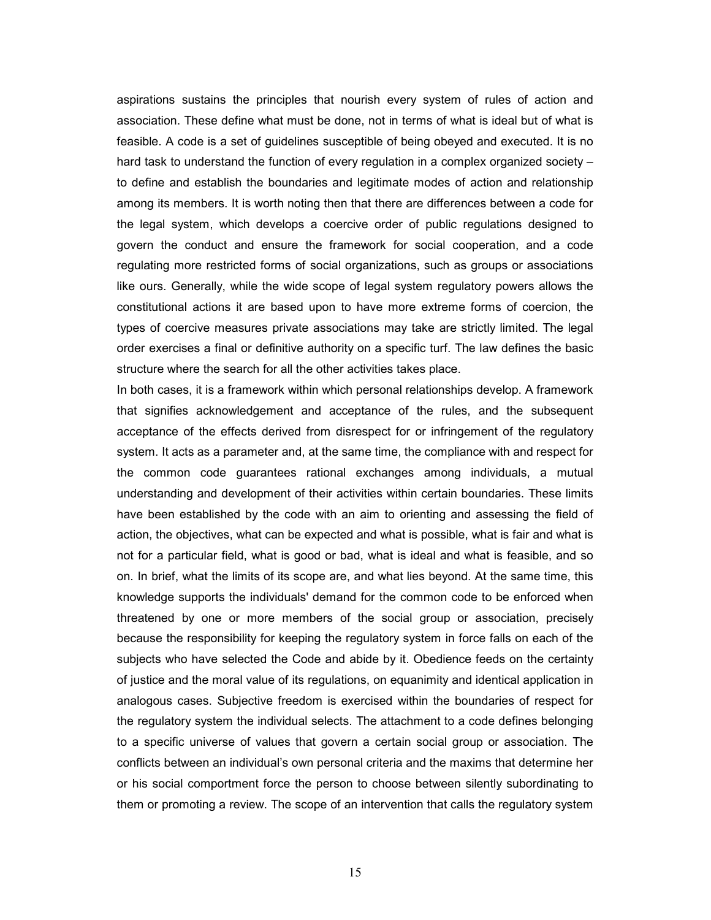aspirations sustains the principles that nourish every system of rules of action and association. These define what must be done, not in terms of what is ideal but of what is feasible. A code is a set of guidelines susceptible of being obeyed and executed. It is no hard task to understand the function of every regulation in a complex organized society – to define and establish the boundaries and legitimate modes of action and relationship among its members. It is worth noting then that there are differences between a code for the legal system, which develops a coercive order of public regulations designed to govern the conduct and ensure the framework for social cooperation, and a code regulating more restricted forms of social organizations, such as groups or associations like ours. Generally, while the wide scope of legal system regulatory powers allows the constitutional actions it are based upon to have more extreme forms of coercion, the types of coercive measures private associations may take are strictly limited. The legal order exercises a final or definitive authority on a specific turf. The law defines the basic structure where the search for all the other activities takes place.

In both cases, it is a framework within which personal relationships develop. A framework that signifies acknowledgement and acceptance of the rules, and the subsequent acceptance of the effects derived from disrespect for or infringement of the regulatory system. It acts as a parameter and, at the same time, the compliance with and respect for the common code guarantees rational exchanges among individuals, a mutual understanding and development of their activities within certain boundaries. These limits have been established by the code with an aim to orienting and assessing the field of action, the objectives, what can be expected and what is possible, what is fair and what is not for a particular field, what is good or bad, what is ideal and what is feasible, and so on. In brief, what the limits of its scope are, and what lies beyond. At the same time, this knowledge supports the individuals' demand for the common code to be enforced when threatened by one or more members of the social group or association, precisely because the responsibility for keeping the regulatory system in force falls on each of the subjects who have selected the Code and abide by it. Obedience feeds on the certainty of justice and the moral value of its regulations, on equanimity and identical application in analogous cases. Subjective freedom is exercised within the boundaries of respect for the regulatory system the individual selects. The attachment to a code defines belonging to a specific universe of values that govern a certain social group or association. The conflicts between an individual's own personal criteria and the maxims that determine her or his social comportment force the person to choose between silently subordinating to them or promoting a review. The scope of an intervention that calls the regulatory system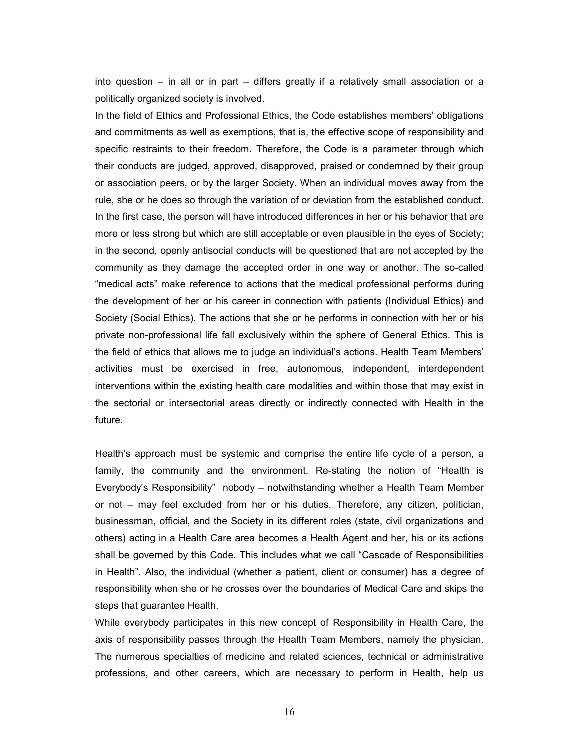into question – in all or in part – differs greatly if a relatively small association or a politically organized society is involved.

In the field of Ethics and Professional Ethics, the Code establishes members' obligations and commitments as well as exemptions, that is, the effective scope of responsibility and specific restraints to their freedom. Therefore, the Code is a parameter through which their conducts are judged, approved, disapproved, praised or condemned by their group or association peers, or by the larger Society. When an individual moves away from the rule, she or he does so through the variation of or deviation from the established conduct. In the first case, the person will have introduced differences in her or his behavior that are more or less strong but which are still acceptable or even plausible in the eyes of Society; in the second, openly antisocial conducts will be questioned that are not accepted by the community as they damage the accepted order in one way or another. The so-called "medical acts" make reference to actions that the medical professional performs during the development of her or his career in connection with patients (Individual Ethics) and Society (Social Ethics). The actions that she or he performs in connection with her or his private non-professional life fall exclusively within the sphere of General Ethics. This is the field of ethics that allows me to judge an individual's actions. Health Team Members' activities must be exercised in free, autonomous, independent, interdependent interventions within the existing health care modalities and within those that may exist in the sectorial or intersectorial areas directly or indirectly connected with Health in the future.

Health's approach must be systemic and comprise the entire life cycle of a person, a family, the community and the environment. Re-stating the notion of "Health is Everybody's Responsibility" nobody – notwithstanding whether a Health Team Member or not – may feel excluded from her or his duties. Therefore, any citizen, politician, businessman, official, and the Society in its different roles (state, civil organizations and others) acting in a Health Care area becomes a Health Agent and her, his or its actions shall be governed by this Code. This includes what we call "Cascade of Responsibilities in Health". Also, the individual (whether a patient, client or consumer) has a degree of responsibility when she or he crosses over the boundaries of Medical Care and skips the steps that guarantee Health.

While everybody participates in this new concept of Responsibility in Health Care, the axis of responsibility passes through the Health Team Members, namely the physician. The numerous specialties of medicine and related sciences, technical or administrative professions, and other careers, which are necessary to perform in Health, help us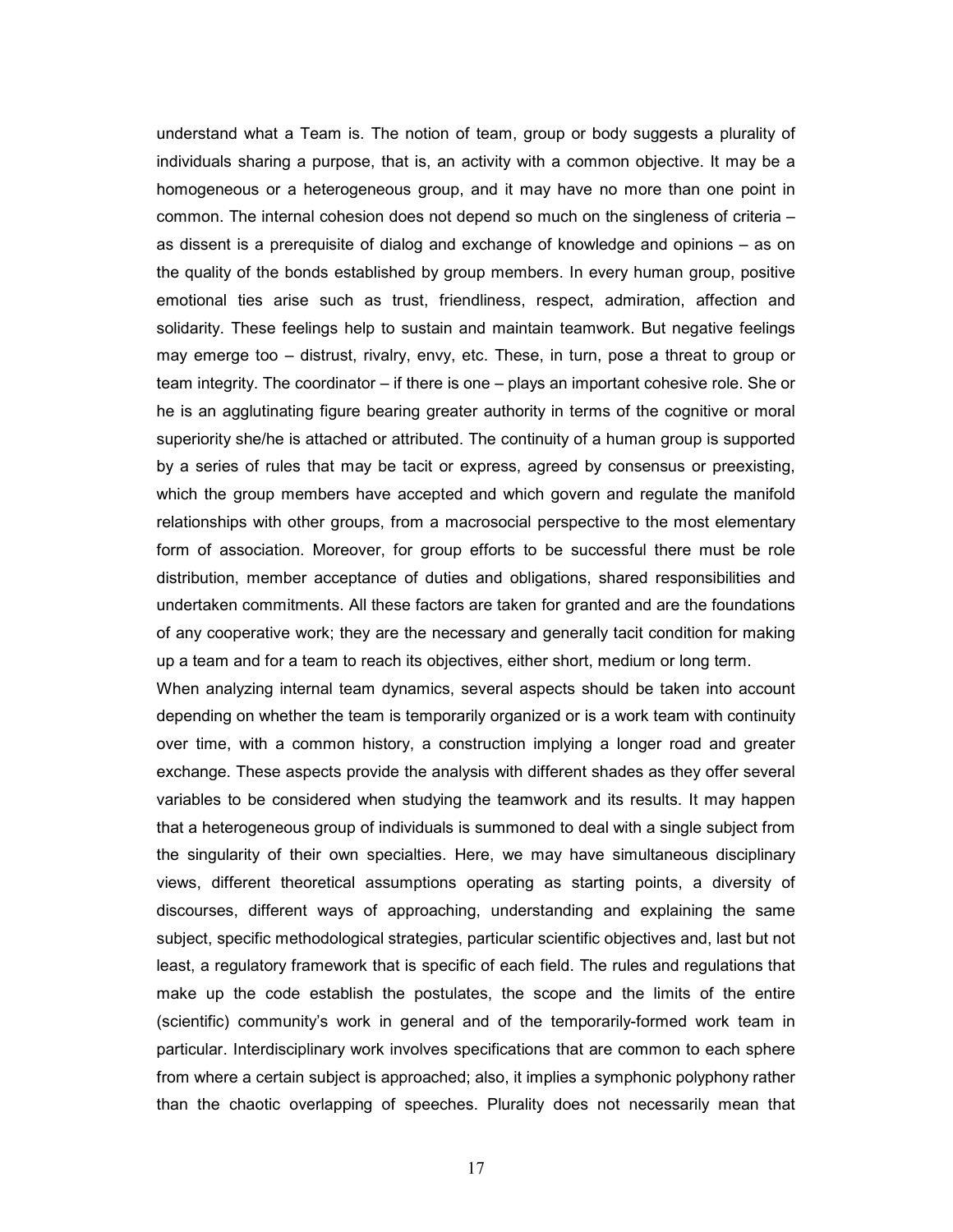understand what a Team is. The notion of team, group or body suggests a plurality of individuals sharing a purpose, that is, an activity with a common objective. It may be a homogeneous or a heterogeneous group, and it may have no more than one point in common. The internal cohesion does not depend so much on the singleness of criteria – as dissent is a prerequisite of dialog and exchange of knowledge and opinions – as on the quality of the bonds established by group members. In every human group, positive emotional ties arise such as trust, friendliness, respect, admiration, affection and solidarity. These feelings help to sustain and maintain teamwork. But negative feelings may emerge too – distrust, rivalry, envy, etc. These, in turn, pose a threat to group or team integrity. The coordinator – if there is one – plays an important cohesive role. She or he is an agglutinating figure bearing greater authority in terms of the cognitive or moral superiority she/he is attached or attributed. The continuity of a human group is supported by a series of rules that may be tacit or express, agreed by consensus or preexisting, which the group members have accepted and which govern and regulate the manifold relationships with other groups, from a macrosocial perspective to the most elementary form of association. Moreover, for group efforts to be successful there must be role distribution, member acceptance of duties and obligations, shared responsibilities and undertaken commitments. All these factors are taken for granted and are the foundations of any cooperative work; they are the necessary and generally tacit condition for making up a team and for a team to reach its objectives, either short, medium or long term.

When analyzing internal team dynamics, several aspects should be taken into account depending on whether the team is temporarily organized or is a work team with continuity over time, with a common history, a construction implying a longer road and greater exchange. These aspects provide the analysis with different shades as they offer several variables to be considered when studying the teamwork and its results. It may happen that a heterogeneous group of individuals is summoned to deal with a single subject from the singularity of their own specialties. Here, we may have simultaneous disciplinary views, different theoretical assumptions operating as starting points, a diversity of discourses, different ways of approaching, understanding and explaining the same subject, specific methodological strategies, particular scientific objectives and, last but not least, a regulatory framework that is specific of each field. The rules and regulations that make up the code establish the postulates, the scope and the limits of the entire (scientific) community's work in general and of the temporarily-formed work team in particular. Interdisciplinary work involves specifications that are common to each sphere from where a certain subject is approached; also, it implies a symphonic polyphony rather than the chaotic overlapping of speeches. Plurality does not necessarily mean that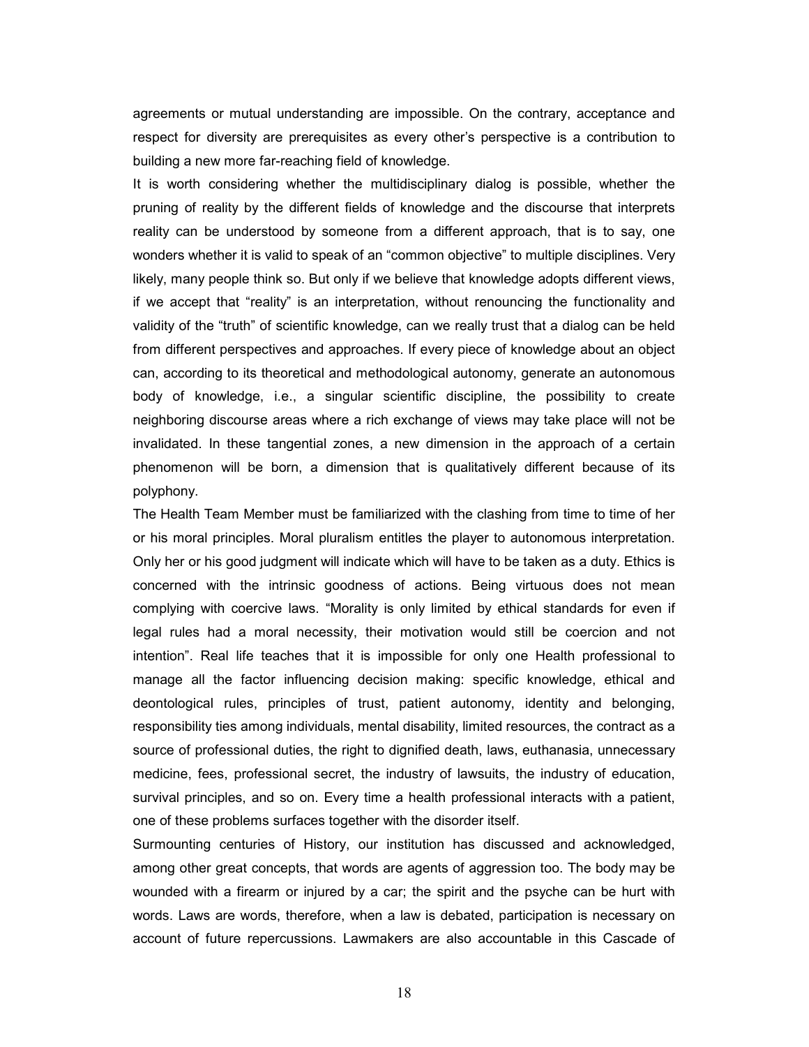agreements or mutual understanding are impossible. On the contrary, acceptance and respect for diversity are prerequisites as every other's perspective is a contribution to building a new more far-reaching field of knowledge.

It is worth considering whether the multidisciplinary dialog is possible, whether the pruning of reality by the different fields of knowledge and the discourse that interprets reality can be understood by someone from a different approach, that is to say, one wonders whether it is valid to speak of an "common objective" to multiple disciplines. Very likely, many people think so. But only if we believe that knowledge adopts different views, if we accept that "reality" is an interpretation, without renouncing the functionality and validity of the "truth" of scientific knowledge, can we really trust that a dialog can be held from different perspectives and approaches. If every piece of knowledge about an object can, according to its theoretical and methodological autonomy, generate an autonomous body of knowledge, i.e., a singular scientific discipline, the possibility to create neighboring discourse areas where a rich exchange of views may take place will not be invalidated. In these tangential zones, a new dimension in the approach of a certain phenomenon will be born, a dimension that is qualitatively different because of its polyphony.

The Health Team Member must be familiarized with the clashing from time to time of her or his moral principles. Moral pluralism entitles the player to autonomous interpretation. Only her or his good judgment will indicate which will have to be taken as a duty. Ethics is concerned with the intrinsic goodness of actions. Being virtuous does not mean complying with coercive laws. "Morality is only limited by ethical standards for even if legal rules had a moral necessity, their motivation would still be coercion and not intention". Real life teaches that it is impossible for only one Health professional to manage all the factor influencing decision making: specific knowledge, ethical and deontological rules, principles of trust, patient autonomy, identity and belonging, responsibility ties among individuals, mental disability, limited resources, the contract as a source of professional duties, the right to dignified death, laws, euthanasia, unnecessary medicine, fees, professional secret, the industry of lawsuits, the industry of education, survival principles, and so on. Every time a health professional interacts with a patient, one of these problems surfaces together with the disorder itself.

Surmounting centuries of History, our institution has discussed and acknowledged, among other great concepts, that words are agents of aggression too. The body may be wounded with a firearm or injured by a car; the spirit and the psyche can be hurt with words. Laws are words, therefore, when a law is debated, participation is necessary on account of future repercussions. Lawmakers are also accountable in this Cascade of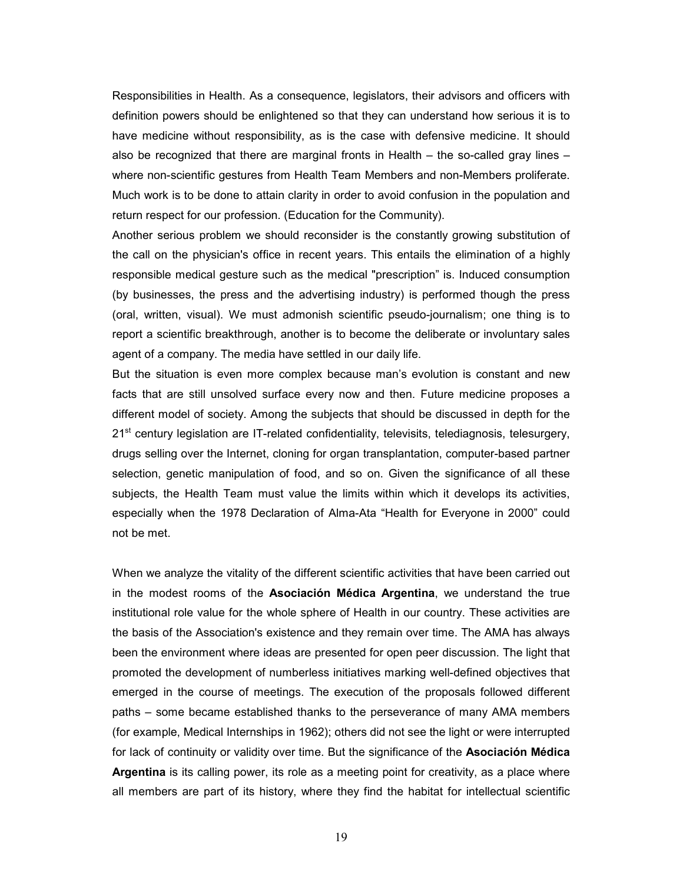Responsibilities in Health. As a consequence, legislators, their advisors and officers with definition powers should be enlightened so that they can understand how serious it is to have medicine without responsibility, as is the case with defensive medicine. It should also be recognized that there are marginal fronts in Health – the so-called gray lines – where non-scientific gestures from Health Team Members and non-Members proliferate. Much work is to be done to attain clarity in order to avoid confusion in the population and return respect for our profession. (Education for the Community).

Another serious problem we should reconsider is the constantly growing substitution of the call on the physician's office in recent years. This entails the elimination of a highly responsible medical gesture such as the medical "prescription" is. Induced consumption (by businesses, the press and the advertising industry) is performed though the press (oral, written, visual). We must admonish scientific pseudo-journalism; one thing is to report a scientific breakthrough, another is to become the deliberate or involuntary sales agent of a company. The media have settled in our daily life.

But the situation is even more complex because man's evolution is constant and new facts that are still unsolved surface every now and then. Future medicine proposes a different model of society. Among the subjects that should be discussed in depth for the 21st century legislation are IT-related confidentiality, televisits, telediagnosis, telesurgery, drugs selling over the Internet, cloning for organ transplantation, computer-based partner selection, genetic manipulation of food, and so on. Given the significance of all these subjects, the Health Team must value the limits within which it develops its activities, especially when the 1978 Declaration of Alma-Ata "Health for Everyone in 2000" could not be met.

When we analyze the vitality of the different scientific activities that have been carried out in the modest rooms of the **Asociación Médica Argentina**, we understand the true institutional role value for the whole sphere of Health in our country. These activities are the basis of the Association's existence and they remain over time. The AMA has always been the environment where ideas are presented for open peer discussion. The light that promoted the development of numberless initiatives marking well-defined objectives that emerged in the course of meetings. The execution of the proposals followed different paths – some became established thanks to the perseverance of many AMA members (for example, Medical Internships in 1962); others did not see the light or were interrupted for lack of continuity or validity over time. But the significance of the **Asociación Médica Argentina** is its calling power, its role as a meeting point for creativity, as a place where all members are part of its history, where they find the habitat for intellectual scientific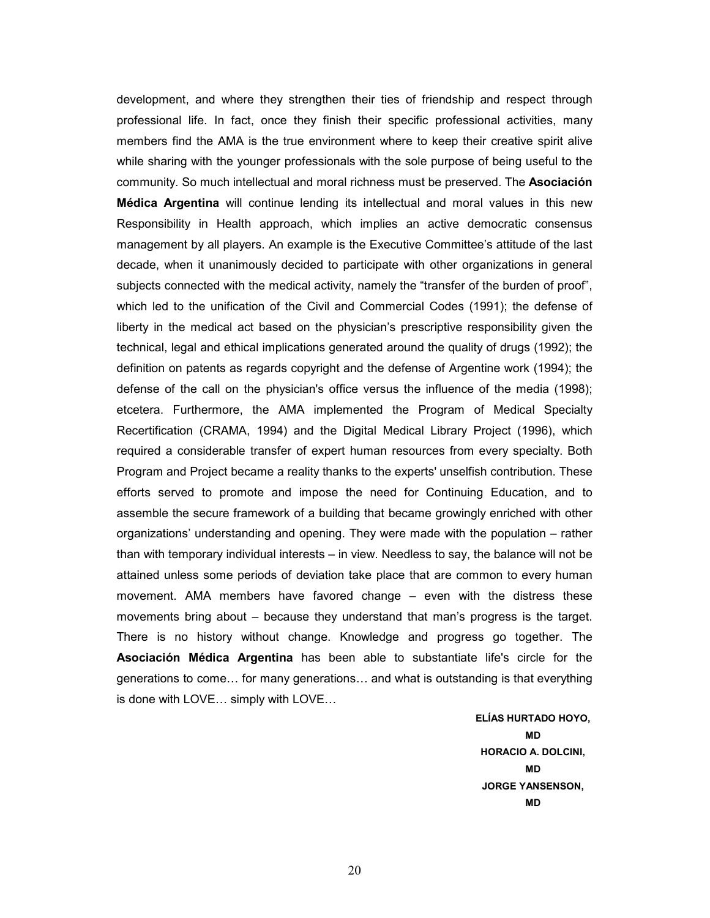development, and where they strengthen their ties of friendship and respect through professional life. In fact, once they finish their specific professional activities, many members find the AMA is the true environment where to keep their creative spirit alive while sharing with the younger professionals with the sole purpose of being useful to the community. So much intellectual and moral richness must be preserved. The **Asociación Médica Argentina** will continue lending its intellectual and moral values in this new Responsibility in Health approach, which implies an active democratic consensus management by all players. An example is the Executive Committee's attitude of the last decade, when it unanimously decided to participate with other organizations in general subjects connected with the medical activity, namely the "transfer of the burden of proof", which led to the unification of the Civil and Commercial Codes (1991); the defense of liberty in the medical act based on the physician's prescriptive responsibility given the technical, legal and ethical implications generated around the quality of drugs (1992); the definition on patents as regards copyright and the defense of Argentine work (1994); the defense of the call on the physician's office versus the influence of the media (1998); etcetera. Furthermore, the AMA implemented the Program of Medical Specialty Recertification (CRAMA, 1994) and the Digital Medical Library Project (1996), which required a considerable transfer of expert human resources from every specialty. Both Program and Project became a reality thanks to the experts' unselfish contribution. These efforts served to promote and impose the need for Continuing Education, and to assemble the secure framework of a building that became growingly enriched with other organizations' understanding and opening. They were made with the population – rather than with temporary individual interests – in view. Needless to say, the balance will not be attained unless some periods of deviation take place that are common to every human movement. AMA members have favored change – even with the distress these movements bring about – because they understand that man's progress is the target. There is no history without change. Knowledge and progress go together. The **Asociación Médica Argentina** has been able to substantiate life's circle for the generations to come… for many generations… and what is outstanding is that everything is done with LOVE… simply with LOVE…

**ELÍAS HURTADO HOYO, MD**
**HORACIO A. DOLCINI, MD**
**JORGE YANSENSON, MD**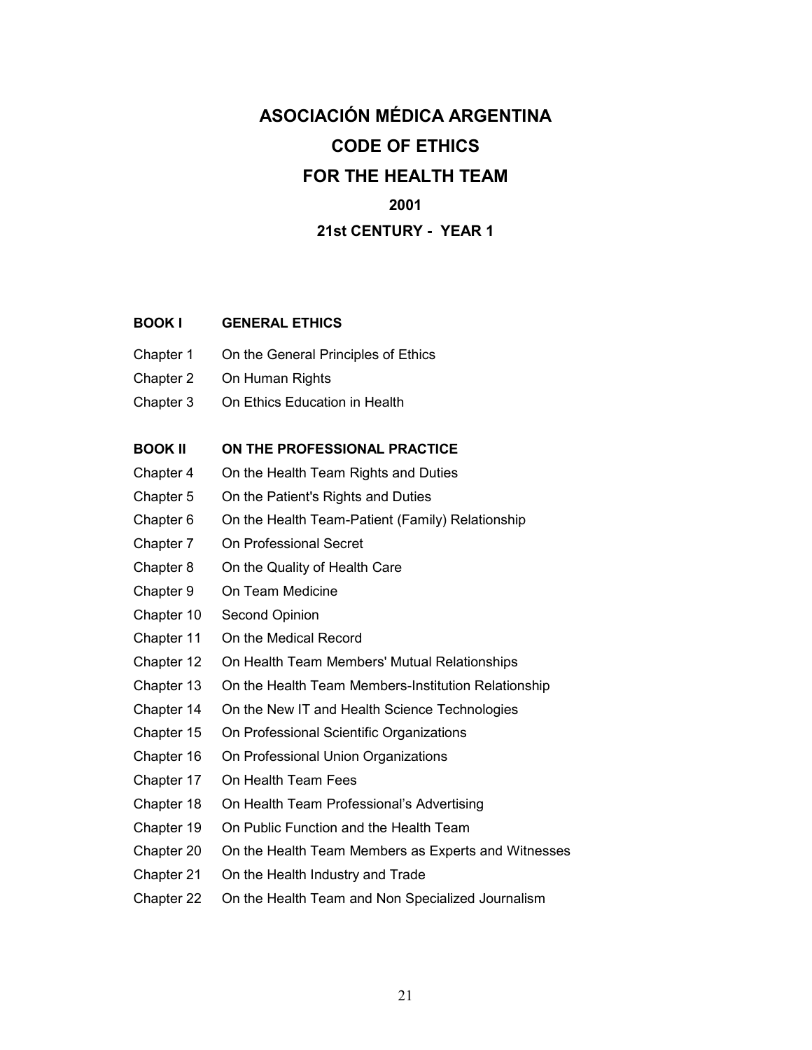# ASOCIACIÓN MÉDICA ARGENTINA

# CODE OF ETHICS

# FOR THE HEALTH TEAM

### 2001

### 21st CENTURY - YEAR 1

**BOOK I GENERAL ETHICS**

Chapter 1 On the General Principles of Ethics

Chapter 2 On Human Rights

Chapter 3 On Ethics Education in Health

**BOOK II ON THE PROFESSIONAL PRACTICE**

Chapter 4 On the Health Team Rights and Duties

Chapter 5 On the Patient's Rights and Duties

Chapter 6 On the Health Team-Patient (Family) Relationship

Chapter 7 On Professional Secret

Chapter 8 On the Quality of Health Care

Chapter 9 On Team Medicine

Chapter 10 Second Opinion

Chapter 11 On the Medical Record

Chapter 12 On Health Team Members' Mutual Relationships

Chapter 13 On the Health Team Members-Institution Relationship

Chapter 14 On the New IT and Health Science Technologies

Chapter 15 On Professional Scientific Organizations

Chapter 16 On Professional Union Organizations

Chapter 17 On Health Team Fees

Chapter 18 On Health Team Professional's Advertising

Chapter 19 On Public Function and the Health Team

Chapter 20 On the Health Team Members as Experts and Witnesses

Chapter 21 On the Health Industry and Trade

Chapter 22 On the Health Team and Non Specialized Journalism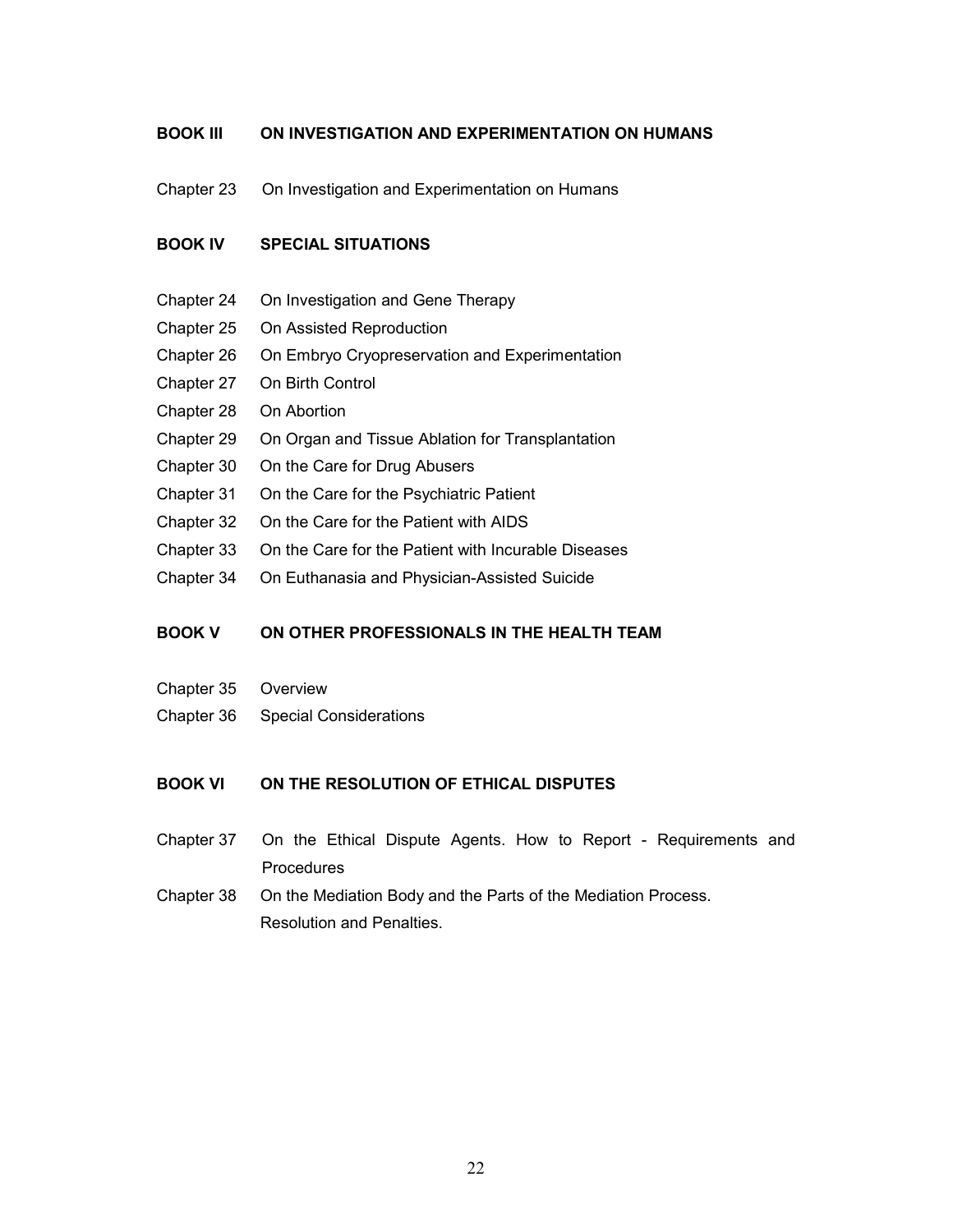**BOOK III ON INVESTIGATION AND EXPERIMENTATION ON HUMANS**

Chapter 23 On Investigation and Experimentation on Humans

**BOOK IV SPECIAL SITUATIONS**

Chapter 24 On Investigation and Gene Therapy
Chapter 25 On Assisted Reproduction
Chapter 26 On Embryo Cryopreservation and Experimentation
Chapter 27 On Birth Control
Chapter 28 On Abortion
Chapter 29 On Organ and Tissue Ablation for Transplantation
Chapter 30 On the Care for Drug Abusers
Chapter 31 On the Care for the Psychiatric Patient
Chapter 32 On the Care for the Patient with AIDS
Chapter 33 On the Care for the Patient with Incurable Diseases
Chapter 34 On Euthanasia and Physician-Assisted Suicide

**BOOK V ON OTHER PROFESSIONALS IN THE HEALTH TEAM**

Chapter 35 Overview
Chapter 36 Special Considerations

**BOOK VI ON THE RESOLUTION OF ETHICAL DISPUTES**

Chapter 37 On the Ethical Dispute Agents. How to Report - Requirements and Procedures
Chapter 38 On the Mediation Body and the Parts of the Mediation Process. Resolution and Penalties.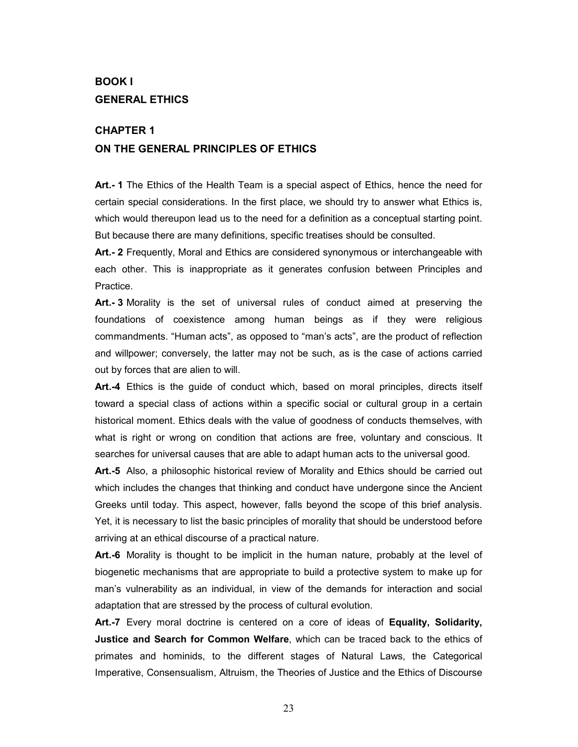# BOOK I
# GENERAL ETHICS

## CHAPTER 1
## ON THE GENERAL PRINCIPLES OF ETHICS

**Art.- 1** The Ethics of the Health Team is a special aspect of Ethics, hence the need for certain special considerations. In the first place, we should try to answer what Ethics is, which would thereupon lead us to the need for a definition as a conceptual starting point. But because there are many definitions, specific treatises should be consulted.

**Art.- 2** Frequently, Moral and Ethics are considered synonymous or interchangeable with each other. This is inappropriate as it generates confusion between Principles and Practice.

**Art.- 3** Morality is the set of universal rules of conduct aimed at preserving the foundations of coexistence among human beings as if they were religious commandments. "Human acts", as opposed to "man's acts", are the product of reflection and willpower; conversely, the latter may not be such, as is the case of actions carried out by forces that are alien to will.

**Art.-4** Ethics is the guide of conduct which, based on moral principles, directs itself toward a special class of actions within a specific social or cultural group in a certain historical moment. Ethics deals with the value of goodness of conducts themselves, with what is right or wrong on condition that actions are free, voluntary and conscious. It searches for universal causes that are able to adapt human acts to the universal good.

**Art.-5** Also, a philosophic historical review of Morality and Ethics should be carried out which includes the changes that thinking and conduct have undergone since the Ancient Greeks until today. This aspect, however, falls beyond the scope of this brief analysis. Yet, it is necessary to list the basic principles of morality that should be understood before arriving at an ethical discourse of a practical nature.

**Art.-6** Morality is thought to be implicit in the human nature, probably at the level of biogenetic mechanisms that are appropriate to build a protective system to make up for man's vulnerability as an individual, in view of the demands for interaction and social adaptation that are stressed by the process of cultural evolution.

**Art.-7** Every moral doctrine is centered on a core of ideas of **Equality, Solidarity, Justice and Search for Common Welfare**, which can be traced back to the ethics of primates and hominids, to the different stages of Natural Laws, the Categorical Imperative, Consensualism, Altruism, the Theories of Justice and the Ethics of Discourse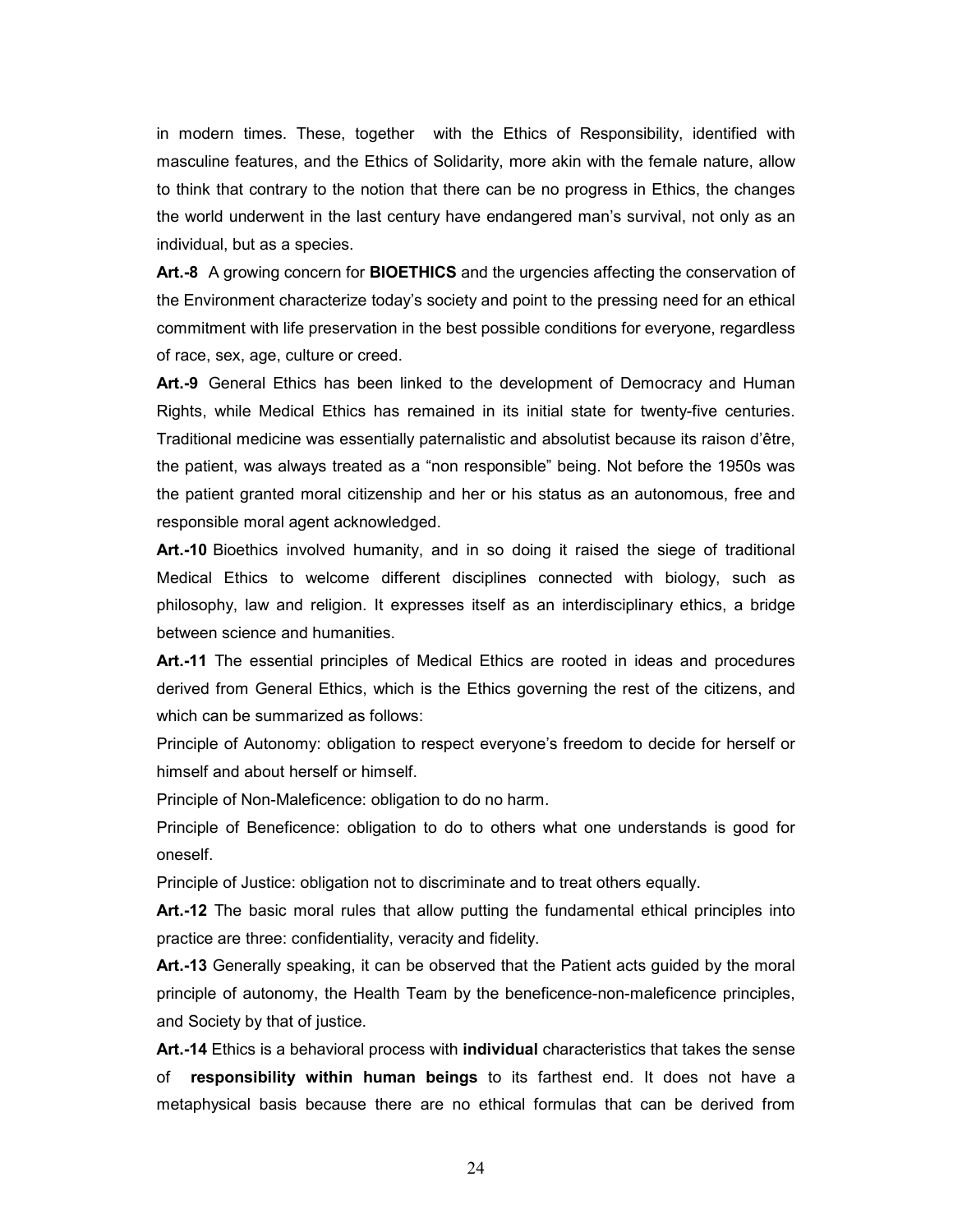in modern times. These, together with the Ethics of Responsibility, identified with masculine features, and the Ethics of Solidarity, more akin with the female nature, allow to think that contrary to the notion that there can be no progress in Ethics, the changes the world underwent in the last century have endangered man's survival, not only as an individual, but as a species.

**Art.-8** A growing concern for **BIOETHICS** and the urgencies affecting the conservation of the Environment characterize today's society and point to the pressing need for an ethical commitment with life preservation in the best possible conditions for everyone, regardless of race, sex, age, culture or creed.

**Art.-9** General Ethics has been linked to the development of Democracy and Human Rights, while Medical Ethics has remained in its initial state for twenty-five centuries. Traditional medicine was essentially paternalistic and absolutist because its raison d'être, the patient, was always treated as a "non responsible" being. Not before the 1950s was the patient granted moral citizenship and her or his status as an autonomous, free and responsible moral agent acknowledged.

**Art.-10** Bioethics involved humanity, and in so doing it raised the siege of traditional Medical Ethics to welcome different disciplines connected with biology, such as philosophy, law and religion. It expresses itself as an interdisciplinary ethics, a bridge between science and humanities.

**Art.-11** The essential principles of Medical Ethics are rooted in ideas and procedures derived from General Ethics, which is the Ethics governing the rest of the citizens, and which can be summarized as follows:

Principle of Autonomy: obligation to respect everyone's freedom to decide for herself or himself and about herself or himself.

Principle of Non-Maleficence: obligation to do no harm.

Principle of Beneficence: obligation to do to others what one understands is good for oneself.

Principle of Justice: obligation not to discriminate and to treat others equally.

**Art.-12** The basic moral rules that allow putting the fundamental ethical principles into practice are three: confidentiality, veracity and fidelity.

**Art.-13** Generally speaking, it can be observed that the Patient acts guided by the moral principle of autonomy, the Health Team by the beneficence-non-maleficence principles, and Society by that of justice.

**Art.-14** Ethics is a behavioral process with **individual** characteristics that takes the sense of **responsibility within human beings** to its farthest end. It does not have a metaphysical basis because there are no ethical formulas that can be derived from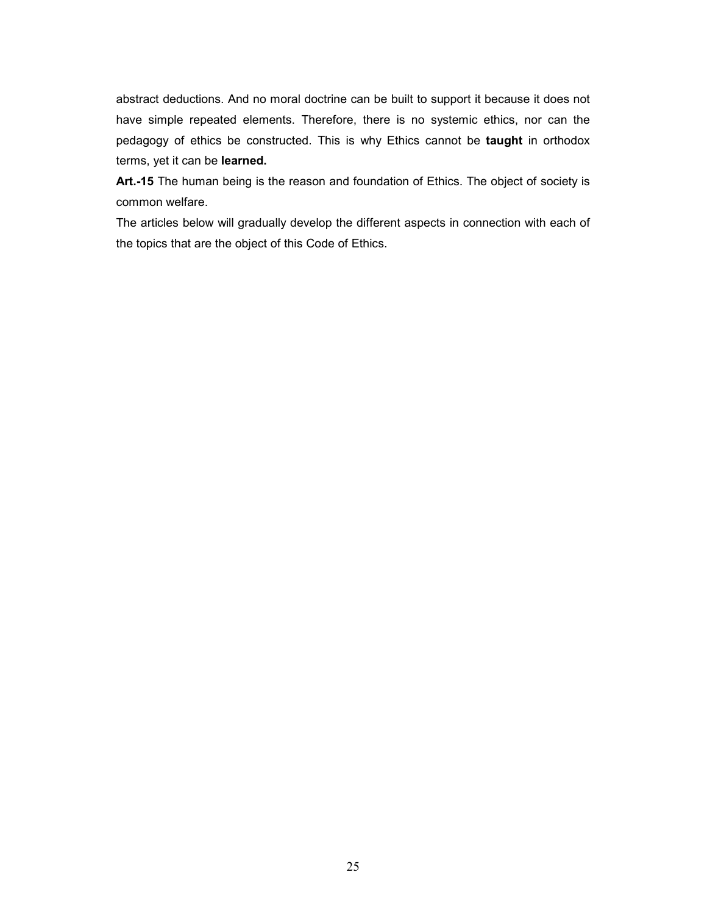abstract deductions. And no moral doctrine can be built to support it because it does not have simple repeated elements. Therefore, there is no systemic ethics, nor can the pedagogy of ethics be constructed. This is why Ethics cannot be **taught** in orthodox terms, yet it can be **learned.**

**Art.-15** The human being is the reason and foundation of Ethics. The object of society is common welfare.

The articles below will gradually develop the different aspects in connection with each of the topics that are the object of this Code of Ethics.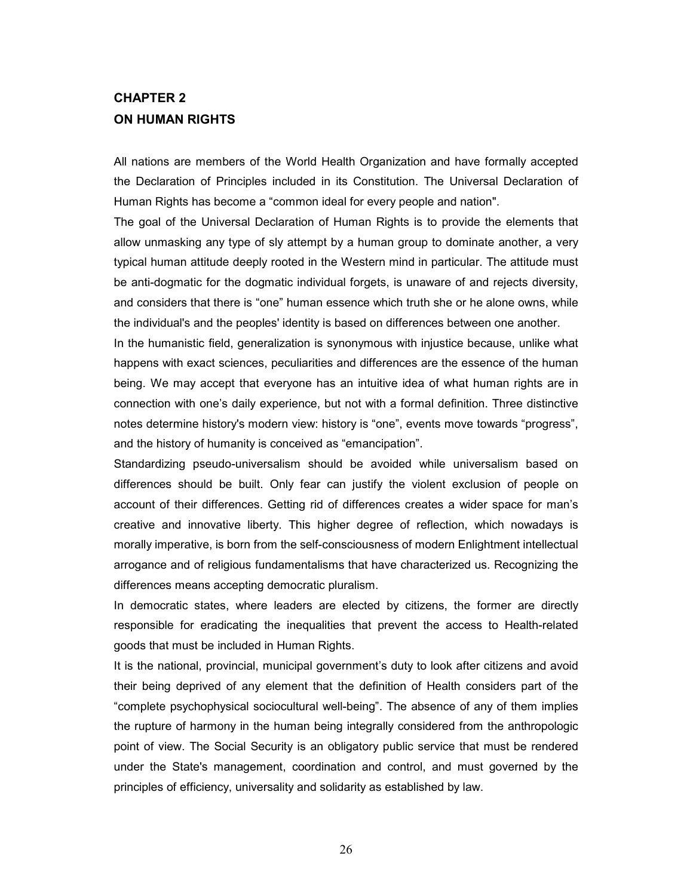## CHAPTER 2
## ON HUMAN RIGHTS

All nations are members of the World Health Organization and have formally accepted the Declaration of Principles included in its Constitution. The Universal Declaration of Human Rights has become a "common ideal for every people and nation".

The goal of the Universal Declaration of Human Rights is to provide the elements that allow unmasking any type of sly attempt by a human group to dominate another, a very typical human attitude deeply rooted in the Western mind in particular. The attitude must be anti-dogmatic for the dogmatic individual forgets, is unaware of and rejects diversity, and considers that there is "one" human essence which truth she or he alone owns, while the individual's and the peoples' identity is based on differences between one another.

In the humanistic field, generalization is synonymous with injustice because, unlike what happens with exact sciences, peculiarities and differences are the essence of the human being. We may accept that everyone has an intuitive idea of what human rights are in connection with one's daily experience, but not with a formal definition. Three distinctive notes determine history's modern view: history is "one", events move towards "progress", and the history of humanity is conceived as "emancipation".

Standardizing pseudo-universalism should be avoided while universalism based on differences should be built. Only fear can justify the violent exclusion of people on account of their differences. Getting rid of differences creates a wider space for man's creative and innovative liberty. This higher degree of reflection, which nowadays is morally imperative, is born from the self-consciousness of modern Enlightment intellectual arrogance and of religious fundamentalisms that have characterized us. Recognizing the differences means accepting democratic pluralism.

In democratic states, where leaders are elected by citizens, the former are directly responsible for eradicating the inequalities that prevent the access to Health-related goods that must be included in Human Rights.

It is the national, provincial, municipal government's duty to look after citizens and avoid their being deprived of any element that the definition of Health considers part of the "complete psychophysical sociocultural well-being". The absence of any of them implies the rupture of harmony in the human being integrally considered from the anthropologic point of view. The Social Security is an obligatory public service that must be rendered under the State's management, coordination and control, and must governed by the principles of efficiency, universality and solidarity as established by law.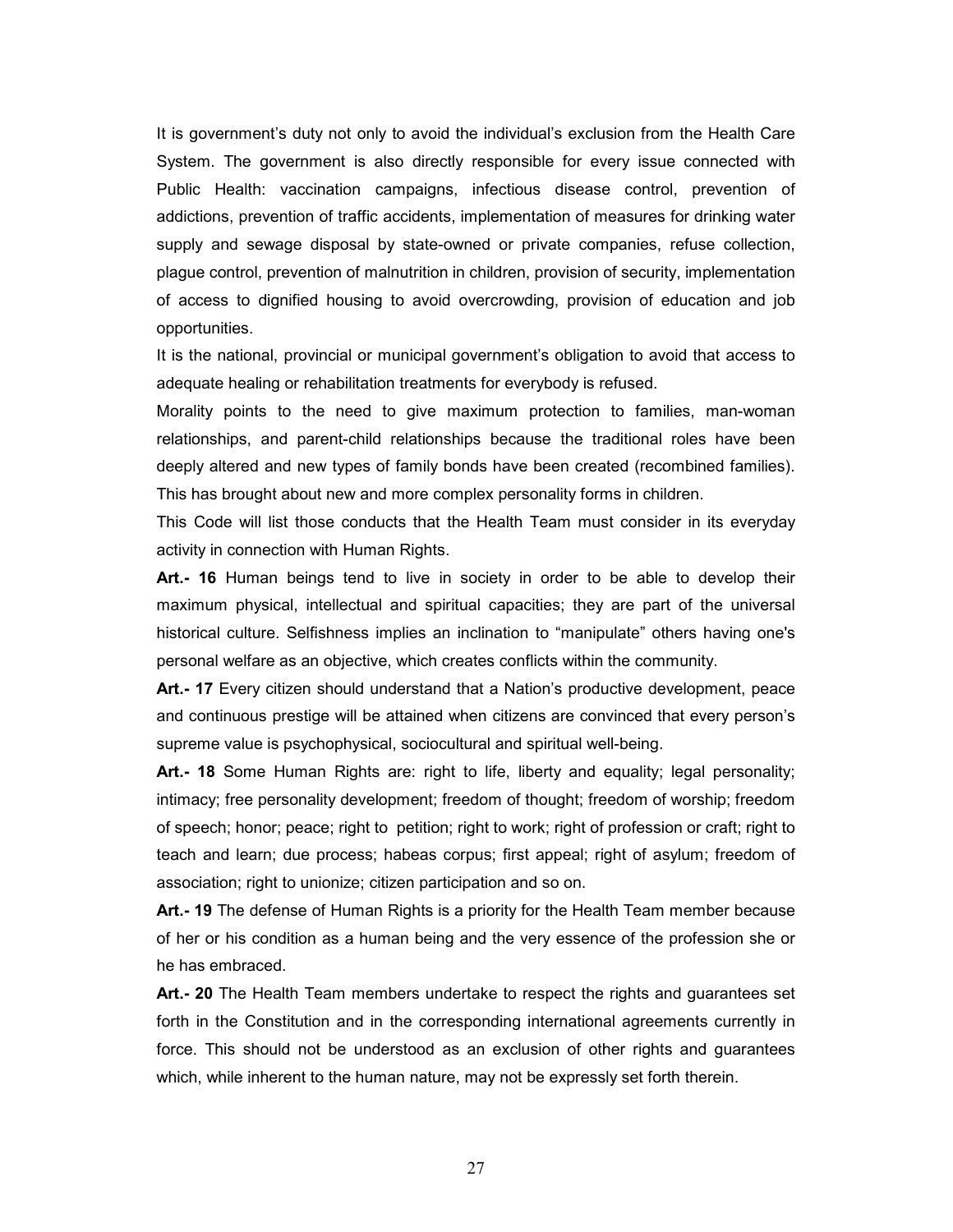It is government's duty not only to avoid the individual's exclusion from the Health Care System. The government is also directly responsible for every issue connected with Public Health: vaccination campaigns, infectious disease control, prevention of addictions, prevention of traffic accidents, implementation of measures for drinking water supply and sewage disposal by state-owned or private companies, refuse collection, plague control, prevention of malnutrition in children, provision of security, implementation of access to dignified housing to avoid overcrowding, provision of education and job opportunities.

It is the national, provincial or municipal government's obligation to avoid that access to adequate healing or rehabilitation treatments for everybody is refused.

Morality points to the need to give maximum protection to families, man-woman relationships, and parent-child relationships because the traditional roles have been deeply altered and new types of family bonds have been created (recombined families). This has brought about new and more complex personality forms in children.

This Code will list those conducts that the Health Team must consider in its everyday activity in connection with Human Rights.

**Art.- 16** Human beings tend to live in society in order to be able to develop their maximum physical, intellectual and spiritual capacities; they are part of the universal historical culture. Selfishness implies an inclination to "manipulate" others having one's personal welfare as an objective, which creates conflicts within the community.

**Art.- 17** Every citizen should understand that a Nation's productive development, peace and continuous prestige will be attained when citizens are convinced that every person's supreme value is psychophysical, sociocultural and spiritual well-being.

**Art.- 18** Some Human Rights are: right to life, liberty and equality; legal personality; intimacy; free personality development; freedom of thought; freedom of worship; freedom of speech; honor; peace; right to petition; right to work; right of profession or craft; right to teach and learn; due process; habeas corpus; first appeal; right of asylum; freedom of association; right to unionize; citizen participation and so on.

**Art.- 19** The defense of Human Rights is a priority for the Health Team member because of her or his condition as a human being and the very essence of the profession she or he has embraced.

**Art.- 20** The Health Team members undertake to respect the rights and guarantees set forth in the Constitution and in the corresponding international agreements currently in force. This should not be understood as an exclusion of other rights and guarantees which, while inherent to the human nature, may not be expressly set forth therein.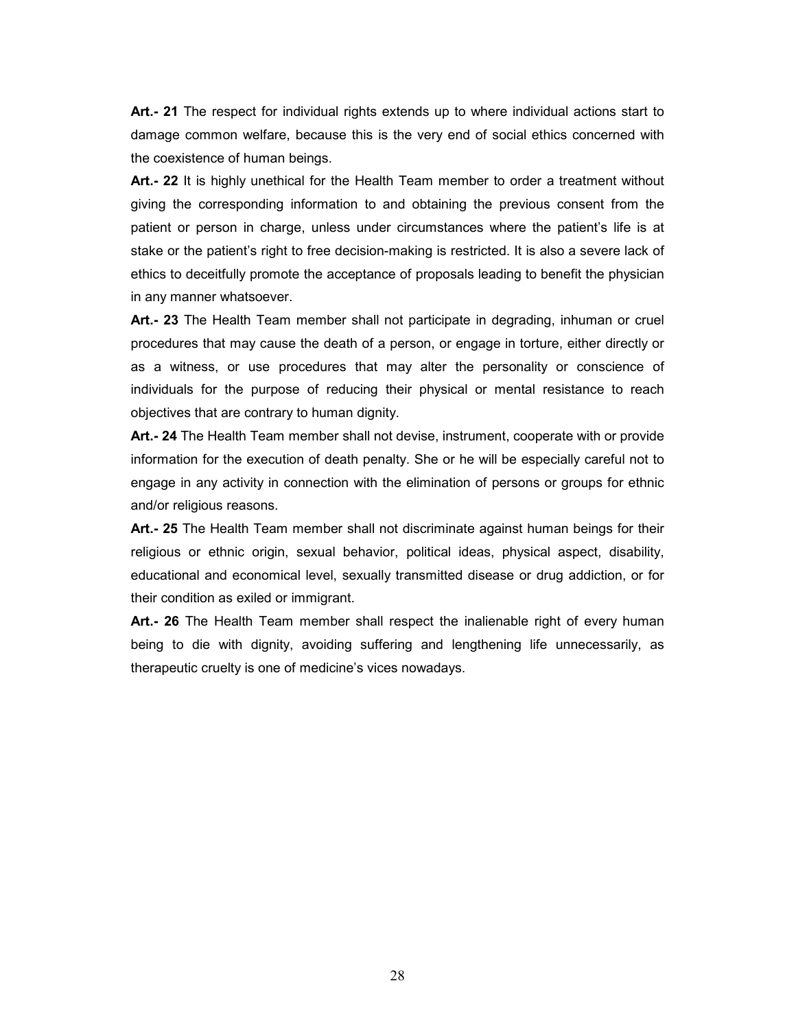**Art.- 21** The respect for individual rights extends up to where individual actions start to damage common welfare, because this is the very end of social ethics concerned with the coexistence of human beings.

**Art.- 22** It is highly unethical for the Health Team member to order a treatment without giving the corresponding information to and obtaining the previous consent from the patient or person in charge, unless under circumstances where the patient's life is at stake or the patient's right to free decision-making is restricted. It is also a severe lack of ethics to deceitfully promote the acceptance of proposals leading to benefit the physician in any manner whatsoever.

**Art.- 23** The Health Team member shall not participate in degrading, inhuman or cruel procedures that may cause the death of a person, or engage in torture, either directly or as a witness, or use procedures that may alter the personality or conscience of individuals for the purpose of reducing their physical or mental resistance to reach objectives that are contrary to human dignity.

**Art.- 24** The Health Team member shall not devise, instrument, cooperate with or provide information for the execution of death penalty. She or he will be especially careful not to engage in any activity in connection with the elimination of persons or groups for ethnic and/or religious reasons.

**Art.- 25** The Health Team member shall not discriminate against human beings for their religious or ethnic origin, sexual behavior, political ideas, physical aspect, disability, educational and economical level, sexually transmitted disease or drug addiction, or for their condition as exiled or immigrant.

**Art.- 26** The Health Team member shall respect the inalienable right of every human being to die with dignity, avoiding suffering and lengthening life unnecessarily, as therapeutic cruelty is one of medicine's vices nowadays.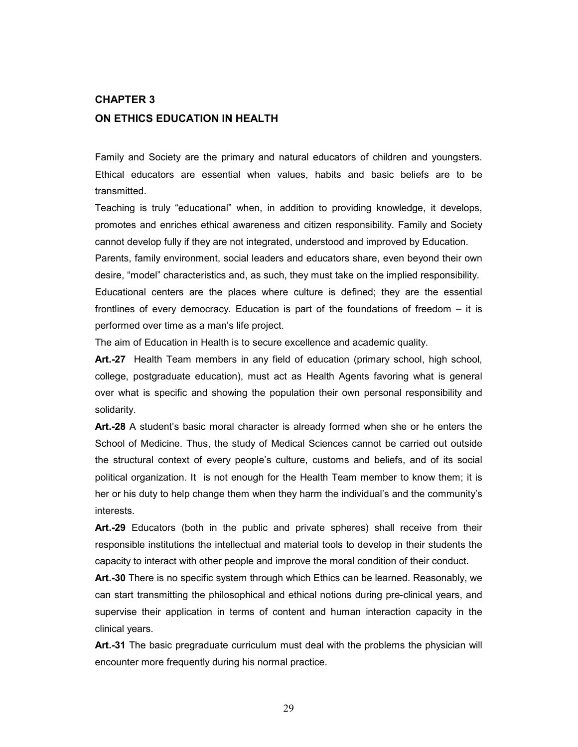## CHAPTER 3

## ON ETHICS EDUCATION IN HEALTH

Family and Society are the primary and natural educators of children and youngsters. Ethical educators are essential when values, habits and basic beliefs are to be transmitted.

Teaching is truly "educational" when, in addition to providing knowledge, it develops, promotes and enriches ethical awareness and citizen responsibility. Family and Society cannot develop fully if they are not integrated, understood and improved by Education.

Parents, family environment, social leaders and educators share, even beyond their own desire, "model" characteristics and, as such, they must take on the implied responsibility.

Educational centers are the places where culture is defined; they are the essential frontlines of every democracy. Education is part of the foundations of freedom – it is performed over time as a man's life project.

The aim of Education in Health is to secure excellence and academic quality.

**Art.-27** Health Team members in any field of education (primary school, high school, college, postgraduate education), must act as Health Agents favoring what is general over what is specific and showing the population their own personal responsibility and solidarity.

**Art.-28** A student's basic moral character is already formed when she or he enters the School of Medicine. Thus, the study of Medical Sciences cannot be carried out outside the structural context of every people's culture, customs and beliefs, and of its social political organization. It is not enough for the Health Team member to know them; it is her or his duty to help change them when they harm the individual's and the community's interests.

**Art.-29** Educators (both in the public and private spheres) shall receive from their responsible institutions the intellectual and material tools to develop in their students the capacity to interact with other people and improve the moral condition of their conduct.

**Art.-30** There is no specific system through which Ethics can be learned. Reasonably, we can start transmitting the philosophical and ethical notions during pre-clinical years, and supervise their application in terms of content and human interaction capacity in the clinical years.

**Art.-31** The basic pregraduate curriculum must deal with the problems the physician will encounter more frequently during his normal practice.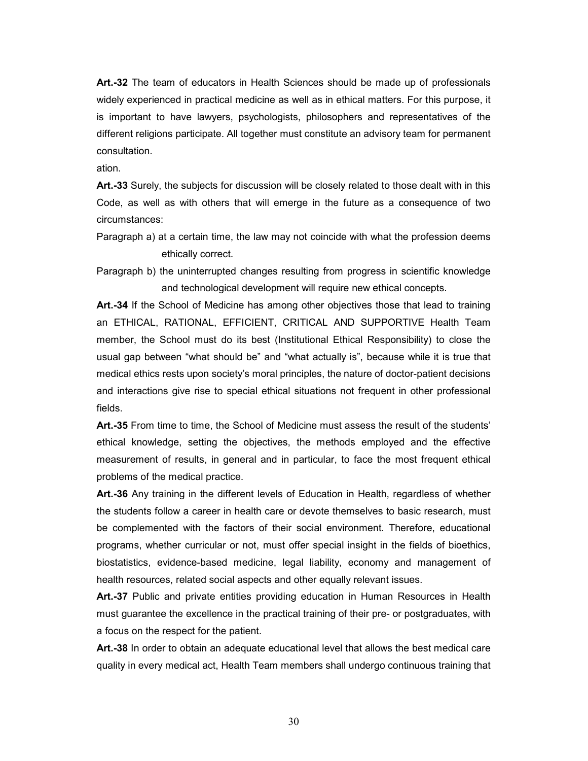**Art.-32** The team of educators in Health Sciences should be made up of professionals widely experienced in practical medicine as well as in ethical matters. For this purpose, it is important to have lawyers, psychologists, philosophers and representatives of the different religions participate. All together must constitute an advisory team for permanent consultation.

ation.

**Art.-33** Surely, the subjects for discussion will be closely related to those dealt with in this Code, as well as with others that will emerge in the future as a consequence of two circumstances:

Paragraph a) at a certain time, the law may not coincide with what the profession deems ethically correct.

Paragraph b) the uninterrupted changes resulting from progress in scientific knowledge and technological development will require new ethical concepts.

**Art.-34** If the School of Medicine has among other objectives those that lead to training an ETHICAL, RATIONAL, EFFICIENT, CRITICAL AND SUPPORTIVE Health Team member, the School must do its best (Institutional Ethical Responsibility) to close the usual gap between "what should be" and "what actually is", because while it is true that medical ethics rests upon society's moral principles, the nature of doctor-patient decisions and interactions give rise to special ethical situations not frequent in other professional fields.

**Art.-35** From time to time, the School of Medicine must assess the result of the students' ethical knowledge, setting the objectives, the methods employed and the effective measurement of results, in general and in particular, to face the most frequent ethical problems of the medical practice.

**Art.-36** Any training in the different levels of Education in Health, regardless of whether the students follow a career in health care or devote themselves to basic research, must be complemented with the factors of their social environment. Therefore, educational programs, whether curricular or not, must offer special insight in the fields of bioethics, biostatistics, evidence-based medicine, legal liability, economy and management of health resources, related social aspects and other equally relevant issues.

**Art.-37** Public and private entities providing education in Human Resources in Health must guarantee the excellence in the practical training of their pre- or postgraduates, with a focus on the respect for the patient.

**Art.-38** In order to obtain an adequate educational level that allows the best medical care quality in every medical act, Health Team members shall undergo continuous training that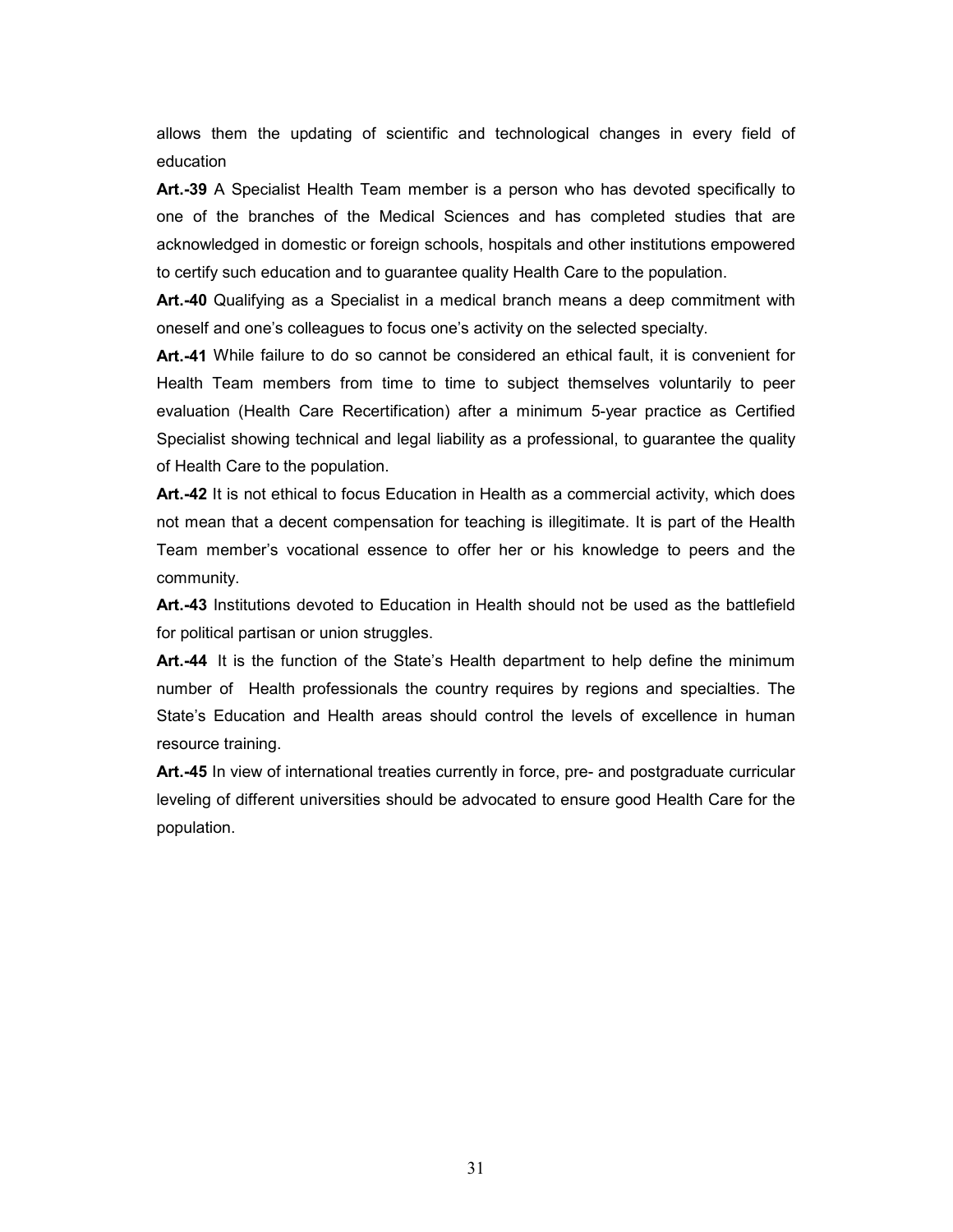allows them the updating of scientific and technological changes in every field of education

**Art.-39** A Specialist Health Team member is a person who has devoted specifically to one of the branches of the Medical Sciences and has completed studies that are acknowledged in domestic or foreign schools, hospitals and other institutions empowered to certify such education and to guarantee quality Health Care to the population.

**Art.-40** Qualifying as a Specialist in a medical branch means a deep commitment with oneself and one's colleagues to focus one's activity on the selected specialty.

**Art.-41** While failure to do so cannot be considered an ethical fault, it is convenient for Health Team members from time to time to subject themselves voluntarily to peer evaluation (Health Care Recertification) after a minimum 5-year practice as Certified Specialist showing technical and legal liability as a professional, to guarantee the quality of Health Care to the population.

**Art.-42** It is not ethical to focus Education in Health as a commercial activity, which does not mean that a decent compensation for teaching is illegitimate. It is part of the Health Team member's vocational essence to offer her or his knowledge to peers and the community.

**Art.-43** Institutions devoted to Education in Health should not be used as the battlefield for political partisan or union struggles.

**Art.-44** It is the function of the State's Health department to help define the minimum number of Health professionals the country requires by regions and specialties. The State's Education and Health areas should control the levels of excellence in human resource training.

**Art.-45** In view of international treaties currently in force, pre- and postgraduate curricular leveling of different universities should be advocated to ensure good Health Care for the population.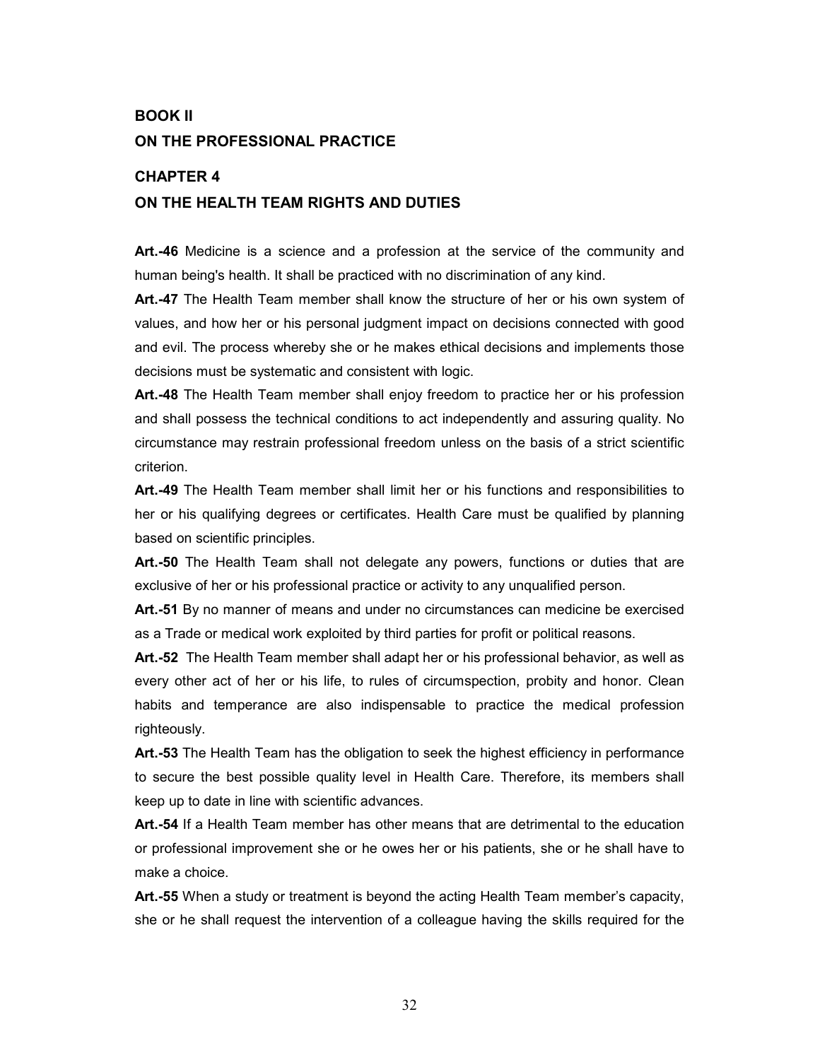# BOOK II

# ON THE PROFESSIONAL PRACTICE

## CHAPTER 4

## ON THE HEALTH TEAM RIGHTS AND DUTIES

**Art.-46** Medicine is a science and a profession at the service of the community and human being's health. It shall be practiced with no discrimination of any kind.

**Art.-47** The Health Team member shall know the structure of her or his own system of values, and how her or his personal judgment impact on decisions connected with good and evil. The process whereby she or he makes ethical decisions and implements those decisions must be systematic and consistent with logic.

**Art.-48** The Health Team member shall enjoy freedom to practice her or his profession and shall possess the technical conditions to act independently and assuring quality. No circumstance may restrain professional freedom unless on the basis of a strict scientific criterion.

**Art.-49** The Health Team member shall limit her or his functions and responsibilities to her or his qualifying degrees or certificates. Health Care must be qualified by planning based on scientific principles.

**Art.-50** The Health Team shall not delegate any powers, functions or duties that are exclusive of her or his professional practice or activity to any unqualified person.

**Art.-51** By no manner of means and under no circumstances can medicine be exercised as a Trade or medical work exploited by third parties for profit or political reasons.

**Art.-52** The Health Team member shall adapt her or his professional behavior, as well as every other act of her or his life, to rules of circumspection, probity and honor. Clean habits and temperance are also indispensable to practice the medical profession righteously.

**Art.-53** The Health Team has the obligation to seek the highest efficiency in performance to secure the best possible quality level in Health Care. Therefore, its members shall keep up to date in line with scientific advances.

**Art.-54** If a Health Team member has other means that are detrimental to the education or professional improvement she or he owes her or his patients, she or he shall have to make a choice.

**Art.-55** When a study or treatment is beyond the acting Health Team member's capacity, she or he shall request the intervention of a colleague having the skills required for the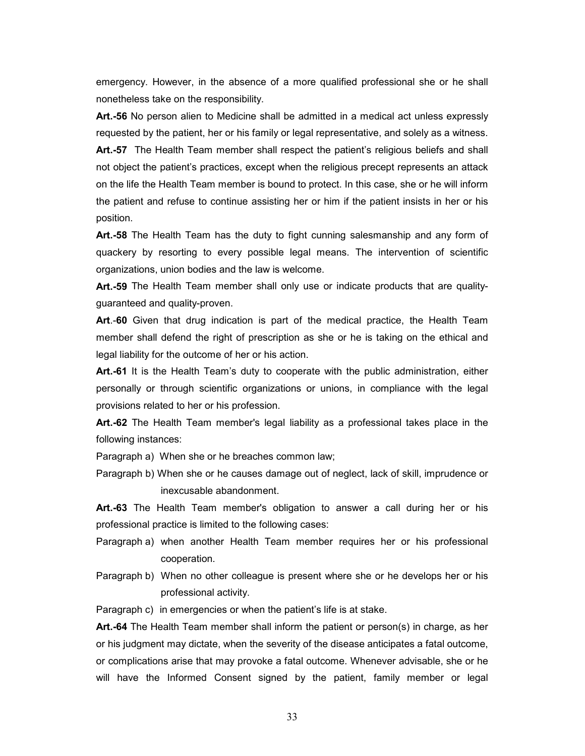emergency. However, in the absence of a more qualified professional she or he shall nonetheless take on the responsibility.

**Art.-56** No person alien to Medicine shall be admitted in a medical act unless expressly requested by the patient, her or his family or legal representative, and solely as a witness.

**Art.-57** The Health Team member shall respect the patient's religious beliefs and shall not object the patient's practices, except when the religious precept represents an attack on the life the Health Team member is bound to protect. In this case, she or he will inform the patient and refuse to continue assisting her or him if the patient insists in her or his position.

**Art.-58** The Health Team has the duty to fight cunning salesmanship and any form of quackery by resorting to every possible legal means. The intervention of scientific organizations, union bodies and the law is welcome.

**Art.-59** The Health Team member shall only use or indicate products that are quality-guaranteed and quality-proven.

**Art**.-**60** Given that drug indication is part of the medical practice, the Health Team member shall defend the right of prescription as she or he is taking on the ethical and legal liability for the outcome of her or his action.

**Art.-61** It is the Health Team's duty to cooperate with the public administration, either personally or through scientific organizations or unions, in compliance with the legal provisions related to her or his profession.

**Art.-62** The Health Team member's legal liability as a professional takes place in the following instances:

Paragraph a) When she or he breaches common law;

Paragraph b) When she or he causes damage out of neglect, lack of skill, imprudence or inexcusable abandonment.

**Art.-63** The Health Team member's obligation to answer a call during her or his professional practice is limited to the following cases:

Paragraph a) when another Health Team member requires her or his professional cooperation.

Paragraph b) When no other colleague is present where she or he develops her or his professional activity.

Paragraph c) in emergencies or when the patient's life is at stake.

**Art.-64** The Health Team member shall inform the patient or person(s) in charge, as her or his judgment may dictate, when the severity of the disease anticipates a fatal outcome, or complications arise that may provoke a fatal outcome. Whenever advisable, she or he will have the Informed Consent signed by the patient, family member or legal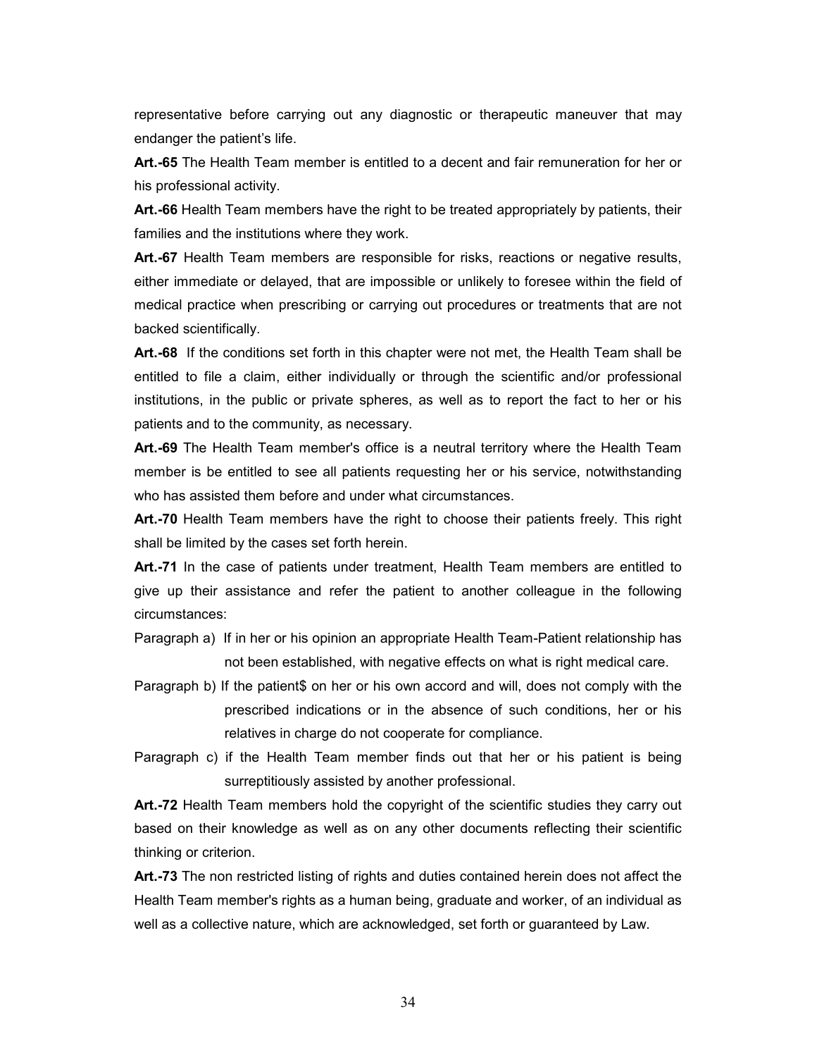representative before carrying out any diagnostic or therapeutic maneuver that may endanger the patient's life.

**Art.-65** The Health Team member is entitled to a decent and fair remuneration for her or his professional activity.

**Art.-66** Health Team members have the right to be treated appropriately by patients, their families and the institutions where they work.

**Art.-67** Health Team members are responsible for risks, reactions or negative results, either immediate or delayed, that are impossible or unlikely to foresee within the field of medical practice when prescribing or carrying out procedures or treatments that are not backed scientifically.

**Art.-68** If the conditions set forth in this chapter were not met, the Health Team shall be entitled to file a claim, either individually or through the scientific and/or professional institutions, in the public or private spheres, as well as to report the fact to her or his patients and to the community, as necessary.

**Art.-69** The Health Team member's office is a neutral territory where the Health Team member is be entitled to see all patients requesting her or his service, notwithstanding who has assisted them before and under what circumstances.

**Art.-70** Health Team members have the right to choose their patients freely. This right shall be limited by the cases set forth herein.

**Art.-71** In the case of patients under treatment, Health Team members are entitled to give up their assistance and refer the patient to another colleague in the following circumstances:

Paragraph a) If in her or his opinion an appropriate Health Team-Patient relationship has not been established, with negative effects on what is right medical care.

Paragraph b) If the patient$ on her or his own accord and will, does not comply with the prescribed indications or in the absence of such conditions, her or his relatives in charge do not cooperate for compliance.

Paragraph c) if the Health Team member finds out that her or his patient is being surreptitiously assisted by another professional.

**Art.-72** Health Team members hold the copyright of the scientific studies they carry out based on their knowledge as well as on any other documents reflecting their scientific thinking or criterion.

**Art.-73** The non restricted listing of rights and duties contained herein does not affect the Health Team member's rights as a human being, graduate and worker, of an individual as well as a collective nature, which are acknowledged, set forth or guaranteed by Law.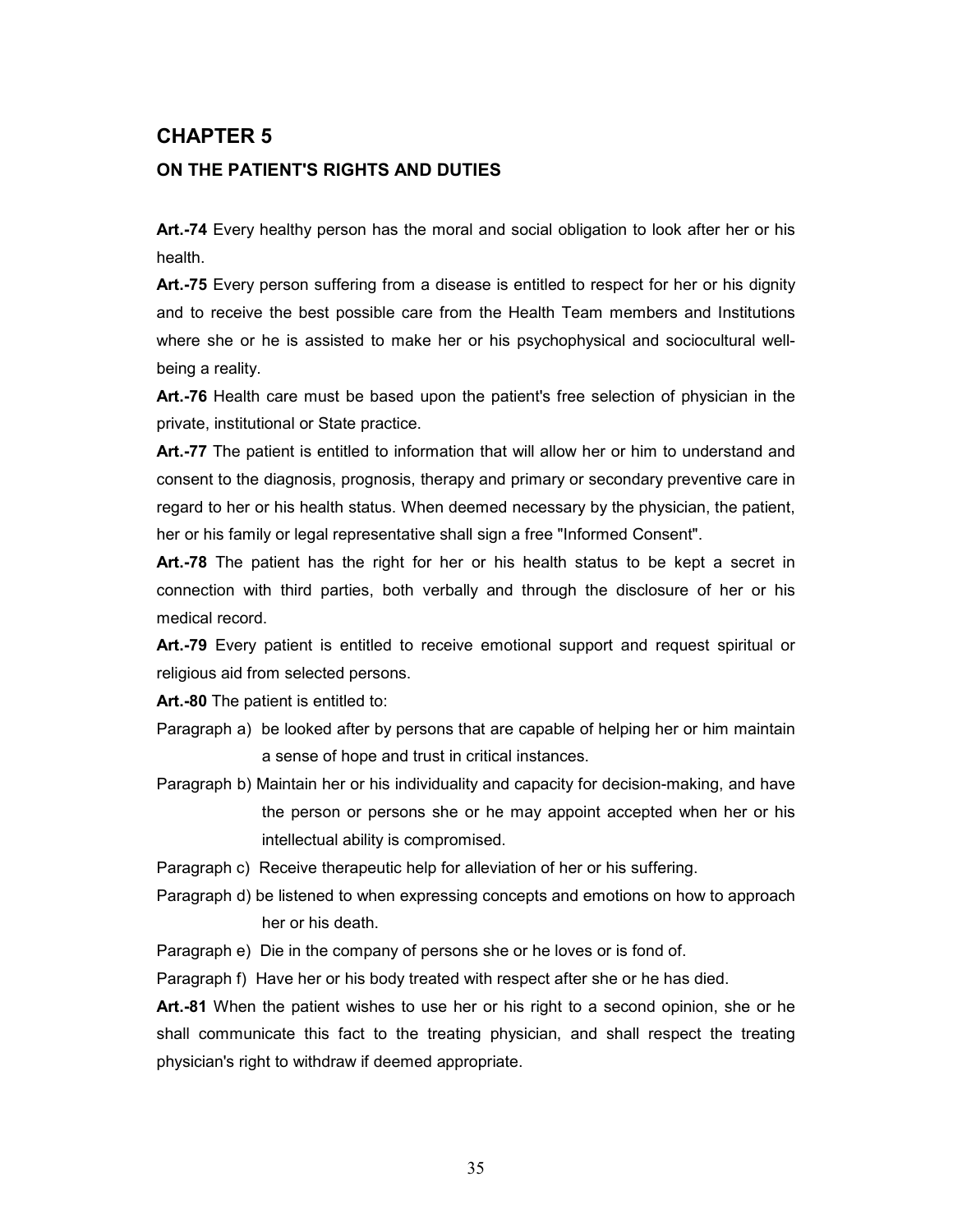## CHAPTER 5

### ON THE PATIENT'S RIGHTS AND DUTIES

**Art.-74** Every healthy person has the moral and social obligation to look after her or his health.

**Art.-75** Every person suffering from a disease is entitled to respect for her or his dignity and to receive the best possible care from the Health Team members and Institutions where she or he is assisted to make her or his psychophysical and sociocultural well-being a reality.

**Art.-76** Health care must be based upon the patient's free selection of physician in the private, institutional or State practice.

**Art.-77** The patient is entitled to information that will allow her or him to understand and consent to the diagnosis, prognosis, therapy and primary or secondary preventive care in regard to her or his health status. When deemed necessary by the physician, the patient, her or his family or legal representative shall sign a free "Informed Consent".

**Art.-78** The patient has the right for her or his health status to be kept a secret in connection with third parties, both verbally and through the disclosure of her or his medical record.

**Art.-79** Every patient is entitled to receive emotional support and request spiritual or religious aid from selected persons.

**Art.-80** The patient is entitled to:

Paragraph a) be looked after by persons that are capable of helping her or him maintain a sense of hope and trust in critical instances.

Paragraph b) Maintain her or his individuality and capacity for decision-making, and have the person or persons she or he may appoint accepted when her or his intellectual ability is compromised.

Paragraph c) Receive therapeutic help for alleviation of her or his suffering.

Paragraph d) be listened to when expressing concepts and emotions on how to approach her or his death.

Paragraph e) Die in the company of persons she or he loves or is fond of.

Paragraph f) Have her or his body treated with respect after she or he has died.

**Art.-81** When the patient wishes to use her or his right to a second opinion, she or he shall communicate this fact to the treating physician, and shall respect the treating physician's right to withdraw if deemed appropriate.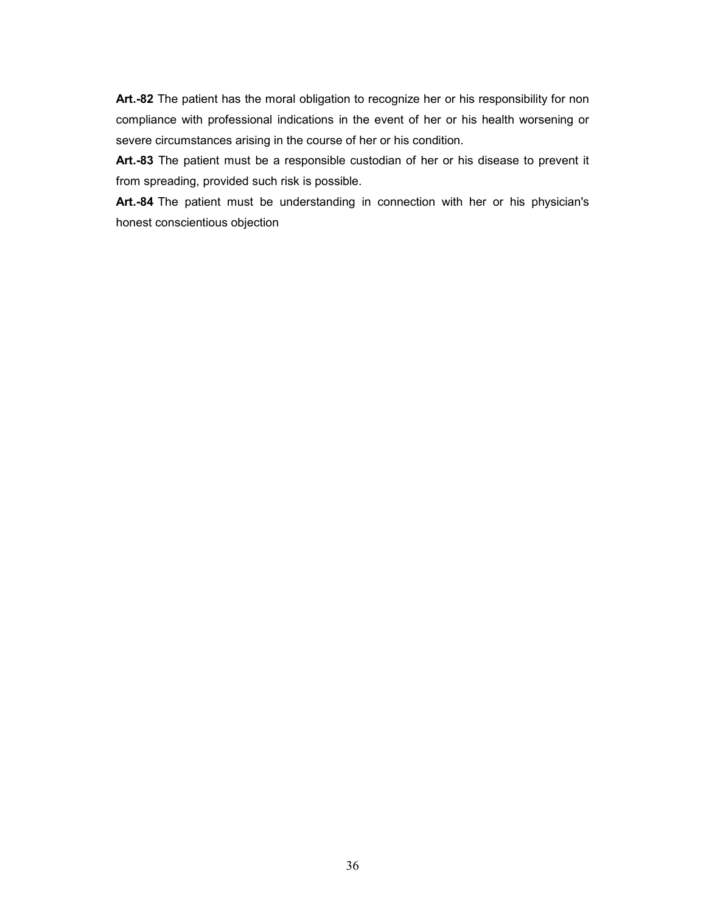**Art.-82** The patient has the moral obligation to recognize her or his responsibility for non compliance with professional indications in the event of her or his health worsening or severe circumstances arising in the course of her or his condition.

**Art.-83** The patient must be a responsible custodian of her or his disease to prevent it from spreading, provided such risk is possible.

**Art.-84** The patient must be understanding in connection with her or his physician's honest conscientious objection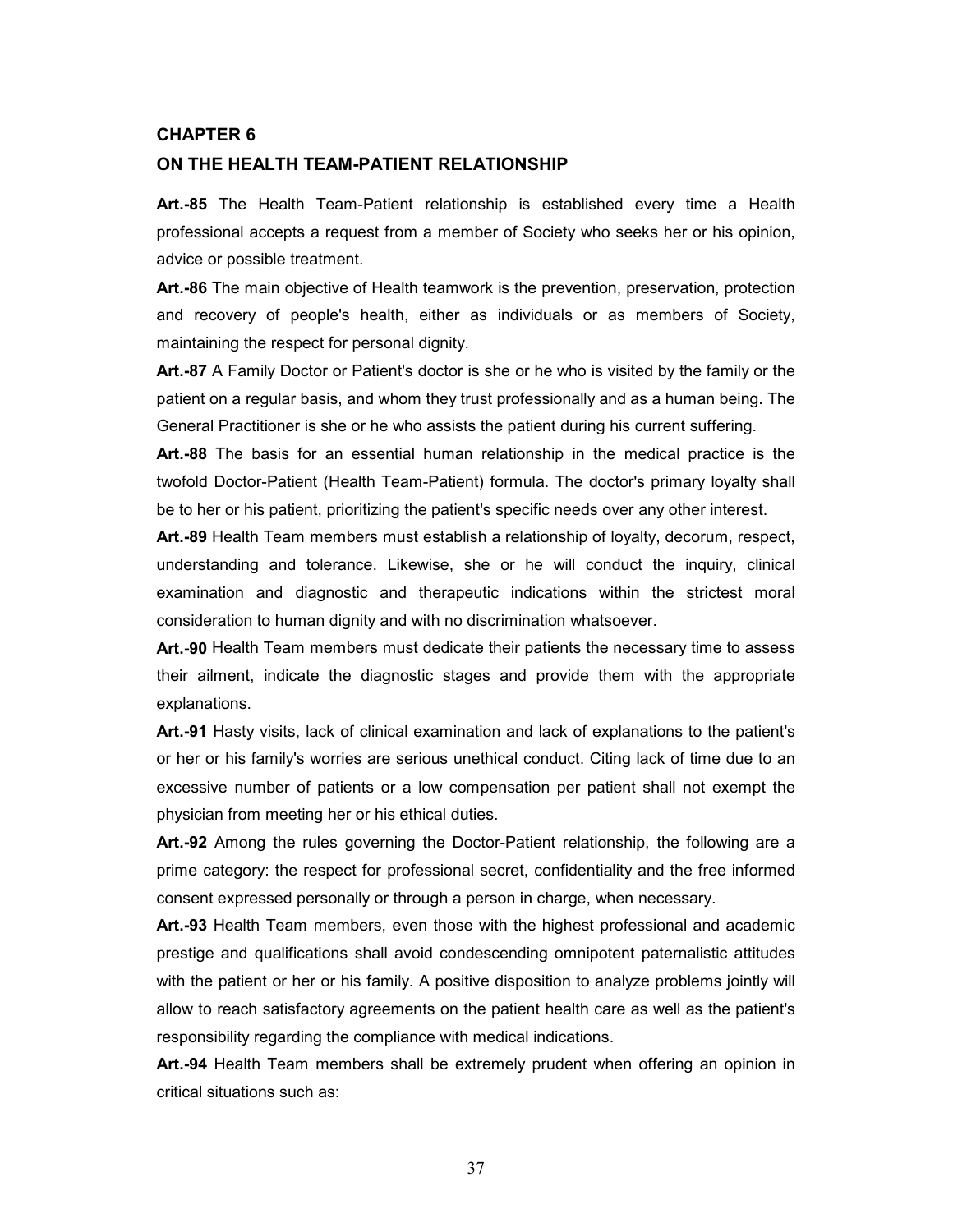## CHAPTER 6

## ON THE HEALTH TEAM-PATIENT RELATIONSHIP

**Art.-85** The Health Team-Patient relationship is established every time a Health professional accepts a request from a member of Society who seeks her or his opinion, advice or possible treatment.

**Art.-86** The main objective of Health teamwork is the prevention, preservation, protection and recovery of people's health, either as individuals or as members of Society, maintaining the respect for personal dignity.

**Art.-87** A Family Doctor or Patient's doctor is she or he who is visited by the family or the patient on a regular basis, and whom they trust professionally and as a human being. The General Practitioner is she or he who assists the patient during his current suffering.

**Art.-88** The basis for an essential human relationship in the medical practice is the twofold Doctor-Patient (Health Team-Patient) formula. The doctor's primary loyalty shall be to her or his patient, prioritizing the patient's specific needs over any other interest.

**Art.-89** Health Team members must establish a relationship of loyalty, decorum, respect, understanding and tolerance. Likewise, she or he will conduct the inquiry, clinical examination and diagnostic and therapeutic indications within the strictest moral consideration to human dignity and with no discrimination whatsoever.

**Art.-90** Health Team members must dedicate their patients the necessary time to assess their ailment, indicate the diagnostic stages and provide them with the appropriate explanations.

**Art.-91** Hasty visits, lack of clinical examination and lack of explanations to the patient's or her or his family's worries are serious unethical conduct. Citing lack of time due to an excessive number of patients or a low compensation per patient shall not exempt the physician from meeting her or his ethical duties.

**Art.-92** Among the rules governing the Doctor-Patient relationship, the following are a prime category: the respect for professional secret, confidentiality and the free informed consent expressed personally or through a person in charge, when necessary.

**Art.-93** Health Team members, even those with the highest professional and academic prestige and qualifications shall avoid condescending omnipotent paternalistic attitudes with the patient or her or his family. A positive disposition to analyze problems jointly will allow to reach satisfactory agreements on the patient health care as well as the patient's responsibility regarding the compliance with medical indications.

**Art.-94** Health Team members shall be extremely prudent when offering an opinion in critical situations such as: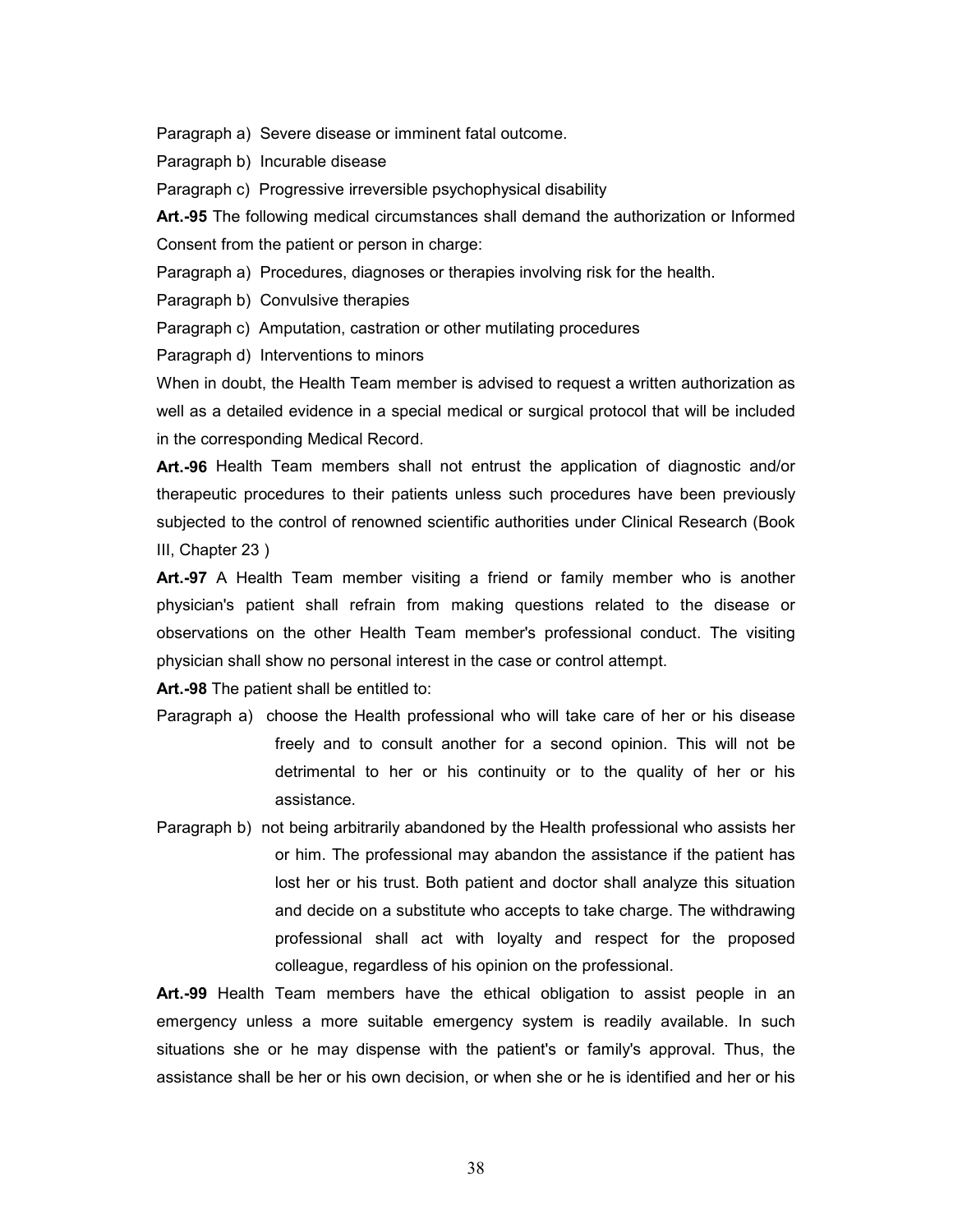Paragraph a) Severe disease or imminent fatal outcome.

Paragraph b) Incurable disease

Paragraph c) Progressive irreversible psychophysical disability

**Art.-95** The following medical circumstances shall demand the authorization or Informed Consent from the patient or person in charge:

Paragraph a) Procedures, diagnoses or therapies involving risk for the health.

Paragraph b) Convulsive therapies

Paragraph c) Amputation, castration or other mutilating procedures

Paragraph d) Interventions to minors

When in doubt, the Health Team member is advised to request a written authorization as well as a detailed evidence in a special medical or surgical protocol that will be included in the corresponding Medical Record.

**Art.-96** Health Team members shall not entrust the application of diagnostic and/or therapeutic procedures to their patients unless such procedures have been previously subjected to the control of renowned scientific authorities under Clinical Research (Book III, Chapter 23 )

**Art.-97** A Health Team member visiting a friend or family member who is another physician's patient shall refrain from making questions related to the disease or observations on the other Health Team member's professional conduct. The visiting physician shall show no personal interest in the case or control attempt.

**Art.-98** The patient shall be entitled to:

Paragraph a) choose the Health professional who will take care of her or his disease freely and to consult another for a second opinion. This will not be detrimental to her or his continuity or to the quality of her or his assistance.

Paragraph b) not being arbitrarily abandoned by the Health professional who assists her or him. The professional may abandon the assistance if the patient has lost her or his trust. Both patient and doctor shall analyze this situation and decide on a substitute who accepts to take charge. The withdrawing professional shall act with loyalty and respect for the proposed colleague, regardless of his opinion on the professional.

**Art.-99** Health Team members have the ethical obligation to assist people in an emergency unless a more suitable emergency system is readily available. In such situations she or he may dispense with the patient's or family's approval. Thus, the assistance shall be her or his own decision, or when she or he is identified and her or his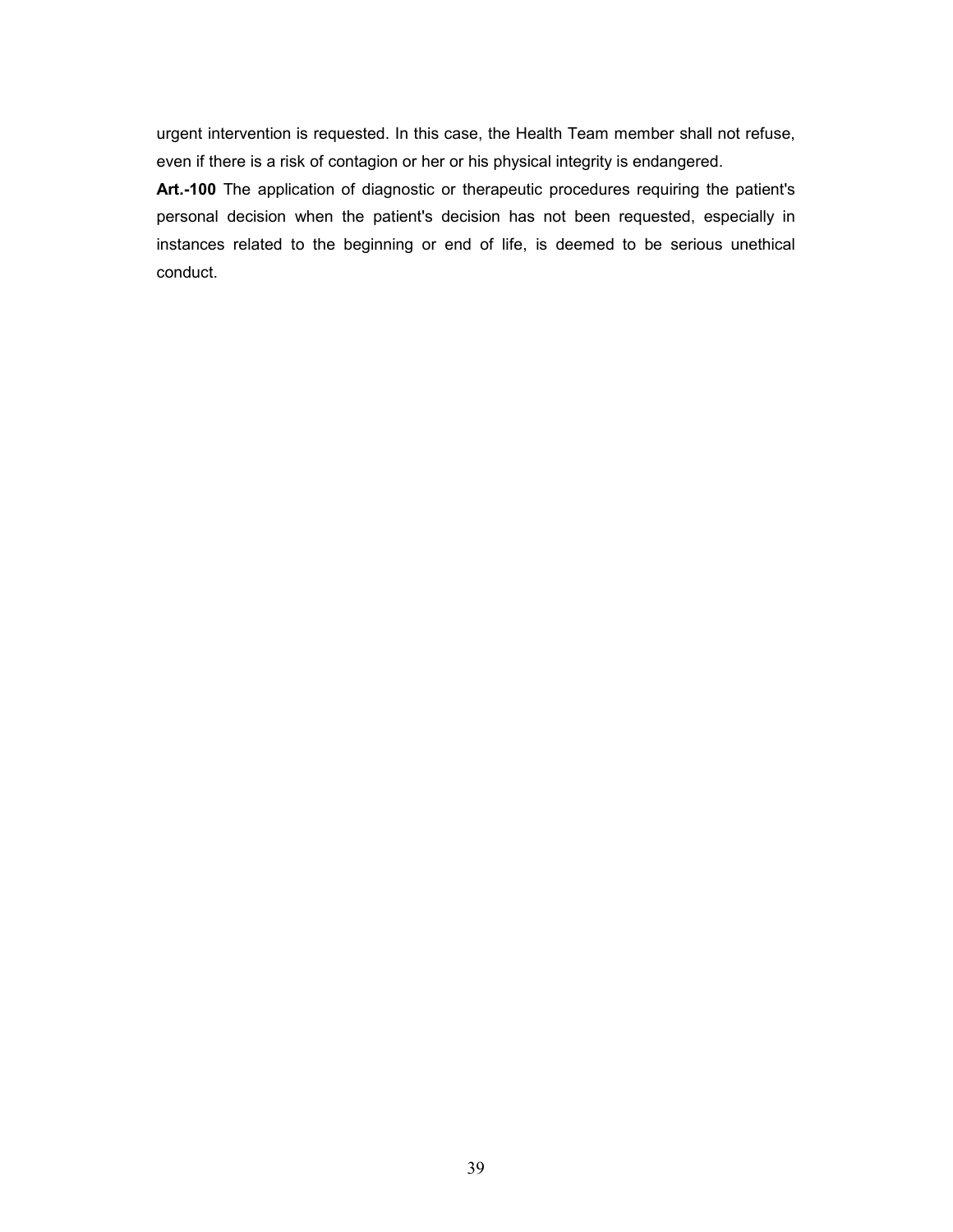urgent intervention is requested. In this case, the Health Team member shall not refuse, even if there is a risk of contagion or her or his physical integrity is endangered.

**Art.-100** The application of diagnostic or therapeutic procedures requiring the patient's personal decision when the patient's decision has not been requested, especially in instances related to the beginning or end of life, is deemed to be serious unethical conduct.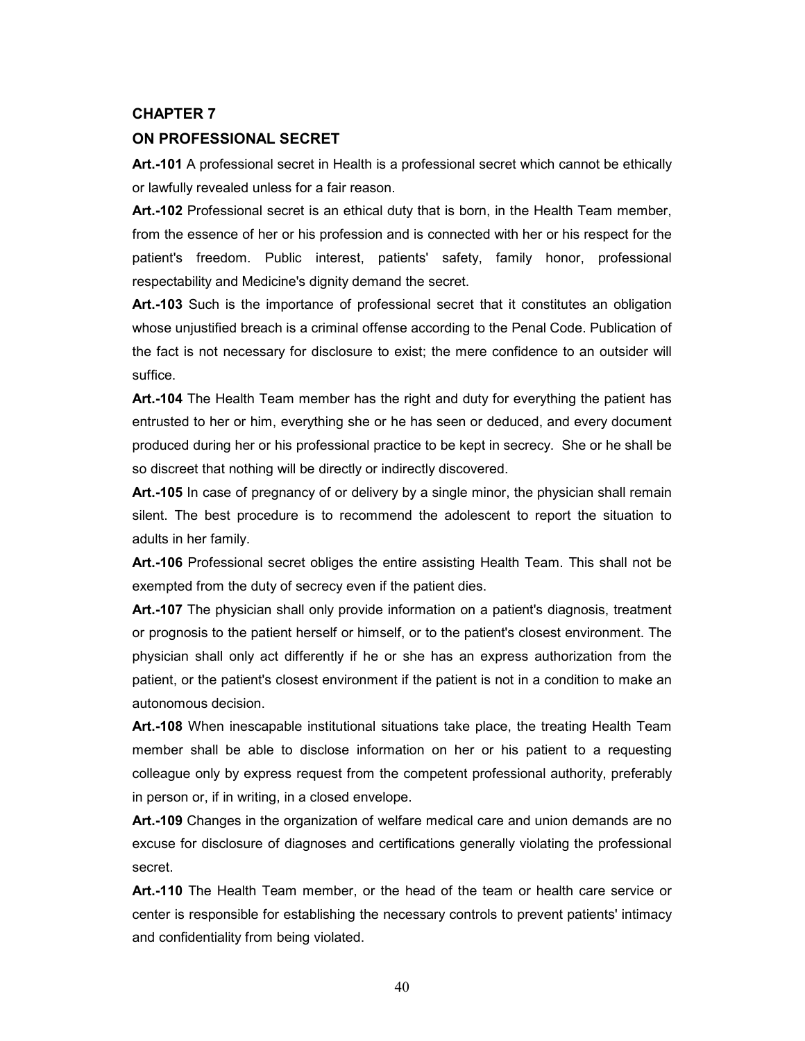## CHAPTER 7

## ON PROFESSIONAL SECRET

**Art.-101** A professional secret in Health is a professional secret which cannot be ethically or lawfully revealed unless for a fair reason.

**Art.-102** Professional secret is an ethical duty that is born, in the Health Team member, from the essence of her or his profession and is connected with her or his respect for the patient's freedom. Public interest, patients' safety, family honor, professional respectability and Medicine's dignity demand the secret.

**Art.-103** Such is the importance of professional secret that it constitutes an obligation whose unjustified breach is a criminal offense according to the Penal Code. Publication of the fact is not necessary for disclosure to exist; the mere confidence to an outsider will suffice.

**Art.-104** The Health Team member has the right and duty for everything the patient has entrusted to her or him, everything she or he has seen or deduced, and every document produced during her or his professional practice to be kept in secrecy. She or he shall be so discreet that nothing will be directly or indirectly discovered.

**Art.-105** In case of pregnancy of or delivery by a single minor, the physician shall remain silent. The best procedure is to recommend the adolescent to report the situation to adults in her family.

**Art.-106** Professional secret obliges the entire assisting Health Team. This shall not be exempted from the duty of secrecy even if the patient dies.

**Art.-107** The physician shall only provide information on a patient's diagnosis, treatment or prognosis to the patient herself or himself, or to the patient's closest environment. The physician shall only act differently if he or she has an express authorization from the patient, or the patient's closest environment if the patient is not in a condition to make an autonomous decision.

**Art.-108** When inescapable institutional situations take place, the treating Health Team member shall be able to disclose information on her or his patient to a requesting colleague only by express request from the competent professional authority, preferably in person or, if in writing, in a closed envelope.

**Art.-109** Changes in the organization of welfare medical care and union demands are no excuse for disclosure of diagnoses and certifications generally violating the professional secret.

**Art.-110** The Health Team member, or the head of the team or health care service or center is responsible for establishing the necessary controls to prevent patients' intimacy and confidentiality from being violated.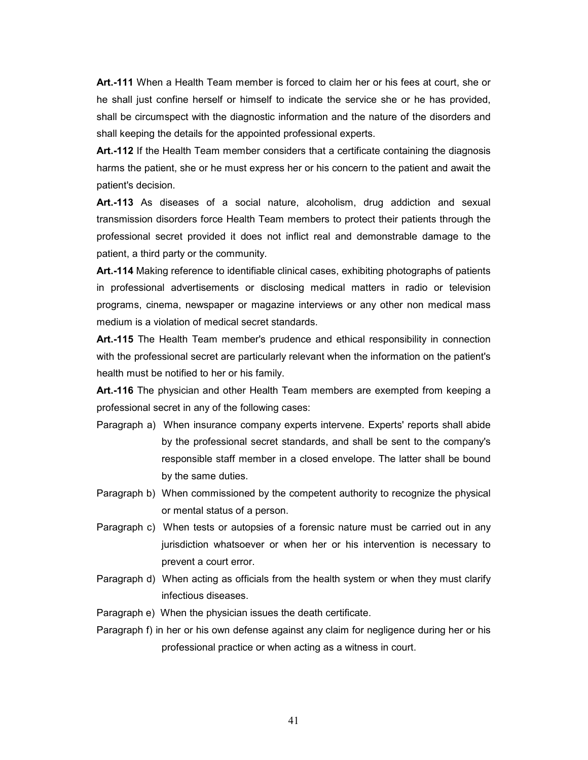**Art.-111** When a Health Team member is forced to claim her or his fees at court, she or he shall just confine herself or himself to indicate the service she or he has provided, shall be circumspect with the diagnostic information and the nature of the disorders and shall keeping the details for the appointed professional experts.

**Art.-112** If the Health Team member considers that a certificate containing the diagnosis harms the patient, she or he must express her or his concern to the patient and await the patient's decision.

**Art.-113** As diseases of a social nature, alcoholism, drug addiction and sexual transmission disorders force Health Team members to protect their patients through the professional secret provided it does not inflict real and demonstrable damage to the patient, a third party or the community.

**Art.-114** Making reference to identifiable clinical cases, exhibiting photographs of patients in professional advertisements or disclosing medical matters in radio or television programs, cinema, newspaper or magazine interviews or any other non medical mass medium is a violation of medical secret standards.

**Art.-115** The Health Team member's prudence and ethical responsibility in connection with the professional secret are particularly relevant when the information on the patient's health must be notified to her or his family.

**Art.-116** The physician and other Health Team members are exempted from keeping a professional secret in any of the following cases:

Paragraph a) When insurance company experts intervene. Experts' reports shall abide by the professional secret standards, and shall be sent to the company's responsible staff member in a closed envelope. The latter shall be bound by the same duties.

Paragraph b) When commissioned by the competent authority to recognize the physical or mental status of a person.

Paragraph c) When tests or autopsies of a forensic nature must be carried out in any jurisdiction whatsoever or when her or his intervention is necessary to prevent a court error.

Paragraph d) When acting as officials from the health system or when they must clarify infectious diseases.

Paragraph e) When the physician issues the death certificate.

Paragraph f) in her or his own defense against any claim for negligence during her or his professional practice or when acting as a witness in court.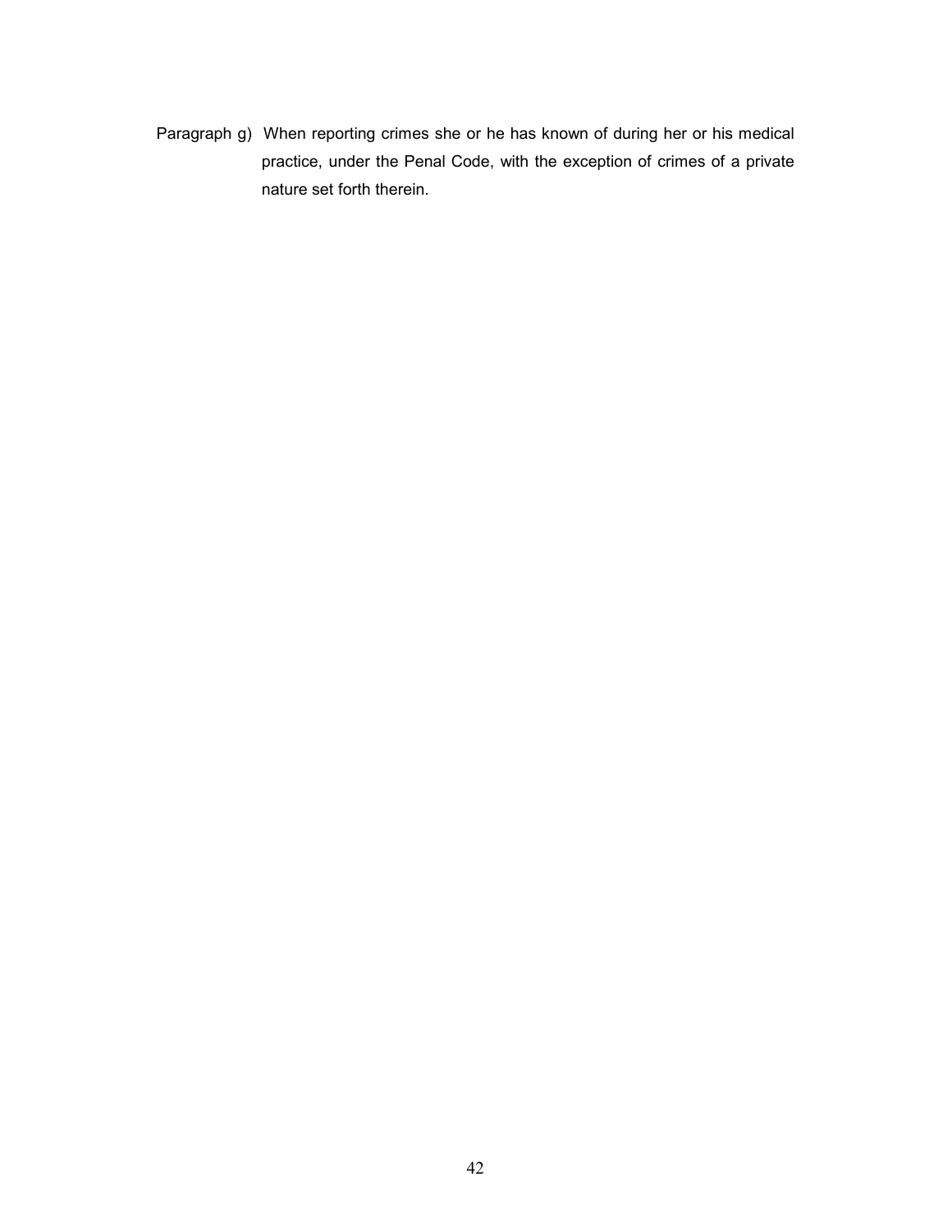Paragraph g) When reporting crimes she or he has known of during her or his medical practice, under the Penal Code, with the exception of crimes of a private nature set forth therein.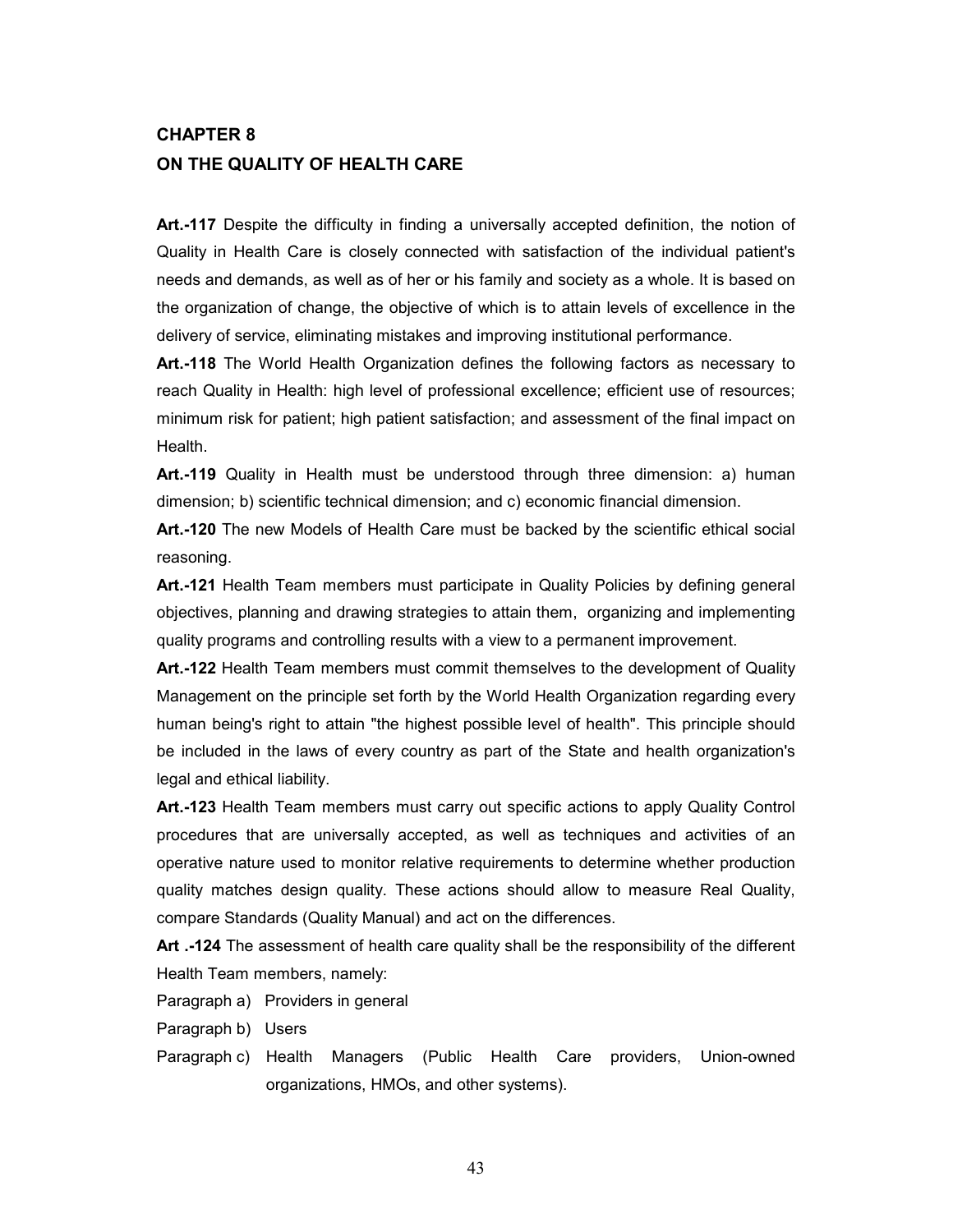## CHAPTER 8
## ON THE QUALITY OF HEALTH CARE

**Art.-117** Despite the difficulty in finding a universally accepted definition, the notion of Quality in Health Care is closely connected with satisfaction of the individual patient's needs and demands, as well as of her or his family and society as a whole. It is based on the organization of change, the objective of which is to attain levels of excellence in the delivery of service, eliminating mistakes and improving institutional performance.

**Art.-118** The World Health Organization defines the following factors as necessary to reach Quality in Health: high level of professional excellence; efficient use of resources; minimum risk for patient; high patient satisfaction; and assessment of the final impact on Health.

**Art.-119** Quality in Health must be understood through three dimension: a) human dimension; b) scientific technical dimension; and c) economic financial dimension.

**Art.-120** The new Models of Health Care must be backed by the scientific ethical social reasoning.

**Art.-121** Health Team members must participate in Quality Policies by defining general objectives, planning and drawing strategies to attain them, organizing and implementing quality programs and controlling results with a view to a permanent improvement.

**Art.-122** Health Team members must commit themselves to the development of Quality Management on the principle set forth by the World Health Organization regarding every human being's right to attain "the highest possible level of health". This principle should be included in the laws of every country as part of the State and health organization's legal and ethical liability.

**Art.-123** Health Team members must carry out specific actions to apply Quality Control procedures that are universally accepted, as well as techniques and activities of an operative nature used to monitor relative requirements to determine whether production quality matches design quality. These actions should allow to measure Real Quality, compare Standards (Quality Manual) and act on the differences.

**Art .-124** The assessment of health care quality shall be the responsibility of the different Health Team members, namely:

Paragraph a) Providers in general

Paragraph b) Users

Paragraph c) Health Managers (Public Health Care providers, Union-owned organizations, HMOs, and other systems).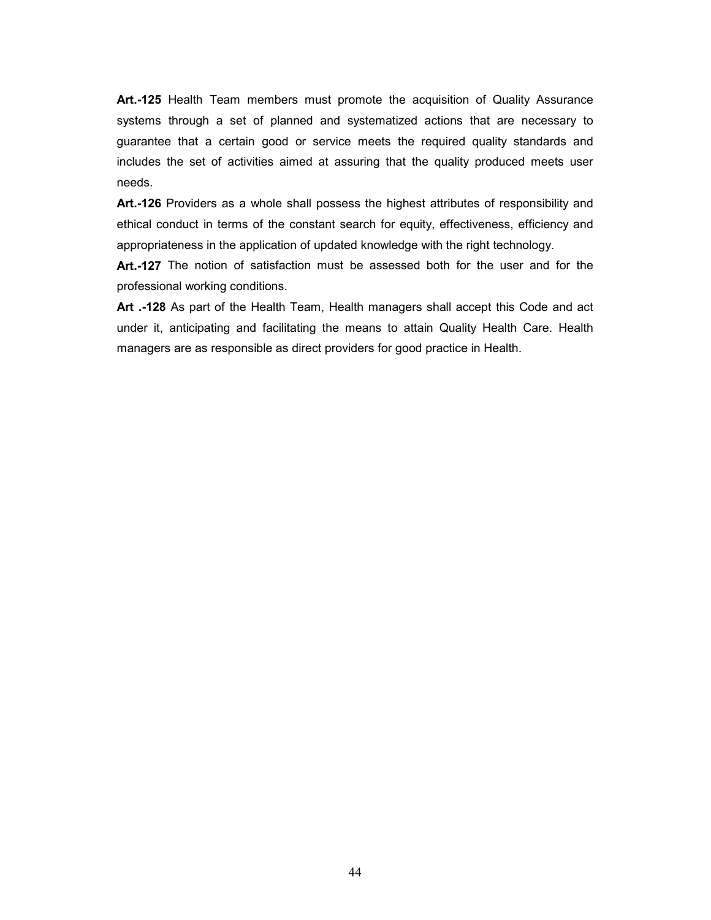**Art.-125** Health Team members must promote the acquisition of Quality Assurance systems through a set of planned and systematized actions that are necessary to guarantee that a certain good or service meets the required quality standards and includes the set of activities aimed at assuring that the quality produced meets user needs.

**Art.-126** Providers as a whole shall possess the highest attributes of responsibility and ethical conduct in terms of the constant search for equity, effectiveness, efficiency and appropriateness in the application of updated knowledge with the right technology.

**Art.-127** The notion of satisfaction must be assessed both for the user and for the professional working conditions.

**Art .-128** As part of the Health Team, Health managers shall accept this Code and act under it, anticipating and facilitating the means to attain Quality Health Care. Health managers are as responsible as direct providers for good practice in Health.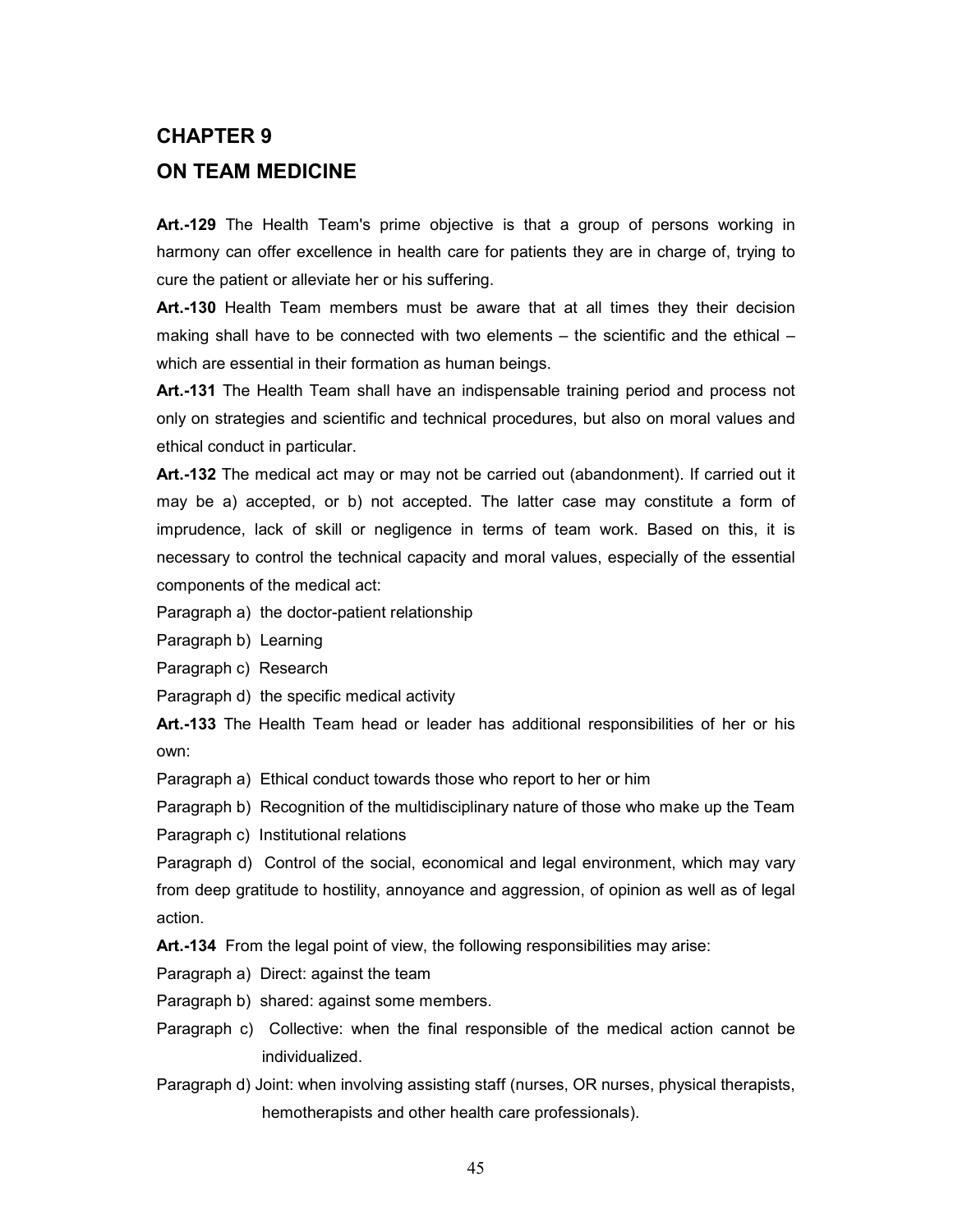# CHAPTER 9

# ON TEAM MEDICINE

**Art.-129** The Health Team's prime objective is that a group of persons working in harmony can offer excellence in health care for patients they are in charge of, trying to cure the patient or alleviate her or his suffering.

**Art.-130** Health Team members must be aware that at all times they their decision making shall have to be connected with two elements – the scientific and the ethical – which are essential in their formation as human beings.

**Art.-131** The Health Team shall have an indispensable training period and process not only on strategies and scientific and technical procedures, but also on moral values and ethical conduct in particular.

**Art.-132** The medical act may or may not be carried out (abandonment). If carried out it may be a) accepted, or b) not accepted. The latter case may constitute a form of imprudence, lack of skill or negligence in terms of team work. Based on this, it is necessary to control the technical capacity and moral values, especially of the essential components of the medical act:

Paragraph a) the doctor-patient relationship

Paragraph b) Learning

Paragraph c) Research

Paragraph d) the specific medical activity

**Art.-133** The Health Team head or leader has additional responsibilities of her or his own:

Paragraph a) Ethical conduct towards those who report to her or him

Paragraph b) Recognition of the multidisciplinary nature of those who make up the Team

Paragraph c) Institutional relations

Paragraph d) Control of the social, economical and legal environment, which may vary from deep gratitude to hostility, annoyance and aggression, of opinion as well as of legal action.

**Art.-134** From the legal point of view, the following responsibilities may arise:

Paragraph a) Direct: against the team

Paragraph b) shared: against some members.

Paragraph c) Collective: when the final responsible of the medical action cannot be individualized.

Paragraph d) Joint: when involving assisting staff (nurses, OR nurses, physical therapists, hemotherapists and other health care professionals).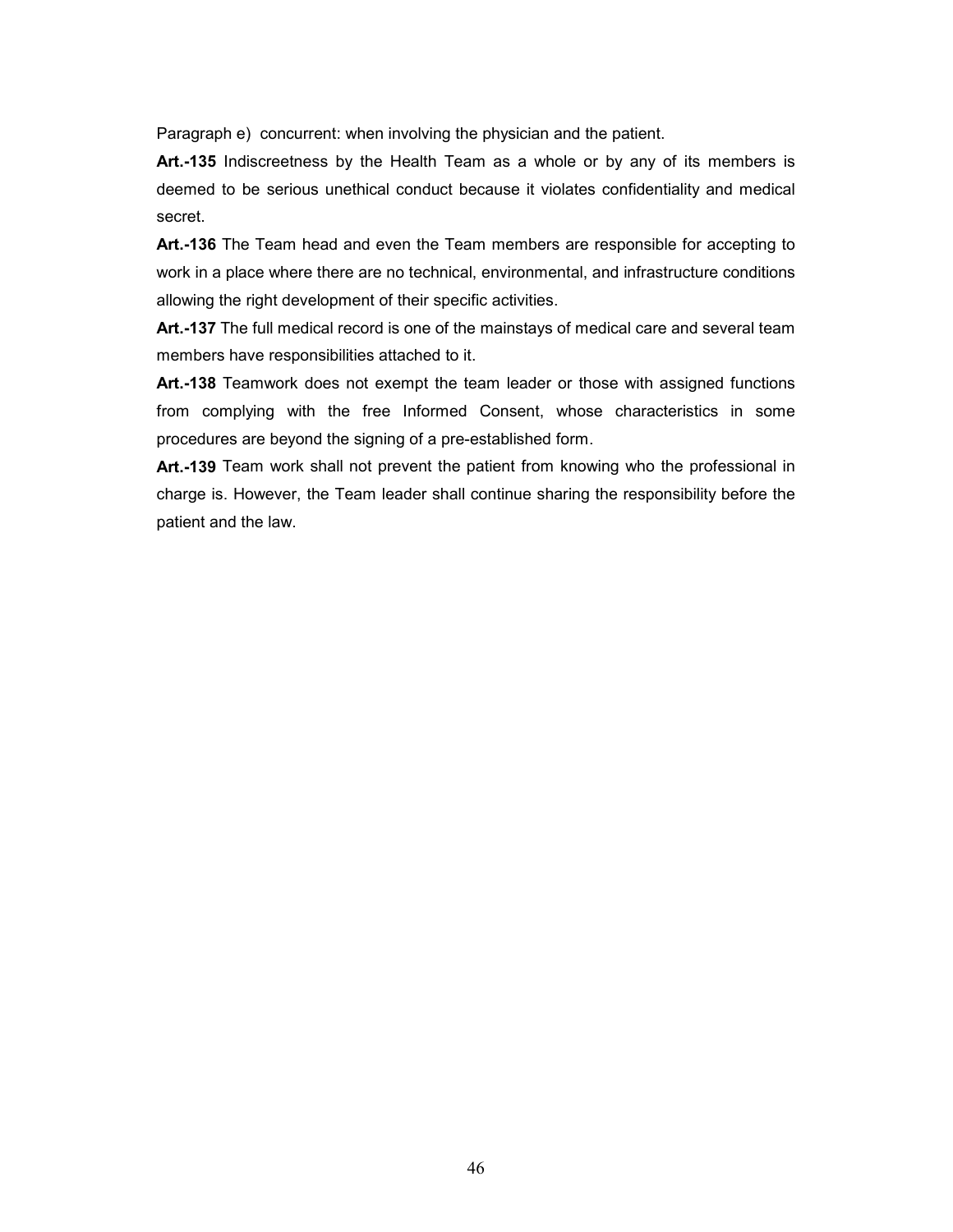Paragraph e) concurrent: when involving the physician and the patient.

**Art.-135** Indiscreetness by the Health Team as a whole or by any of its members is deemed to be serious unethical conduct because it violates confidentiality and medical secret.

**Art.-136** The Team head and even the Team members are responsible for accepting to work in a place where there are no technical, environmental, and infrastructure conditions allowing the right development of their specific activities.

**Art.-137** The full medical record is one of the mainstays of medical care and several team members have responsibilities attached to it.

**Art.-138** Teamwork does not exempt the team leader or those with assigned functions from complying with the free Informed Consent, whose characteristics in some procedures are beyond the signing of a pre-established form.

**Art.-139** Team work shall not prevent the patient from knowing who the professional in charge is. However, the Team leader shall continue sharing the responsibility before the patient and the law.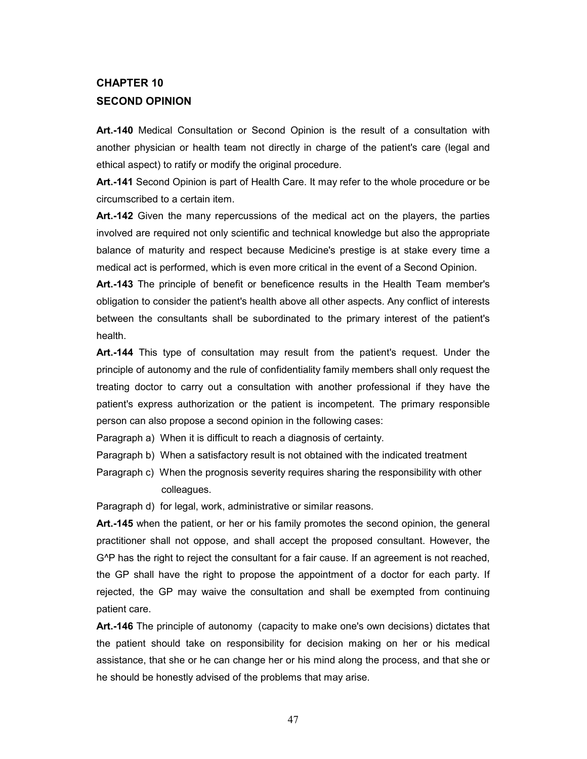# CHAPTER 10
# SECOND OPINION

**Art.-140** Medical Consultation or Second Opinion is the result of a consultation with another physician or health team not directly in charge of the patient's care (legal and ethical aspect) to ratify or modify the original procedure.

**Art.-141** Second Opinion is part of Health Care. It may refer to the whole procedure or be circumscribed to a certain item.

**Art.-142** Given the many repercussions of the medical act on the players, the parties involved are required not only scientific and technical knowledge but also the appropriate balance of maturity and respect because Medicine's prestige is at stake every time a medical act is performed, which is even more critical in the event of a Second Opinion.

**Art.-143** The principle of benefit or beneficence results in the Health Team member's obligation to consider the patient's health above all other aspects. Any conflict of interests between the consultants shall be subordinated to the primary interest of the patient's health.

**Art.-144** This type of consultation may result from the patient's request. Under the principle of autonomy and the rule of confidentiality family members shall only request the treating doctor to carry out a consultation with another professional if they have the patient's express authorization or the patient is incompetent. The primary responsible person can also propose a second opinion in the following cases:

Paragraph a) When it is difficult to reach a diagnosis of certainty.

Paragraph b) When a satisfactory result is not obtained with the indicated treatment

Paragraph c) When the prognosis severity requires sharing the responsibility with other colleagues.

Paragraph d) for legal, work, administrative or similar reasons.

**Art.-145** when the patient, or her or his family promotes the second opinion, the general practitioner shall not oppose, and shall accept the proposed consultant. However, the G^P has the right to reject the consultant for a fair cause. If an agreement is not reached, the GP shall have the right to propose the appointment of a doctor for each party. If rejected, the GP may waive the consultation and shall be exempted from continuing patient care.

**Art.-146** The principle of autonomy (capacity to make one's own decisions) dictates that the patient should take on responsibility for decision making on her or his medical assistance, that she or he can change her or his mind along the process, and that she or he should be honestly advised of the problems that may arise.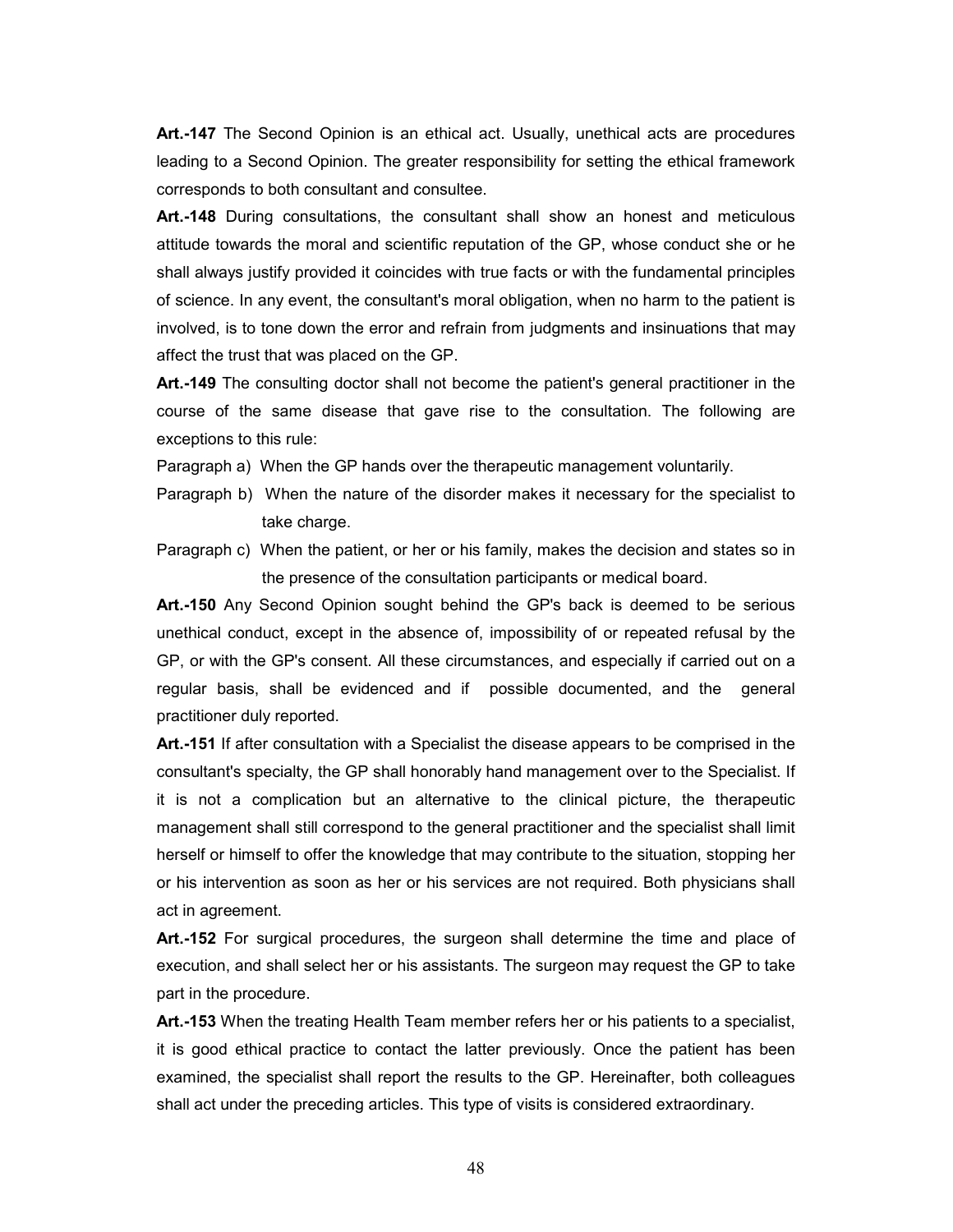**Art.-147** The Second Opinion is an ethical act. Usually, unethical acts are procedures leading to a Second Opinion. The greater responsibility for setting the ethical framework corresponds to both consultant and consultee.

**Art.-148** During consultations, the consultant shall show an honest and meticulous attitude towards the moral and scientific reputation of the GP, whose conduct she or he shall always justify provided it coincides with true facts or with the fundamental principles of science. In any event, the consultant's moral obligation, when no harm to the patient is involved, is to tone down the error and refrain from judgments and insinuations that may affect the trust that was placed on the GP.

**Art.-149** The consulting doctor shall not become the patient's general practitioner in the course of the same disease that gave rise to the consultation. The following are exceptions to this rule:

Paragraph a) When the GP hands over the therapeutic management voluntarily.

Paragraph b) When the nature of the disorder makes it necessary for the specialist to take charge.

Paragraph c) When the patient, or her or his family, makes the decision and states so in the presence of the consultation participants or medical board.

**Art.-150** Any Second Opinion sought behind the GP's back is deemed to be serious unethical conduct, except in the absence of, impossibility of or repeated refusal by the GP, or with the GP's consent. All these circumstances, and especially if carried out on a regular basis, shall be evidenced and if possible documented, and the general practitioner duly reported.

**Art.-151** If after consultation with a Specialist the disease appears to be comprised in the consultant's specialty, the GP shall honorably hand management over to the Specialist. If it is not a complication but an alternative to the clinical picture, the therapeutic management shall still correspond to the general practitioner and the specialist shall limit herself or himself to offer the knowledge that may contribute to the situation, stopping her or his intervention as soon as her or his services are not required. Both physicians shall act in agreement.

**Art.-152** For surgical procedures, the surgeon shall determine the time and place of execution, and shall select her or his assistants. The surgeon may request the GP to take part in the procedure.

**Art.-153** When the treating Health Team member refers her or his patients to a specialist, it is good ethical practice to contact the latter previously. Once the patient has been examined, the specialist shall report the results to the GP. Hereinafter, both colleagues shall act under the preceding articles. This type of visits is considered extraordinary.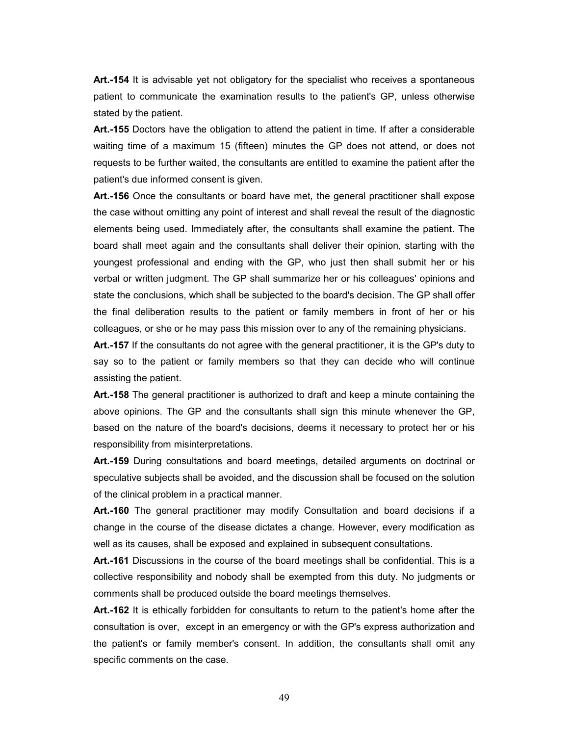**Art.-154** It is advisable yet not obligatory for the specialist who receives a spontaneous patient to communicate the examination results to the patient's GP, unless otherwise stated by the patient.

**Art.-155** Doctors have the obligation to attend the patient in time. If after a considerable waiting time of a maximum 15 (fifteen) minutes the GP does not attend, or does not requests to be further waited, the consultants are entitled to examine the patient after the patient's due informed consent is given.

**Art.-156** Once the consultants or board have met, the general practitioner shall expose the case without omitting any point of interest and shall reveal the result of the diagnostic elements being used. Immediately after, the consultants shall examine the patient. The board shall meet again and the consultants shall deliver their opinion, starting with the youngest professional and ending with the GP, who just then shall submit her or his verbal or written judgment. The GP shall summarize her or his colleagues' opinions and state the conclusions, which shall be subjected to the board's decision. The GP shall offer the final deliberation results to the patient or family members in front of her or his colleagues, or she or he may pass this mission over to any of the remaining physicians.

**Art.-157** If the consultants do not agree with the general practitioner, it is the GP's duty to say so to the patient or family members so that they can decide who will continue assisting the patient.

**Art.-158** The general practitioner is authorized to draft and keep a minute containing the above opinions. The GP and the consultants shall sign this minute whenever the GP, based on the nature of the board's decisions, deems it necessary to protect her or his responsibility from misinterpretations.

**Art.-159** During consultations and board meetings, detailed arguments on doctrinal or speculative subjects shall be avoided, and the discussion shall be focused on the solution of the clinical problem in a practical manner.

**Art.-160** The general practitioner may modify Consultation and board decisions if a change in the course of the disease dictates a change. However, every modification as well as its causes, shall be exposed and explained in subsequent consultations.

**Art.-161** Discussions in the course of the board meetings shall be confidential. This is a collective responsibility and nobody shall be exempted from this duty. No judgments or comments shall be produced outside the board meetings themselves.

**Art.-162** It is ethically forbidden for consultants to return to the patient's home after the consultation is over, except in an emergency or with the GP's express authorization and the patient's or family member's consent. In addition, the consultants shall omit any specific comments on the case.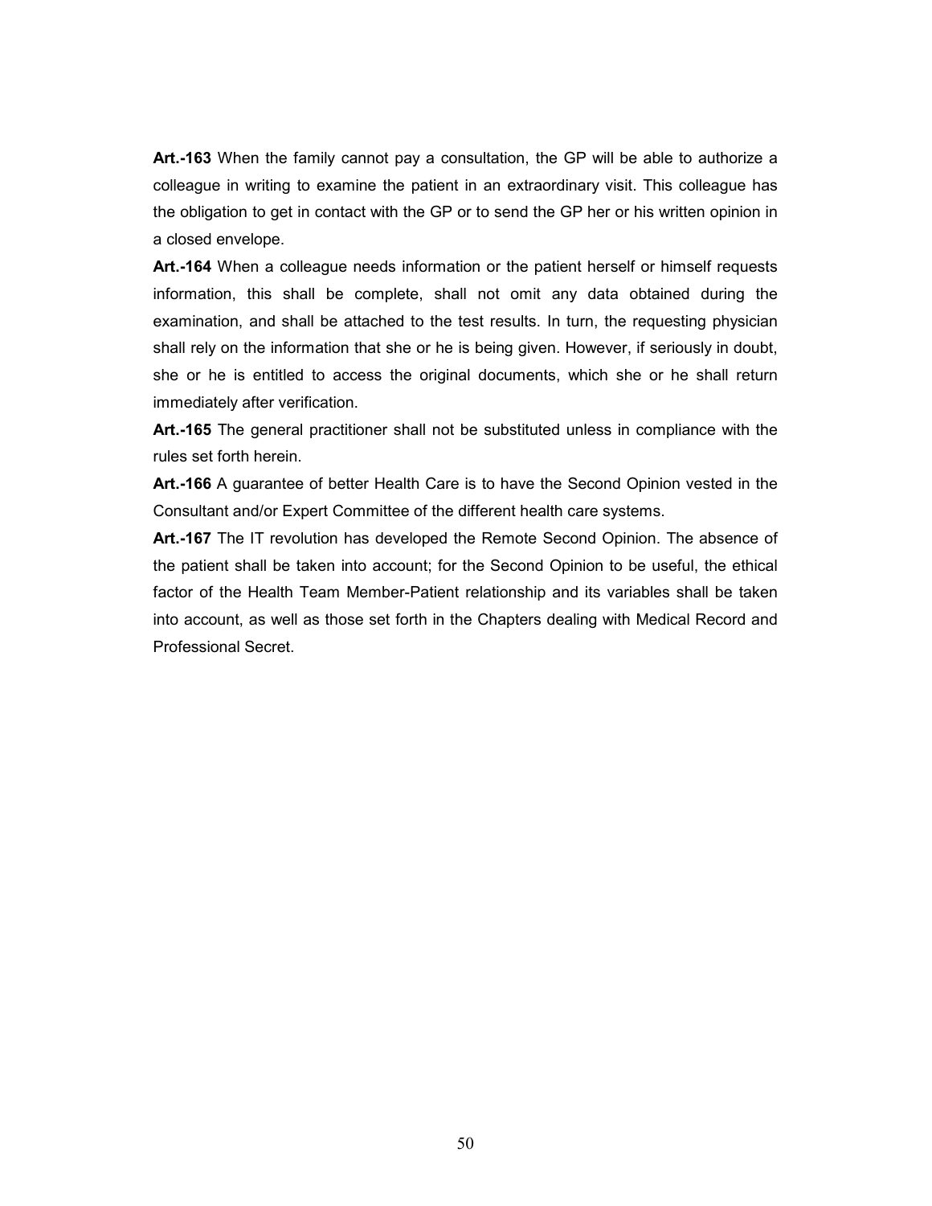**Art.-163** When the family cannot pay a consultation, the GP will be able to authorize a colleague in writing to examine the patient in an extraordinary visit. This colleague has the obligation to get in contact with the GP or to send the GP her or his written opinion in a closed envelope.

**Art.-164** When a colleague needs information or the patient herself or himself requests information, this shall be complete, shall not omit any data obtained during the examination, and shall be attached to the test results. In turn, the requesting physician shall rely on the information that she or he is being given. However, if seriously in doubt, she or he is entitled to access the original documents, which she or he shall return immediately after verification.

**Art.-165** The general practitioner shall not be substituted unless in compliance with the rules set forth herein.

**Art.-166** A guarantee of better Health Care is to have the Second Opinion vested in the Consultant and/or Expert Committee of the different health care systems.

**Art.-167** The IT revolution has developed the Remote Second Opinion. The absence of the patient shall be taken into account; for the Second Opinion to be useful, the ethical factor of the Health Team Member-Patient relationship and its variables shall be taken into account, as well as those set forth in the Chapters dealing with Medical Record and Professional Secret.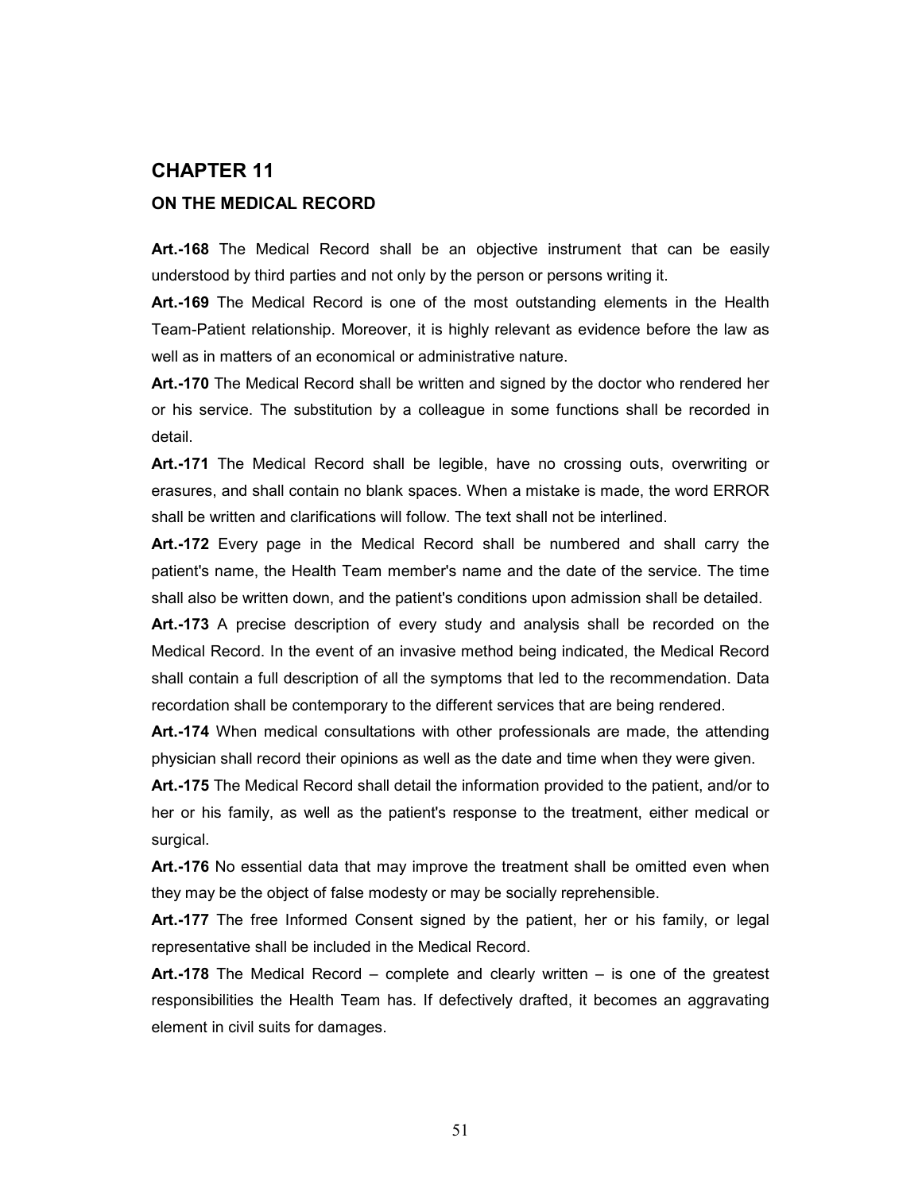# CHAPTER 11

## ON THE MEDICAL RECORD

**Art.-168** The Medical Record shall be an objective instrument that can be easily understood by third parties and not only by the person or persons writing it.

**Art.-169** The Medical Record is one of the most outstanding elements in the Health Team-Patient relationship. Moreover, it is highly relevant as evidence before the law as well as in matters of an economical or administrative nature.

**Art.-170** The Medical Record shall be written and signed by the doctor who rendered her or his service. The substitution by a colleague in some functions shall be recorded in detail.

**Art.-171** The Medical Record shall be legible, have no crossing outs, overwriting or erasures, and shall contain no blank spaces. When a mistake is made, the word ERROR shall be written and clarifications will follow. The text shall not be interlined.

**Art.-172** Every page in the Medical Record shall be numbered and shall carry the patient's name, the Health Team member's name and the date of the service. The time shall also be written down, and the patient's conditions upon admission shall be detailed.

**Art.-173** A precise description of every study and analysis shall be recorded on the Medical Record. In the event of an invasive method being indicated, the Medical Record shall contain a full description of all the symptoms that led to the recommendation. Data recordation shall be contemporary to the different services that are being rendered.

**Art.-174** When medical consultations with other professionals are made, the attending physician shall record their opinions as well as the date and time when they were given.

**Art.-175** The Medical Record shall detail the information provided to the patient, and/or to her or his family, as well as the patient's response to the treatment, either medical or surgical.

**Art.-176** No essential data that may improve the treatment shall be omitted even when they may be the object of false modesty or may be socially reprehensible.

**Art.-177** The free Informed Consent signed by the patient, her or his family, or legal representative shall be included in the Medical Record.

**Art.-178** The Medical Record – complete and clearly written – is one of the greatest responsibilities the Health Team has. If defectively drafted, it becomes an aggravating element in civil suits for damages.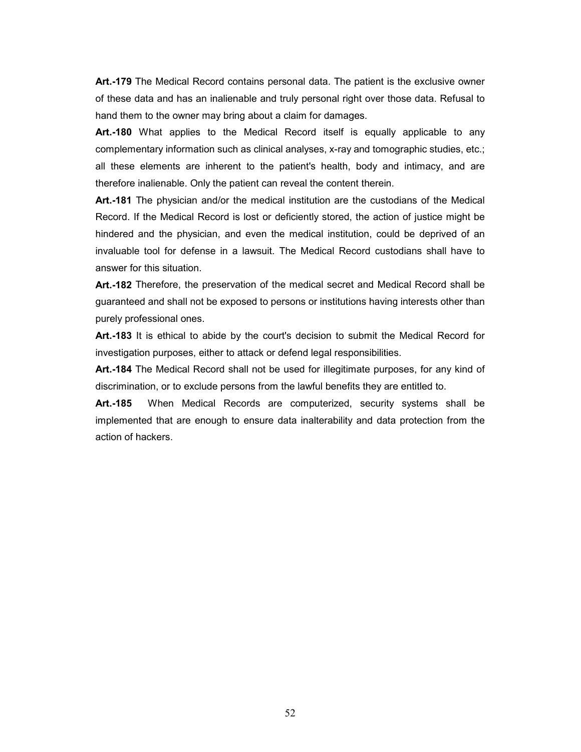**Art.-179** The Medical Record contains personal data. The patient is the exclusive owner of these data and has an inalienable and truly personal right over those data. Refusal to hand them to the owner may bring about a claim for damages.

**Art.-180** What applies to the Medical Record itself is equally applicable to any complementary information such as clinical analyses, x-ray and tomographic studies, etc.; all these elements are inherent to the patient's health, body and intimacy, and are therefore inalienable. Only the patient can reveal the content therein.

**Art.-181** The physician and/or the medical institution are the custodians of the Medical Record. If the Medical Record is lost or deficiently stored, the action of justice might be hindered and the physician, and even the medical institution, could be deprived of an invaluable tool for defense in a lawsuit. The Medical Record custodians shall have to answer for this situation.

**Art.-182** Therefore, the preservation of the medical secret and Medical Record shall be guaranteed and shall not be exposed to persons or institutions having interests other than purely professional ones.

**Art.-183** It is ethical to abide by the court's decision to submit the Medical Record for investigation purposes, either to attack or defend legal responsibilities.

**Art.-184** The Medical Record shall not be used for illegitimate purposes, for any kind of discrimination, or to exclude persons from the lawful benefits they are entitled to.

**Art.-185** When Medical Records are computerized, security systems shall be implemented that are enough to ensure data inalterability and data protection from the action of hackers.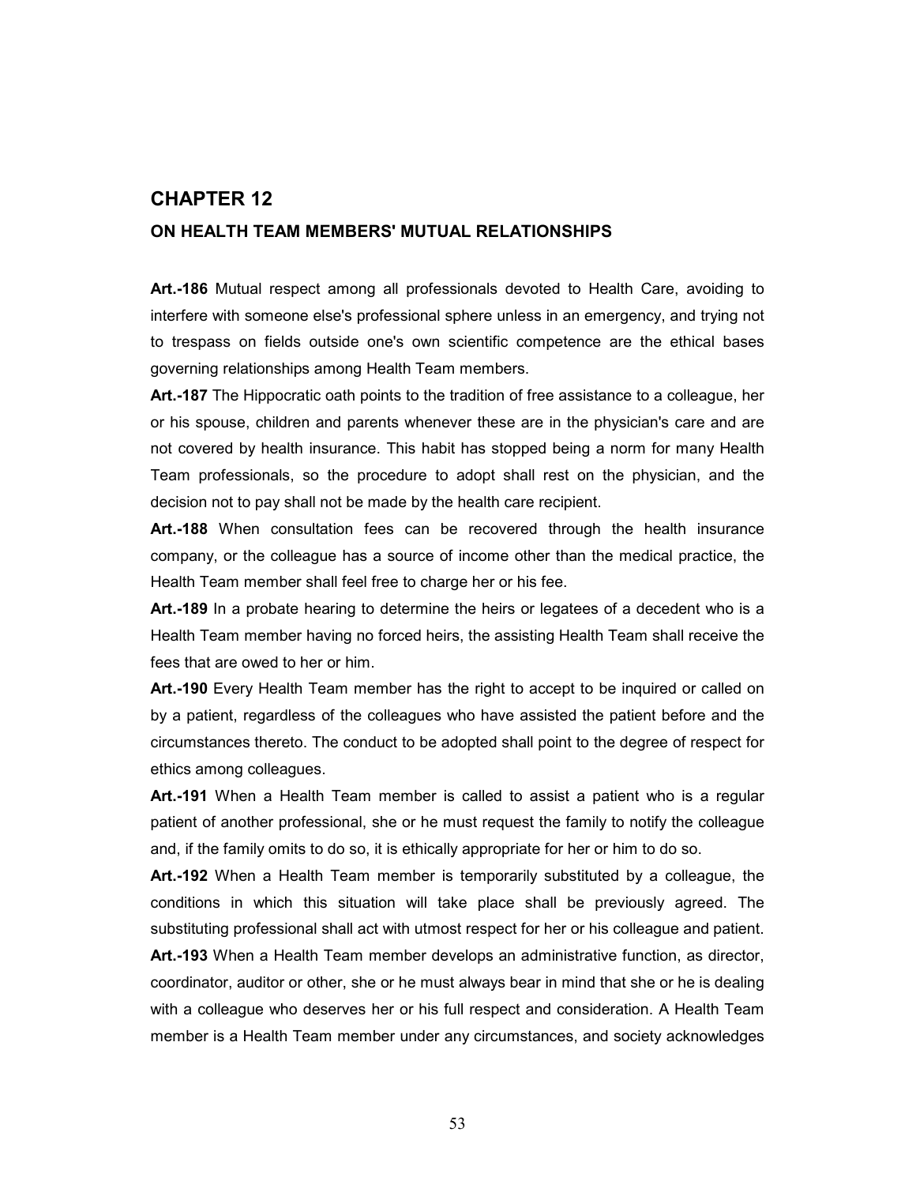## CHAPTER 12

### ON HEALTH TEAM MEMBERS' MUTUAL RELATIONSHIPS

**Art.-186** Mutual respect among all professionals devoted to Health Care, avoiding to interfere with someone else's professional sphere unless in an emergency, and trying not to trespass on fields outside one's own scientific competence are the ethical bases governing relationships among Health Team members.

**Art.-187** The Hippocratic oath points to the tradition of free assistance to a colleague, her or his spouse, children and parents whenever these are in the physician's care and are not covered by health insurance. This habit has stopped being a norm for many Health Team professionals, so the procedure to adopt shall rest on the physician, and the decision not to pay shall not be made by the health care recipient.

**Art.-188** When consultation fees can be recovered through the health insurance company, or the colleague has a source of income other than the medical practice, the Health Team member shall feel free to charge her or his fee.

**Art.-189** In a probate hearing to determine the heirs or legatees of a decedent who is a Health Team member having no forced heirs, the assisting Health Team shall receive the fees that are owed to her or him.

**Art.-190** Every Health Team member has the right to accept to be inquired or called on by a patient, regardless of the colleagues who have assisted the patient before and the circumstances thereto. The conduct to be adopted shall point to the degree of respect for ethics among colleagues.

**Art.-191** When a Health Team member is called to assist a patient who is a regular patient of another professional, she or he must request the family to notify the colleague and, if the family omits to do so, it is ethically appropriate for her or him to do so.

**Art.-192** When a Health Team member is temporarily substituted by a colleague, the conditions in which this situation will take place shall be previously agreed. The substituting professional shall act with utmost respect for her or his colleague and patient.

**Art.-193** When a Health Team member develops an administrative function, as director, coordinator, auditor or other, she or he must always bear in mind that she or he is dealing with a colleague who deserves her or his full respect and consideration. A Health Team member is a Health Team member under any circumstances, and society acknowledges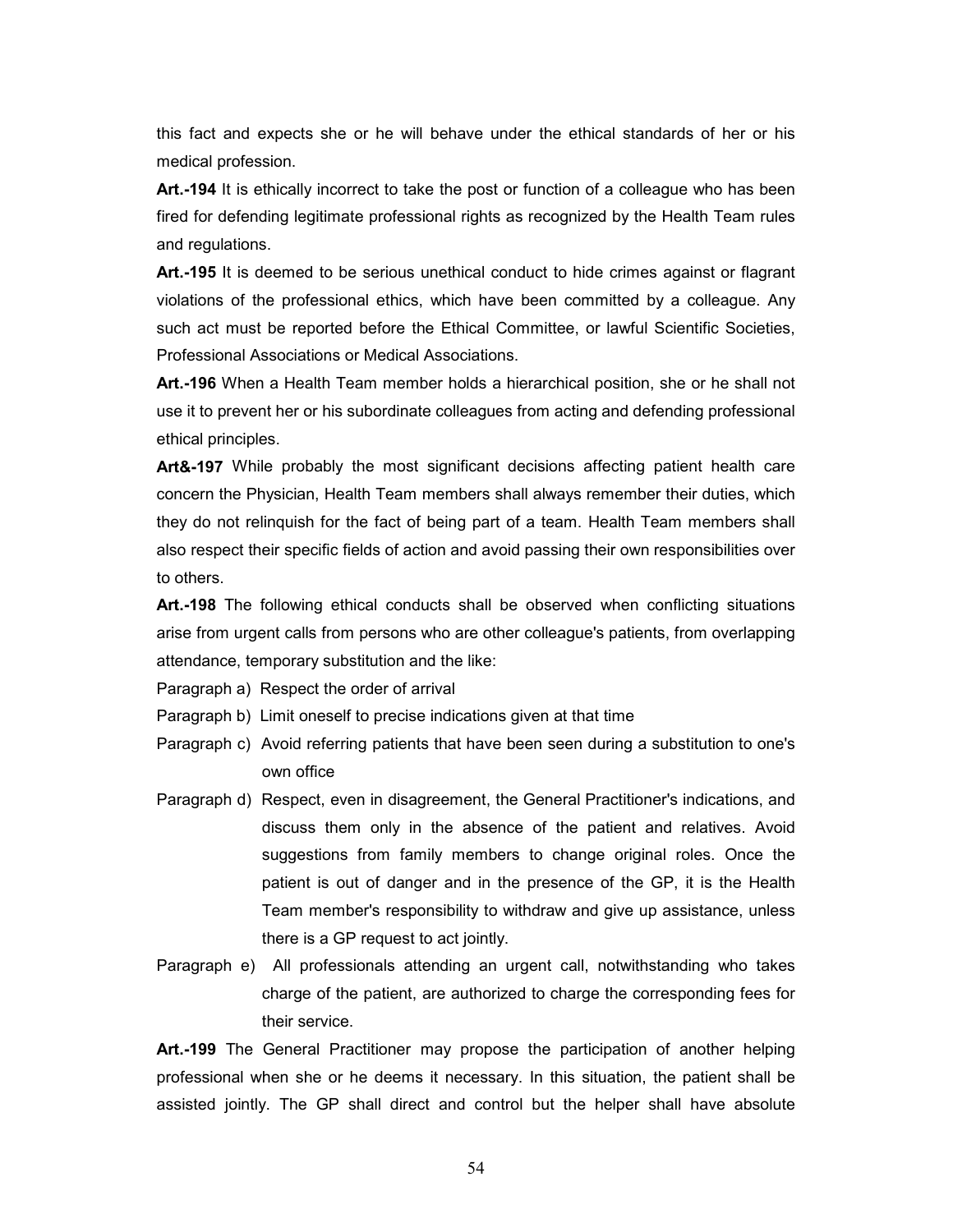this fact and expects she or he will behave under the ethical standards of her or his medical profession.

**Art.-194** It is ethically incorrect to take the post or function of a colleague who has been fired for defending legitimate professional rights as recognized by the Health Team rules and regulations.

**Art.-195** It is deemed to be serious unethical conduct to hide crimes against or flagrant violations of the professional ethics, which have been committed by a colleague. Any such act must be reported before the Ethical Committee, or lawful Scientific Societies, Professional Associations or Medical Associations.

**Art.-196** When a Health Team member holds a hierarchical position, she or he shall not use it to prevent her or his subordinate colleagues from acting and defending professional ethical principles.

**Art&-197** While probably the most significant decisions affecting patient health care concern the Physician, Health Team members shall always remember their duties, which they do not relinquish for the fact of being part of a team. Health Team members shall also respect their specific fields of action and avoid passing their own responsibilities over to others.

**Art.-198** The following ethical conducts shall be observed when conflicting situations arise from urgent calls from persons who are other colleague's patients, from overlapping attendance, temporary substitution and the like:

Paragraph a) Respect the order of arrival

Paragraph b) Limit oneself to precise indications given at that time

Paragraph c) Avoid referring patients that have been seen during a substitution to one's own office

Paragraph d) Respect, even in disagreement, the General Practitioner's indications, and discuss them only in the absence of the patient and relatives. Avoid suggestions from family members to change original roles. Once the patient is out of danger and in the presence of the GP, it is the Health Team member's responsibility to withdraw and give up assistance, unless there is a GP request to act jointly.

Paragraph e) All professionals attending an urgent call, notwithstanding who takes charge of the patient, are authorized to charge the corresponding fees for their service.

**Art.-199** The General Practitioner may propose the participation of another helping professional when she or he deems it necessary. In this situation, the patient shall be assisted jointly. The GP shall direct and control but the helper shall have absolute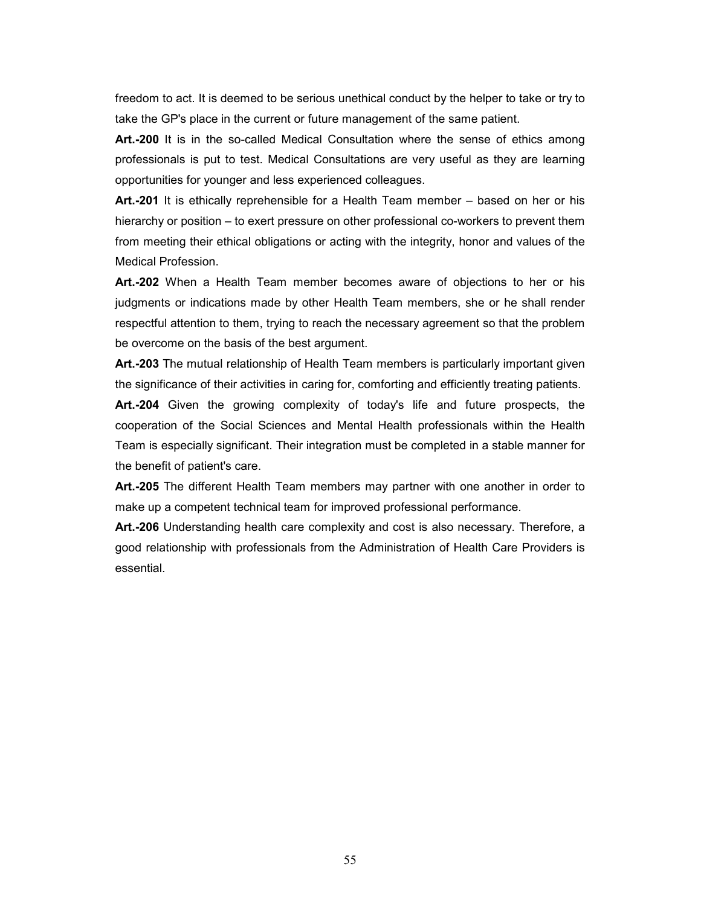freedom to act. It is deemed to be serious unethical conduct by the helper to take or try to take the GP's place in the current or future management of the same patient.

**Art.-200** It is in the so-called Medical Consultation where the sense of ethics among professionals is put to test. Medical Consultations are very useful as they are learning opportunities for younger and less experienced colleagues.

**Art.-201** It is ethically reprehensible for a Health Team member – based on her or his hierarchy or position – to exert pressure on other professional co-workers to prevent them from meeting their ethical obligations or acting with the integrity, honor and values of the Medical Profession.

**Art.-202** When a Health Team member becomes aware of objections to her or his judgments or indications made by other Health Team members, she or he shall render respectful attention to them, trying to reach the necessary agreement so that the problem be overcome on the basis of the best argument.

**Art.-203** The mutual relationship of Health Team members is particularly important given the significance of their activities in caring for, comforting and efficiently treating patients.

**Art.-204** Given the growing complexity of today's life and future prospects, the cooperation of the Social Sciences and Mental Health professionals within the Health Team is especially significant. Their integration must be completed in a stable manner for the benefit of patient's care.

**Art.-205** The different Health Team members may partner with one another in order to make up a competent technical team for improved professional performance.

**Art.-206** Understanding health care complexity and cost is also necessary. Therefore, a good relationship with professionals from the Administration of Health Care Providers is essential.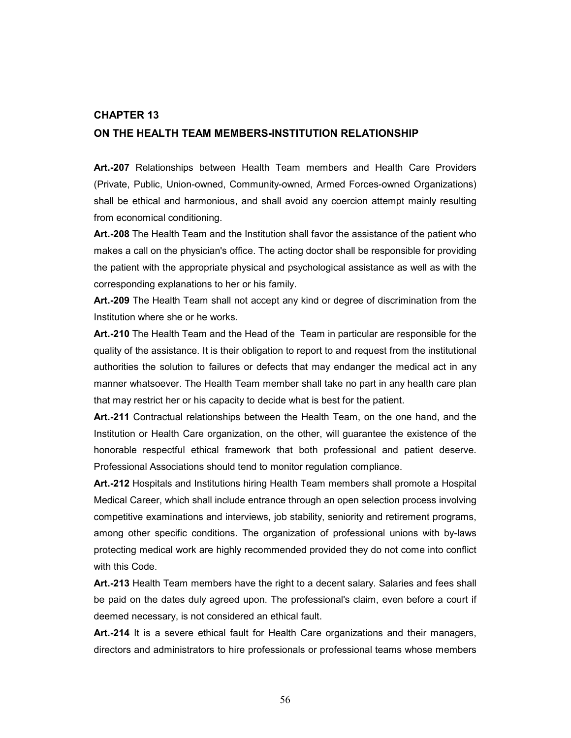## CHAPTER 13

## ON THE HEALTH TEAM MEMBERS-INSTITUTION RELATIONSHIP

**Art.-207** Relationships between Health Team members and Health Care Providers (Private, Public, Union-owned, Community-owned, Armed Forces-owned Organizations) shall be ethical and harmonious, and shall avoid any coercion attempt mainly resulting from economical conditioning.

**Art.-208** The Health Team and the Institution shall favor the assistance of the patient who makes a call on the physician's office. The acting doctor shall be responsible for providing the patient with the appropriate physical and psychological assistance as well as with the corresponding explanations to her or his family.

**Art.-209** The Health Team shall not accept any kind or degree of discrimination from the Institution where she or he works.

**Art.-210** The Health Team and the Head of the Team in particular are responsible for the quality of the assistance. It is their obligation to report to and request from the institutional authorities the solution to failures or defects that may endanger the medical act in any manner whatsoever. The Health Team member shall take no part in any health care plan that may restrict her or his capacity to decide what is best for the patient.

**Art.-211** Contractual relationships between the Health Team, on the one hand, and the Institution or Health Care organization, on the other, will guarantee the existence of the honorable respectful ethical framework that both professional and patient deserve. Professional Associations should tend to monitor regulation compliance.

**Art.-212** Hospitals and Institutions hiring Health Team members shall promote a Hospital Medical Career, which shall include entrance through an open selection process involving competitive examinations and interviews, job stability, seniority and retirement programs, among other specific conditions. The organization of professional unions with by-laws protecting medical work are highly recommended provided they do not come into conflict with this Code.

**Art.-213** Health Team members have the right to a decent salary. Salaries and fees shall be paid on the dates duly agreed upon. The professional's claim, even before a court if deemed necessary, is not considered an ethical fault.

**Art.-214** It is a severe ethical fault for Health Care organizations and their managers, directors and administrators to hire professionals or professional teams whose members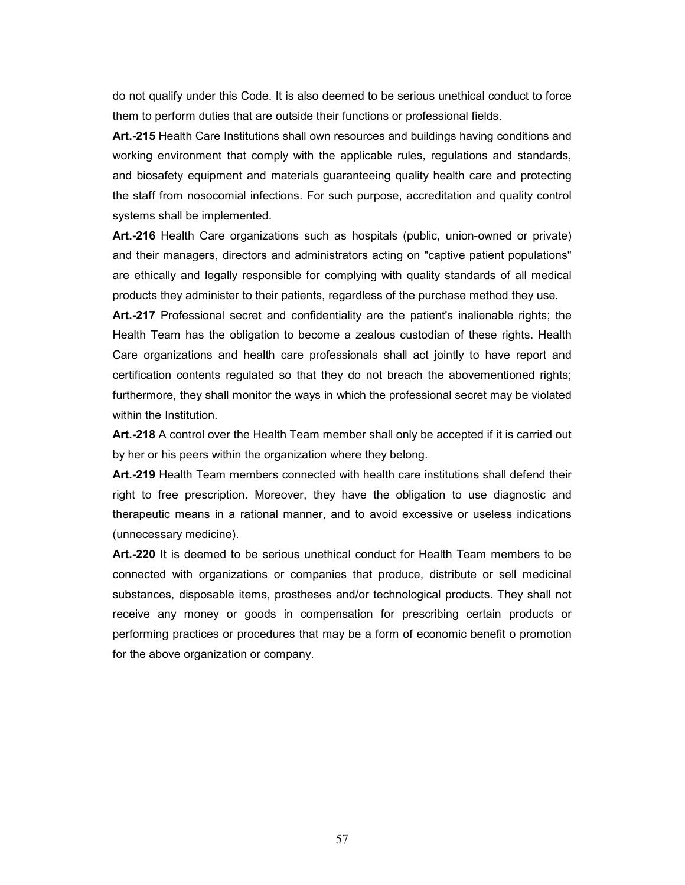do not qualify under this Code. It is also deemed to be serious unethical conduct to force them to perform duties that are outside their functions or professional fields.

**Art.-215** Health Care Institutions shall own resources and buildings having conditions and working environment that comply with the applicable rules, regulations and standards, and biosafety equipment and materials guaranteeing quality health care and protecting the staff from nosocomial infections. For such purpose, accreditation and quality control systems shall be implemented.

**Art.-216** Health Care organizations such as hospitals (public, union-owned or private) and their managers, directors and administrators acting on "captive patient populations" are ethically and legally responsible for complying with quality standards of all medical products they administer to their patients, regardless of the purchase method they use.

**Art.-217** Professional secret and confidentiality are the patient's inalienable rights; the Health Team has the obligation to become a zealous custodian of these rights. Health Care organizations and health care professionals shall act jointly to have report and certification contents regulated so that they do not breach the abovementioned rights; furthermore, they shall monitor the ways in which the professional secret may be violated within the Institution.

**Art.-218** A control over the Health Team member shall only be accepted if it is carried out by her or his peers within the organization where they belong.

**Art.-219** Health Team members connected with health care institutions shall defend their right to free prescription. Moreover, they have the obligation to use diagnostic and therapeutic means in a rational manner, and to avoid excessive or useless indications (unnecessary medicine).

**Art.-220** It is deemed to be serious unethical conduct for Health Team members to be connected with organizations or companies that produce, distribute or sell medicinal substances, disposable items, prostheses and/or technological products. They shall not receive any money or goods in compensation for prescribing certain products or performing practices or procedures that may be a form of economic benefit o promotion for the above organization or company.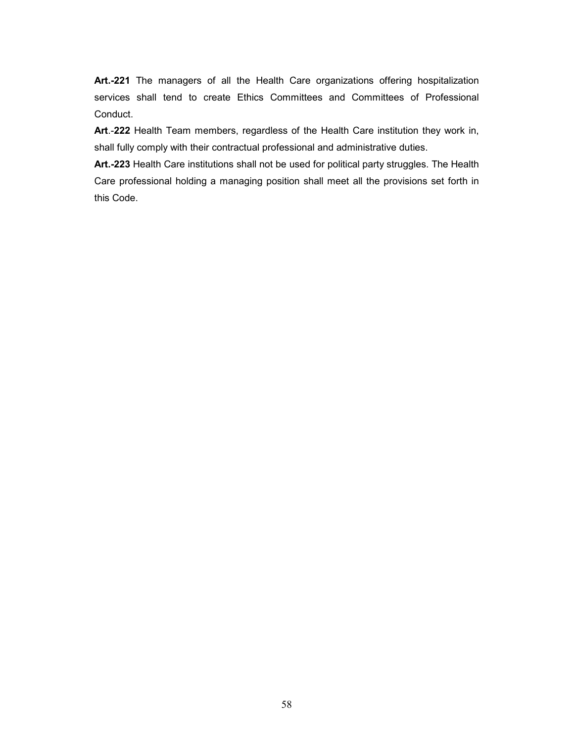**Art.-221** The managers of all the Health Care organizations offering hospitalization services shall tend to create Ethics Committees and Committees of Professional Conduct.

**Art**.-**222** Health Team members, regardless of the Health Care institution they work in, shall fully comply with their contractual professional and administrative duties.

**Art.-223** Health Care institutions shall not be used for political party struggles. The Health Care professional holding a managing position shall meet all the provisions set forth in this Code.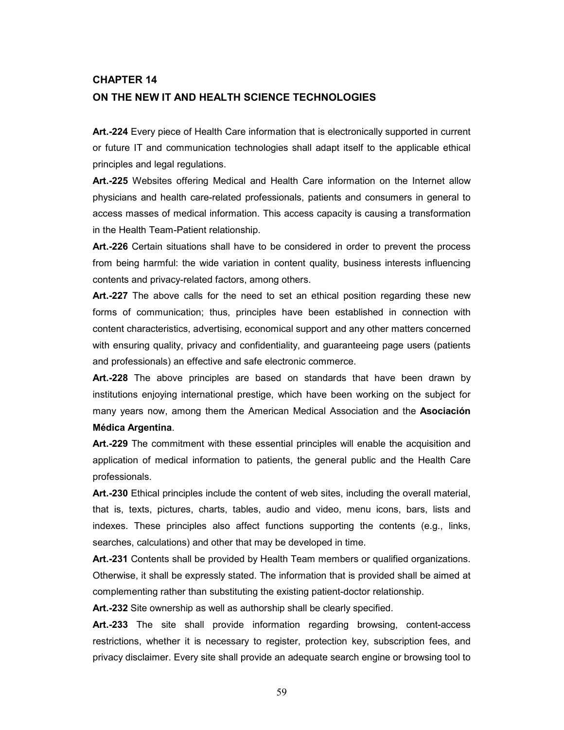## CHAPTER 14

## ON THE NEW IT AND HEALTH SCIENCE TECHNOLOGIES

**Art.-224** Every piece of Health Care information that is electronically supported in current or future IT and communication technologies shall adapt itself to the applicable ethical principles and legal regulations.

**Art.-225** Websites offering Medical and Health Care information on the Internet allow physicians and health care-related professionals, patients and consumers in general to access masses of medical information. This access capacity is causing a transformation in the Health Team-Patient relationship.

**Art.-226** Certain situations shall have to be considered in order to prevent the process from being harmful: the wide variation in content quality, business interests influencing contents and privacy-related factors, among others.

**Art.-227** The above calls for the need to set an ethical position regarding these new forms of communication; thus, principles have been established in connection with content characteristics, advertising, economical support and any other matters concerned with ensuring quality, privacy and confidentiality, and guaranteeing page users (patients and professionals) an effective and safe electronic commerce.

**Art.-228** The above principles are based on standards that have been drawn by institutions enjoying international prestige, which have been working on the subject for many years now, among them the American Medical Association and the **Asociación Médica Argentina**.

**Art.-229** The commitment with these essential principles will enable the acquisition and application of medical information to patients, the general public and the Health Care professionals.

**Art.-230** Ethical principles include the content of web sites, including the overall material, that is, texts, pictures, charts, tables, audio and video, menu icons, bars, lists and indexes. These principles also affect functions supporting the contents (e.g., links, searches, calculations) and other that may be developed in time.

**Art.-231** Contents shall be provided by Health Team members or qualified organizations. Otherwise, it shall be expressly stated. The information that is provided shall be aimed at complementing rather than substituting the existing patient-doctor relationship.

**Art.-232** Site ownership as well as authorship shall be clearly specified.

**Art.-233** The site shall provide information regarding browsing, content-access restrictions, whether it is necessary to register, protection key, subscription fees, and privacy disclaimer. Every site shall provide an adequate search engine or browsing tool to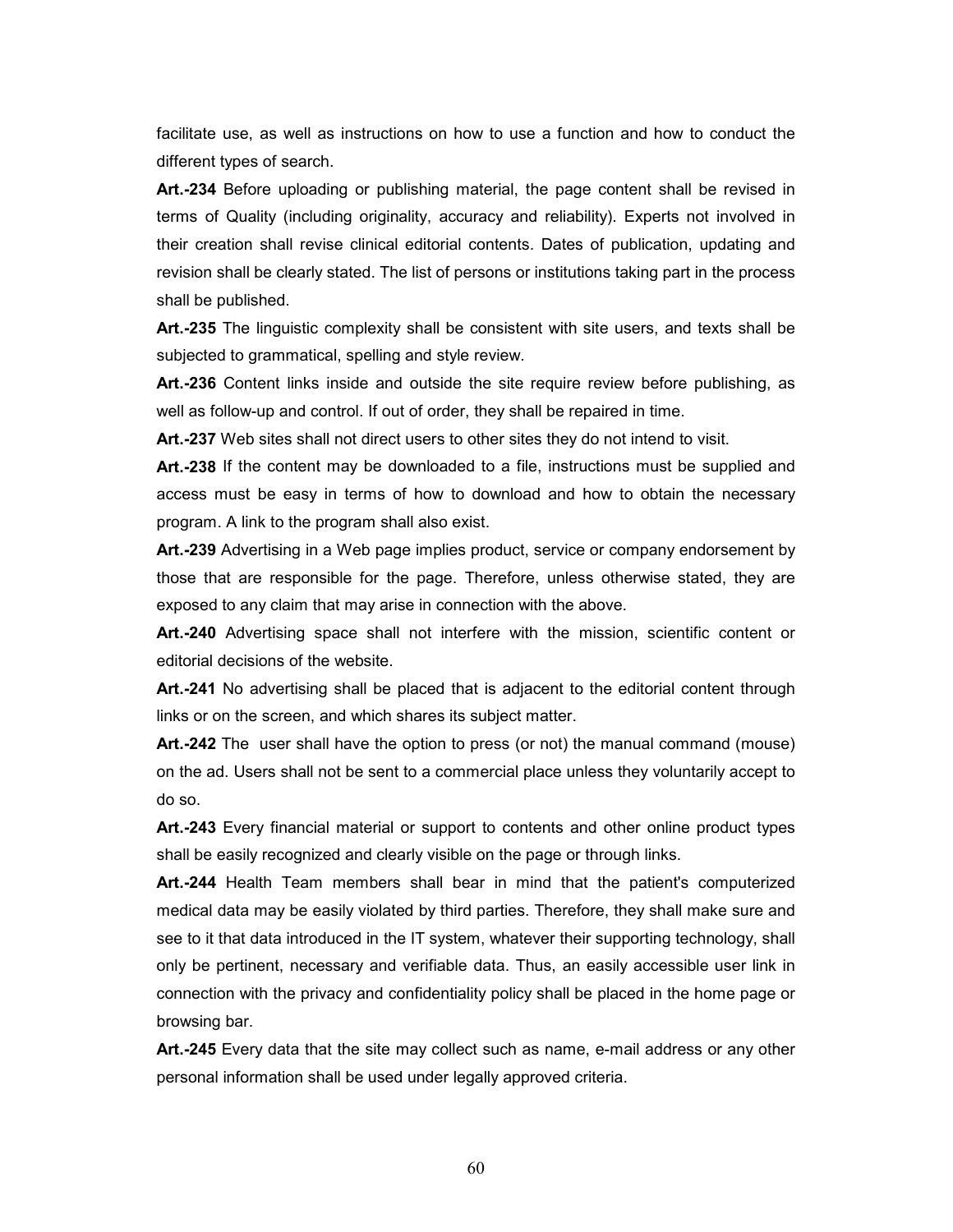facilitate use, as well as instructions on how to use a function and how to conduct the different types of search.

**Art.-234** Before uploading or publishing material, the page content shall be revised in terms of Quality (including originality, accuracy and reliability). Experts not involved in their creation shall revise clinical editorial contents. Dates of publication, updating and revision shall be clearly stated. The list of persons or institutions taking part in the process shall be published.

**Art.-235** The linguistic complexity shall be consistent with site users, and texts shall be subjected to grammatical, spelling and style review.

**Art.-236** Content links inside and outside the site require review before publishing, as well as follow-up and control. If out of order, they shall be repaired in time.

**Art.-237** Web sites shall not direct users to other sites they do not intend to visit.

**Art.-238** If the content may be downloaded to a file, instructions must be supplied and access must be easy in terms of how to download and how to obtain the necessary program. A link to the program shall also exist.

**Art.-239** Advertising in a Web page implies product, service or company endorsement by those that are responsible for the page. Therefore, unless otherwise stated, they are exposed to any claim that may arise in connection with the above.

**Art.-240** Advertising space shall not interfere with the mission, scientific content or editorial decisions of the website.

**Art.-241** No advertising shall be placed that is adjacent to the editorial content through links or on the screen, and which shares its subject matter.

**Art.-242** The user shall have the option to press (or not) the manual command (mouse) on the ad. Users shall not be sent to a commercial place unless they voluntarily accept to do so.

**Art.-243** Every financial material or support to contents and other online product types shall be easily recognized and clearly visible on the page or through links.

**Art.-244** Health Team members shall bear in mind that the patient's computerized medical data may be easily violated by third parties. Therefore, they shall make sure and see to it that data introduced in the IT system, whatever their supporting technology, shall only be pertinent, necessary and verifiable data. Thus, an easily accessible user link in connection with the privacy and confidentiality policy shall be placed in the home page or browsing bar.

**Art.-245** Every data that the site may collect such as name, e-mail address or any other personal information shall be used under legally approved criteria.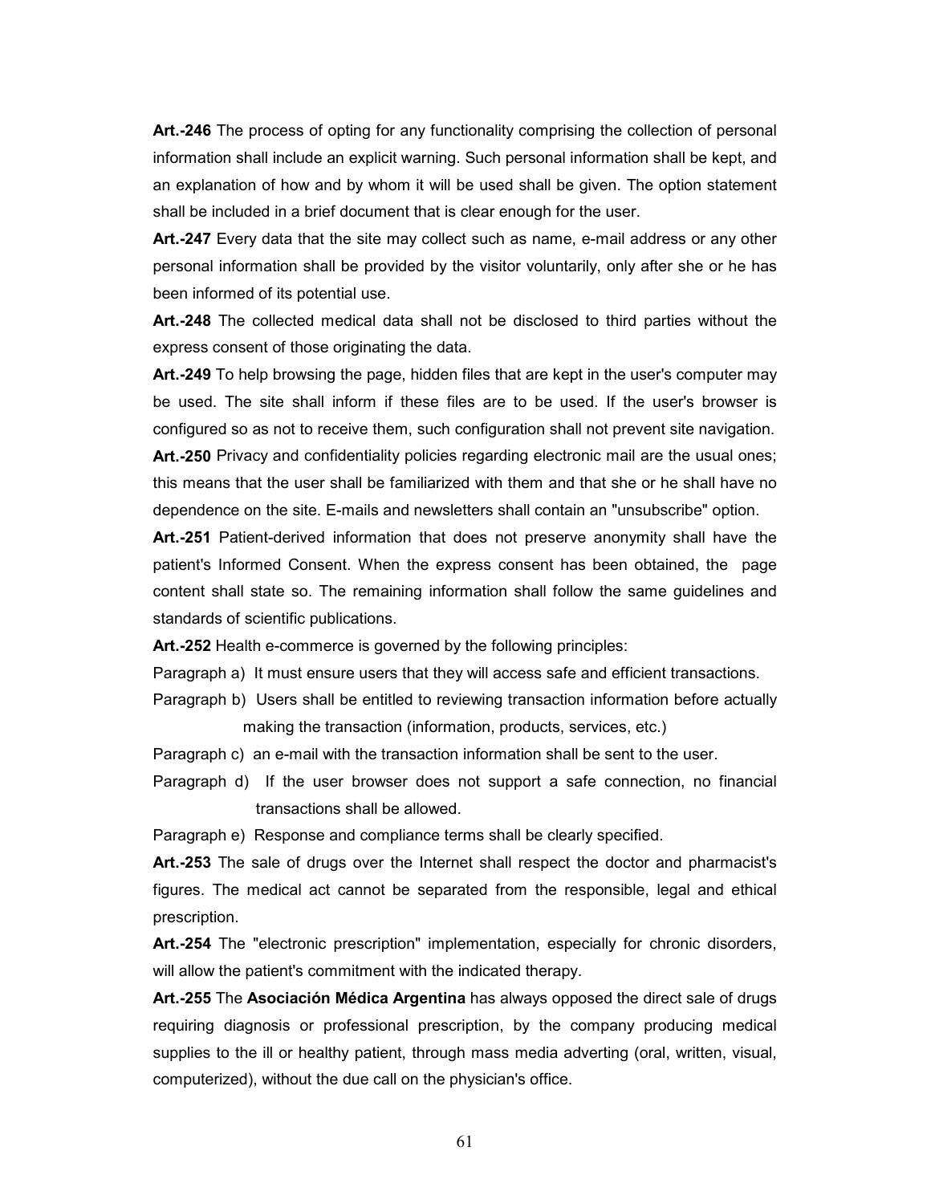**Art.-246** The process of opting for any functionality comprising the collection of personal information shall include an explicit warning. Such personal information shall be kept, and an explanation of how and by whom it will be used shall be given. The option statement shall be included in a brief document that is clear enough for the user.

**Art.-247** Every data that the site may collect such as name, e-mail address or any other personal information shall be provided by the visitor voluntarily, only after she or he has been informed of its potential use.

**Art.-248** The collected medical data shall not be disclosed to third parties without the express consent of those originating the data.

**Art.-249** To help browsing the page, hidden files that are kept in the user's computer may be used. The site shall inform if these files are to be used. If the user's browser is configured so as not to receive them, such configuration shall not prevent site navigation.

**Art.-250** Privacy and confidentiality policies regarding electronic mail are the usual ones; this means that the user shall be familiarized with them and that she or he shall have no dependence on the site. E-mails and newsletters shall contain an "unsubscribe" option.

**Art.-251** Patient-derived information that does not preserve anonymity shall have the patient's Informed Consent. When the express consent has been obtained, the page content shall state so. The remaining information shall follow the same guidelines and standards of scientific publications.

**Art.-252** Health e-commerce is governed by the following principles:

Paragraph a) It must ensure users that they will access safe and efficient transactions.

Paragraph b) Users shall be entitled to reviewing transaction information before actually making the transaction (information, products, services, etc.)

Paragraph c) an e-mail with the transaction information shall be sent to the user.

Paragraph d) If the user browser does not support a safe connection, no financial transactions shall be allowed.

Paragraph e) Response and compliance terms shall be clearly specified.

**Art.-253** The sale of drugs over the Internet shall respect the doctor and pharmacist's figures. The medical act cannot be separated from the responsible, legal and ethical prescription.

**Art.-254** The "electronic prescription" implementation, especially for chronic disorders, will allow the patient's commitment with the indicated therapy.

**Art.-255** The **Asociación Médica Argentina** has always opposed the direct sale of drugs requiring diagnosis or professional prescription, by the company producing medical supplies to the ill or healthy patient, through mass media adverting (oral, written, visual, computerized), without the due call on the physician's office.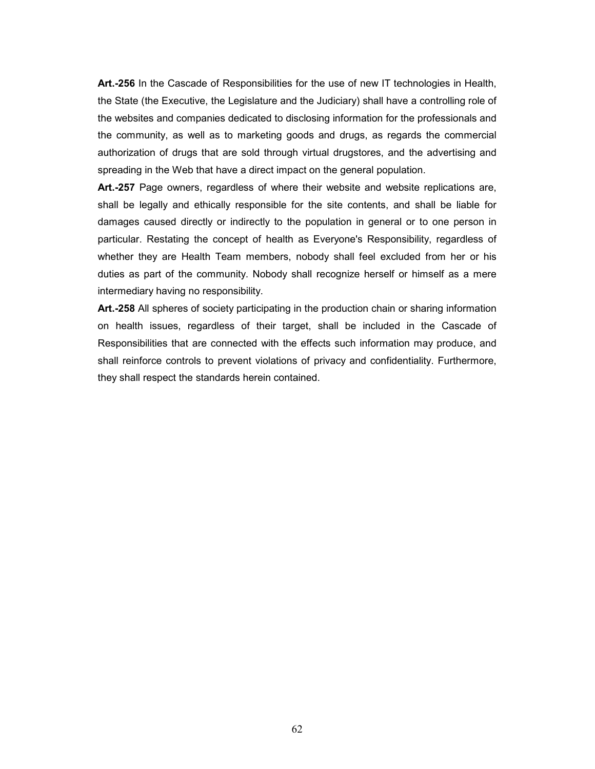**Art.-256** In the Cascade of Responsibilities for the use of new IT technologies in Health, the State (the Executive, the Legislature and the Judiciary) shall have a controlling role of the websites and companies dedicated to disclosing information for the professionals and the community, as well as to marketing goods and drugs, as regards the commercial authorization of drugs that are sold through virtual drugstores, and the advertising and spreading in the Web that have a direct impact on the general population.

**Art.-257** Page owners, regardless of where their website and website replications are, shall be legally and ethically responsible for the site contents, and shall be liable for damages caused directly or indirectly to the population in general or to one person in particular. Restating the concept of health as Everyone's Responsibility, regardless of whether they are Health Team members, nobody shall feel excluded from her or his duties as part of the community. Nobody shall recognize herself or himself as a mere intermediary having no responsibility.

**Art.-258** All spheres of society participating in the production chain or sharing information on health issues, regardless of their target, shall be included in the Cascade of Responsibilities that are connected with the effects such information may produce, and shall reinforce controls to prevent violations of privacy and confidentiality. Furthermore, they shall respect the standards herein contained.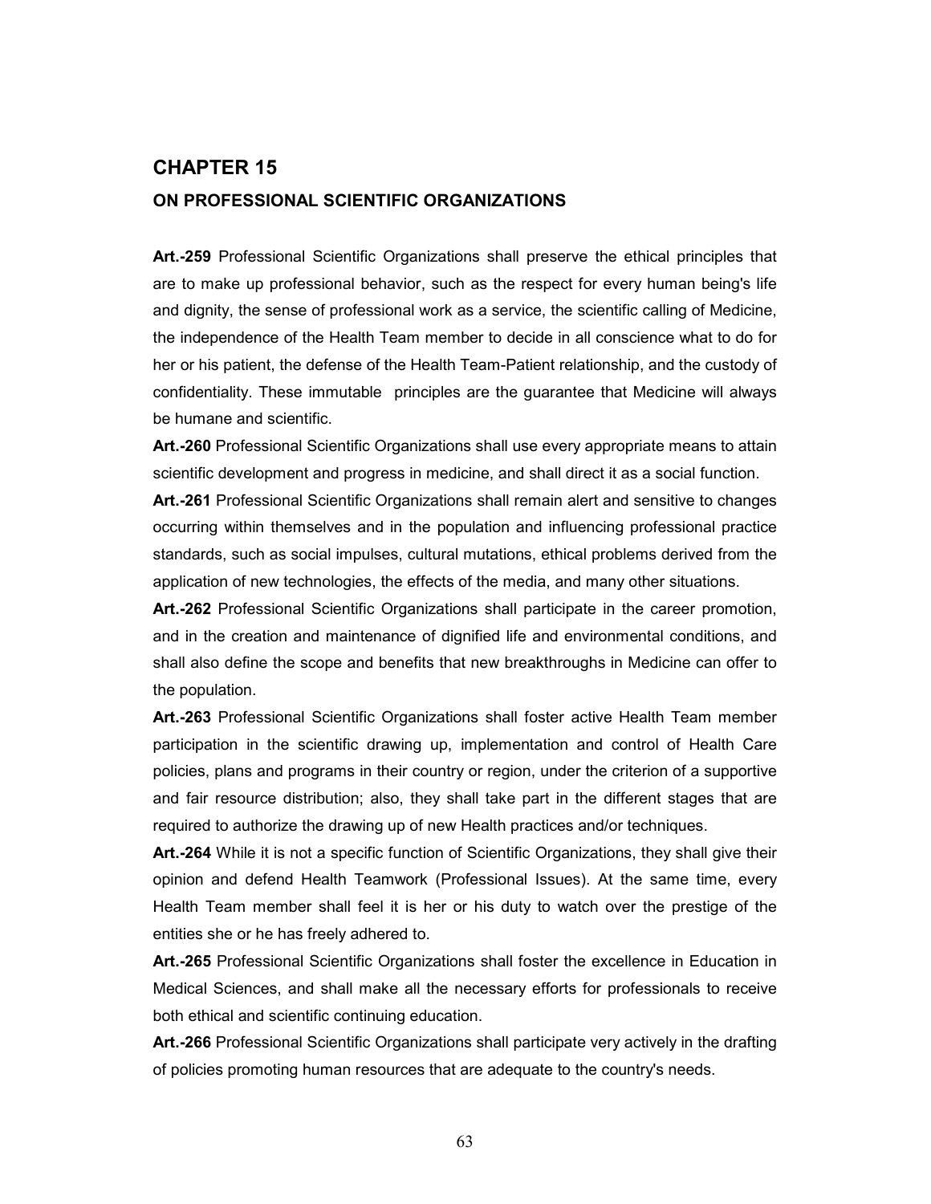# CHAPTER 15

## ON PROFESSIONAL SCIENTIFIC ORGANIZATIONS

**Art.-259** Professional Scientific Organizations shall preserve the ethical principles that are to make up professional behavior, such as the respect for every human being's life and dignity, the sense of professional work as a service, the scientific calling of Medicine, the independence of the Health Team member to decide in all conscience what to do for her or his patient, the defense of the Health Team-Patient relationship, and the custody of confidentiality. These immutable principles are the guarantee that Medicine will always be humane and scientific.

**Art.-260** Professional Scientific Organizations shall use every appropriate means to attain scientific development and progress in medicine, and shall direct it as a social function.

**Art.-261** Professional Scientific Organizations shall remain alert and sensitive to changes occurring within themselves and in the population and influencing professional practice standards, such as social impulses, cultural mutations, ethical problems derived from the application of new technologies, the effects of the media, and many other situations.

**Art.-262** Professional Scientific Organizations shall participate in the career promotion, and in the creation and maintenance of dignified life and environmental conditions, and shall also define the scope and benefits that new breakthroughs in Medicine can offer to the population.

**Art.-263** Professional Scientific Organizations shall foster active Health Team member participation in the scientific drawing up, implementation and control of Health Care policies, plans and programs in their country or region, under the criterion of a supportive and fair resource distribution; also, they shall take part in the different stages that are required to authorize the drawing up of new Health practices and/or techniques.

**Art.-264** While it is not a specific function of Scientific Organizations, they shall give their opinion and defend Health Teamwork (Professional Issues). At the same time, every Health Team member shall feel it is her or his duty to watch over the prestige of the entities she or he has freely adhered to.

**Art.-265** Professional Scientific Organizations shall foster the excellence in Education in Medical Sciences, and shall make all the necessary efforts for professionals to receive both ethical and scientific continuing education.

**Art.-266** Professional Scientific Organizations shall participate very actively in the drafting of policies promoting human resources that are adequate to the country's needs.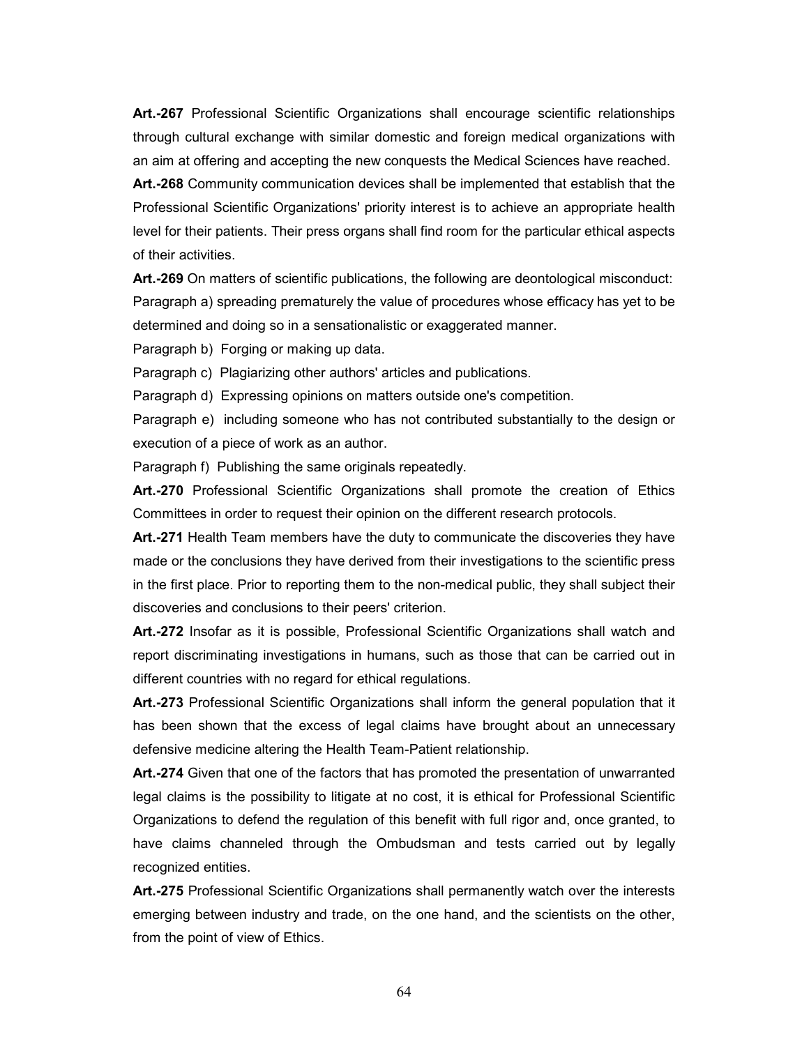**Art.-267** Professional Scientific Organizations shall encourage scientific relationships through cultural exchange with similar domestic and foreign medical organizations with an aim at offering and accepting the new conquests the Medical Sciences have reached.

**Art.-268** Community communication devices shall be implemented that establish that the Professional Scientific Organizations' priority interest is to achieve an appropriate health level for their patients. Their press organs shall find room for the particular ethical aspects of their activities.

**Art.-269** On matters of scientific publications, the following are deontological misconduct:

Paragraph a) spreading prematurely the value of procedures whose efficacy has yet to be determined and doing so in a sensationalistic or exaggerated manner.

Paragraph b) Forging or making up data.

Paragraph c) Plagiarizing other authors' articles and publications.

Paragraph d) Expressing opinions on matters outside one's competition.

Paragraph e) including someone who has not contributed substantially to the design or execution of a piece of work as an author.

Paragraph f) Publishing the same originals repeatedly.

**Art.-270** Professional Scientific Organizations shall promote the creation of Ethics Committees in order to request their opinion on the different research protocols.

**Art.-271** Health Team members have the duty to communicate the discoveries they have made or the conclusions they have derived from their investigations to the scientific press in the first place. Prior to reporting them to the non-medical public, they shall subject their discoveries and conclusions to their peers' criterion.

**Art.-272** Insofar as it is possible, Professional Scientific Organizations shall watch and report discriminating investigations in humans, such as those that can be carried out in different countries with no regard for ethical regulations.

**Art.-273** Professional Scientific Organizations shall inform the general population that it has been shown that the excess of legal claims have brought about an unnecessary defensive medicine altering the Health Team-Patient relationship.

**Art.-274** Given that one of the factors that has promoted the presentation of unwarranted legal claims is the possibility to litigate at no cost, it is ethical for Professional Scientific Organizations to defend the regulation of this benefit with full rigor and, once granted, to have claims channeled through the Ombudsman and tests carried out by legally recognized entities.

**Art.-275** Professional Scientific Organizations shall permanently watch over the interests emerging between industry and trade, on the one hand, and the scientists on the other, from the point of view of Ethics.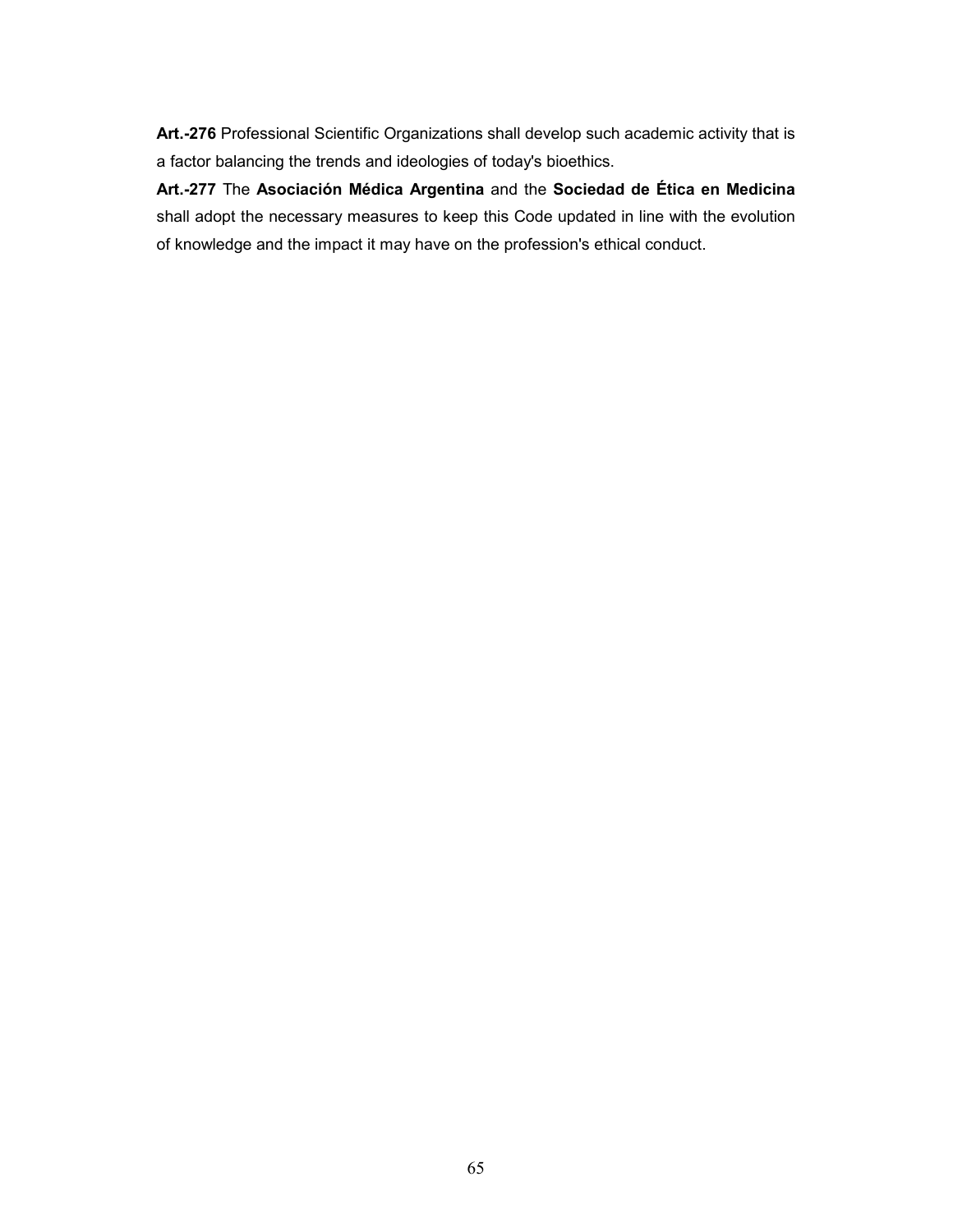**Art.-276** Professional Scientific Organizations shall develop such academic activity that is a factor balancing the trends and ideologies of today's bioethics.

**Art.-277** The **Asociación Médica Argentina** and the **Sociedad de Ética en Medicina** shall adopt the necessary measures to keep this Code updated in line with the evolution of knowledge and the impact it may have on the profession's ethical conduct.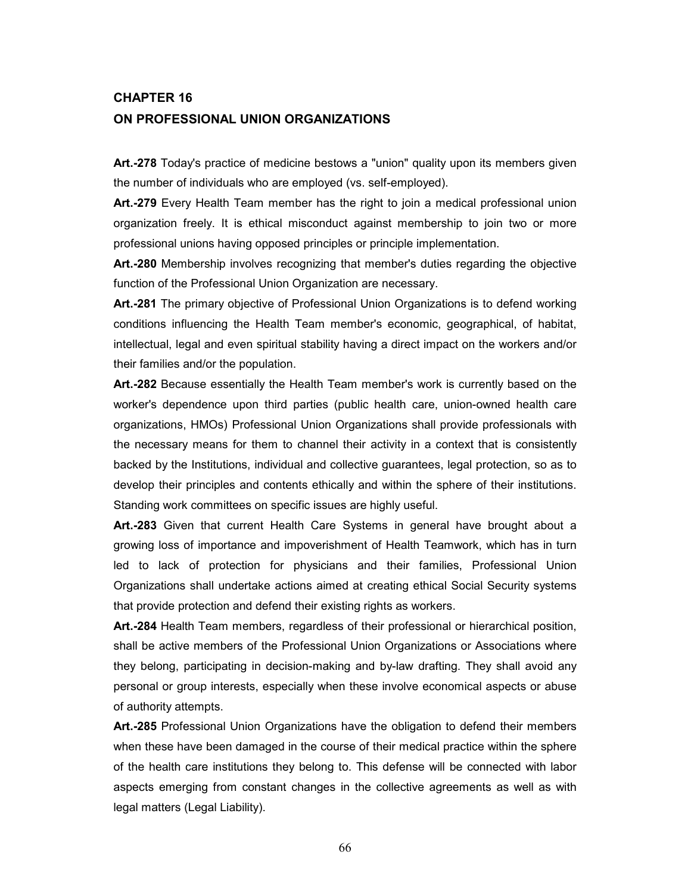## CHAPTER 16
## ON PROFESSIONAL UNION ORGANIZATIONS

**Art.-278** Today's practice of medicine bestows a "union" quality upon its members given the number of individuals who are employed (vs. self-employed).

**Art.-279** Every Health Team member has the right to join a medical professional union organization freely. It is ethical misconduct against membership to join two or more professional unions having opposed principles or principle implementation.

**Art.-280** Membership involves recognizing that member's duties regarding the objective function of the Professional Union Organization are necessary.

**Art.-281** The primary objective of Professional Union Organizations is to defend working conditions influencing the Health Team member's economic, geographical, of habitat, intellectual, legal and even spiritual stability having a direct impact on the workers and/or their families and/or the population.

**Art.-282** Because essentially the Health Team member's work is currently based on the worker's dependence upon third parties (public health care, union-owned health care organizations, HMOs) Professional Union Organizations shall provide professionals with the necessary means for them to channel their activity in a context that is consistently backed by the Institutions, individual and collective guarantees, legal protection, so as to develop their principles and contents ethically and within the sphere of their institutions. Standing work committees on specific issues are highly useful.

**Art.-283** Given that current Health Care Systems in general have brought about a growing loss of importance and impoverishment of Health Teamwork, which has in turn led to lack of protection for physicians and their families, Professional Union Organizations shall undertake actions aimed at creating ethical Social Security systems that provide protection and defend their existing rights as workers.

**Art.-284** Health Team members, regardless of their professional or hierarchical position, shall be active members of the Professional Union Organizations or Associations where they belong, participating in decision-making and by-law drafting. They shall avoid any personal or group interests, especially when these involve economical aspects or abuse of authority attempts.

**Art.-285** Professional Union Organizations have the obligation to defend their members when these have been damaged in the course of their medical practice within the sphere of the health care institutions they belong to. This defense will be connected with labor aspects emerging from constant changes in the collective agreements as well as with legal matters (Legal Liability).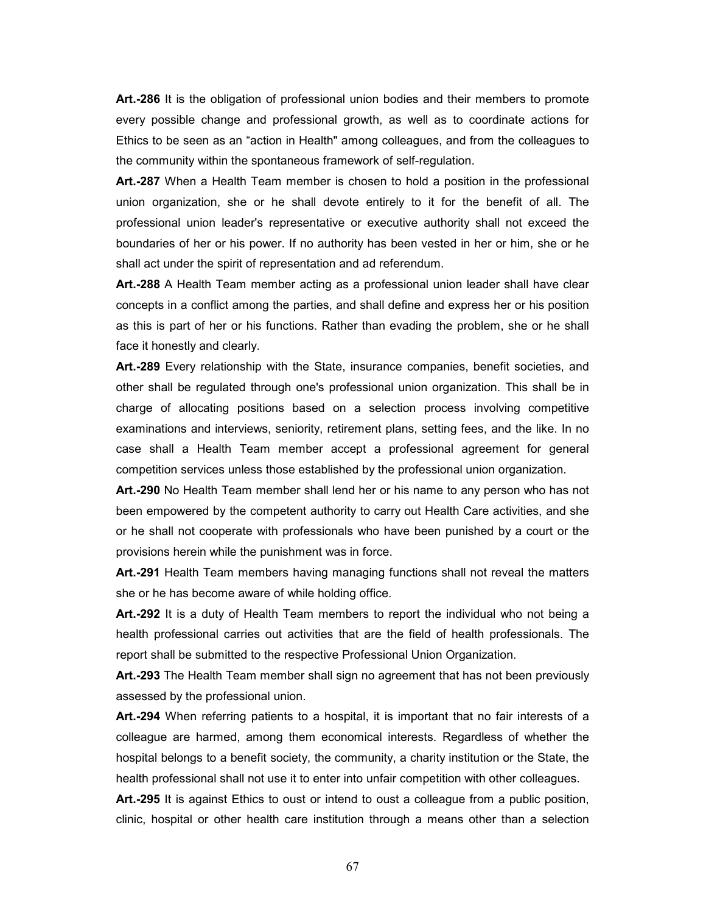**Art.-286** It is the obligation of professional union bodies and their members to promote every possible change and professional growth, as well as to coordinate actions for Ethics to be seen as an "action in Health" among colleagues, and from the colleagues to the community within the spontaneous framework of self-regulation.

**Art.-287** When a Health Team member is chosen to hold a position in the professional union organization, she or he shall devote entirely to it for the benefit of all. The professional union leader's representative or executive authority shall not exceed the boundaries of her or his power. If no authority has been vested in her or him, she or he shall act under the spirit of representation and ad referendum.

**Art.-288** A Health Team member acting as a professional union leader shall have clear concepts in a conflict among the parties, and shall define and express her or his position as this is part of her or his functions. Rather than evading the problem, she or he shall face it honestly and clearly.

**Art.-289** Every relationship with the State, insurance companies, benefit societies, and other shall be regulated through one's professional union organization. This shall be in charge of allocating positions based on a selection process involving competitive examinations and interviews, seniority, retirement plans, setting fees, and the like. In no case shall a Health Team member accept a professional agreement for general competition services unless those established by the professional union organization.

**Art.-290** No Health Team member shall lend her or his name to any person who has not been empowered by the competent authority to carry out Health Care activities, and she or he shall not cooperate with professionals who have been punished by a court or the provisions herein while the punishment was in force.

**Art.-291** Health Team members having managing functions shall not reveal the matters she or he has become aware of while holding office.

**Art.-292** It is a duty of Health Team members to report the individual who not being a health professional carries out activities that are the field of health professionals. The report shall be submitted to the respective Professional Union Organization.

**Art.-293** The Health Team member shall sign no agreement that has not been previously assessed by the professional union.

**Art.-294** When referring patients to a hospital, it is important that no fair interests of a colleague are harmed, among them economical interests. Regardless of whether the hospital belongs to a benefit society, the community, a charity institution or the State, the health professional shall not use it to enter into unfair competition with other colleagues.

**Art.-295** It is against Ethics to oust or intend to oust a colleague from a public position, clinic, hospital or other health care institution through a means other than a selection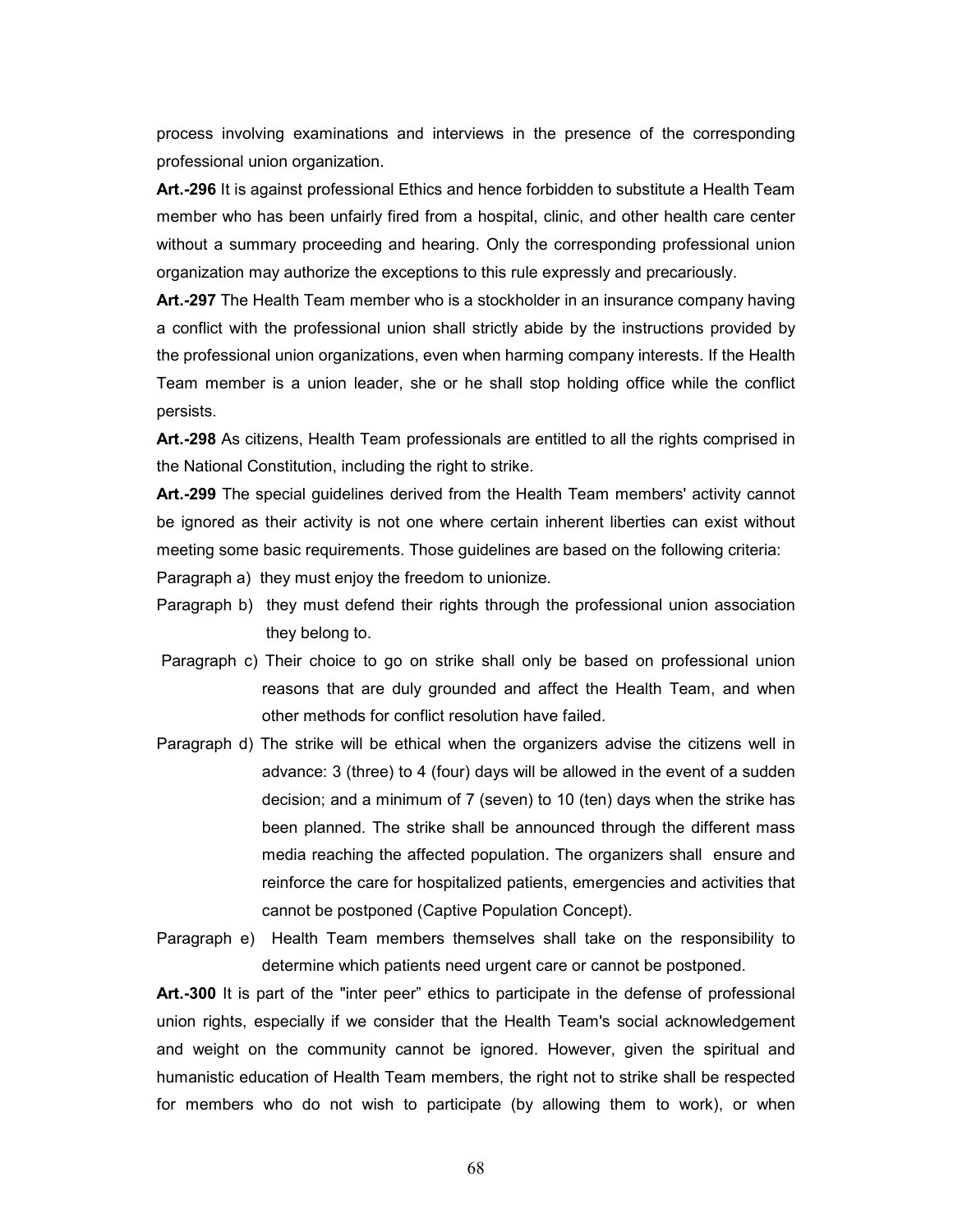process involving examinations and interviews in the presence of the corresponding professional union organization.

**Art.-296** It is against professional Ethics and hence forbidden to substitute a Health Team member who has been unfairly fired from a hospital, clinic, and other health care center without a summary proceeding and hearing. Only the corresponding professional union organization may authorize the exceptions to this rule expressly and precariously.

**Art.-297** The Health Team member who is a stockholder in an insurance company having a conflict with the professional union shall strictly abide by the instructions provided by the professional union organizations, even when harming company interests. If the Health Team member is a union leader, she or he shall stop holding office while the conflict persists.

**Art.-298** As citizens, Health Team professionals are entitled to all the rights comprised in the National Constitution, including the right to strike.

**Art.-299** The special guidelines derived from the Health Team members' activity cannot be ignored as their activity is not one where certain inherent liberties can exist without meeting some basic requirements. Those guidelines are based on the following criteria:

Paragraph a) they must enjoy the freedom to unionize.

Paragraph b) they must defend their rights through the professional union association they belong to.

Paragraph c) Their choice to go on strike shall only be based on professional union reasons that are duly grounded and affect the Health Team, and when other methods for conflict resolution have failed.

Paragraph d) The strike will be ethical when the organizers advise the citizens well in advance: 3 (three) to 4 (four) days will be allowed in the event of a sudden decision; and a minimum of 7 (seven) to 10 (ten) days when the strike has been planned. The strike shall be announced through the different mass media reaching the affected population. The organizers shall ensure and reinforce the care for hospitalized patients, emergencies and activities that cannot be postponed (Captive Population Concept).

Paragraph e) Health Team members themselves shall take on the responsibility to determine which patients need urgent care or cannot be postponed.

**Art.-300** It is part of the "inter peer" ethics to participate in the defense of professional union rights, especially if we consider that the Health Team's social acknowledgement and weight on the community cannot be ignored. However, given the spiritual and humanistic education of Health Team members, the right not to strike shall be respected for members who do not wish to participate (by allowing them to work), or when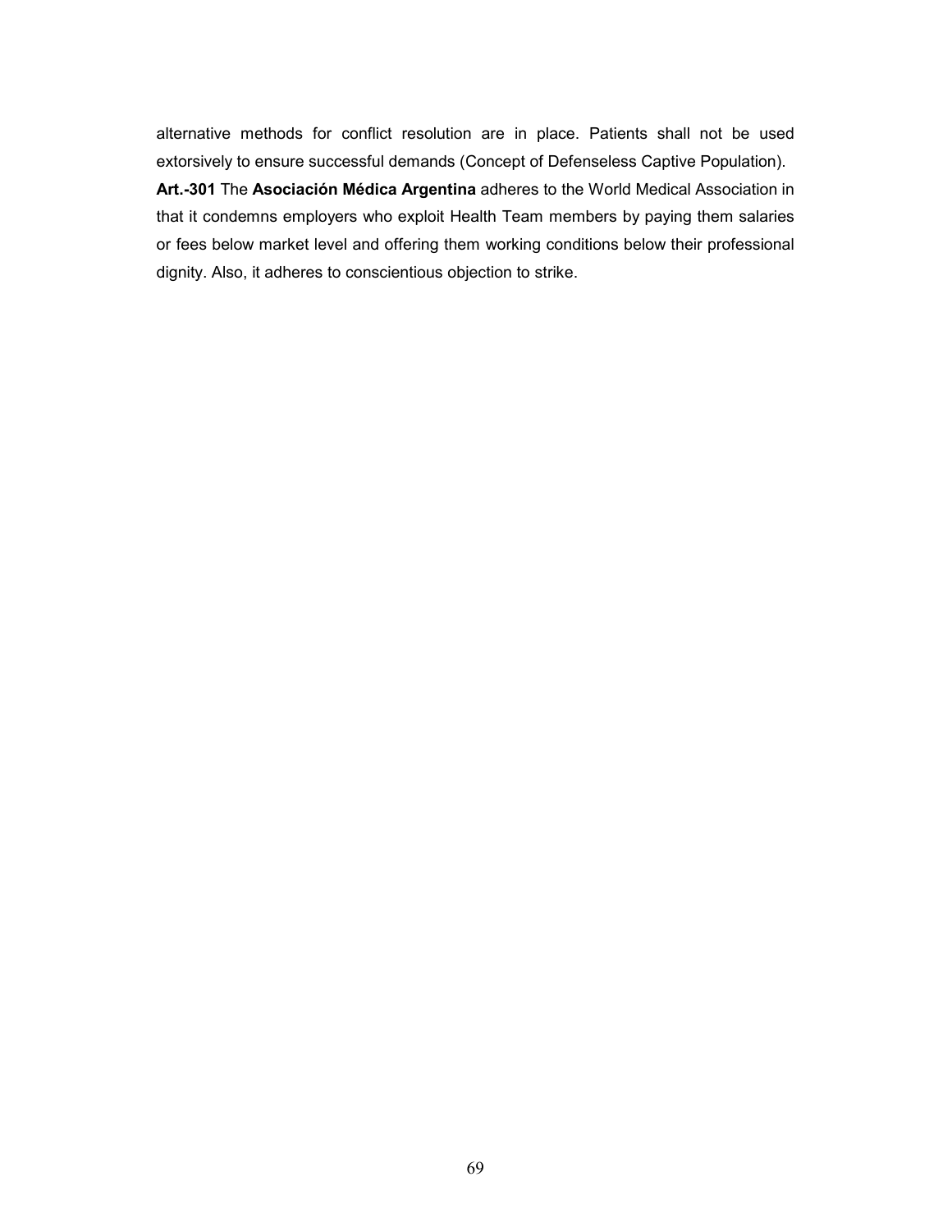alternative methods for conflict resolution are in place. Patients shall not be used extorsively to ensure successful demands (Concept of Defenseless Captive Population).

**Art.-301** The **Asociación Médica Argentina** adheres to the World Medical Association in that it condemns employers who exploit Health Team members by paying them salaries or fees below market level and offering them working conditions below their professional dignity. Also, it adheres to conscientious objection to strike.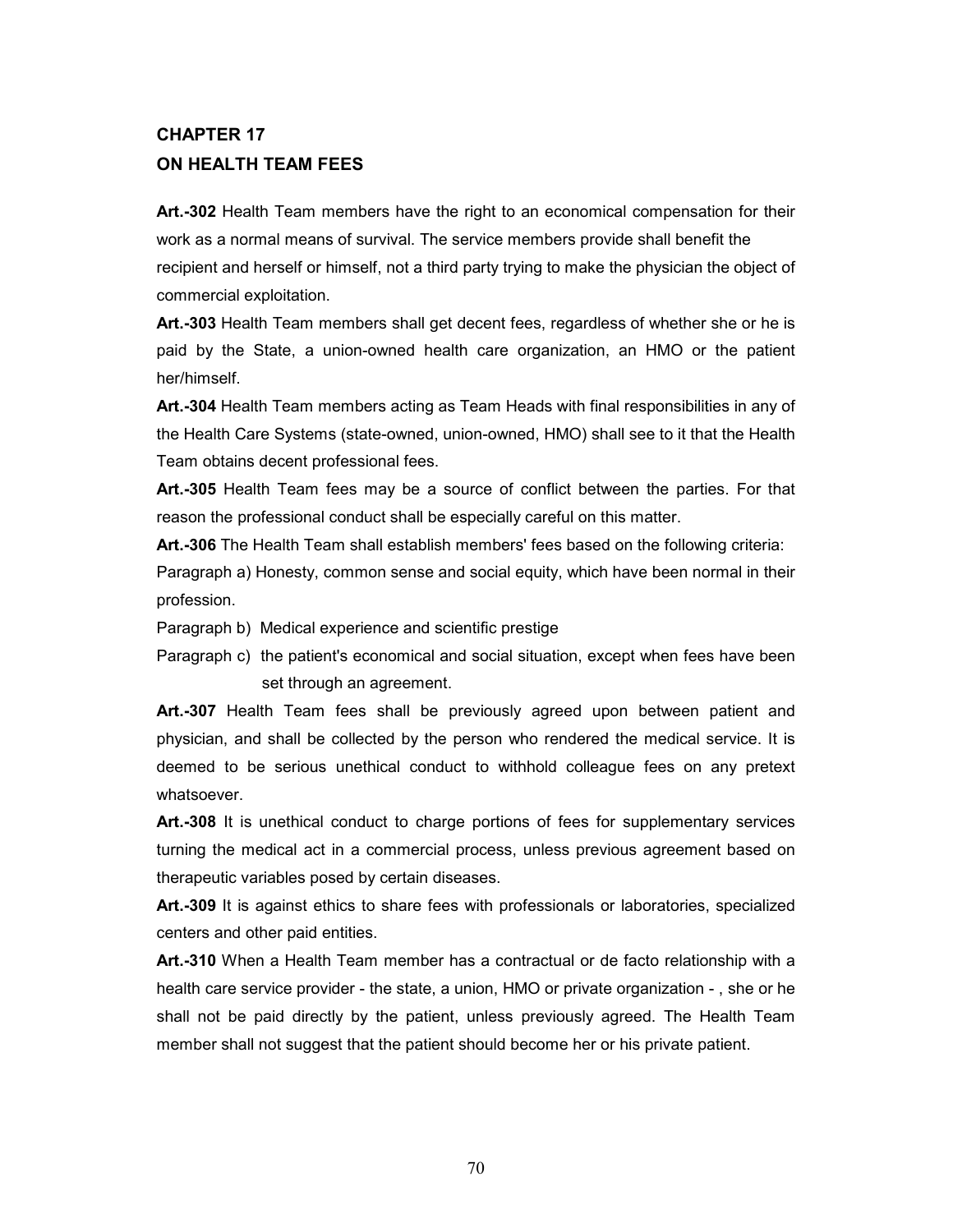## CHAPTER 17
## ON HEALTH TEAM FEES

**Art.-302** Health Team members have the right to an economical compensation for their work as a normal means of survival. The service members provide shall benefit the recipient and herself or himself, not a third party trying to make the physician the object of commercial exploitation.

**Art.-303** Health Team members shall get decent fees, regardless of whether she or he is paid by the State, a union-owned health care organization, an HMO or the patient her/himself.

**Art.-304** Health Team members acting as Team Heads with final responsibilities in any of the Health Care Systems (state-owned, union-owned, HMO) shall see to it that the Health Team obtains decent professional fees.

**Art.-305** Health Team fees may be a source of conflict between the parties. For that reason the professional conduct shall be especially careful on this matter.

**Art.-306** The Health Team shall establish members' fees based on the following criteria:

Paragraph a) Honesty, common sense and social equity, which have been normal in their profession.

Paragraph b) Medical experience and scientific prestige

Paragraph c) the patient's economical and social situation, except when fees have been set through an agreement.

**Art.-307** Health Team fees shall be previously agreed upon between patient and physician, and shall be collected by the person who rendered the medical service. It is deemed to be serious unethical conduct to withhold colleague fees on any pretext whatsoever.

**Art.-308** It is unethical conduct to charge portions of fees for supplementary services turning the medical act in a commercial process, unless previous agreement based on therapeutic variables posed by certain diseases.

**Art.-309** It is against ethics to share fees with professionals or laboratories, specialized centers and other paid entities.

**Art.-310** When a Health Team member has a contractual or de facto relationship with a health care service provider - the state, a union, HMO or private organization - , she or he shall not be paid directly by the patient, unless previously agreed. The Health Team member shall not suggest that the patient should become her or his private patient.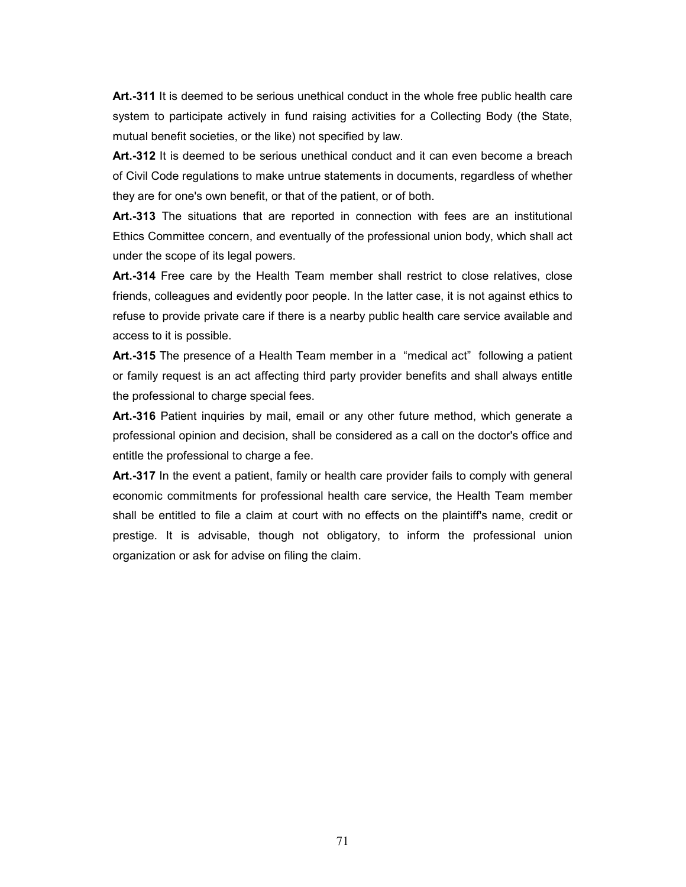**Art.-311** It is deemed to be serious unethical conduct in the whole free public health care system to participate actively in fund raising activities for a Collecting Body (the State, mutual benefit societies, or the like) not specified by law.

**Art.-312** It is deemed to be serious unethical conduct and it can even become a breach of Civil Code regulations to make untrue statements in documents, regardless of whether they are for one's own benefit, or that of the patient, or of both.

**Art.-313** The situations that are reported in connection with fees are an institutional Ethics Committee concern, and eventually of the professional union body, which shall act under the scope of its legal powers.

**Art.-314** Free care by the Health Team member shall restrict to close relatives, close friends, colleagues and evidently poor people. In the latter case, it is not against ethics to refuse to provide private care if there is a nearby public health care service available and access to it is possible.

**Art.-315** The presence of a Health Team member in a "medical act" following a patient or family request is an act affecting third party provider benefits and shall always entitle the professional to charge special fees.

**Art.-316** Patient inquiries by mail, email or any other future method, which generate a professional opinion and decision, shall be considered as a call on the doctor's office and entitle the professional to charge a fee.

**Art.-317** In the event a patient, family or health care provider fails to comply with general economic commitments for professional health care service, the Health Team member shall be entitled to file a claim at court with no effects on the plaintiff's name, credit or prestige. It is advisable, though not obligatory, to inform the professional union organization or ask for advise on filing the claim.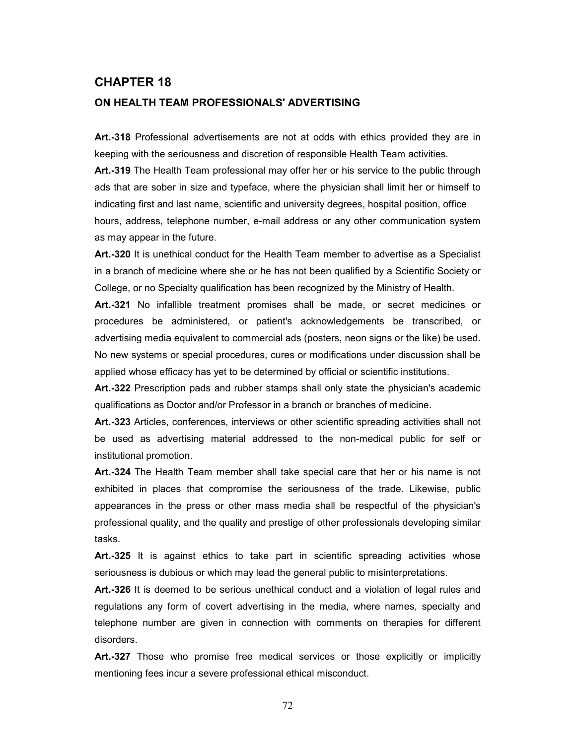# CHAPTER 18

## ON HEALTH TEAM PROFESSIONALS' ADVERTISING

**Art.-318** Professional advertisements are not at odds with ethics provided they are in keeping with the seriousness and discretion of responsible Health Team activities.

**Art.-319** The Health Team professional may offer her or his service to the public through ads that are sober in size and typeface, where the physician shall limit her or himself to indicating first and last name, scientific and university degrees, hospital position, office hours, address, telephone number, e-mail address or any other communication system as may appear in the future.

**Art.-320** It is unethical conduct for the Health Team member to advertise as a Specialist in a branch of medicine where she or he has not been qualified by a Scientific Society or College, or no Specialty qualification has been recognized by the Ministry of Health.

**Art.-321** No infallible treatment promises shall be made, or secret medicines or procedures be administered, or patient's acknowledgements be transcribed, or advertising media equivalent to commercial ads (posters, neon signs or the like) be used. No new systems or special procedures, cures or modifications under discussion shall be applied whose efficacy has yet to be determined by official or scientific institutions.

**Art.-322** Prescription pads and rubber stamps shall only state the physician's academic qualifications as Doctor and/or Professor in a branch or branches of medicine.

**Art.-323** Articles, conferences, interviews or other scientific spreading activities shall not be used as advertising material addressed to the non-medical public for self or institutional promotion.

**Art.-324** The Health Team member shall take special care that her or his name is not exhibited in places that compromise the seriousness of the trade. Likewise, public appearances in the press or other mass media shall be respectful of the physician's professional quality, and the quality and prestige of other professionals developing similar tasks.

**Art.-325** It is against ethics to take part in scientific spreading activities whose seriousness is dubious or which may lead the general public to misinterpretations.

**Art.-326** It is deemed to be serious unethical conduct and a violation of legal rules and regulations any form of covert advertising in the media, where names, specialty and telephone number are given in connection with comments on therapies for different disorders.

**Art.-327** Those who promise free medical services or those explicitly or implicitly mentioning fees incur a severe professional ethical misconduct.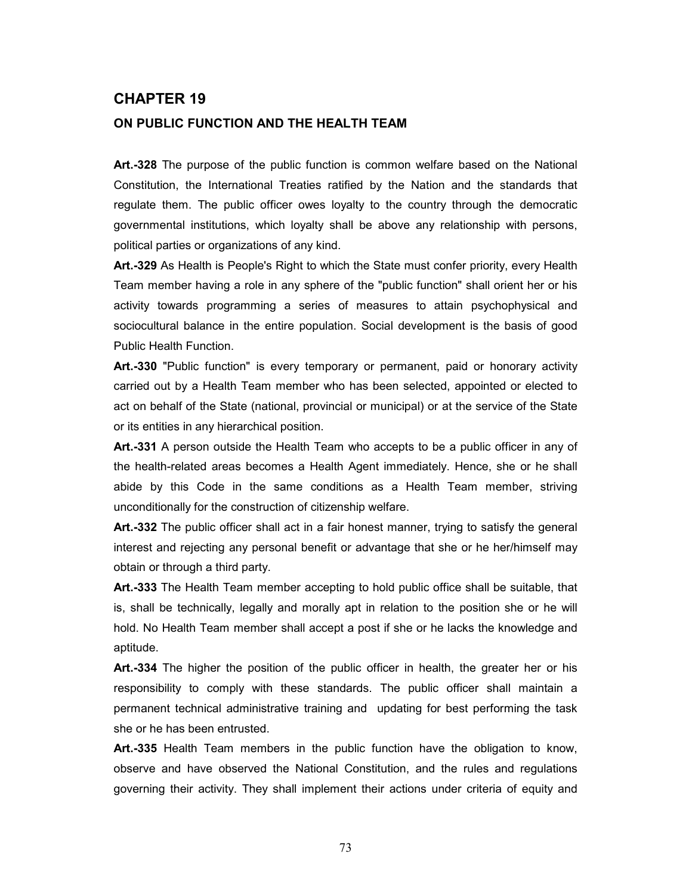# CHAPTER 19

## ON PUBLIC FUNCTION AND THE HEALTH TEAM

**Art.-328** The purpose of the public function is common welfare based on the National Constitution, the International Treaties ratified by the Nation and the standards that regulate them. The public officer owes loyalty to the country through the democratic governmental institutions, which loyalty shall be above any relationship with persons, political parties or organizations of any kind.

**Art.-329** As Health is People's Right to which the State must confer priority, every Health Team member having a role in any sphere of the "public function" shall orient her or his activity towards programming a series of measures to attain psychophysical and sociocultural balance in the entire population. Social development is the basis of good Public Health Function.

**Art.-330** "Public function" is every temporary or permanent, paid or honorary activity carried out by a Health Team member who has been selected, appointed or elected to act on behalf of the State (national, provincial or municipal) or at the service of the State or its entities in any hierarchical position.

**Art.-331** A person outside the Health Team who accepts to be a public officer in any of the health-related areas becomes a Health Agent immediately. Hence, she or he shall abide by this Code in the same conditions as a Health Team member, striving unconditionally for the construction of citizenship welfare.

**Art.-332** The public officer shall act in a fair honest manner, trying to satisfy the general interest and rejecting any personal benefit or advantage that she or he her/himself may obtain or through a third party.

**Art.-333** The Health Team member accepting to hold public office shall be suitable, that is, shall be technically, legally and morally apt in relation to the position she or he will hold. No Health Team member shall accept a post if she or he lacks the knowledge and aptitude.

**Art.-334** The higher the position of the public officer in health, the greater her or his responsibility to comply with these standards. The public officer shall maintain a permanent technical administrative training and updating for best performing the task she or he has been entrusted.

**Art.-335** Health Team members in the public function have the obligation to know, observe and have observed the National Constitution, and the rules and regulations governing their activity. They shall implement their actions under criteria of equity and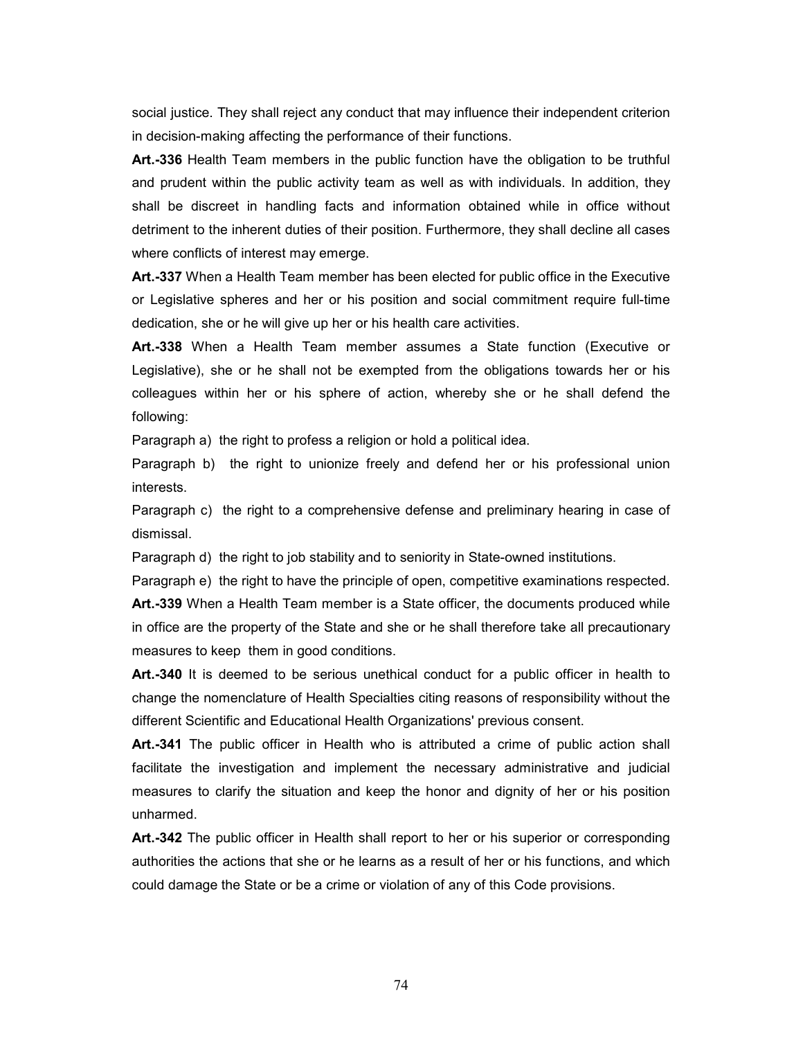social justice. They shall reject any conduct that may influence their independent criterion in decision-making affecting the performance of their functions.

**Art.-336** Health Team members in the public function have the obligation to be truthful and prudent within the public activity team as well as with individuals. In addition, they shall be discreet in handling facts and information obtained while in office without detriment to the inherent duties of their position. Furthermore, they shall decline all cases where conflicts of interest may emerge.

**Art.-337** When a Health Team member has been elected for public office in the Executive or Legislative spheres and her or his position and social commitment require full-time dedication, she or he will give up her or his health care activities.

**Art.-338** When a Health Team member assumes a State function (Executive or Legislative), she or he shall not be exempted from the obligations towards her or his colleagues within her or his sphere of action, whereby she or he shall defend the following:

Paragraph a) the right to profess a religion or hold a political idea.

Paragraph b) the right to unionize freely and defend her or his professional union interests.

Paragraph c) the right to a comprehensive defense and preliminary hearing in case of dismissal.

Paragraph d) the right to job stability and to seniority in State-owned institutions.

Paragraph e) the right to have the principle of open, competitive examinations respected.

**Art.-339** When a Health Team member is a State officer, the documents produced while in office are the property of the State and she or he shall therefore take all precautionary measures to keep them in good conditions.

**Art.-340** It is deemed to be serious unethical conduct for a public officer in health to change the nomenclature of Health Specialties citing reasons of responsibility without the different Scientific and Educational Health Organizations' previous consent.

**Art.-341** The public officer in Health who is attributed a crime of public action shall facilitate the investigation and implement the necessary administrative and judicial measures to clarify the situation and keep the honor and dignity of her or his position unharmed.

**Art.-342** The public officer in Health shall report to her or his superior or corresponding authorities the actions that she or he learns as a result of her or his functions, and which could damage the State or be a crime or violation of any of this Code provisions.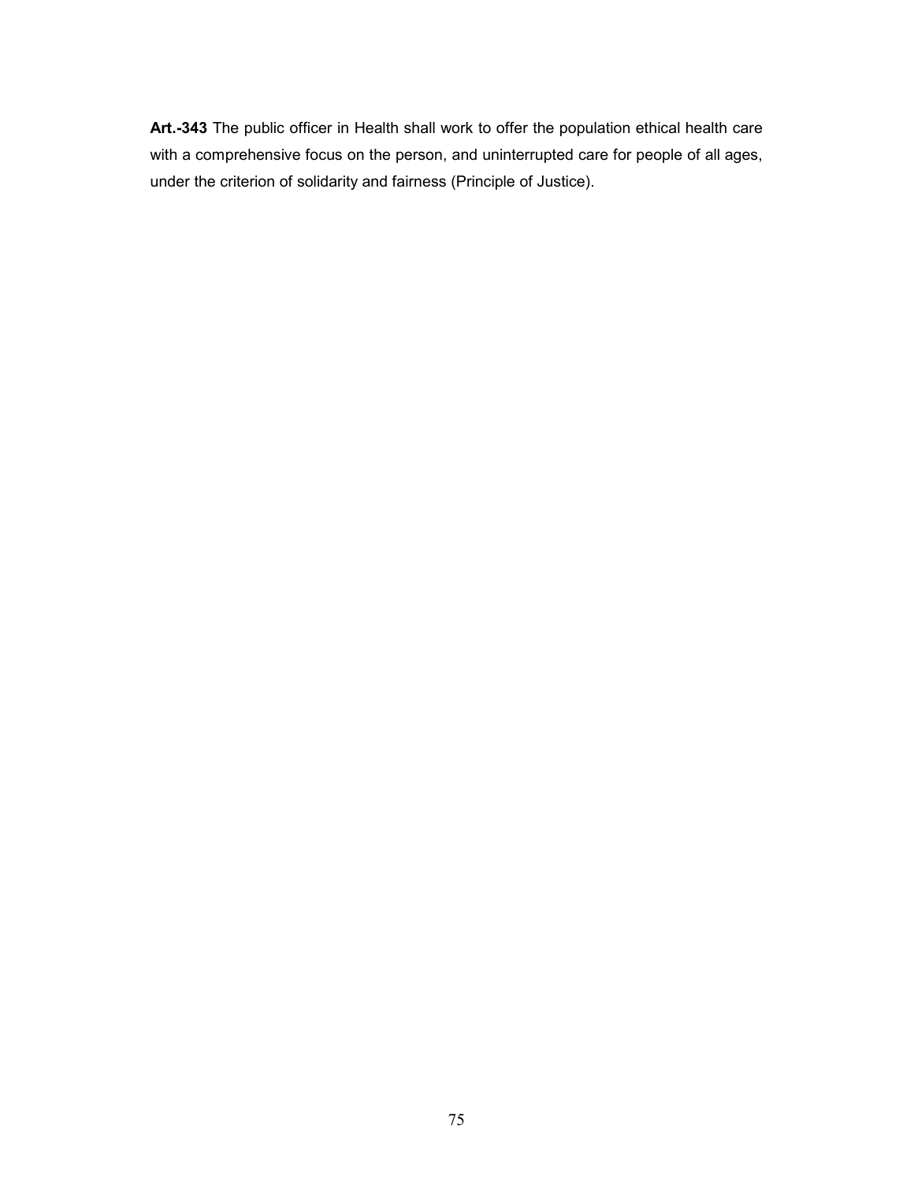**Art.-343** The public officer in Health shall work to offer the population ethical health care with a comprehensive focus on the person, and uninterrupted care for people of all ages, under the criterion of solidarity and fairness (Principle of Justice).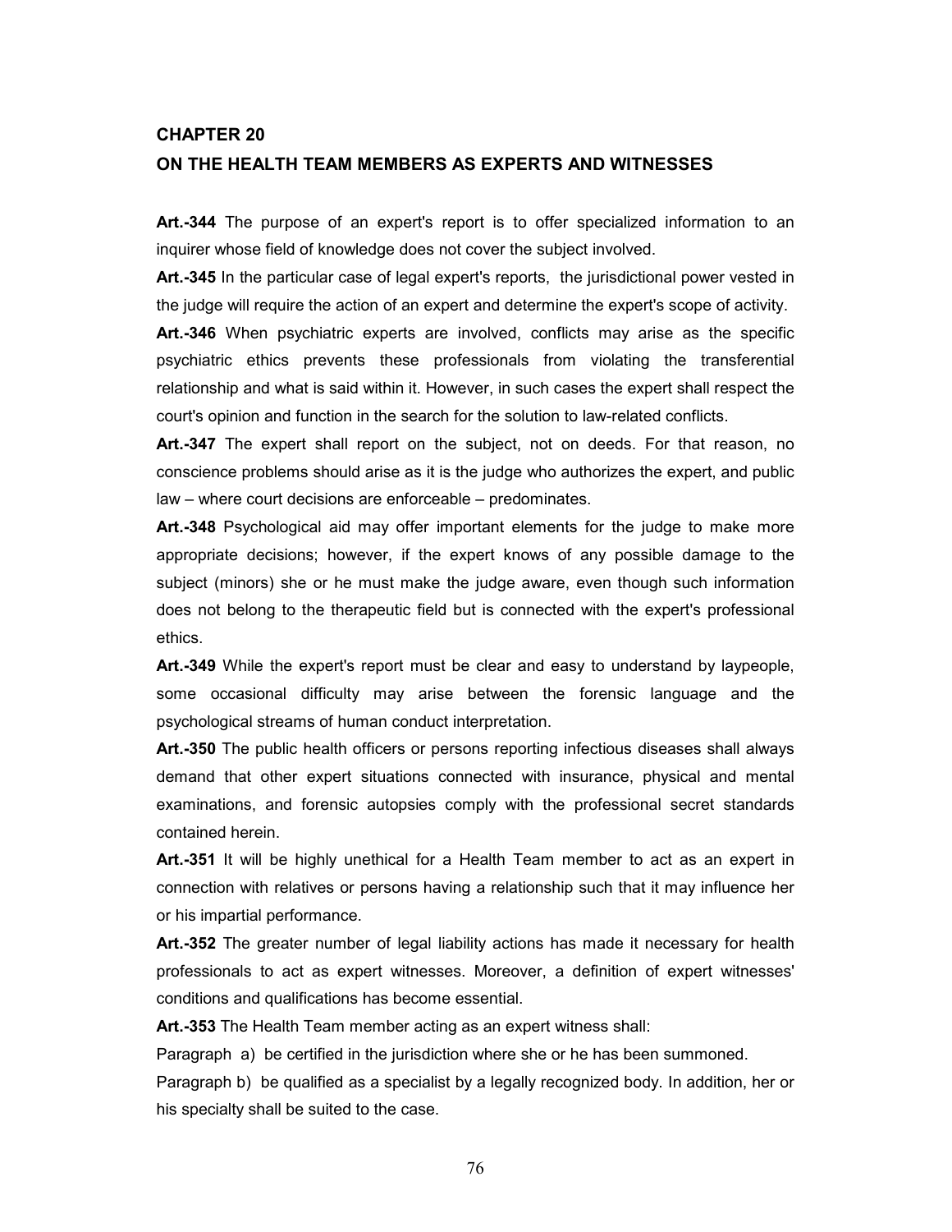## CHAPTER 20

## ON THE HEALTH TEAM MEMBERS AS EXPERTS AND WITNESSES

**Art.-344** The purpose of an expert's report is to offer specialized information to an inquirer whose field of knowledge does not cover the subject involved.

**Art.-345** In the particular case of legal expert's reports, the jurisdictional power vested in the judge will require the action of an expert and determine the expert's scope of activity.

**Art.-346** When psychiatric experts are involved, conflicts may arise as the specific psychiatric ethics prevents these professionals from violating the transferential relationship and what is said within it. However, in such cases the expert shall respect the court's opinion and function in the search for the solution to law-related conflicts.

**Art.-347** The expert shall report on the subject, not on deeds. For that reason, no conscience problems should arise as it is the judge who authorizes the expert, and public law – where court decisions are enforceable – predominates.

**Art.-348** Psychological aid may offer important elements for the judge to make more appropriate decisions; however, if the expert knows of any possible damage to the subject (minors) she or he must make the judge aware, even though such information does not belong to the therapeutic field but is connected with the expert's professional ethics.

**Art.-349** While the expert's report must be clear and easy to understand by laypeople, some occasional difficulty may arise between the forensic language and the psychological streams of human conduct interpretation.

**Art.-350** The public health officers or persons reporting infectious diseases shall always demand that other expert situations connected with insurance, physical and mental examinations, and forensic autopsies comply with the professional secret standards contained herein.

**Art.-351** It will be highly unethical for a Health Team member to act as an expert in connection with relatives or persons having a relationship such that it may influence her or his impartial performance.

**Art.-352** The greater number of legal liability actions has made it necessary for health professionals to act as expert witnesses. Moreover, a definition of expert witnesses' conditions and qualifications has become essential.

**Art.-353** The Health Team member acting as an expert witness shall:

Paragraph a) be certified in the jurisdiction where she or he has been summoned.

Paragraph b) be qualified as a specialist by a legally recognized body. In addition, her or his specialty shall be suited to the case.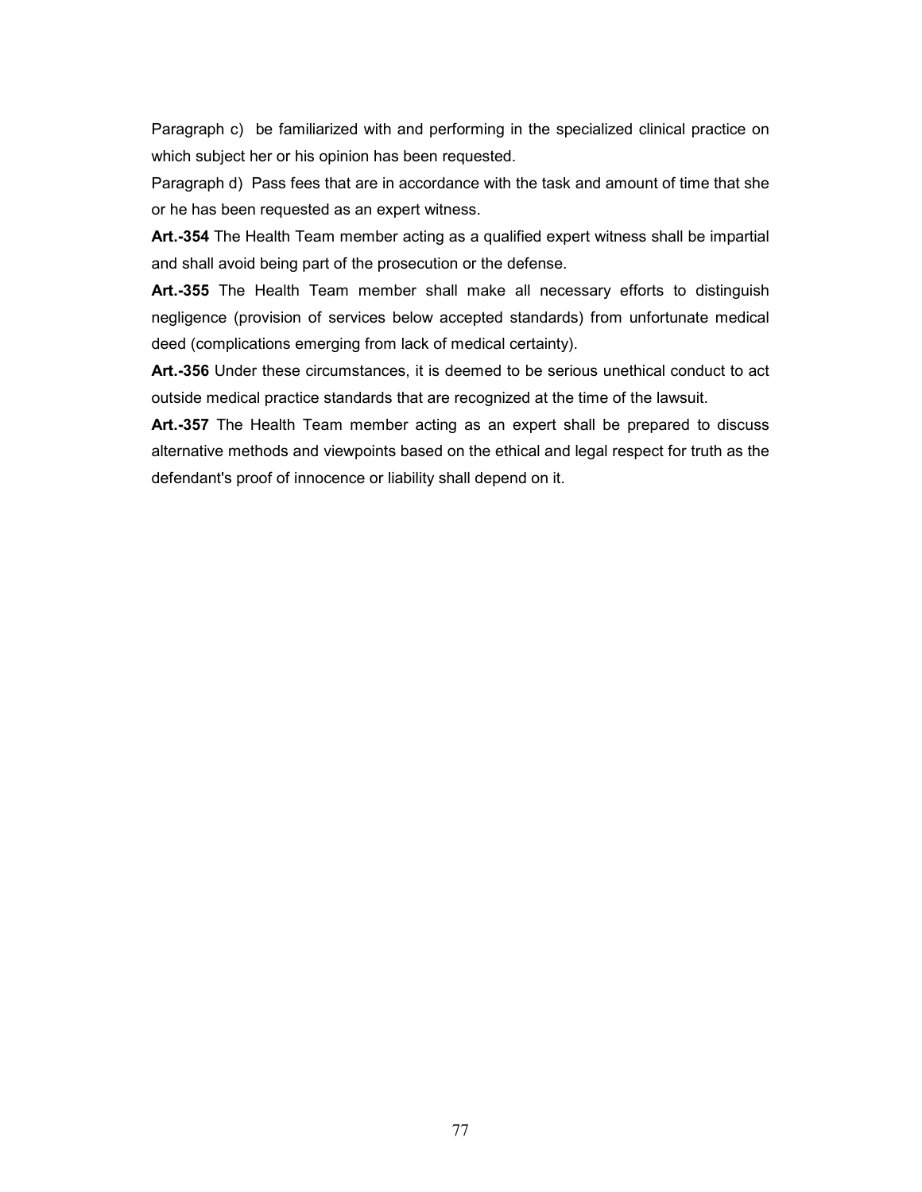Paragraph c) be familiarized with and performing in the specialized clinical practice on which subject her or his opinion has been requested.

Paragraph d) Pass fees that are in accordance with the task and amount of time that she or he has been requested as an expert witness.

**Art.-354** The Health Team member acting as a qualified expert witness shall be impartial and shall avoid being part of the prosecution or the defense.

**Art.-355** The Health Team member shall make all necessary efforts to distinguish negligence (provision of services below accepted standards) from unfortunate medical deed (complications emerging from lack of medical certainty).

**Art.-356** Under these circumstances, it is deemed to be serious unethical conduct to act outside medical practice standards that are recognized at the time of the lawsuit.

**Art.-357** The Health Team member acting as an expert shall be prepared to discuss alternative methods and viewpoints based on the ethical and legal respect for truth as the defendant's proof of innocence or liability shall depend on it.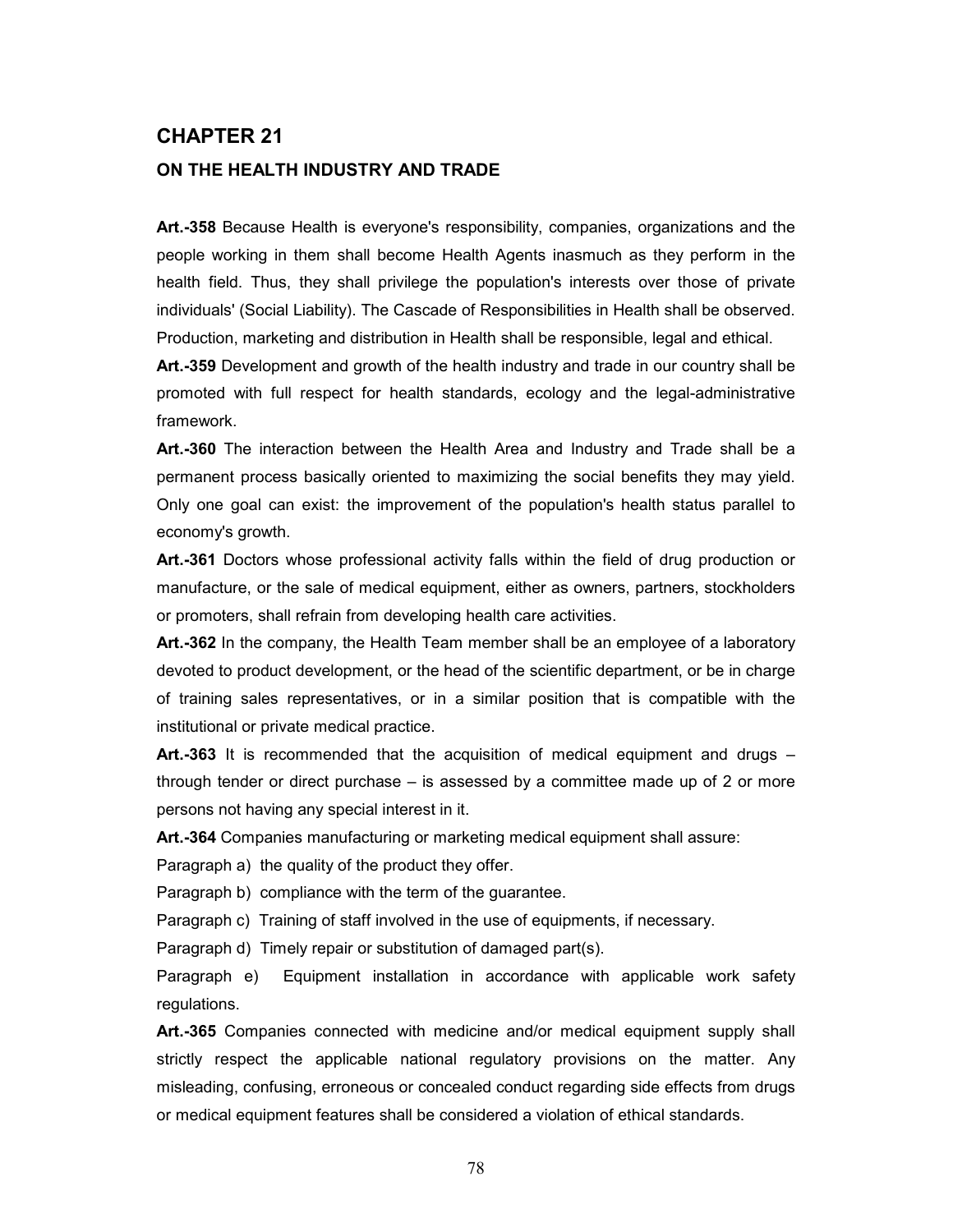# CHAPTER 21

## ON THE HEALTH INDUSTRY AND TRADE

**Art.-358** Because Health is everyone's responsibility, companies, organizations and the people working in them shall become Health Agents inasmuch as they perform in the health field. Thus, they shall privilege the population's interests over those of private individuals' (Social Liability). The Cascade of Responsibilities in Health shall be observed. Production, marketing and distribution in Health shall be responsible, legal and ethical.

**Art.-359** Development and growth of the health industry and trade in our country shall be promoted with full respect for health standards, ecology and the legal-administrative framework.

**Art.-360** The interaction between the Health Area and Industry and Trade shall be a permanent process basically oriented to maximizing the social benefits they may yield. Only one goal can exist: the improvement of the population's health status parallel to economy's growth.

**Art.-361** Doctors whose professional activity falls within the field of drug production or manufacture, or the sale of medical equipment, either as owners, partners, stockholders or promoters, shall refrain from developing health care activities.

**Art.-362** In the company, the Health Team member shall be an employee of a laboratory devoted to product development, or the head of the scientific department, or be in charge of training sales representatives, or in a similar position that is compatible with the institutional or private medical practice.

**Art.-363** It is recommended that the acquisition of medical equipment and drugs – through tender or direct purchase – is assessed by a committee made up of 2 or more persons not having any special interest in it.

**Art.-364** Companies manufacturing or marketing medical equipment shall assure:

Paragraph a) the quality of the product they offer.

Paragraph b) compliance with the term of the guarantee.

Paragraph c) Training of staff involved in the use of equipments, if necessary.

Paragraph d) Timely repair or substitution of damaged part(s).

Paragraph e) Equipment installation in accordance with applicable work safety regulations.

**Art.-365** Companies connected with medicine and/or medical equipment supply shall strictly respect the applicable national regulatory provisions on the matter. Any misleading, confusing, erroneous or concealed conduct regarding side effects from drugs or medical equipment features shall be considered a violation of ethical standards.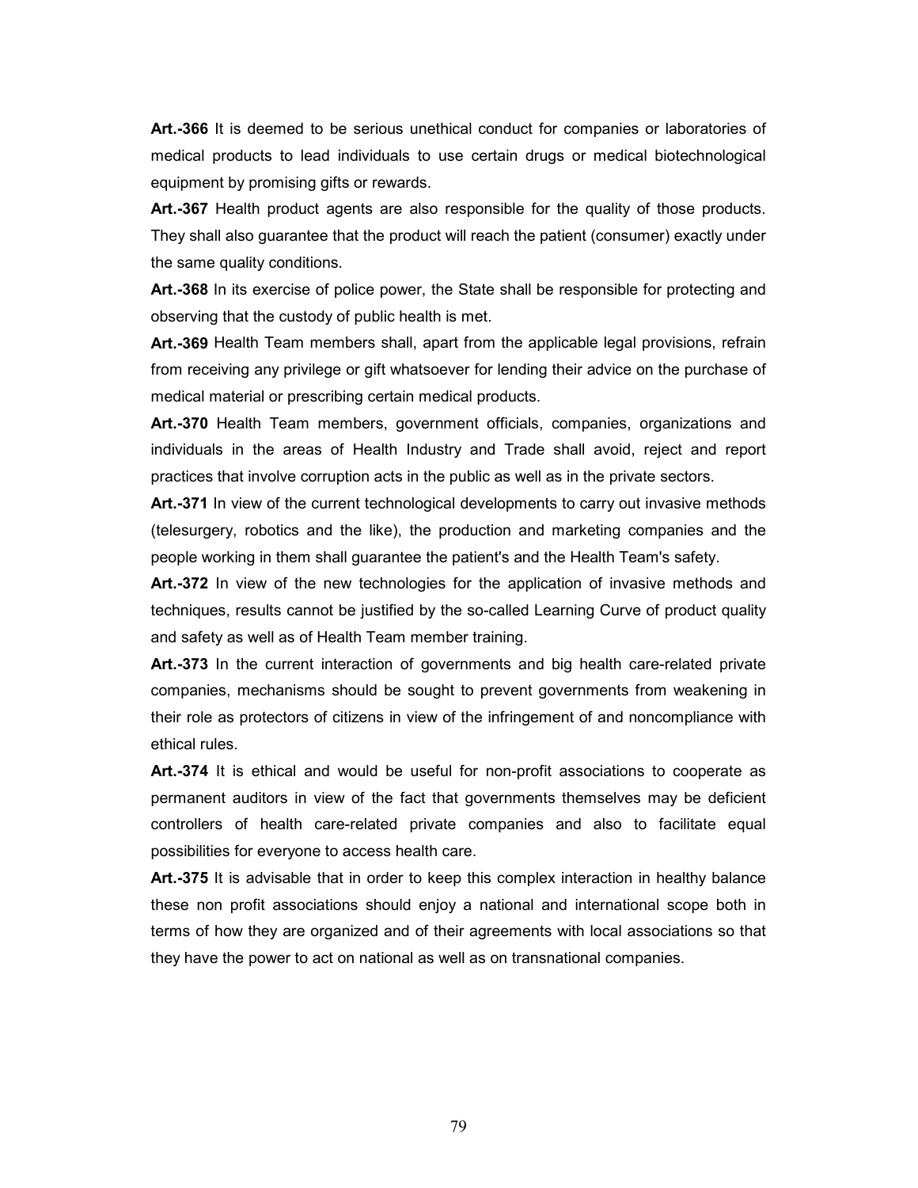**Art.-366** It is deemed to be serious unethical conduct for companies or laboratories of medical products to lead individuals to use certain drugs or medical biotechnological equipment by promising gifts or rewards.

**Art.-367** Health product agents are also responsible for the quality of those products. They shall also guarantee that the product will reach the patient (consumer) exactly under the same quality conditions.

**Art.-368** In its exercise of police power, the State shall be responsible for protecting and observing that the custody of public health is met.

**Art.-369** Health Team members shall, apart from the applicable legal provisions, refrain from receiving any privilege or gift whatsoever for lending their advice on the purchase of medical material or prescribing certain medical products.

**Art.-370** Health Team members, government officials, companies, organizations and individuals in the areas of Health Industry and Trade shall avoid, reject and report practices that involve corruption acts in the public as well as in the private sectors.

**Art.-371** In view of the current technological developments to carry out invasive methods (telesurgery, robotics and the like), the production and marketing companies and the people working in them shall guarantee the patient's and the Health Team's safety.

**Art.-372** In view of the new technologies for the application of invasive methods and techniques, results cannot be justified by the so-called Learning Curve of product quality and safety as well as of Health Team member training.

**Art.-373** In the current interaction of governments and big health care-related private companies, mechanisms should be sought to prevent governments from weakening in their role as protectors of citizens in view of the infringement of and noncompliance with ethical rules.

**Art.-374** It is ethical and would be useful for non-profit associations to cooperate as permanent auditors in view of the fact that governments themselves may be deficient controllers of health care-related private companies and also to facilitate equal possibilities for everyone to access health care.

**Art.-375** It is advisable that in order to keep this complex interaction in healthy balance these non profit associations should enjoy a national and international scope both in terms of how they are organized and of their agreements with local associations so that they have the power to act on national as well as on transnational companies.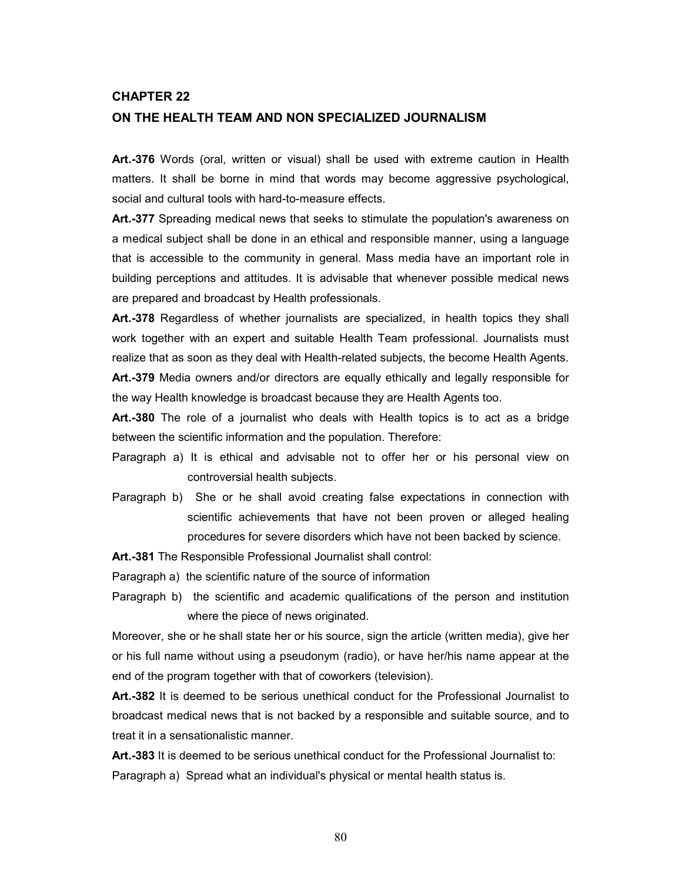## CHAPTER 22
## ON THE HEALTH TEAM AND NON SPECIALIZED JOURNALISM

**Art.-376** Words (oral, written or visual) shall be used with extreme caution in Health matters. It shall be borne in mind that words may become aggressive psychological, social and cultural tools with hard-to-measure effects.

**Art.-377** Spreading medical news that seeks to stimulate the population's awareness on a medical subject shall be done in an ethical and responsible manner, using a language that is accessible to the community in general. Mass media have an important role in building perceptions and attitudes. It is advisable that whenever possible medical news are prepared and broadcast by Health professionals.

**Art.-378** Regardless of whether journalists are specialized, in health topics they shall work together with an expert and suitable Health Team professional. Journalists must realize that as soon as they deal with Health-related subjects, the become Health Agents.

**Art.-379** Media owners and/or directors are equally ethically and legally responsible for the way Health knowledge is broadcast because they are Health Agents too.

**Art.-380** The role of a journalist who deals with Health topics is to act as a bridge between the scientific information and the population. Therefore:

Paragraph a) It is ethical and advisable not to offer her or his personal view on controversial health subjects.

Paragraph b) She or he shall avoid creating false expectations in connection with scientific achievements that have not been proven or alleged healing procedures for severe disorders which have not been backed by science.

**Art.-381** The Responsible Professional Journalist shall control:

Paragraph a) the scientific nature of the source of information

Paragraph b) the scientific and academic qualifications of the person and institution where the piece of news originated.

Moreover, she or he shall state her or his source, sign the article (written media), give her or his full name without using a pseudonym (radio), or have her/his name appear at the end of the program together with that of coworkers (television).

**Art.-382** It is deemed to be serious unethical conduct for the Professional Journalist to broadcast medical news that is not backed by a responsible and suitable source, and to treat it in a sensationalistic manner.

**Art.-383** It is deemed to be serious unethical conduct for the Professional Journalist to:

Paragraph a) Spread what an individual's physical or mental health status is.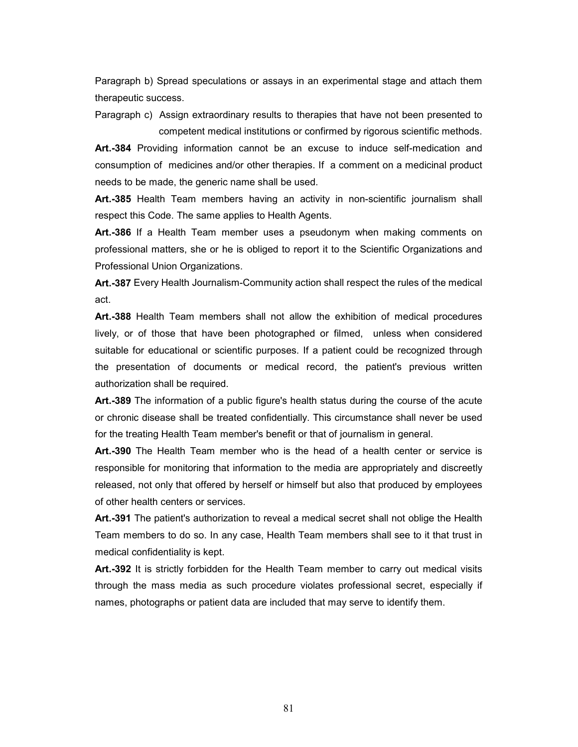Paragraph b) Spread speculations or assays in an experimental stage and attach them therapeutic success.

Paragraph c) Assign extraordinary results to therapies that have not been presented to competent medical institutions or confirmed by rigorous scientific methods.

**Art.-384** Providing information cannot be an excuse to induce self-medication and consumption of medicines and/or other therapies. If a comment on a medicinal product needs to be made, the generic name shall be used.

**Art.-385** Health Team members having an activity in non-scientific journalism shall respect this Code. The same applies to Health Agents.

**Art.-386** If a Health Team member uses a pseudonym when making comments on professional matters, she or he is obliged to report it to the Scientific Organizations and Professional Union Organizations.

**Art.-387** Every Health Journalism-Community action shall respect the rules of the medical act.

**Art.-388** Health Team members shall not allow the exhibition of medical procedures lively, or of those that have been photographed or filmed, unless when considered suitable for educational or scientific purposes. If a patient could be recognized through the presentation of documents or medical record, the patient's previous written authorization shall be required.

**Art.-389** The information of a public figure's health status during the course of the acute or chronic disease shall be treated confidentially. This circumstance shall never be used for the treating Health Team member's benefit or that of journalism in general.

**Art.-390** The Health Team member who is the head of a health center or service is responsible for monitoring that information to the media are appropriately and discreetly released, not only that offered by herself or himself but also that produced by employees of other health centers or services.

**Art.-391** The patient's authorization to reveal a medical secret shall not oblige the Health Team members to do so. In any case, Health Team members shall see to it that trust in medical confidentiality is kept.

**Art.-392** It is strictly forbidden for the Health Team member to carry out medical visits through the mass media as such procedure violates professional secret, especially if names, photographs or patient data are included that may serve to identify them.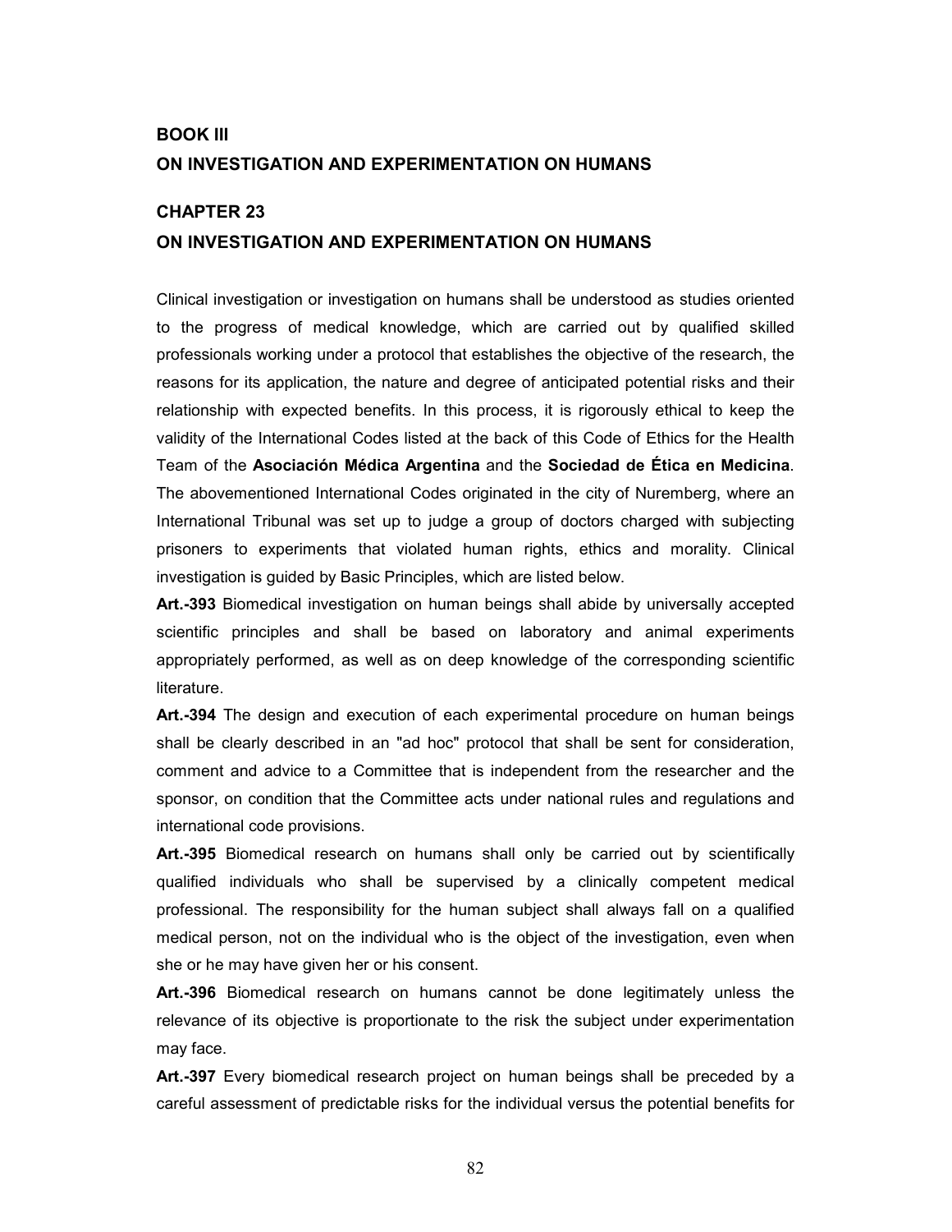## BOOK III

## ON INVESTIGATION AND EXPERIMENTATION ON HUMANS

### CHAPTER 23

### ON INVESTIGATION AND EXPERIMENTATION ON HUMANS

Clinical investigation or investigation on humans shall be understood as studies oriented to the progress of medical knowledge, which are carried out by qualified skilled professionals working under a protocol that establishes the objective of the research, the reasons for its application, the nature and degree of anticipated potential risks and their relationship with expected benefits. In this process, it is rigorously ethical to keep the validity of the International Codes listed at the back of this Code of Ethics for the Health Team of the **Asociación Médica Argentina** and the **Sociedad de Ética en Medicina**. The abovementioned International Codes originated in the city of Nuremberg, where an International Tribunal was set up to judge a group of doctors charged with subjecting prisoners to experiments that violated human rights, ethics and morality. Clinical investigation is guided by Basic Principles, which are listed below.

**Art.-393** Biomedical investigation on human beings shall abide by universally accepted scientific principles and shall be based on laboratory and animal experiments appropriately performed, as well as on deep knowledge of the corresponding scientific literature.

**Art.-394** The design and execution of each experimental procedure on human beings shall be clearly described in an "ad hoc" protocol that shall be sent for consideration, comment and advice to a Committee that is independent from the researcher and the sponsor, on condition that the Committee acts under national rules and regulations and international code provisions.

**Art.-395** Biomedical research on humans shall only be carried out by scientifically qualified individuals who shall be supervised by a clinically competent medical professional. The responsibility for the human subject shall always fall on a qualified medical person, not on the individual who is the object of the investigation, even when she or he may have given her or his consent.

**Art.-396** Biomedical research on humans cannot be done legitimately unless the relevance of its objective is proportionate to the risk the subject under experimentation may face.

**Art.-397** Every biomedical research project on human beings shall be preceded by a careful assessment of predictable risks for the individual versus the potential benefits for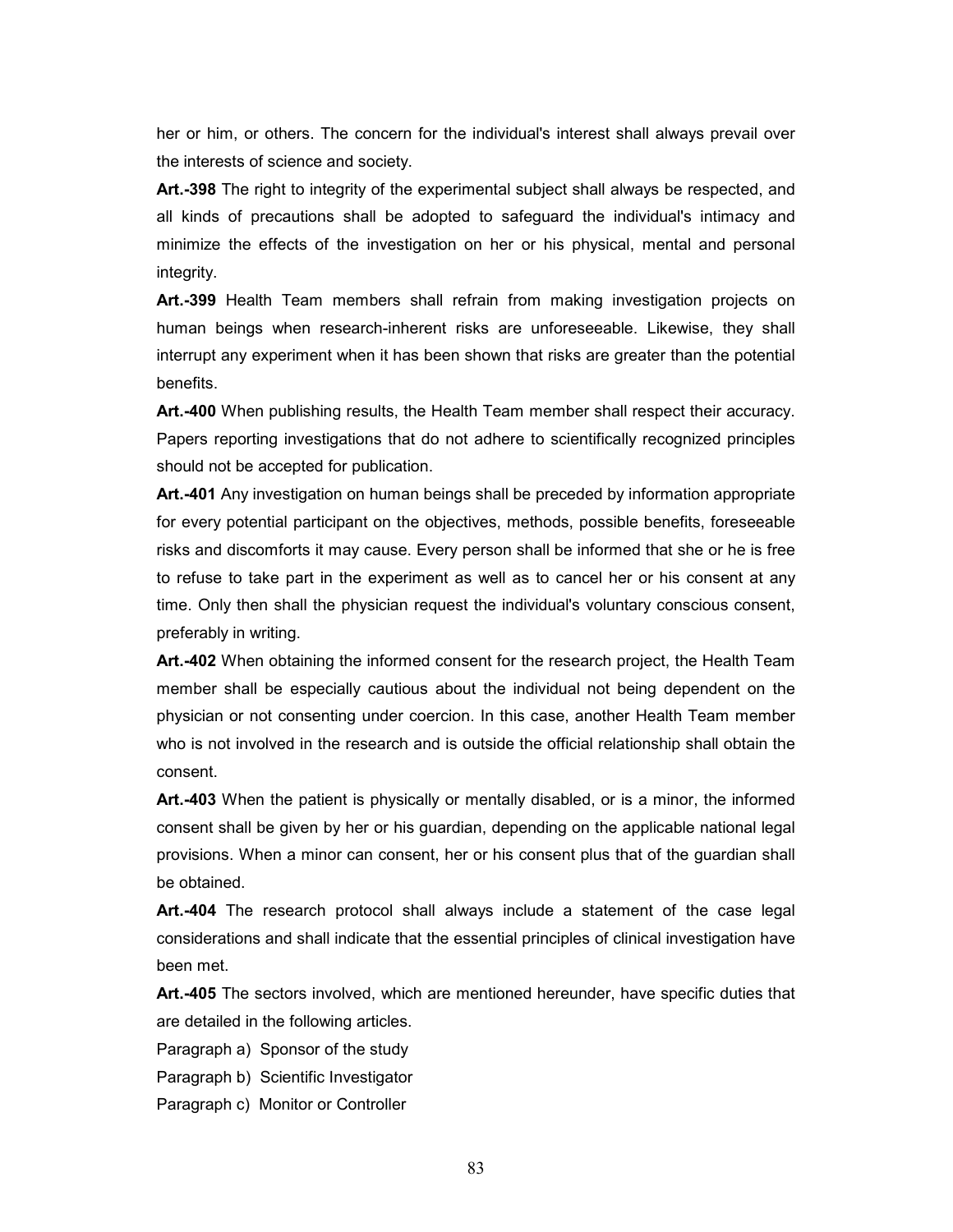her or him, or others. The concern for the individual's interest shall always prevail over the interests of science and society.

**Art.-398** The right to integrity of the experimental subject shall always be respected, and all kinds of precautions shall be adopted to safeguard the individual's intimacy and minimize the effects of the investigation on her or his physical, mental and personal integrity.

**Art.-399** Health Team members shall refrain from making investigation projects on human beings when research-inherent risks are unforeseeable. Likewise, they shall interrupt any experiment when it has been shown that risks are greater than the potential benefits.

**Art.-400** When publishing results, the Health Team member shall respect their accuracy. Papers reporting investigations that do not adhere to scientifically recognized principles should not be accepted for publication.

**Art.-401** Any investigation on human beings shall be preceded by information appropriate for every potential participant on the objectives, methods, possible benefits, foreseeable risks and discomforts it may cause. Every person shall be informed that she or he is free to refuse to take part in the experiment as well as to cancel her or his consent at any time. Only then shall the physician request the individual's voluntary conscious consent, preferably in writing.

**Art.-402** When obtaining the informed consent for the research project, the Health Team member shall be especially cautious about the individual not being dependent on the physician or not consenting under coercion. In this case, another Health Team member who is not involved in the research and is outside the official relationship shall obtain the consent.

**Art.-403** When the patient is physically or mentally disabled, or is a minor, the informed consent shall be given by her or his guardian, depending on the applicable national legal provisions. When a minor can consent, her or his consent plus that of the guardian shall be obtained.

**Art.-404** The research protocol shall always include a statement of the case legal considerations and shall indicate that the essential principles of clinical investigation have been met.

**Art.-405** The sectors involved, which are mentioned hereunder, have specific duties that are detailed in the following articles.

Paragraph a) Sponsor of the study

Paragraph b) Scientific Investigator

Paragraph c) Monitor or Controller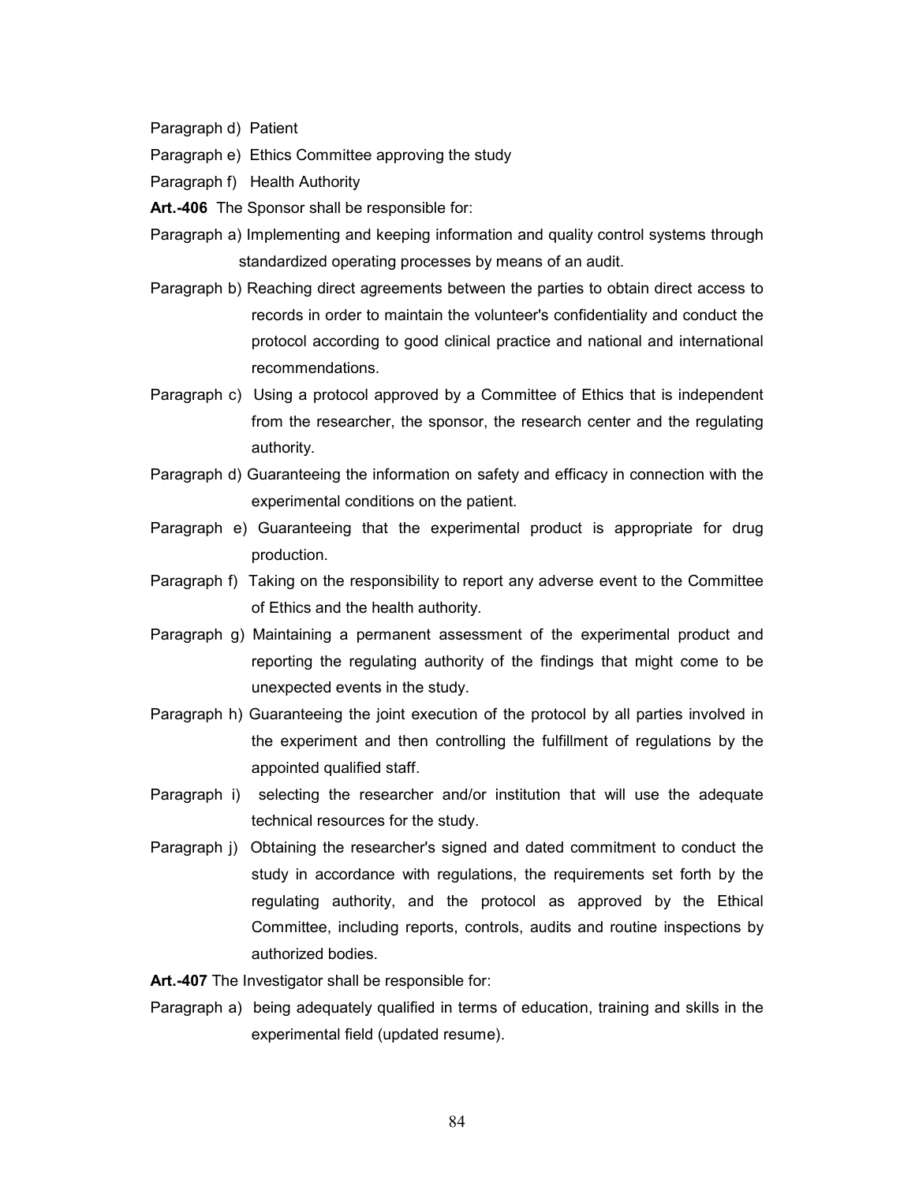Paragraph d) Patient

Paragraph e) Ethics Committee approving the study

Paragraph f) Health Authority

**Art.-406** The Sponsor shall be responsible for:

Paragraph a) Implementing and keeping information and quality control systems through standardized operating processes by means of an audit.

Paragraph b) Reaching direct agreements between the parties to obtain direct access to records in order to maintain the volunteer's confidentiality and conduct the protocol according to good clinical practice and national and international recommendations.

Paragraph c) Using a protocol approved by a Committee of Ethics that is independent from the researcher, the sponsor, the research center and the regulating authority.

Paragraph d) Guaranteeing the information on safety and efficacy in connection with the experimental conditions on the patient.

Paragraph e) Guaranteeing that the experimental product is appropriate for drug production.

Paragraph f) Taking on the responsibility to report any adverse event to the Committee of Ethics and the health authority.

Paragraph g) Maintaining a permanent assessment of the experimental product and reporting the regulating authority of the findings that might come to be unexpected events in the study.

Paragraph h) Guaranteeing the joint execution of the protocol by all parties involved in the experiment and then controlling the fulfillment of regulations by the appointed qualified staff.

Paragraph i) selecting the researcher and/or institution that will use the adequate technical resources for the study.

Paragraph j) Obtaining the researcher's signed and dated commitment to conduct the study in accordance with regulations, the requirements set forth by the regulating authority, and the protocol as approved by the Ethical Committee, including reports, controls, audits and routine inspections by authorized bodies.

**Art.-407** The Investigator shall be responsible for:

Paragraph a) being adequately qualified in terms of education, training and skills in the experimental field (updated resume).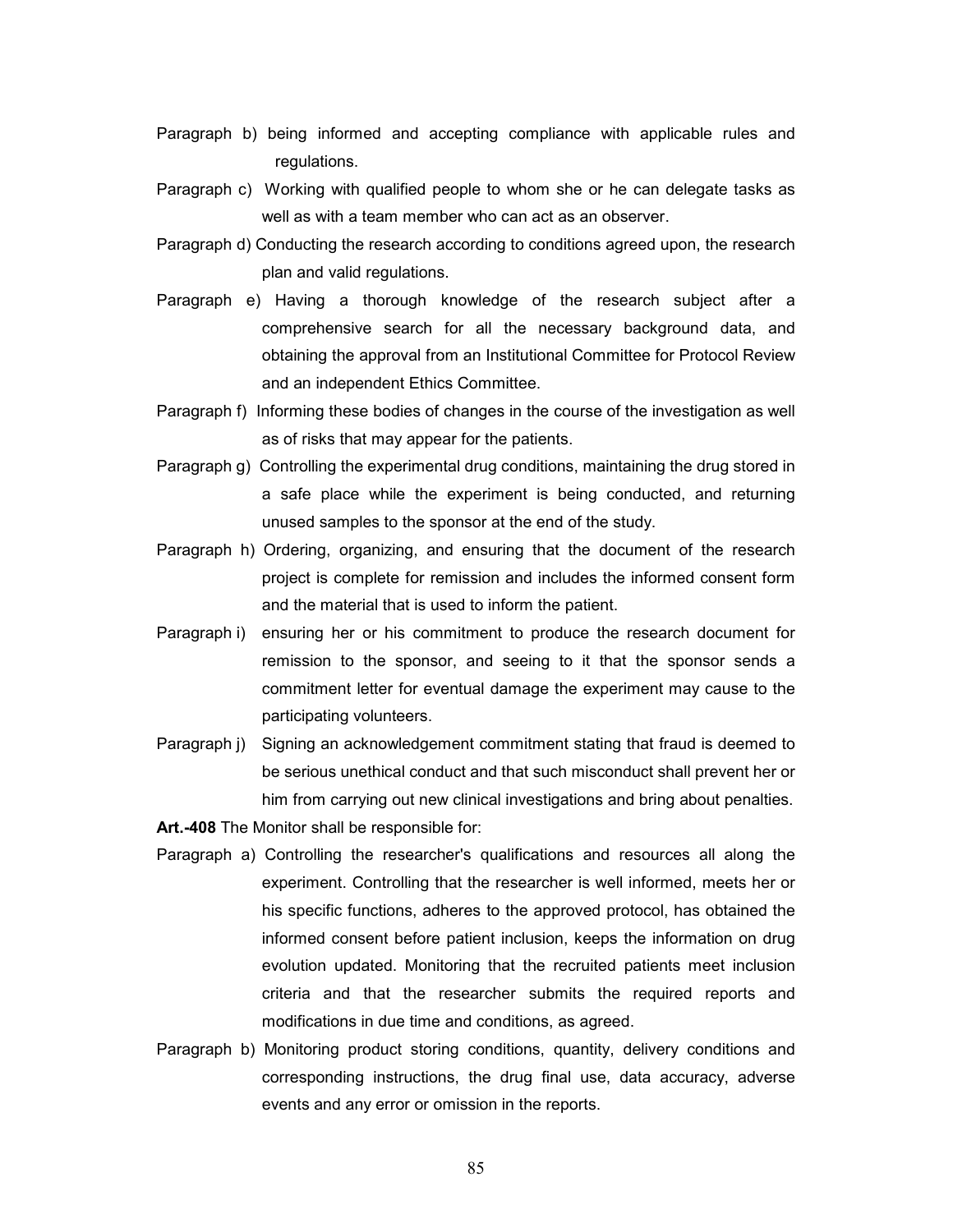Paragraph b) being informed and accepting compliance with applicable rules and regulations.

Paragraph c) Working with qualified people to whom she or he can delegate tasks as well as with a team member who can act as an observer.

Paragraph d) Conducting the research according to conditions agreed upon, the research plan and valid regulations.

Paragraph e) Having a thorough knowledge of the research subject after a comprehensive search for all the necessary background data, and obtaining the approval from an Institutional Committee for Protocol Review and an independent Ethics Committee.

Paragraph f) Informing these bodies of changes in the course of the investigation as well as of risks that may appear for the patients.

Paragraph g) Controlling the experimental drug conditions, maintaining the drug stored in a safe place while the experiment is being conducted, and returning unused samples to the sponsor at the end of the study.

Paragraph h) Ordering, organizing, and ensuring that the document of the research project is complete for remission and includes the informed consent form and the material that is used to inform the patient.

Paragraph i) ensuring her or his commitment to produce the research document for remission to the sponsor, and seeing to it that the sponsor sends a commitment letter for eventual damage the experiment may cause to the participating volunteers.

Paragraph j) Signing an acknowledgement commitment stating that fraud is deemed to be serious unethical conduct and that such misconduct shall prevent her or him from carrying out new clinical investigations and bring about penalties.

**Art.-408** The Monitor shall be responsible for:

Paragraph a) Controlling the researcher's qualifications and resources all along the experiment. Controlling that the researcher is well informed, meets her or his specific functions, adheres to the approved protocol, has obtained the informed consent before patient inclusion, keeps the information on drug evolution updated. Monitoring that the recruited patients meet inclusion criteria and that the researcher submits the required reports and modifications in due time and conditions, as agreed.

Paragraph b) Monitoring product storing conditions, quantity, delivery conditions and corresponding instructions, the drug final use, data accuracy, adverse events and any error or omission in the reports.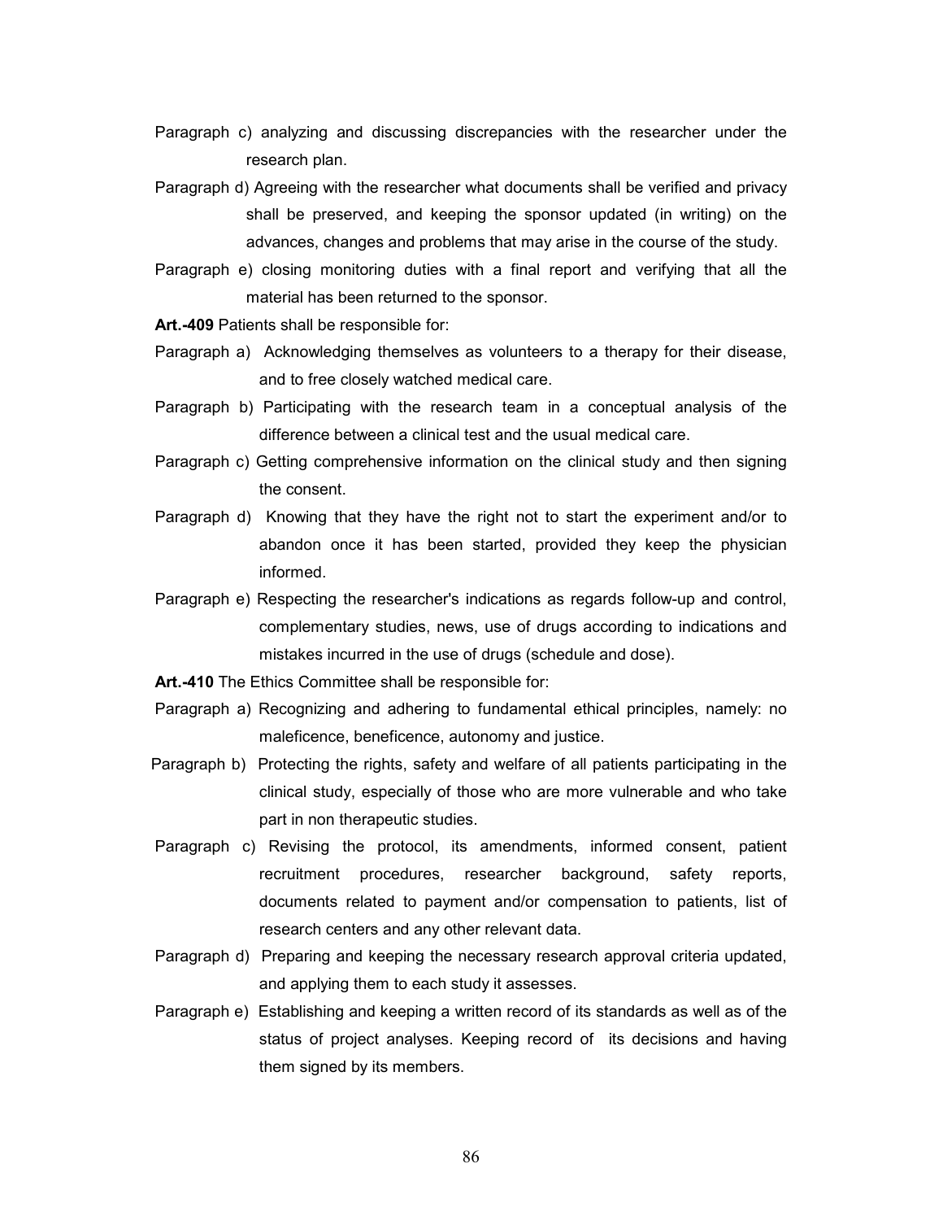Paragraph c) analyzing and discussing discrepancies with the researcher under the research plan.

Paragraph d) Agreeing with the researcher what documents shall be verified and privacy shall be preserved, and keeping the sponsor updated (in writing) on the advances, changes and problems that may arise in the course of the study.

Paragraph e) closing monitoring duties with a final report and verifying that all the material has been returned to the sponsor.

**Art.-409** Patients shall be responsible for:

Paragraph a) Acknowledging themselves as volunteers to a therapy for their disease, and to free closely watched medical care.

Paragraph b) Participating with the research team in a conceptual analysis of the difference between a clinical test and the usual medical care.

Paragraph c) Getting comprehensive information on the clinical study and then signing the consent.

Paragraph d) Knowing that they have the right not to start the experiment and/or to abandon once it has been started, provided they keep the physician informed.

Paragraph e) Respecting the researcher's indications as regards follow-up and control, complementary studies, news, use of drugs according to indications and mistakes incurred in the use of drugs (schedule and dose).

**Art.-410** The Ethics Committee shall be responsible for:

Paragraph a) Recognizing and adhering to fundamental ethical principles, namely: no maleficence, beneficence, autonomy and justice.

Paragraph b) Protecting the rights, safety and welfare of all patients participating in the clinical study, especially of those who are more vulnerable and who take part in non therapeutic studies.

Paragraph c) Revising the protocol, its amendments, informed consent, patient recruitment procedures, researcher background, safety reports, documents related to payment and/or compensation to patients, list of research centers and any other relevant data.

Paragraph d) Preparing and keeping the necessary research approval criteria updated, and applying them to each study it assesses.

Paragraph e) Establishing and keeping a written record of its standards as well as of the status of project analyses. Keeping record of its decisions and having them signed by its members.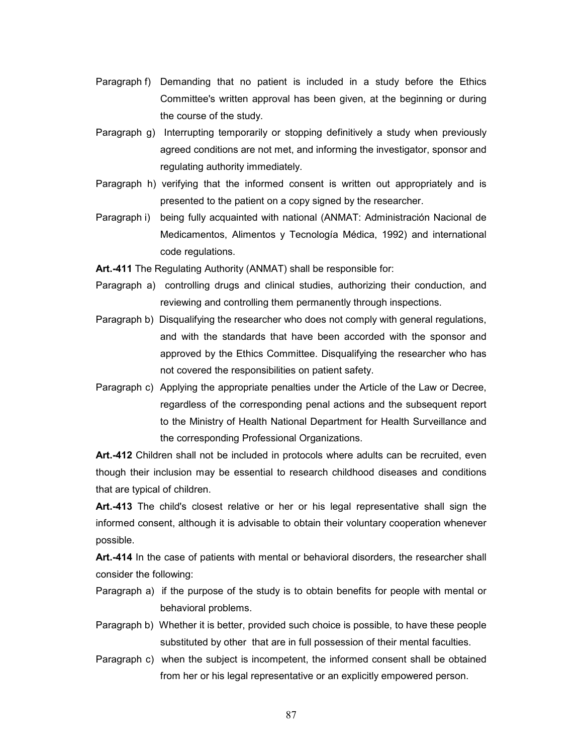Paragraph f) Demanding that no patient is included in a study before the Ethics Committee's written approval has been given, at the beginning or during the course of the study.

Paragraph g) Interrupting temporarily or stopping definitively a study when previously agreed conditions are not met, and informing the investigator, sponsor and regulating authority immediately.

Paragraph h) verifying that the informed consent is written out appropriately and is presented to the patient on a copy signed by the researcher.

Paragraph i) being fully acquainted with national (ANMAT: Administración Nacional de Medicamentos, Alimentos y Tecnología Médica, 1992) and international code regulations.

**Art.-411** The Regulating Authority (ANMAT) shall be responsible for:

Paragraph a) controlling drugs and clinical studies, authorizing their conduction, and reviewing and controlling them permanently through inspections.

Paragraph b) Disqualifying the researcher who does not comply with general regulations, and with the standards that have been accorded with the sponsor and approved by the Ethics Committee. Disqualifying the researcher who has not covered the responsibilities on patient safety.

Paragraph c) Applying the appropriate penalties under the Article of the Law or Decree, regardless of the corresponding penal actions and the subsequent report to the Ministry of Health National Department for Health Surveillance and the corresponding Professional Organizations.

**Art.-412** Children shall not be included in protocols where adults can be recruited, even though their inclusion may be essential to research childhood diseases and conditions that are typical of children.

**Art.-413** The child's closest relative or her or his legal representative shall sign the informed consent, although it is advisable to obtain their voluntary cooperation whenever possible.

**Art.-414** In the case of patients with mental or behavioral disorders, the researcher shall consider the following:

Paragraph a) if the purpose of the study is to obtain benefits for people with mental or behavioral problems.

Paragraph b) Whether it is better, provided such choice is possible, to have these people substituted by other that are in full possession of their mental faculties.

Paragraph c) when the subject is incompetent, the informed consent shall be obtained from her or his legal representative or an explicitly empowered person.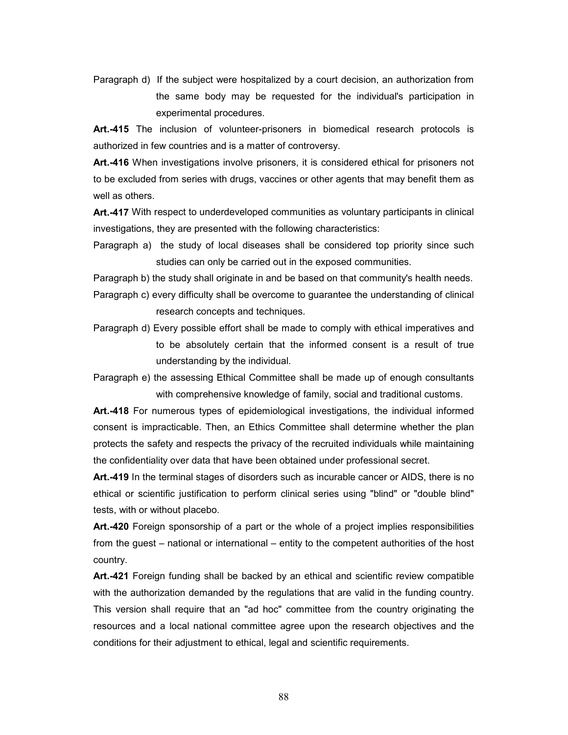Paragraph d) If the subject were hospitalized by a court decision, an authorization from the same body may be requested for the individual's participation in experimental procedures.

**Art.-415** The inclusion of volunteer-prisoners in biomedical research protocols is authorized in few countries and is a matter of controversy.

**Art.-416** When investigations involve prisoners, it is considered ethical for prisoners not to be excluded from series with drugs, vaccines or other agents that may benefit them as well as others.

**Art.-417** With respect to underdeveloped communities as voluntary participants in clinical investigations, they are presented with the following characteristics:

Paragraph a) the study of local diseases shall be considered top priority since such studies can only be carried out in the exposed communities.

Paragraph b) the study shall originate in and be based on that community's health needs.

Paragraph c) every difficulty shall be overcome to guarantee the understanding of clinical research concepts and techniques.

Paragraph d) Every possible effort shall be made to comply with ethical imperatives and to be absolutely certain that the informed consent is a result of true understanding by the individual.

Paragraph e) the assessing Ethical Committee shall be made up of enough consultants with comprehensive knowledge of family, social and traditional customs.

**Art.-418** For numerous types of epidemiological investigations, the individual informed consent is impracticable. Then, an Ethics Committee shall determine whether the plan protects the safety and respects the privacy of the recruited individuals while maintaining the confidentiality over data that have been obtained under professional secret.

**Art.-419** In the terminal stages of disorders such as incurable cancer or AIDS, there is no ethical or scientific justification to perform clinical series using "blind" or "double blind" tests, with or without placebo.

**Art.-420** Foreign sponsorship of a part or the whole of a project implies responsibilities from the guest – national or international – entity to the competent authorities of the host country.

**Art.-421** Foreign funding shall be backed by an ethical and scientific review compatible with the authorization demanded by the regulations that are valid in the funding country. This version shall require that an "ad hoc" committee from the country originating the resources and a local national committee agree upon the research objectives and the conditions for their adjustment to ethical, legal and scientific requirements.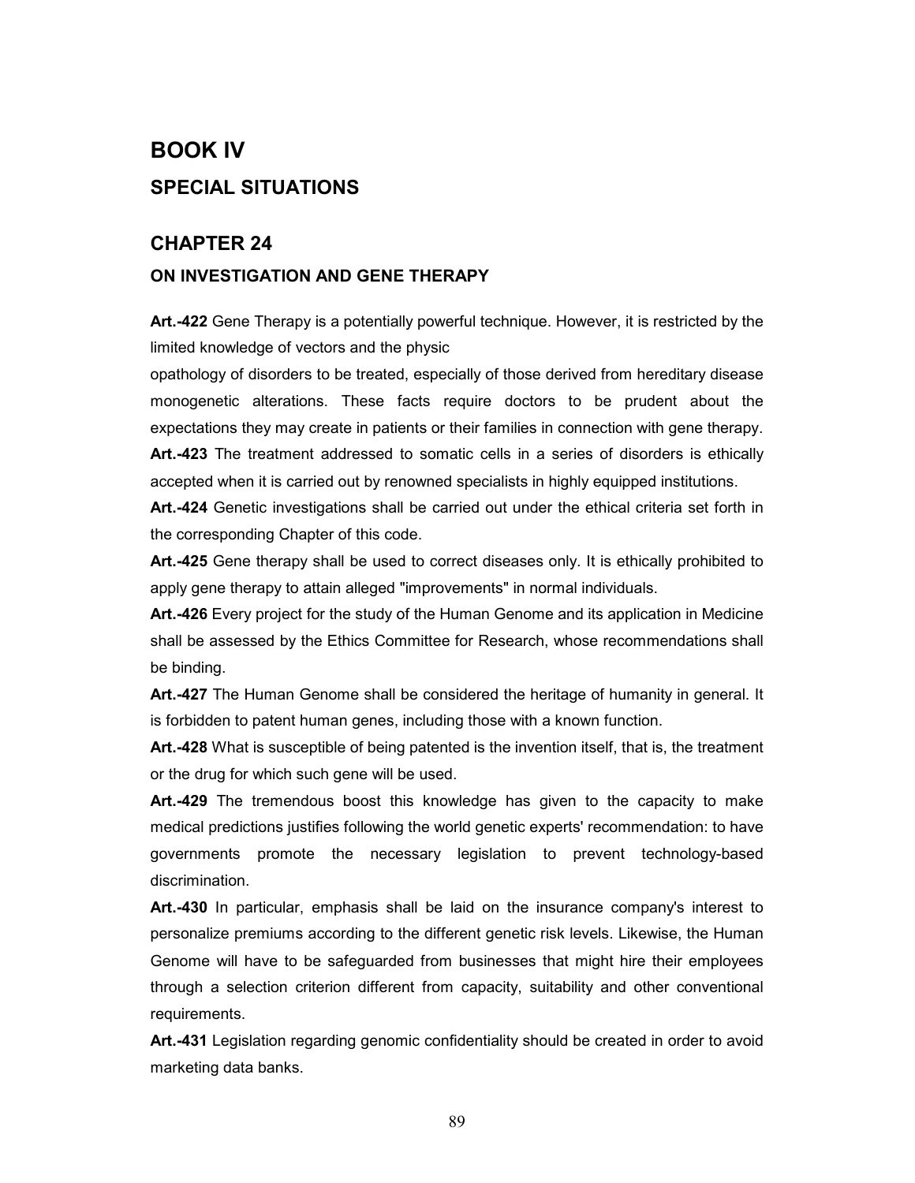# BOOK IV

## SPECIAL SITUATIONS

## CHAPTER 24

### ON INVESTIGATION AND GENE THERAPY

**Art.-422** Gene Therapy is a potentially powerful technique. However, it is restricted by the limited knowledge of vectors and the physic
opathology of disorders to be treated, especially of those derived from hereditary disease monogenetic alterations. These facts require doctors to be prudent about the expectations they may create in patients or their families in connection with gene therapy.

**Art.-423** The treatment addressed to somatic cells in a series of disorders is ethically accepted when it is carried out by renowned specialists in highly equipped institutions.

**Art.-424** Genetic investigations shall be carried out under the ethical criteria set forth in the corresponding Chapter of this code.

**Art.-425** Gene therapy shall be used to correct diseases only. It is ethically prohibited to apply gene therapy to attain alleged "improvements" in normal individuals.

**Art.-426** Every project for the study of the Human Genome and its application in Medicine shall be assessed by the Ethics Committee for Research, whose recommendations shall be binding.

**Art.-427** The Human Genome shall be considered the heritage of humanity in general. It is forbidden to patent human genes, including those with a known function.

**Art.-428** What is susceptible of being patented is the invention itself, that is, the treatment or the drug for which such gene will be used.

**Art.-429** The tremendous boost this knowledge has given to the capacity to make medical predictions justifies following the world genetic experts' recommendation: to have governments promote the necessary legislation to prevent technology-based discrimination.

**Art.-430** In particular, emphasis shall be laid on the insurance company's interest to personalize premiums according to the different genetic risk levels. Likewise, the Human Genome will have to be safeguarded from businesses that might hire their employees through a selection criterion different from capacity, suitability and other conventional requirements.

**Art.-431** Legislation regarding genomic confidentiality should be created in order to avoid marketing data banks.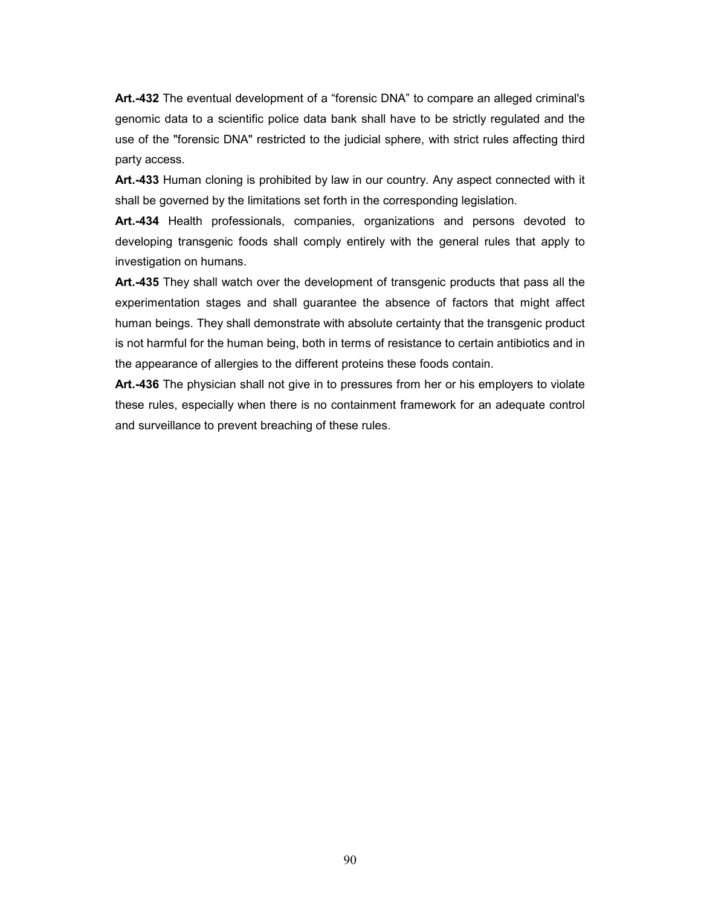**Art.-432** The eventual development of a “forensic DNA” to compare an alleged criminal's genomic data to a scientific police data bank shall have to be strictly regulated and the use of the "forensic DNA" restricted to the judicial sphere, with strict rules affecting third party access.

**Art.-433** Human cloning is prohibited by law in our country. Any aspect connected with it shall be governed by the limitations set forth in the corresponding legislation.

**Art.-434** Health professionals, companies, organizations and persons devoted to developing transgenic foods shall comply entirely with the general rules that apply to investigation on humans.

**Art.-435** They shall watch over the development of transgenic products that pass all the experimentation stages and shall guarantee the absence of factors that might affect human beings. They shall demonstrate with absolute certainty that the transgenic product is not harmful for the human being, both in terms of resistance to certain antibiotics and in the appearance of allergies to the different proteins these foods contain.

**Art.-436** The physician shall not give in to pressures from her or his employers to violate these rules, especially when there is no containment framework for an adequate control and surveillance to prevent breaching of these rules.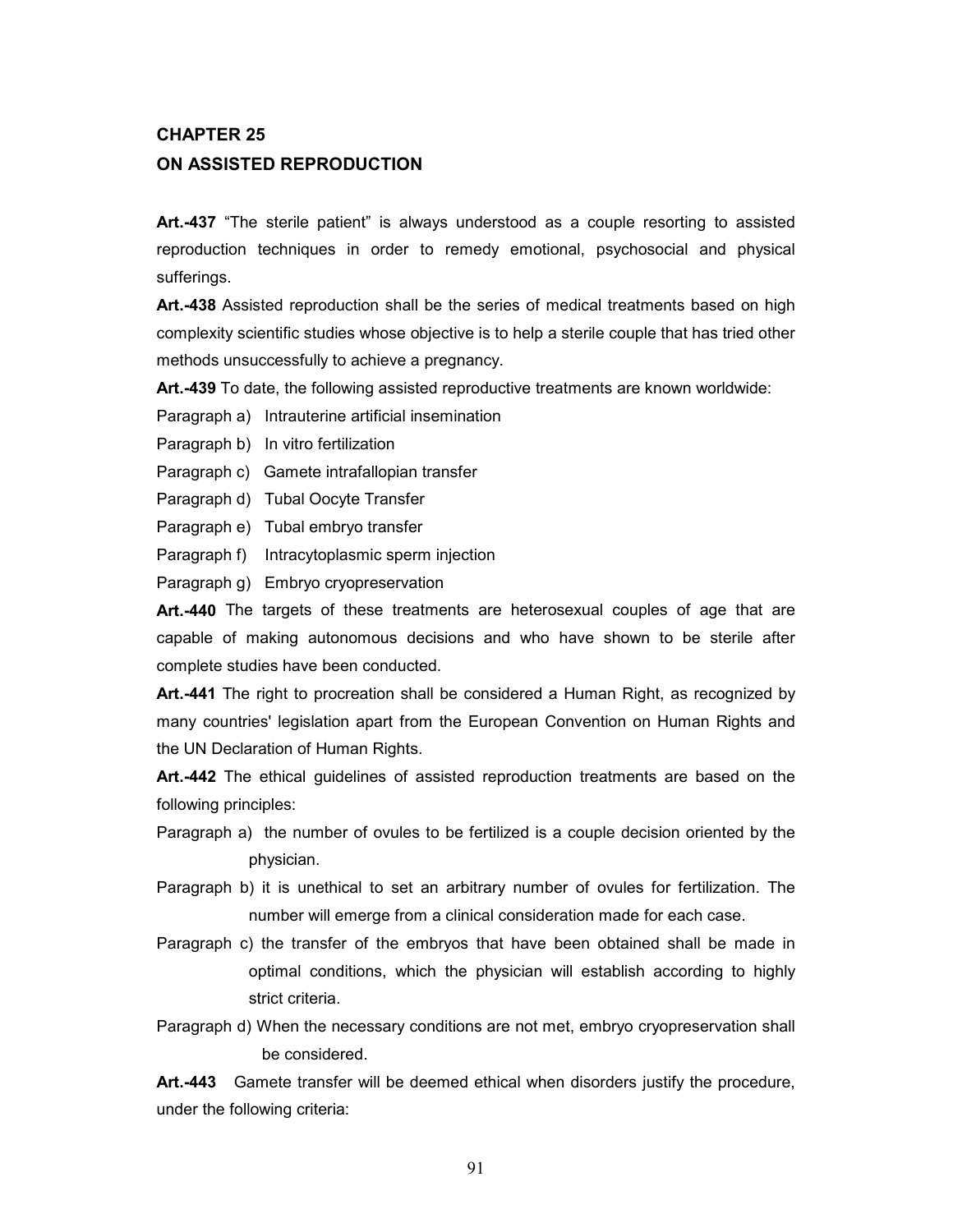## CHAPTER 25
## ON ASSISTED REPRODUCTION

**Art.-437** "The sterile patient" is always understood as a couple resorting to assisted reproduction techniques in order to remedy emotional, psychosocial and physical sufferings.

**Art.-438** Assisted reproduction shall be the series of medical treatments based on high complexity scientific studies whose objective is to help a sterile couple that has tried other methods unsuccessfully to achieve a pregnancy.

**Art.-439** To date, the following assisted reproductive treatments are known worldwide:

Paragraph a) Intrauterine artificial insemination

Paragraph b) In vitro fertilization

Paragraph c) Gamete intrafallopian transfer

Paragraph d) Tubal Oocyte Transfer

Paragraph e) Tubal embryo transfer

Paragraph f) Intracytoplasmic sperm injection

Paragraph g) Embryo cryopreservation

**Art.-440** The targets of these treatments are heterosexual couples of age that are capable of making autonomous decisions and who have shown to be sterile after complete studies have been conducted.

**Art.-441** The right to procreation shall be considered a Human Right, as recognized by many countries' legislation apart from the European Convention on Human Rights and the UN Declaration of Human Rights.

**Art.-442** The ethical guidelines of assisted reproduction treatments are based on the following principles:

Paragraph a) the number of ovules to be fertilized is a couple decision oriented by the physician.

Paragraph b) it is unethical to set an arbitrary number of ovules for fertilization. The number will emerge from a clinical consideration made for each case.

Paragraph c) the transfer of the embryos that have been obtained shall be made in optimal conditions, which the physician will establish according to highly strict criteria.

Paragraph d) When the necessary conditions are not met, embryo cryopreservation shall be considered.

**Art.-443** Gamete transfer will be deemed ethical when disorders justify the procedure, under the following criteria: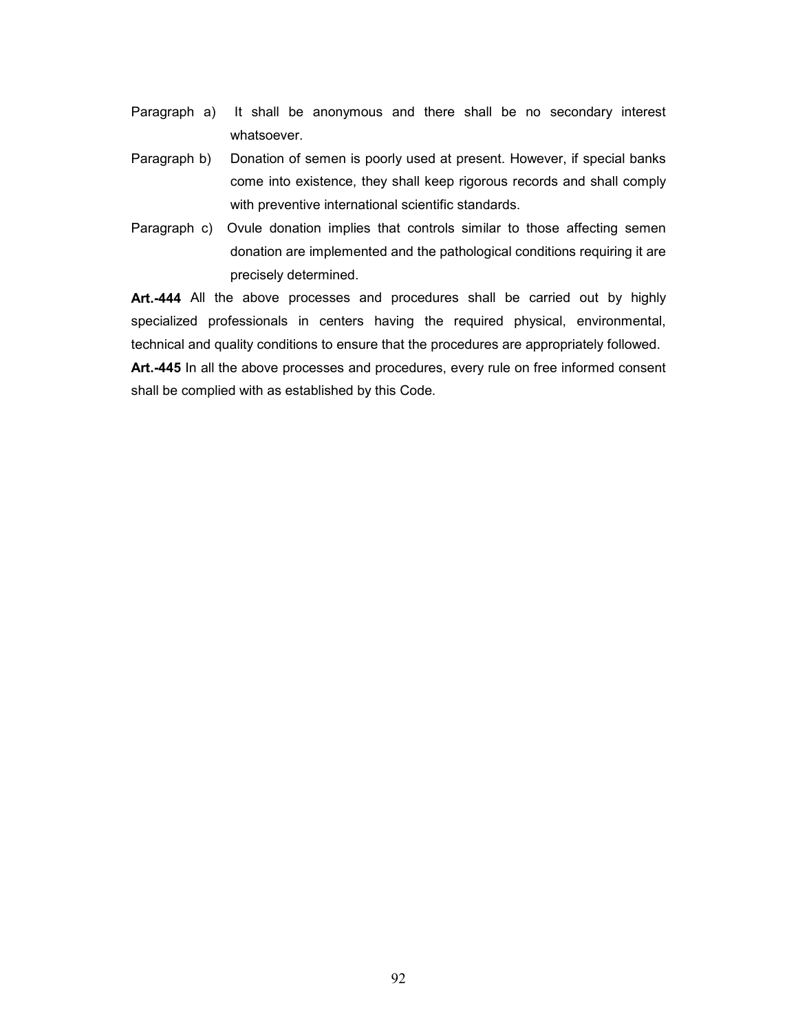Paragraph a) It shall be anonymous and there shall be no secondary interest whatsoever.

Paragraph b) Donation of semen is poorly used at present. However, if special banks come into existence, they shall keep rigorous records and shall comply with preventive international scientific standards.

Paragraph c) Ovule donation implies that controls similar to those affecting semen donation are implemented and the pathological conditions requiring it are precisely determined.

**Art.-444** All the above processes and procedures shall be carried out by highly specialized professionals in centers having the required physical, environmental, technical and quality conditions to ensure that the procedures are appropriately followed.

**Art.-445** In all the above processes and procedures, every rule on free informed consent shall be complied with as established by this Code.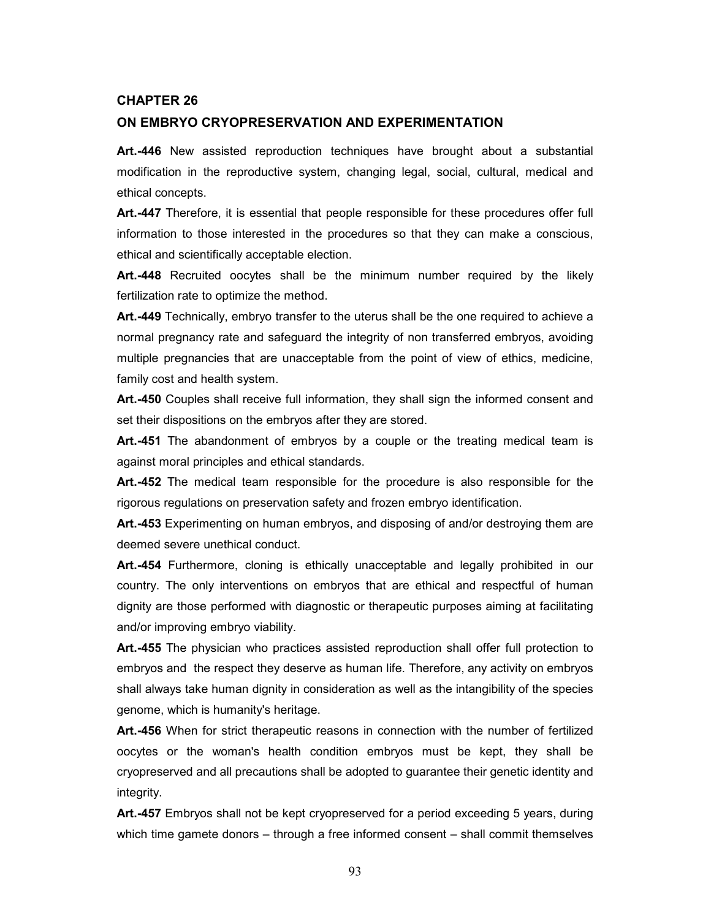## CHAPTER 26

## ON EMBRYO CRYOPRESERVATION AND EXPERIMENTATION

**Art.-446** New assisted reproduction techniques have brought about a substantial modification in the reproductive system, changing legal, social, cultural, medical and ethical concepts.

**Art.-447** Therefore, it is essential that people responsible for these procedures offer full information to those interested in the procedures so that they can make a conscious, ethical and scientifically acceptable election.

**Art.-448** Recruited oocytes shall be the minimum number required by the likely fertilization rate to optimize the method.

**Art.-449** Technically, embryo transfer to the uterus shall be the one required to achieve a normal pregnancy rate and safeguard the integrity of non transferred embryos, avoiding multiple pregnancies that are unacceptable from the point of view of ethics, medicine, family cost and health system.

**Art.-450** Couples shall receive full information, they shall sign the informed consent and set their dispositions on the embryos after they are stored.

**Art.-451** The abandonment of embryos by a couple or the treating medical team is against moral principles and ethical standards.

**Art.-452** The medical team responsible for the procedure is also responsible for the rigorous regulations on preservation safety and frozen embryo identification.

**Art.-453** Experimenting on human embryos, and disposing of and/or destroying them are deemed severe unethical conduct.

**Art.-454** Furthermore, cloning is ethically unacceptable and legally prohibited in our country. The only interventions on embryos that are ethical and respectful of human dignity are those performed with diagnostic or therapeutic purposes aiming at facilitating and/or improving embryo viability.

**Art.-455** The physician who practices assisted reproduction shall offer full protection to embryos and the respect they deserve as human life. Therefore, any activity on embryos shall always take human dignity in consideration as well as the intangibility of the species genome, which is humanity's heritage.

**Art.-456** When for strict therapeutic reasons in connection with the number of fertilized oocytes or the woman's health condition embryos must be kept, they shall be cryopreserved and all precautions shall be adopted to guarantee their genetic identity and integrity.

**Art.-457** Embryos shall not be kept cryopreserved for a period exceeding 5 years, during which time gamete donors – through a free informed consent – shall commit themselves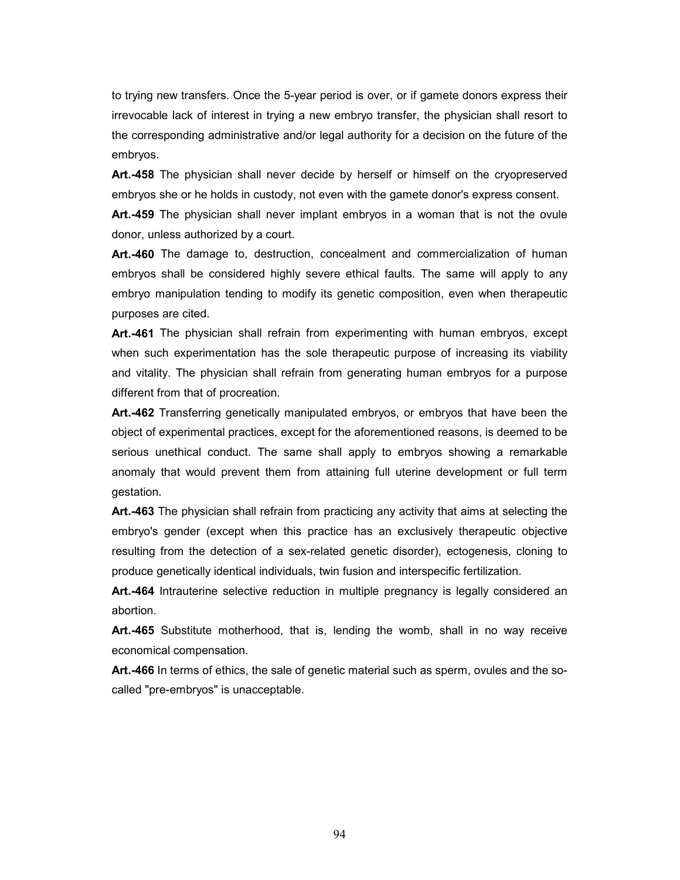to trying new transfers. Once the 5-year period is over, or if gamete donors express their irrevocable lack of interest in trying a new embryo transfer, the physician shall resort to the corresponding administrative and/or legal authority for a decision on the future of the embryos.

**Art.-458** The physician shall never decide by herself or himself on the cryopreserved embryos she or he holds in custody, not even with the gamete donor's express consent.

**Art.-459** The physician shall never implant embryos in a woman that is not the ovule donor, unless authorized by a court.

**Art.-460** The damage to, destruction, concealment and commercialization of human embryos shall be considered highly severe ethical faults. The same will apply to any embryo manipulation tending to modify its genetic composition, even when therapeutic purposes are cited.

**Art.-461** The physician shall refrain from experimenting with human embryos, except when such experimentation has the sole therapeutic purpose of increasing its viability and vitality. The physician shall refrain from generating human embryos for a purpose different from that of procreation.

**Art.-462** Transferring genetically manipulated embryos, or embryos that have been the object of experimental practices, except for the aforementioned reasons, is deemed to be serious unethical conduct. The same shall apply to embryos showing a remarkable anomaly that would prevent them from attaining full uterine development or full term gestation.

**Art.-463** The physician shall refrain from practicing any activity that aims at selecting the embryo's gender (except when this practice has an exclusively therapeutic objective resulting from the detection of a sex-related genetic disorder), ectogenesis, cloning to produce genetically identical individuals, twin fusion and interspecific fertilization.

**Art.-464** Intrauterine selective reduction in multiple pregnancy is legally considered an abortion.

**Art.-465** Substitute motherhood, that is, lending the womb, shall in no way receive economical compensation.

**Art.-466** In terms of ethics, the sale of genetic material such as sperm, ovules and the so-called "pre-embryos" is unacceptable.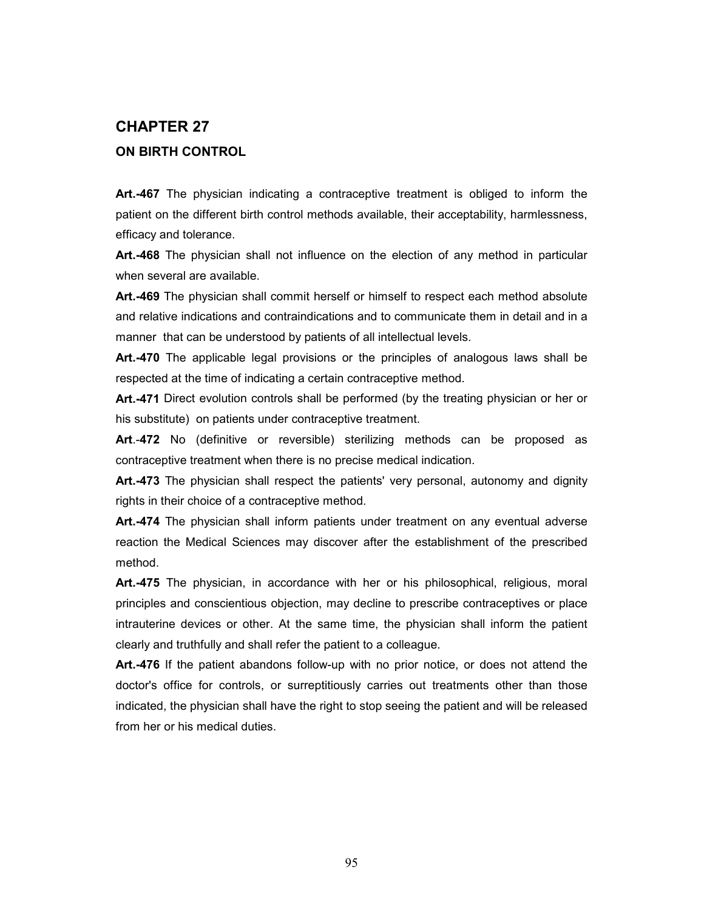## CHAPTER 27

### ON BIRTH CONTROL

**Art.-467** The physician indicating a contraceptive treatment is obliged to inform the patient on the different birth control methods available, their acceptability, harmlessness, efficacy and tolerance.

**Art.-468** The physician shall not influence on the election of any method in particular when several are available.

**Art.-469** The physician shall commit herself or himself to respect each method absolute and relative indications and contraindications and to communicate them in detail and in a manner that can be understood by patients of all intellectual levels.

**Art.-470** The applicable legal provisions or the principles of analogous laws shall be respected at the time of indicating a certain contraceptive method.

**Art.-471** Direct evolution controls shall be performed (by the treating physician or her or his substitute) on patients under contraceptive treatment.

**Art**.-**472** No (definitive or reversible) sterilizing methods can be proposed as contraceptive treatment when there is no precise medical indication.

**Art.-473** The physician shall respect the patients' very personal, autonomy and dignity rights in their choice of a contraceptive method.

**Art.-474** The physician shall inform patients under treatment on any eventual adverse reaction the Medical Sciences may discover after the establishment of the prescribed method.

**Art.-475** The physician, in accordance with her or his philosophical, religious, moral principles and conscientious objection, may decline to prescribe contraceptives or place intrauterine devices or other. At the same time, the physician shall inform the patient clearly and truthfully and shall refer the patient to a colleague.

**Art.-476** If the patient abandons follow-up with no prior notice, or does not attend the doctor's office for controls, or surreptitiously carries out treatments other than those indicated, the physician shall have the right to stop seeing the patient and will be released from her or his medical duties.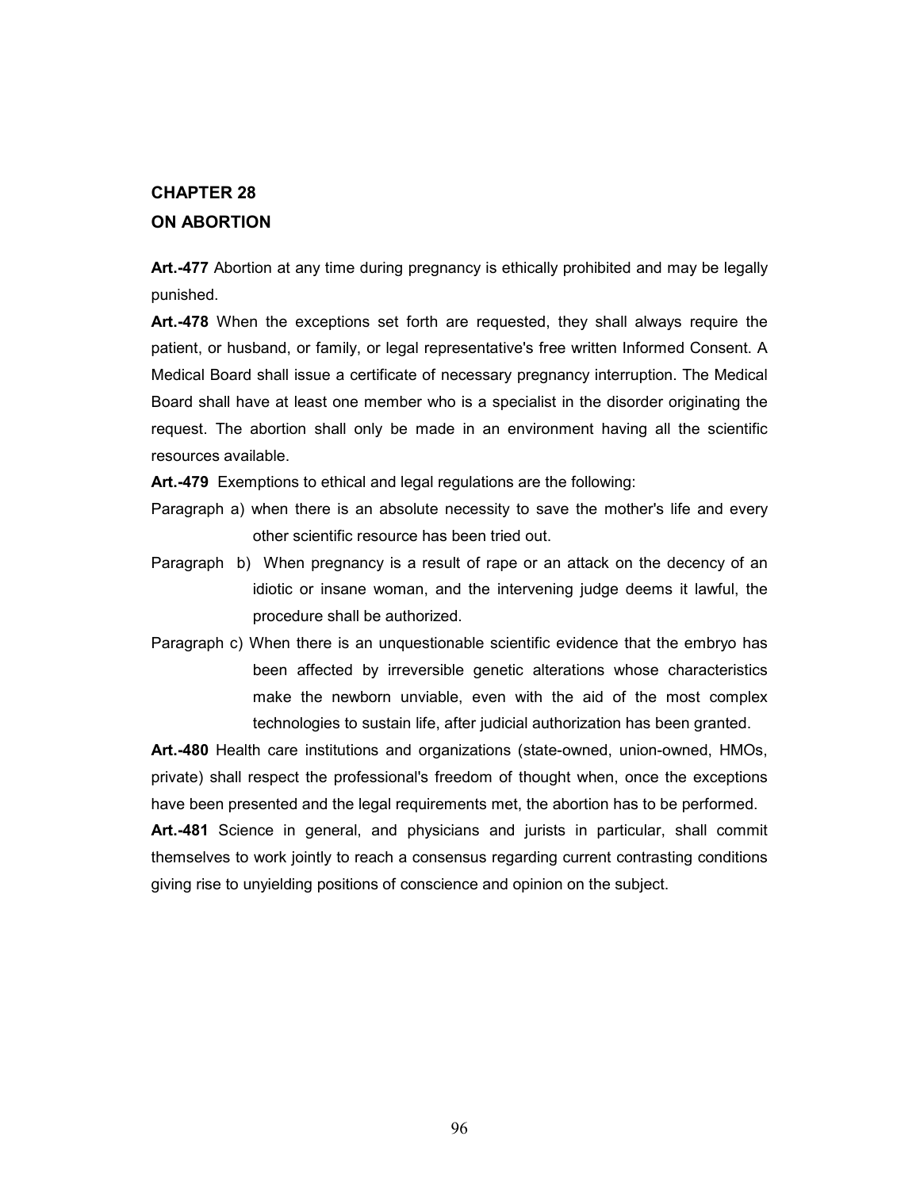## CHAPTER 28
## ON ABORTION

**Art.-477** Abortion at any time during pregnancy is ethically prohibited and may be legally punished.

**Art.-478** When the exceptions set forth are requested, they shall always require the patient, or husband, or family, or legal representative's free written Informed Consent. A Medical Board shall issue a certificate of necessary pregnancy interruption. The Medical Board shall have at least one member who is a specialist in the disorder originating the request. The abortion shall only be made in an environment having all the scientific resources available.

**Art.-479** Exemptions to ethical and legal regulations are the following:

Paragraph a) when there is an absolute necessity to save the mother's life and every other scientific resource has been tried out.

Paragraph b) When pregnancy is a result of rape or an attack on the decency of an idiotic or insane woman, and the intervening judge deems it lawful, the procedure shall be authorized.

Paragraph c) When there is an unquestionable scientific evidence that the embryo has been affected by irreversible genetic alterations whose characteristics make the newborn unviable, even with the aid of the most complex technologies to sustain life, after judicial authorization has been granted.

**Art.-480** Health care institutions and organizations (state-owned, union-owned, HMOs, private) shall respect the professional's freedom of thought when, once the exceptions have been presented and the legal requirements met, the abortion has to be performed.

**Art.-481** Science in general, and physicians and jurists in particular, shall commit themselves to work jointly to reach a consensus regarding current contrasting conditions giving rise to unyielding positions of conscience and opinion on the subject.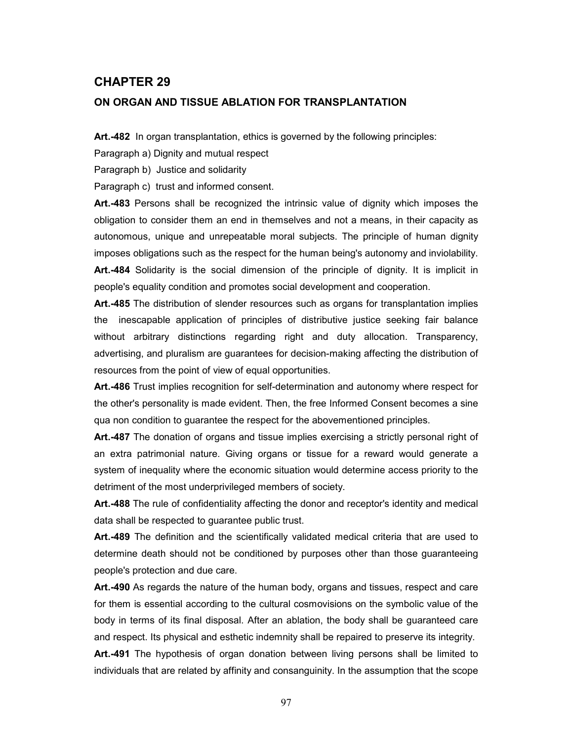## CHAPTER 29

### ON ORGAN AND TISSUE ABLATION FOR TRANSPLANTATION

**Art.-482** In organ transplantation, ethics is governed by the following principles:

Paragraph a) Dignity and mutual respect

Paragraph b) Justice and solidarity

Paragraph c) trust and informed consent.

**Art.-483** Persons shall be recognized the intrinsic value of dignity which imposes the obligation to consider them an end in themselves and not a means, in their capacity as autonomous, unique and unrepeatable moral subjects. The principle of human dignity imposes obligations such as the respect for the human being's autonomy and inviolability.

**Art.-484** Solidarity is the social dimension of the principle of dignity. It is implicit in people's equality condition and promotes social development and cooperation.

**Art.-485** The distribution of slender resources such as organs for transplantation implies the inescapable application of principles of distributive justice seeking fair balance without arbitrary distinctions regarding right and duty allocation. Transparency, advertising, and pluralism are guarantees for decision-making affecting the distribution of resources from the point of view of equal opportunities.

**Art.-486** Trust implies recognition for self-determination and autonomy where respect for the other's personality is made evident. Then, the free Informed Consent becomes a sine qua non condition to guarantee the respect for the abovementioned principles.

**Art.-487** The donation of organs and tissue implies exercising a strictly personal right of an extra patrimonial nature. Giving organs or tissue for a reward would generate a system of inequality where the economic situation would determine access priority to the detriment of the most underprivileged members of society.

**Art.-488** The rule of confidentiality affecting the donor and receptor's identity and medical data shall be respected to guarantee public trust.

**Art.-489** The definition and the scientifically validated medical criteria that are used to determine death should not be conditioned by purposes other than those guaranteeing people's protection and due care.

**Art.-490** As regards the nature of the human body, organs and tissues, respect and care for them is essential according to the cultural cosmovisions on the symbolic value of the body in terms of its final disposal. After an ablation, the body shall be guaranteed care and respect. Its physical and esthetic indemnity shall be repaired to preserve its integrity.

**Art.-491** The hypothesis of organ donation between living persons shall be limited to individuals that are related by affinity and consanguinity. In the assumption that the scope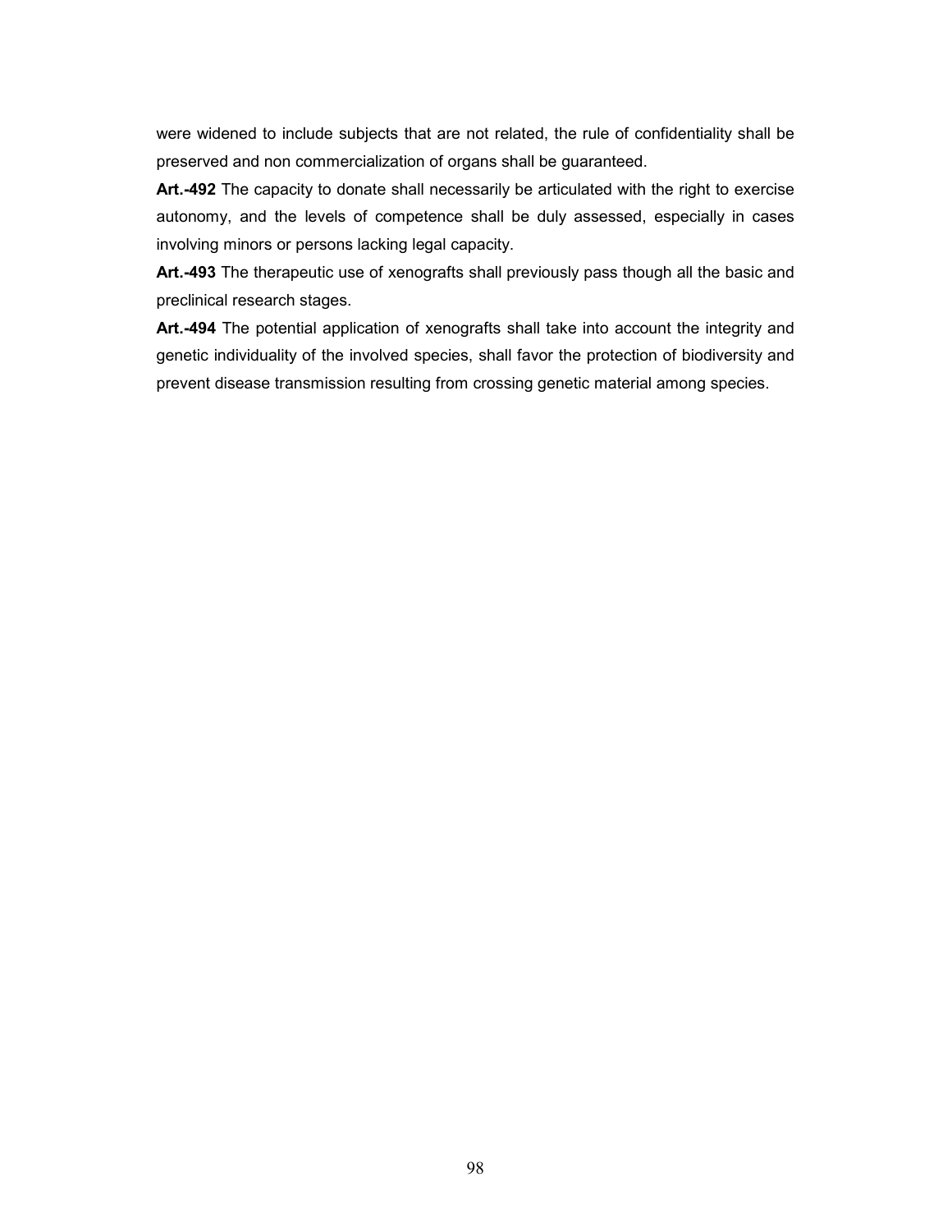were widened to include subjects that are not related, the rule of confidentiality shall be preserved and non commercialization of organs shall be guaranteed.

**Art.-492** The capacity to donate shall necessarily be articulated with the right to exercise autonomy, and the levels of competence shall be duly assessed, especially in cases involving minors or persons lacking legal capacity.

**Art.-493** The therapeutic use of xenografts shall previously pass though all the basic and preclinical research stages.

**Art.-494** The potential application of xenografts shall take into account the integrity and genetic individuality of the involved species, shall favor the protection of biodiversity and prevent disease transmission resulting from crossing genetic material among species.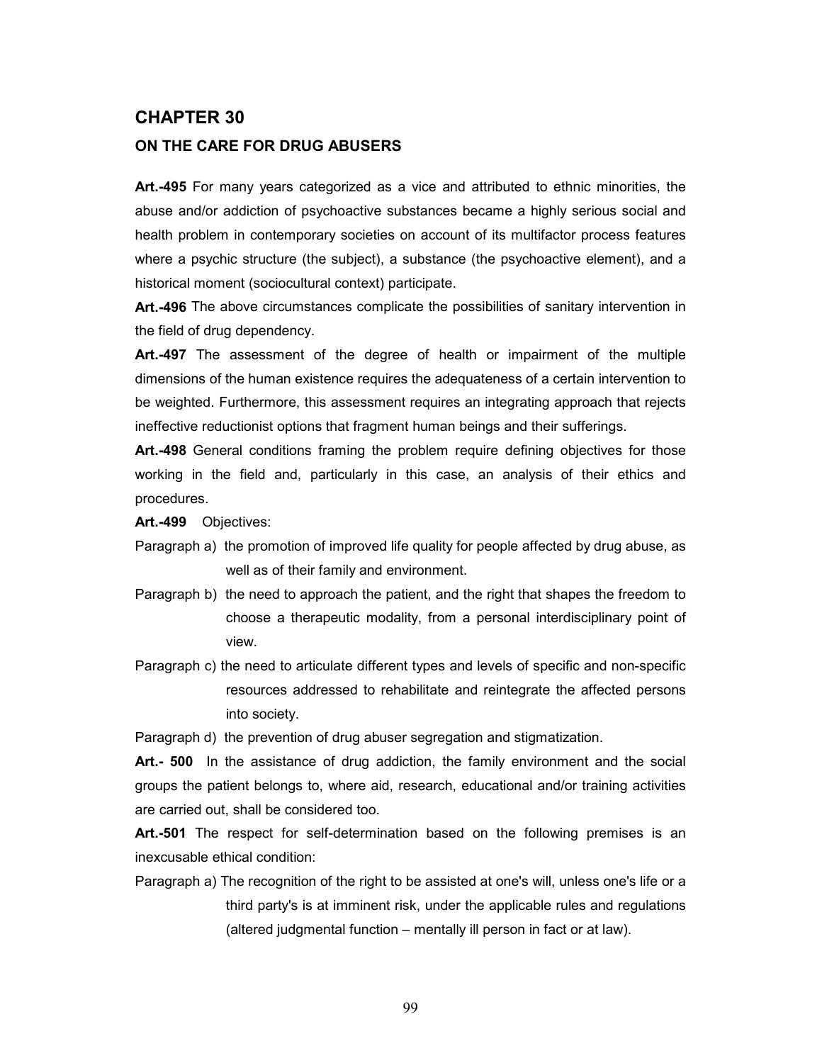## CHAPTER 30

### ON THE CARE FOR DRUG ABUSERS

**Art.-495** For many years categorized as a vice and attributed to ethnic minorities, the abuse and/or addiction of psychoactive substances became a highly serious social and health problem in contemporary societies on account of its multifactor process features where a psychic structure (the subject), a substance (the psychoactive element), and a historical moment (sociocultural context) participate.

**Art.-496** The above circumstances complicate the possibilities of sanitary intervention in the field of drug dependency.

**Art.-497** The assessment of the degree of health or impairment of the multiple dimensions of the human existence requires the adequateness of a certain intervention to be weighted. Furthermore, this assessment requires an integrating approach that rejects ineffective reductionist options that fragment human beings and their sufferings.

**Art.-498** General conditions framing the problem require defining objectives for those working in the field and, particularly in this case, an analysis of their ethics and procedures.

**Art.-499** Objectives:

Paragraph a) the promotion of improved life quality for people affected by drug abuse, as well as of their family and environment.

Paragraph b) the need to approach the patient, and the right that shapes the freedom to choose a therapeutic modality, from a personal interdisciplinary point of view.

Paragraph c) the need to articulate different types and levels of specific and non-specific resources addressed to rehabilitate and reintegrate the affected persons into society.

Paragraph d) the prevention of drug abuser segregation and stigmatization.

**Art.- 500** In the assistance of drug addiction, the family environment and the social groups the patient belongs to, where aid, research, educational and/or training activities are carried out, shall be considered too.

**Art.-501** The respect for self-determination based on the following premises is an inexcusable ethical condition:

Paragraph a) The recognition of the right to be assisted at one's will, unless one's life or a third party's is at imminent risk, under the applicable rules and regulations (altered judgmental function – mentally ill person in fact or at law).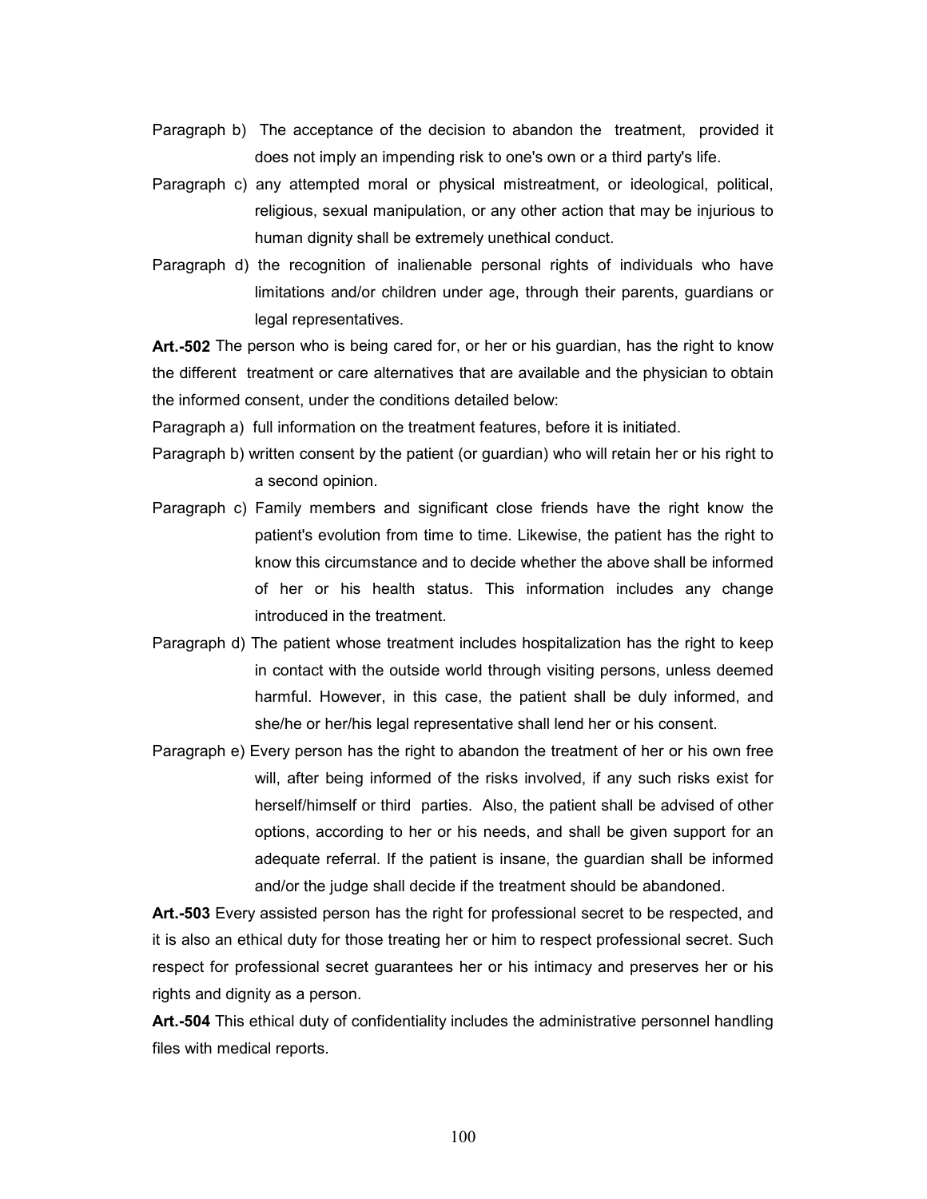Paragraph b) The acceptance of the decision to abandon the treatment, provided it does not imply an impending risk to one's own or a third party's life.

Paragraph c) any attempted moral or physical mistreatment, or ideological, political, religious, sexual manipulation, or any other action that may be injurious to human dignity shall be extremely unethical conduct.

Paragraph d) the recognition of inalienable personal rights of individuals who have limitations and/or children under age, through their parents, guardians or legal representatives.

**Art.-502** The person who is being cared for, or her or his guardian, has the right to know the different treatment or care alternatives that are available and the physician to obtain the informed consent, under the conditions detailed below:

Paragraph a) full information on the treatment features, before it is initiated.

Paragraph b) written consent by the patient (or guardian) who will retain her or his right to a second opinion.

Paragraph c) Family members and significant close friends have the right know the patient's evolution from time to time. Likewise, the patient has the right to know this circumstance and to decide whether the above shall be informed of her or his health status. This information includes any change introduced in the treatment.

Paragraph d) The patient whose treatment includes hospitalization has the right to keep in contact with the outside world through visiting persons, unless deemed harmful. However, in this case, the patient shall be duly informed, and she/he or her/his legal representative shall lend her or his consent.

Paragraph e) Every person has the right to abandon the treatment of her or his own free will, after being informed of the risks involved, if any such risks exist for herself/himself or third parties. Also, the patient shall be advised of other options, according to her or his needs, and shall be given support for an adequate referral. If the patient is insane, the guardian shall be informed and/or the judge shall decide if the treatment should be abandoned.

**Art.-503** Every assisted person has the right for professional secret to be respected, and it is also an ethical duty for those treating her or him to respect professional secret. Such respect for professional secret guarantees her or his intimacy and preserves her or his rights and dignity as a person.

**Art.-504** This ethical duty of confidentiality includes the administrative personnel handling files with medical reports.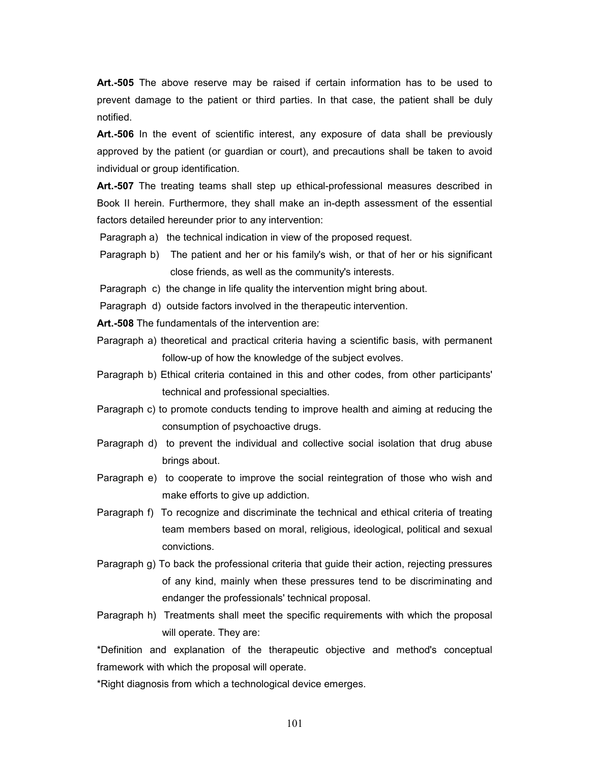**Art.-505** The above reserve may be raised if certain information has to be used to prevent damage to the patient or third parties. In that case, the patient shall be duly notified.

**Art.-506** In the event of scientific interest, any exposure of data shall be previously approved by the patient (or guardian or court), and precautions shall be taken to avoid individual or group identification.

**Art.-507** The treating teams shall step up ethical-professional measures described in Book II herein. Furthermore, they shall make an in-depth assessment of the essential factors detailed hereunder prior to any intervention:

Paragraph a) the technical indication in view of the proposed request.

Paragraph b) The patient and her or his family's wish, or that of her or his significant close friends, as well as the community's interests.

Paragraph c) the change in life quality the intervention might bring about.

Paragraph d) outside factors involved in the therapeutic intervention.

**Art.-508** The fundamentals of the intervention are:

Paragraph a) theoretical and practical criteria having a scientific basis, with permanent follow-up of how the knowledge of the subject evolves.

Paragraph b) Ethical criteria contained in this and other codes, from other participants' technical and professional specialties.

Paragraph c) to promote conducts tending to improve health and aiming at reducing the consumption of psychoactive drugs.

Paragraph d) to prevent the individual and collective social isolation that drug abuse brings about.

Paragraph e) to cooperate to improve the social reintegration of those who wish and make efforts to give up addiction.

Paragraph f) To recognize and discriminate the technical and ethical criteria of treating team members based on moral, religious, ideological, political and sexual convictions.

Paragraph g) To back the professional criteria that guide their action, rejecting pressures of any kind, mainly when these pressures tend to be discriminating and endanger the professionals' technical proposal.

Paragraph h) Treatments shall meet the specific requirements with which the proposal will operate. They are:

*Definition and explanation of the therapeutic objective and method's conceptual framework with which the proposal will operate.

*Right diagnosis from which a technological device emerges.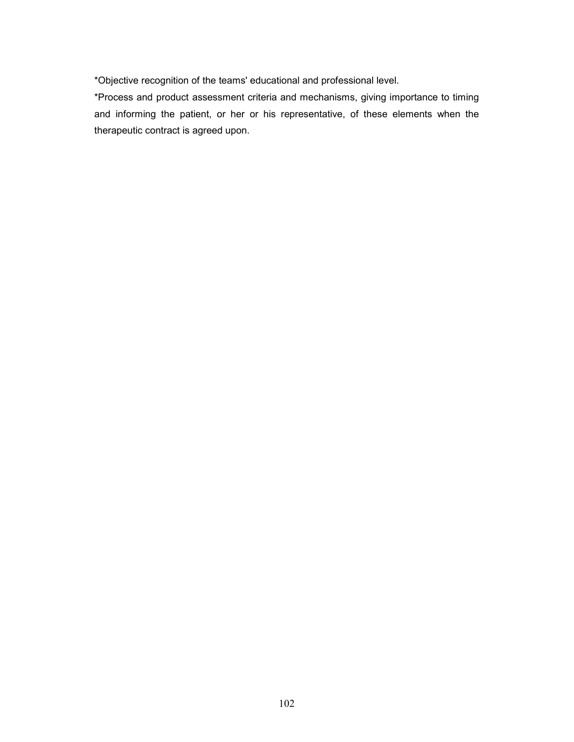*Objective recognition of the teams' educational and professional level.

*Process and product assessment criteria and mechanisms, giving importance to timing and informing the patient, or her or his representative, of these elements when the therapeutic contract is agreed upon.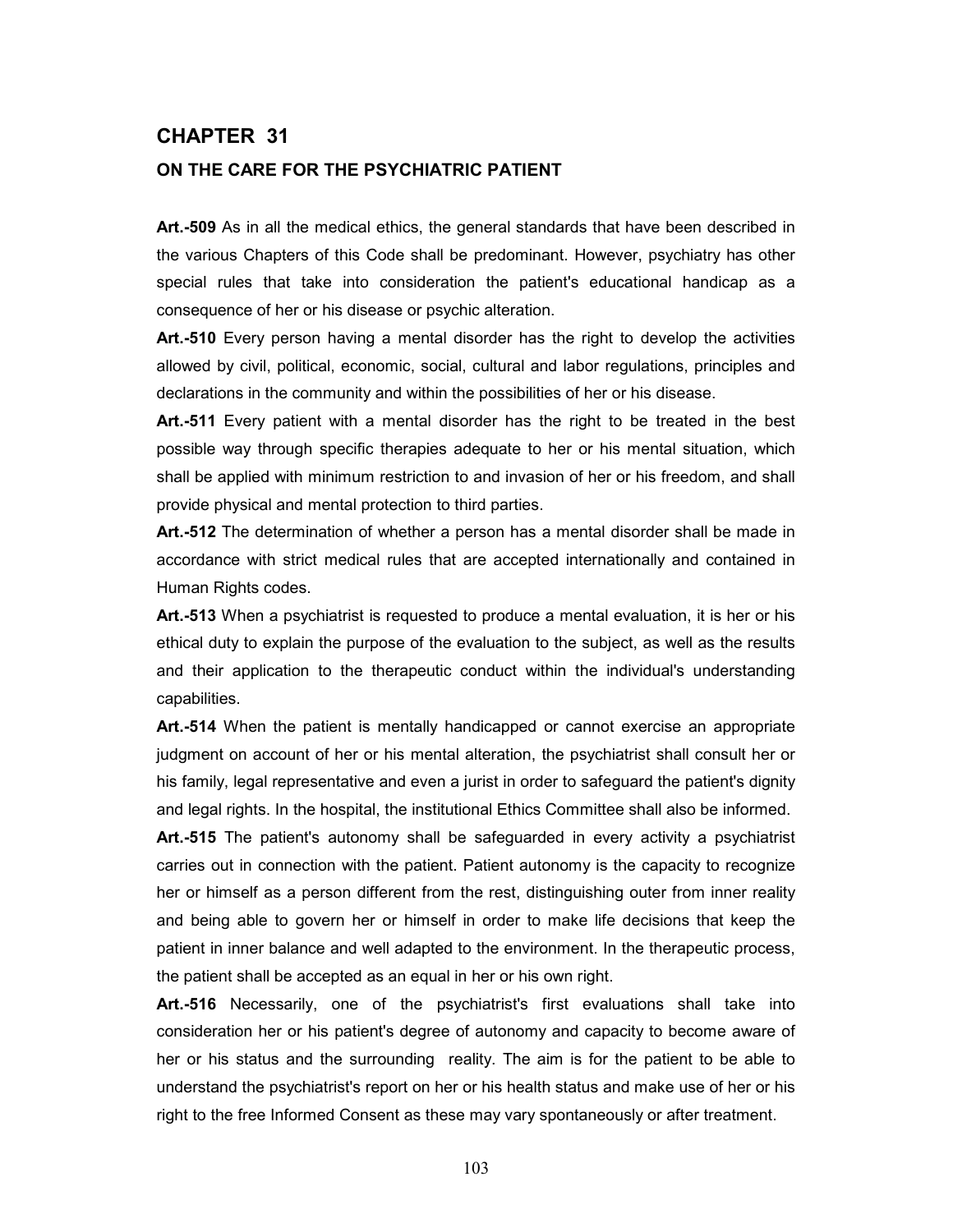# CHAPTER 31

## ON THE CARE FOR THE PSYCHIATRIC PATIENT

**Art.-509** As in all the medical ethics, the general standards that have been described in the various Chapters of this Code shall be predominant. However, psychiatry has other special rules that take into consideration the patient's educational handicap as a consequence of her or his disease or psychic alteration.

**Art.-510** Every person having a mental disorder has the right to develop the activities allowed by civil, political, economic, social, cultural and labor regulations, principles and declarations in the community and within the possibilities of her or his disease.

**Art.-511** Every patient with a mental disorder has the right to be treated in the best possible way through specific therapies adequate to her or his mental situation, which shall be applied with minimum restriction to and invasion of her or his freedom, and shall provide physical and mental protection to third parties.

**Art.-512** The determination of whether a person has a mental disorder shall be made in accordance with strict medical rules that are accepted internationally and contained in Human Rights codes.

**Art.-513** When a psychiatrist is requested to produce a mental evaluation, it is her or his ethical duty to explain the purpose of the evaluation to the subject, as well as the results and their application to the therapeutic conduct within the individual's understanding capabilities.

**Art.-514** When the patient is mentally handicapped or cannot exercise an appropriate judgment on account of her or his mental alteration, the psychiatrist shall consult her or his family, legal representative and even a jurist in order to safeguard the patient's dignity and legal rights. In the hospital, the institutional Ethics Committee shall also be informed.

**Art.-515** The patient's autonomy shall be safeguarded in every activity a psychiatrist carries out in connection with the patient. Patient autonomy is the capacity to recognize her or himself as a person different from the rest, distinguishing outer from inner reality and being able to govern her or himself in order to make life decisions that keep the patient in inner balance and well adapted to the environment. In the therapeutic process, the patient shall be accepted as an equal in her or his own right.

**Art.-516** Necessarily, one of the psychiatrist's first evaluations shall take into consideration her or his patient's degree of autonomy and capacity to become aware of her or his status and the surrounding reality. The aim is for the patient to be able to understand the psychiatrist's report on her or his health status and make use of her or his right to the free Informed Consent as these may vary spontaneously or after treatment.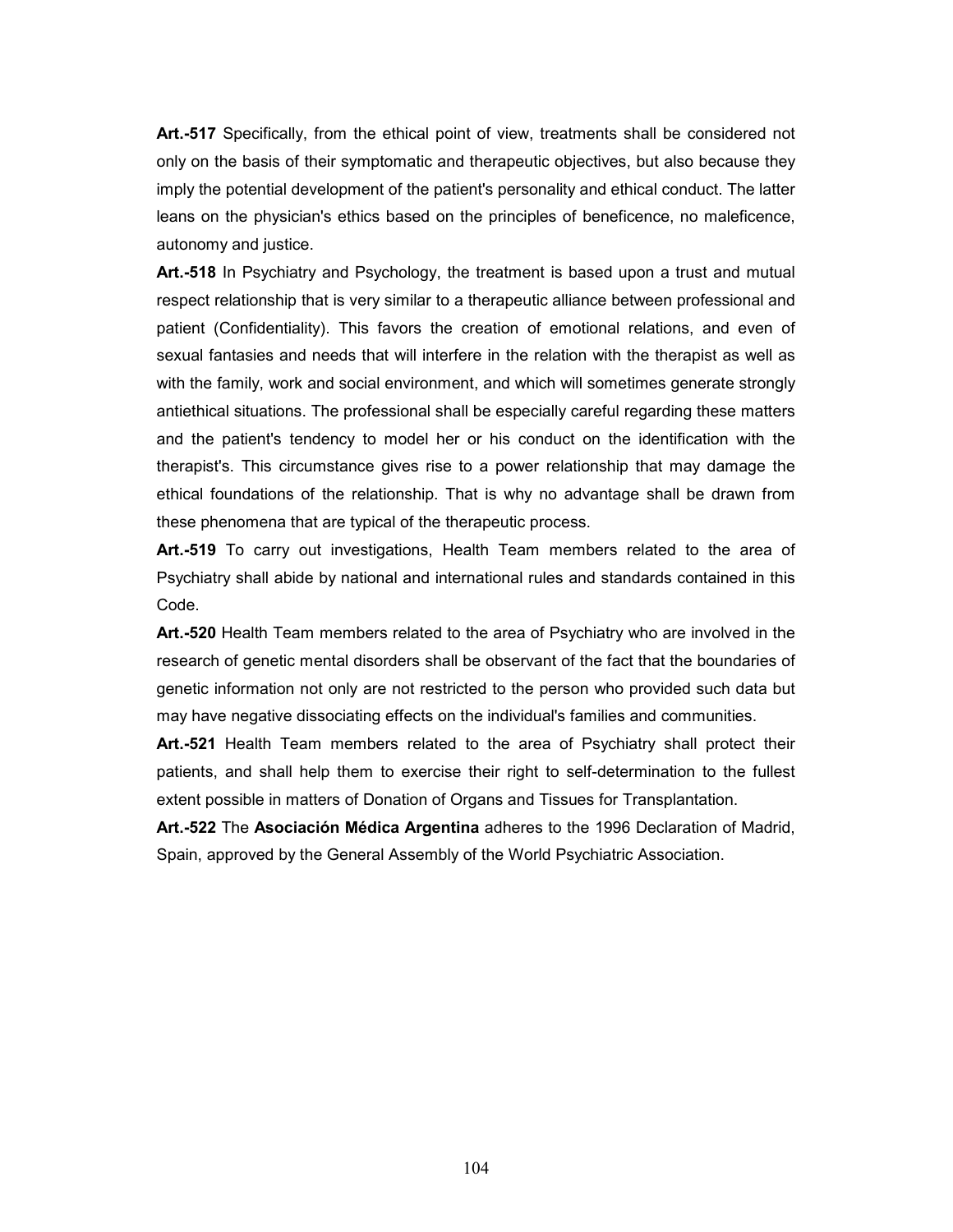**Art.-517** Specifically, from the ethical point of view, treatments shall be considered not only on the basis of their symptomatic and therapeutic objectives, but also because they imply the potential development of the patient's personality and ethical conduct. The latter leans on the physician's ethics based on the principles of beneficence, no maleficence, autonomy and justice.

**Art.-518** In Psychiatry and Psychology, the treatment is based upon a trust and mutual respect relationship that is very similar to a therapeutic alliance between professional and patient (Confidentiality). This favors the creation of emotional relations, and even of sexual fantasies and needs that will interfere in the relation with the therapist as well as with the family, work and social environment, and which will sometimes generate strongly antiethical situations. The professional shall be especially careful regarding these matters and the patient's tendency to model her or his conduct on the identification with the therapist's. This circumstance gives rise to a power relationship that may damage the ethical foundations of the relationship. That is why no advantage shall be drawn from these phenomena that are typical of the therapeutic process.

**Art.-519** To carry out investigations, Health Team members related to the area of Psychiatry shall abide by national and international rules and standards contained in this Code.

**Art.-520** Health Team members related to the area of Psychiatry who are involved in the research of genetic mental disorders shall be observant of the fact that the boundaries of genetic information not only are not restricted to the person who provided such data but may have negative dissociating effects on the individual's families and communities.

**Art.-521** Health Team members related to the area of Psychiatry shall protect their patients, and shall help them to exercise their right to self-determination to the fullest extent possible in matters of Donation of Organs and Tissues for Transplantation.

**Art.-522** The **Asociación Médica Argentina** adheres to the 1996 Declaration of Madrid, Spain, approved by the General Assembly of the World Psychiatric Association.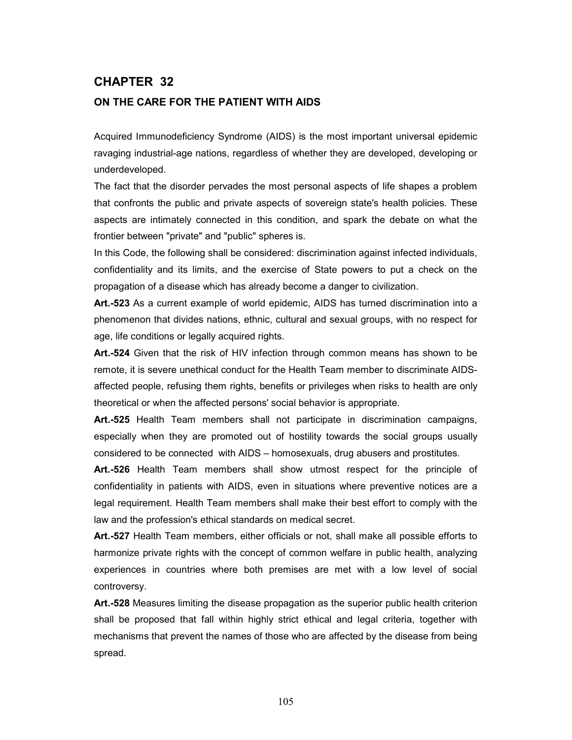## CHAPTER 32

### ON THE CARE FOR THE PATIENT WITH AIDS

Acquired Immunodeficiency Syndrome (AIDS) is the most important universal epidemic ravaging industrial-age nations, regardless of whether they are developed, developing or underdeveloped.

The fact that the disorder pervades the most personal aspects of life shapes a problem that confronts the public and private aspects of sovereign state's health policies. These aspects are intimately connected in this condition, and spark the debate on what the frontier between "private" and "public" spheres is.

In this Code, the following shall be considered: discrimination against infected individuals, confidentiality and its limits, and the exercise of State powers to put a check on the propagation of a disease which has already become a danger to civilization.

**Art.-523** As a current example of world epidemic, AIDS has turned discrimination into a phenomenon that divides nations, ethnic, cultural and sexual groups, with no respect for age, life conditions or legally acquired rights.

**Art.-524** Given that the risk of HIV infection through common means has shown to be remote, it is severe unethical conduct for the Health Team member to discriminate AIDS-affected people, refusing them rights, benefits or privileges when risks to health are only theoretical or when the affected persons' social behavior is appropriate.

**Art.-525** Health Team members shall not participate in discrimination campaigns, especially when they are promoted out of hostility towards the social groups usually considered to be connected with AIDS – homosexuals, drug abusers and prostitutes.

**Art.-526** Health Team members shall show utmost respect for the principle of confidentiality in patients with AIDS, even in situations where preventive notices are a legal requirement. Health Team members shall make their best effort to comply with the law and the profession's ethical standards on medical secret.

**Art.-527** Health Team members, either officials or not, shall make all possible efforts to harmonize private rights with the concept of common welfare in public health, analyzing experiences in countries where both premises are met with a low level of social controversy.

**Art.-528** Measures limiting the disease propagation as the superior public health criterion shall be proposed that fall within highly strict ethical and legal criteria, together with mechanisms that prevent the names of those who are affected by the disease from being spread.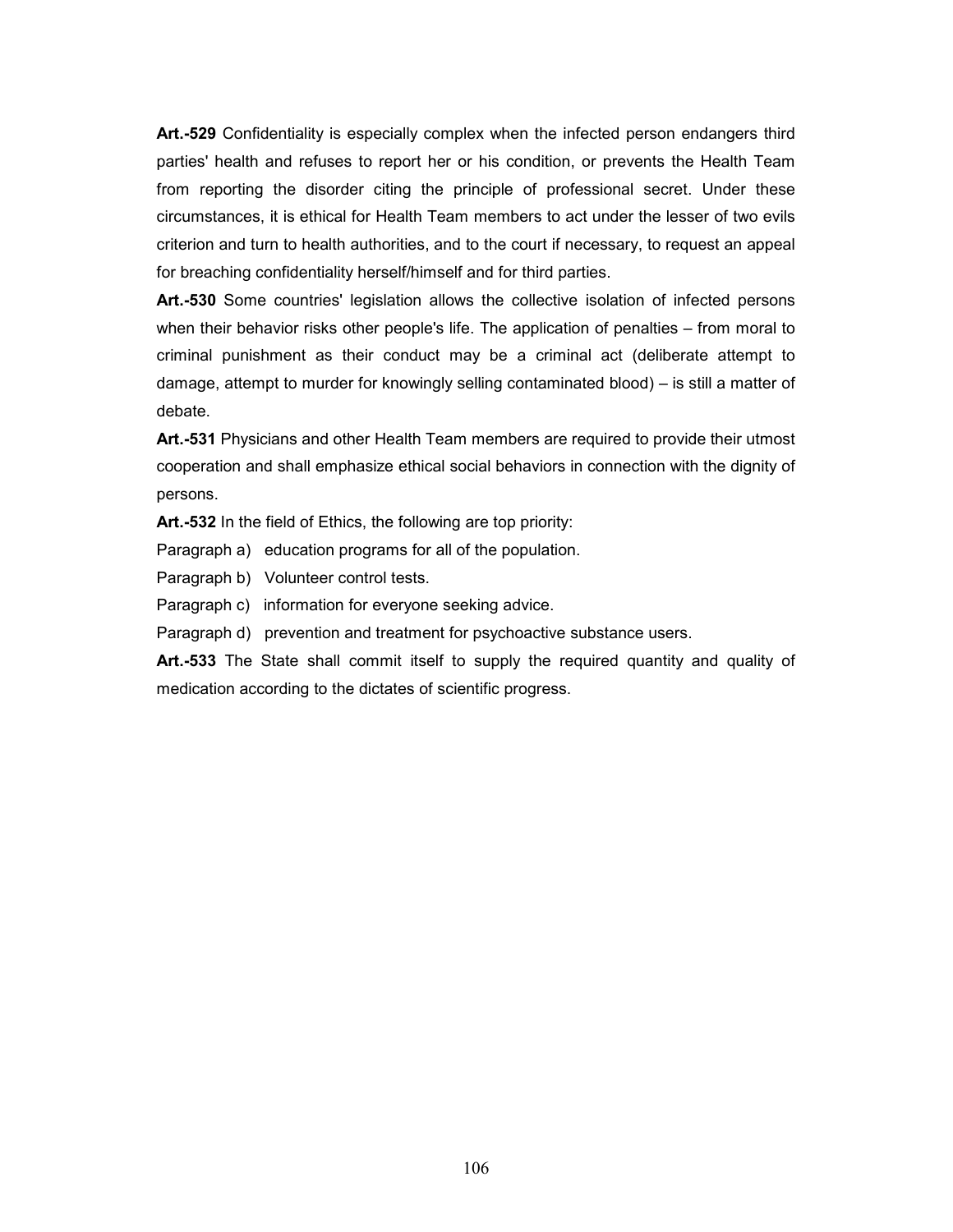**Art.-529** Confidentiality is especially complex when the infected person endangers third parties' health and refuses to report her or his condition, or prevents the Health Team from reporting the disorder citing the principle of professional secret. Under these circumstances, it is ethical for Health Team members to act under the lesser of two evils criterion and turn to health authorities, and to the court if necessary, to request an appeal for breaching confidentiality herself/himself and for third parties.

**Art.-530** Some countries' legislation allows the collective isolation of infected persons when their behavior risks other people's life. The application of penalties – from moral to criminal punishment as their conduct may be a criminal act (deliberate attempt to damage, attempt to murder for knowingly selling contaminated blood) – is still a matter of debate.

**Art.-531** Physicians and other Health Team members are required to provide their utmost cooperation and shall emphasize ethical social behaviors in connection with the dignity of persons.

**Art.-532** In the field of Ethics, the following are top priority:

Paragraph a) education programs for all of the population.

Paragraph b) Volunteer control tests.

Paragraph c) information for everyone seeking advice.

Paragraph d) prevention and treatment for psychoactive substance users.

**Art.-533** The State shall commit itself to supply the required quantity and quality of medication according to the dictates of scientific progress.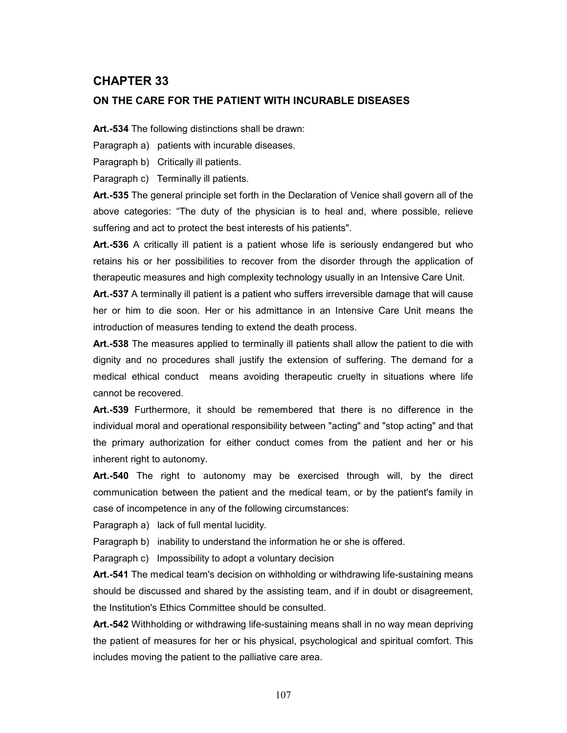## CHAPTER 33

### ON THE CARE FOR THE PATIENT WITH INCURABLE DISEASES

**Art.-534** The following distinctions shall be drawn:

Paragraph a) patients with incurable diseases.

Paragraph b) Critically ill patients.

Paragraph c) Terminally ill patients.

**Art.-535** The general principle set forth in the Declaration of Venice shall govern all of the above categories: "The duty of the physician is to heal and, where possible, relieve suffering and act to protect the best interests of his patients".

**Art.-536** A critically ill patient is a patient whose life is seriously endangered but who retains his or her possibilities to recover from the disorder through the application of therapeutic measures and high complexity technology usually in an Intensive Care Unit.

**Art.-537** A terminally ill patient is a patient who suffers irreversible damage that will cause her or him to die soon. Her or his admittance in an Intensive Care Unit means the introduction of measures tending to extend the death process.

**Art.-538** The measures applied to terminally ill patients shall allow the patient to die with dignity and no procedures shall justify the extension of suffering. The demand for a medical ethical conduct means avoiding therapeutic cruelty in situations where life cannot be recovered.

**Art.-539** Furthermore, it should be remembered that there is no difference in the individual moral and operational responsibility between "acting" and "stop acting" and that the primary authorization for either conduct comes from the patient and her or his inherent right to autonomy.

**Art.-540** The right to autonomy may be exercised through will, by the direct communication between the patient and the medical team, or by the patient's family in case of incompetence in any of the following circumstances:

Paragraph a) lack of full mental lucidity.

Paragraph b) inability to understand the information he or she is offered.

Paragraph c) Impossibility to adopt a voluntary decision

**Art.-541** The medical team's decision on withholding or withdrawing life-sustaining means should be discussed and shared by the assisting team, and if in doubt or disagreement, the Institution's Ethics Committee should be consulted.

**Art.-542** Withholding or withdrawing life-sustaining means shall in no way mean depriving the patient of measures for her or his physical, psychological and spiritual comfort. This includes moving the patient to the palliative care area.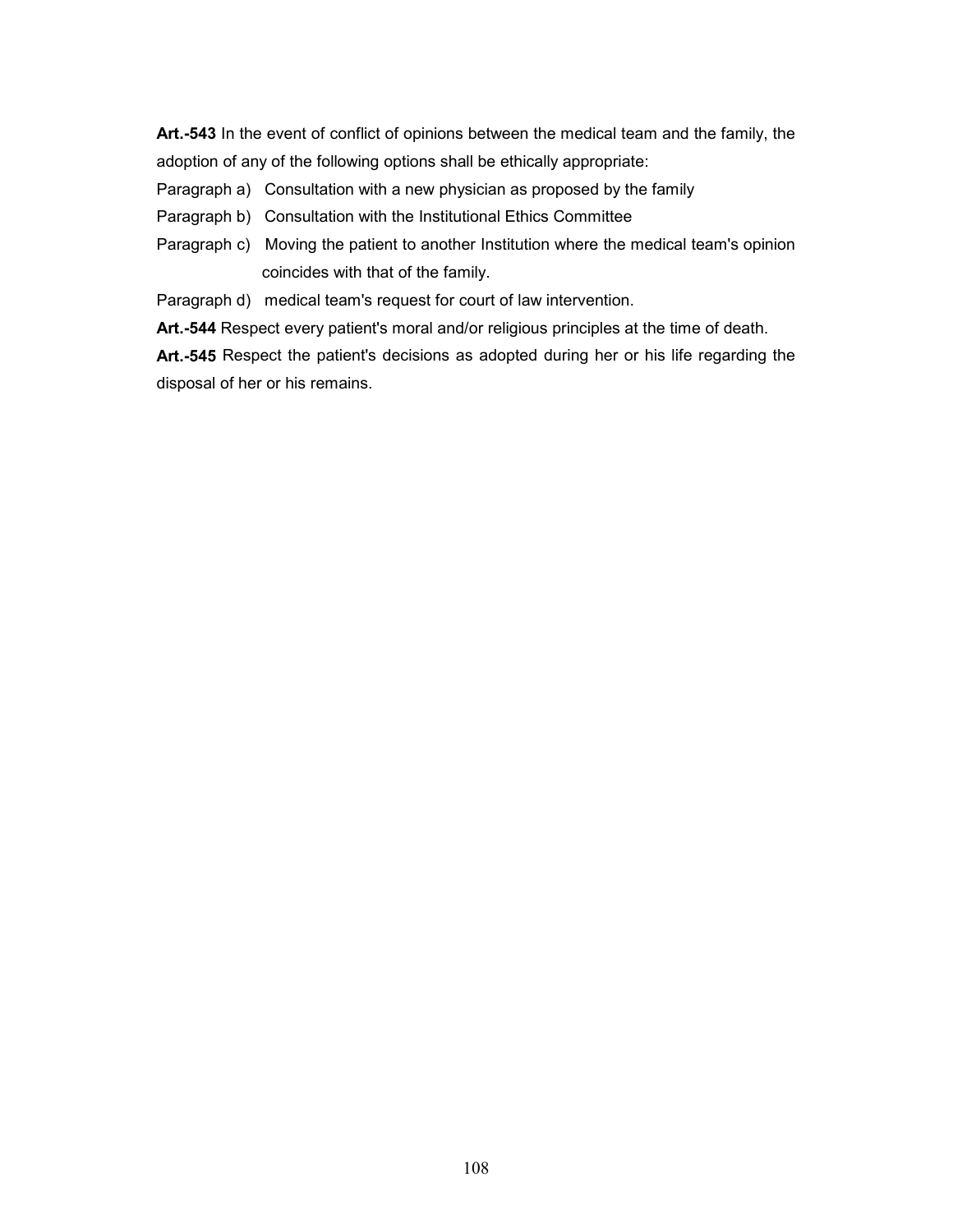**Art.-543** In the event of conflict of opinions between the medical team and the family, the adoption of any of the following options shall be ethically appropriate:

Paragraph a) Consultation with a new physician as proposed by the family

Paragraph b) Consultation with the Institutional Ethics Committee

Paragraph c) Moving the patient to another Institution where the medical team's opinion coincides with that of the family.

Paragraph d) medical team's request for court of law intervention.

**Art.-544** Respect every patient's moral and/or religious principles at the time of death.

**Art.-545** Respect the patient's decisions as adopted during her or his life regarding the disposal of her or his remains.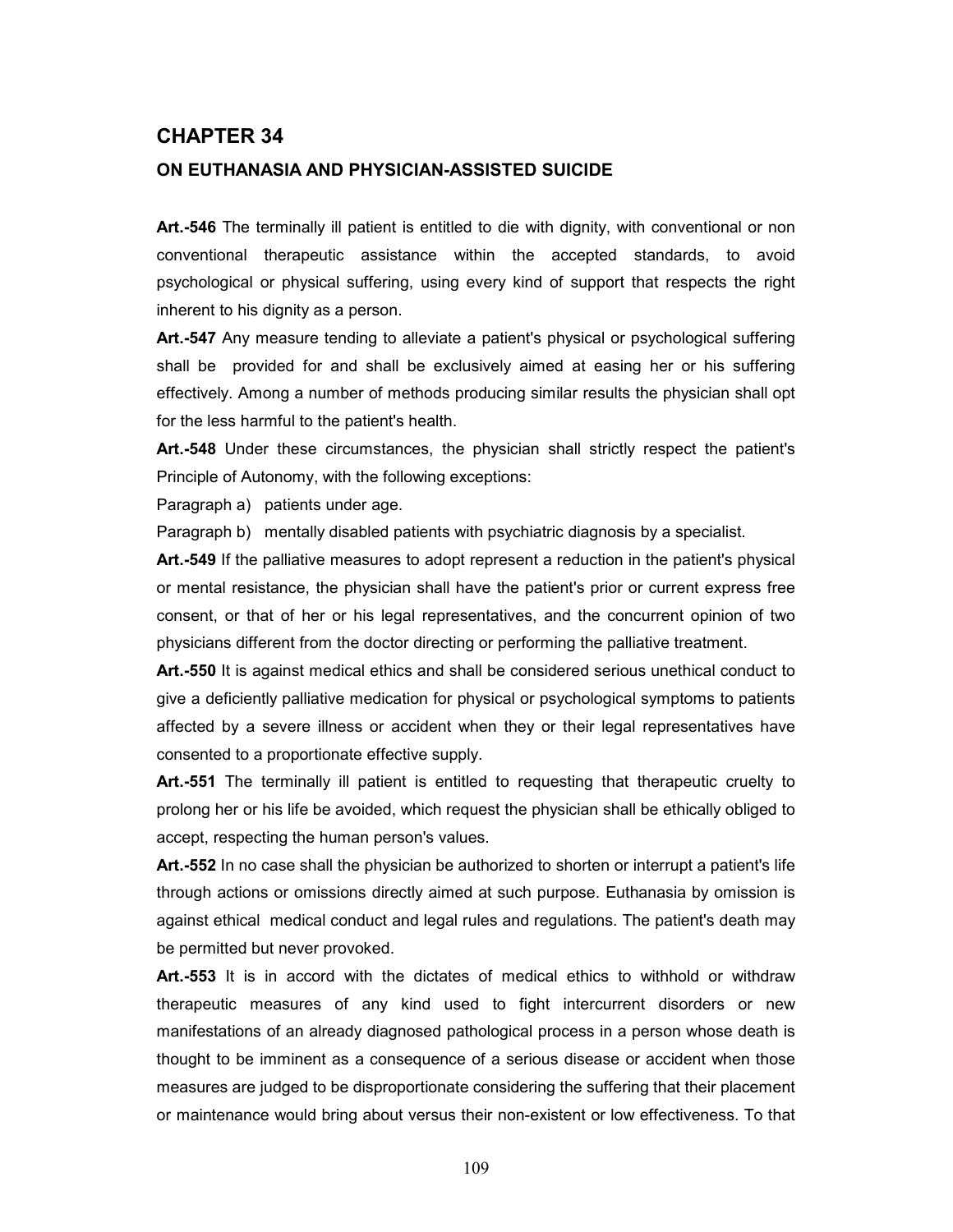## CHAPTER 34

### ON EUTHANASIA AND PHYSICIAN-ASSISTED SUICIDE

**Art.-546** The terminally ill patient is entitled to die with dignity, with conventional or non conventional therapeutic assistance within the accepted standards, to avoid psychological or physical suffering, using every kind of support that respects the right inherent to his dignity as a person.

**Art.-547** Any measure tending to alleviate a patient's physical or psychological suffering shall be provided for and shall be exclusively aimed at easing her or his suffering effectively. Among a number of methods producing similar results the physician shall opt for the less harmful to the patient's health.

**Art.-548** Under these circumstances, the physician shall strictly respect the patient's Principle of Autonomy, with the following exceptions:

Paragraph a) patients under age.

Paragraph b) mentally disabled patients with psychiatric diagnosis by a specialist.

**Art.-549** If the palliative measures to adopt represent a reduction in the patient's physical or mental resistance, the physician shall have the patient's prior or current express free consent, or that of her or his legal representatives, and the concurrent opinion of two physicians different from the doctor directing or performing the palliative treatment.

**Art.-550** It is against medical ethics and shall be considered serious unethical conduct to give a deficiently palliative medication for physical or psychological symptoms to patients affected by a severe illness or accident when they or their legal representatives have consented to a proportionate effective supply.

**Art.-551** The terminally ill patient is entitled to requesting that therapeutic cruelty to prolong her or his life be avoided, which request the physician shall be ethically obliged to accept, respecting the human person's values.

**Art.-552** In no case shall the physician be authorized to shorten or interrupt a patient's life through actions or omissions directly aimed at such purpose. Euthanasia by omission is against ethical medical conduct and legal rules and regulations. The patient's death may be permitted but never provoked.

**Art.-553** It is in accord with the dictates of medical ethics to withhold or withdraw therapeutic measures of any kind used to fight intercurrent disorders or new manifestations of an already diagnosed pathological process in a person whose death is thought to be imminent as a consequence of a serious disease or accident when those measures are judged to be disproportionate considering the suffering that their placement or maintenance would bring about versus their non-existent or low effectiveness. To that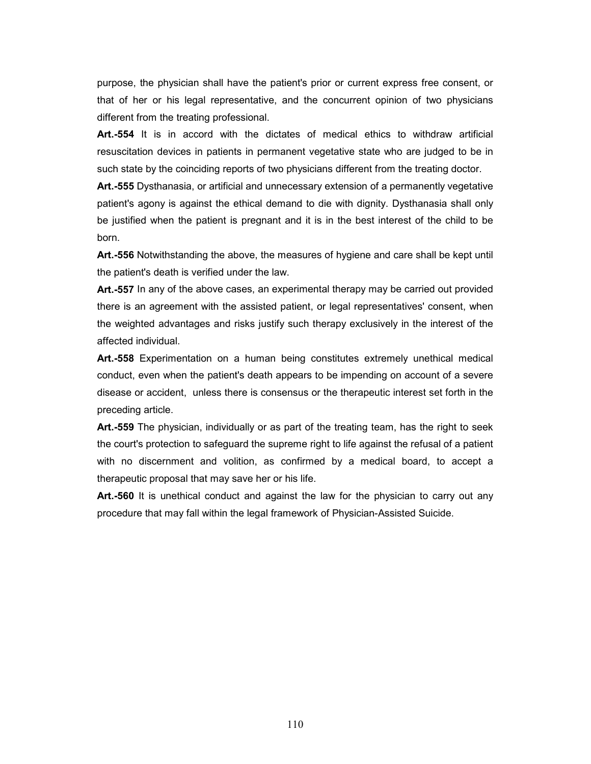purpose, the physician shall have the patient's prior or current express free consent, or that of her or his legal representative, and the concurrent opinion of two physicians different from the treating professional.

**Art.-554** It is in accord with the dictates of medical ethics to withdraw artificial resuscitation devices in patients in permanent vegetative state who are judged to be in such state by the coinciding reports of two physicians different from the treating doctor.

**Art.-555** Dysthanasia, or artificial and unnecessary extension of a permanently vegetative patient's agony is against the ethical demand to die with dignity. Dysthanasia shall only be justified when the patient is pregnant and it is in the best interest of the child to be born.

**Art.-556** Notwithstanding the above, the measures of hygiene and care shall be kept until the patient's death is verified under the law.

**Art.-557** In any of the above cases, an experimental therapy may be carried out provided there is an agreement with the assisted patient, or legal representatives' consent, when the weighted advantages and risks justify such therapy exclusively in the interest of the affected individual.

**Art.-558** Experimentation on a human being constitutes extremely unethical medical conduct, even when the patient's death appears to be impending on account of a severe disease or accident, unless there is consensus or the therapeutic interest set forth in the preceding article.

**Art.-559** The physician, individually or as part of the treating team, has the right to seek the court's protection to safeguard the supreme right to life against the refusal of a patient with no discernment and volition, as confirmed by a medical board, to accept a therapeutic proposal that may save her or his life.

**Art.-560** It is unethical conduct and against the law for the physician to carry out any procedure that may fall within the legal framework of Physician-Assisted Suicide.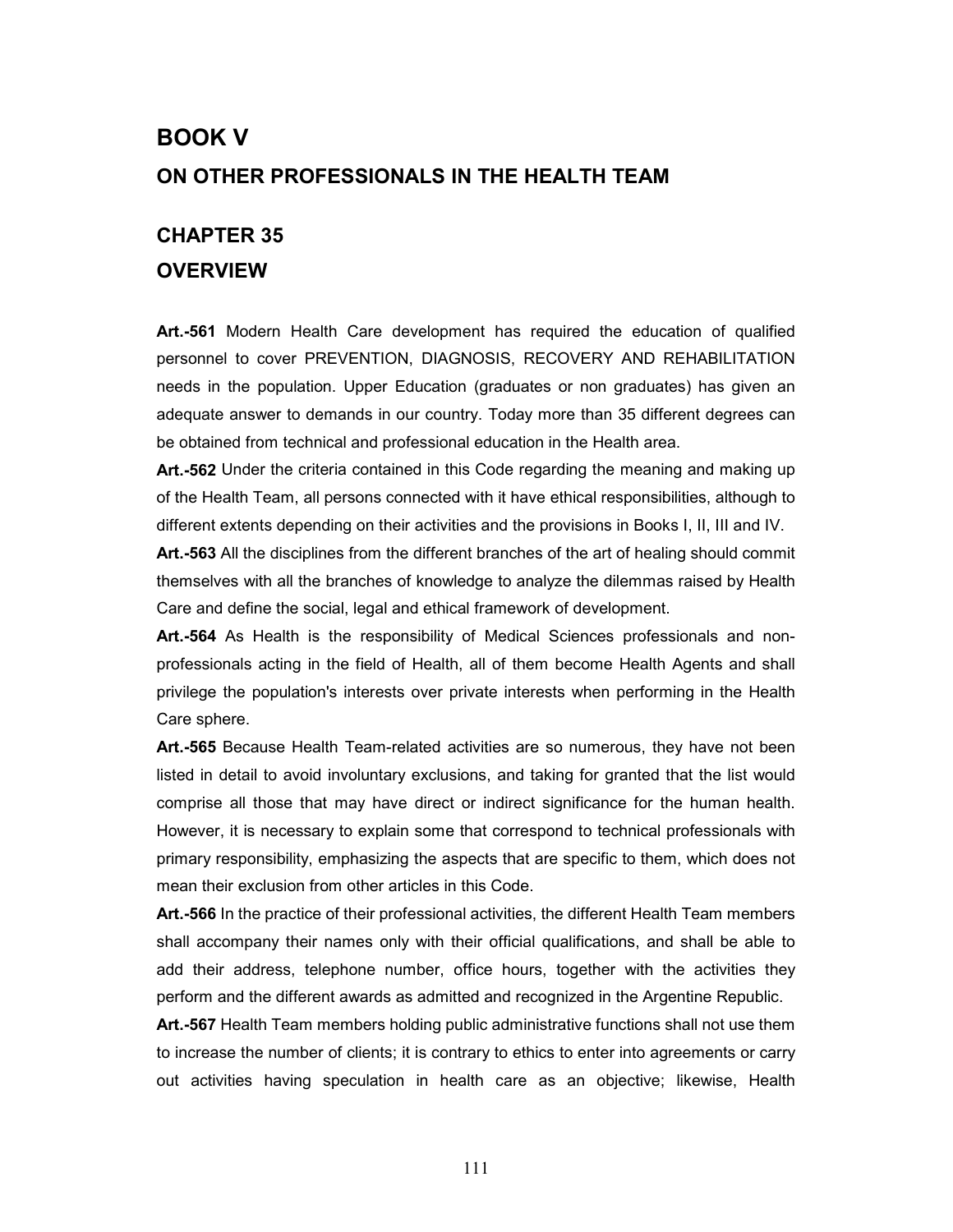# BOOK V

## ON OTHER PROFESSIONALS IN THE HEALTH TEAM

## CHAPTER 35

## OVERVIEW

**Art.-561** Modern Health Care development has required the education of qualified personnel to cover PREVENTION, DIAGNOSIS, RECOVERY AND REHABILITATION needs in the population. Upper Education (graduates or non graduates) has given an adequate answer to demands in our country. Today more than 35 different degrees can be obtained from technical and professional education in the Health area.

**Art.-562** Under the criteria contained in this Code regarding the meaning and making up of the Health Team, all persons connected with it have ethical responsibilities, although to different extents depending on their activities and the provisions in Books I, II, III and IV.

**Art.-563** All the disciplines from the different branches of the art of healing should commit themselves with all the branches of knowledge to analyze the dilemmas raised by Health Care and define the social, legal and ethical framework of development.

**Art.-564** As Health is the responsibility of Medical Sciences professionals and non-professionals acting in the field of Health, all of them become Health Agents and shall privilege the population's interests over private interests when performing in the Health Care sphere.

**Art.-565** Because Health Team-related activities are so numerous, they have not been listed in detail to avoid involuntary exclusions, and taking for granted that the list would comprise all those that may have direct or indirect significance for the human health. However, it is necessary to explain some that correspond to technical professionals with primary responsibility, emphasizing the aspects that are specific to them, which does not mean their exclusion from other articles in this Code.

**Art.-566** In the practice of their professional activities, the different Health Team members shall accompany their names only with their official qualifications, and shall be able to add their address, telephone number, office hours, together with the activities they perform and the different awards as admitted and recognized in the Argentine Republic.

**Art.-567** Health Team members holding public administrative functions shall not use them to increase the number of clients; it is contrary to ethics to enter into agreements or carry out activities having speculation in health care as an objective; likewise, Health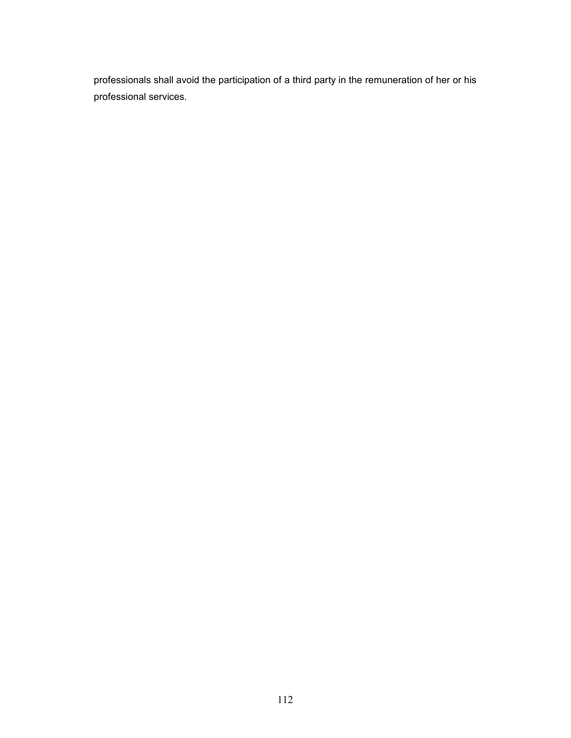professionals shall avoid the participation of a third party in the remuneration of her or his professional services.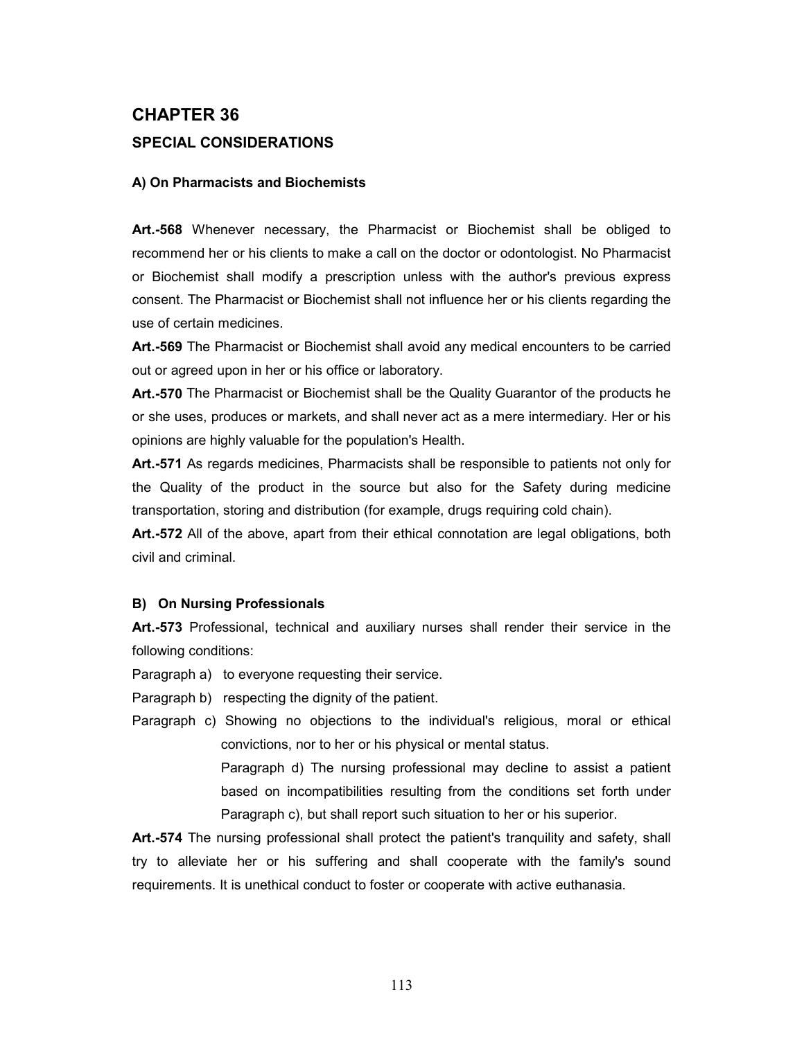# CHAPTER 36

## SPECIAL CONSIDERATIONS

### A) On Pharmacists and Biochemists

**Art.-568** Whenever necessary, the Pharmacist or Biochemist shall be obliged to recommend her or his clients to make a call on the doctor or odontologist. No Pharmacist or Biochemist shall modify a prescription unless with the author's previous express consent. The Pharmacist or Biochemist shall not influence her or his clients regarding the use of certain medicines.

**Art.-569** The Pharmacist or Biochemist shall avoid any medical encounters to be carried out or agreed upon in her or his office or laboratory.

**Art.-570** The Pharmacist or Biochemist shall be the Quality Guarantor of the products he or she uses, produces or markets, and shall never act as a mere intermediary. Her or his opinions are highly valuable for the population's Health.

**Art.-571** As regards medicines, Pharmacists shall be responsible to patients not only for the Quality of the product in the source but also for the Safety during medicine transportation, storing and distribution (for example, drugs requiring cold chain).

**Art.-572** All of the above, apart from their ethical connotation are legal obligations, both civil and criminal.

### B) On Nursing Professionals

**Art.-573** Professional, technical and auxiliary nurses shall render their service in the following conditions:

Paragraph a) to everyone requesting their service.

Paragraph b) respecting the dignity of the patient.

Paragraph c) Showing no objections to the individual's religious, moral or ethical convictions, nor to her or his physical or mental status.

Paragraph d) The nursing professional may decline to assist a patient based on incompatibilities resulting from the conditions set forth under Paragraph c), but shall report such situation to her or his superior.

**Art.-574** The nursing professional shall protect the patient's tranquility and safety, shall try to alleviate her or his suffering and shall cooperate with the family's sound requirements. It is unethical conduct to foster or cooperate with active euthanasia.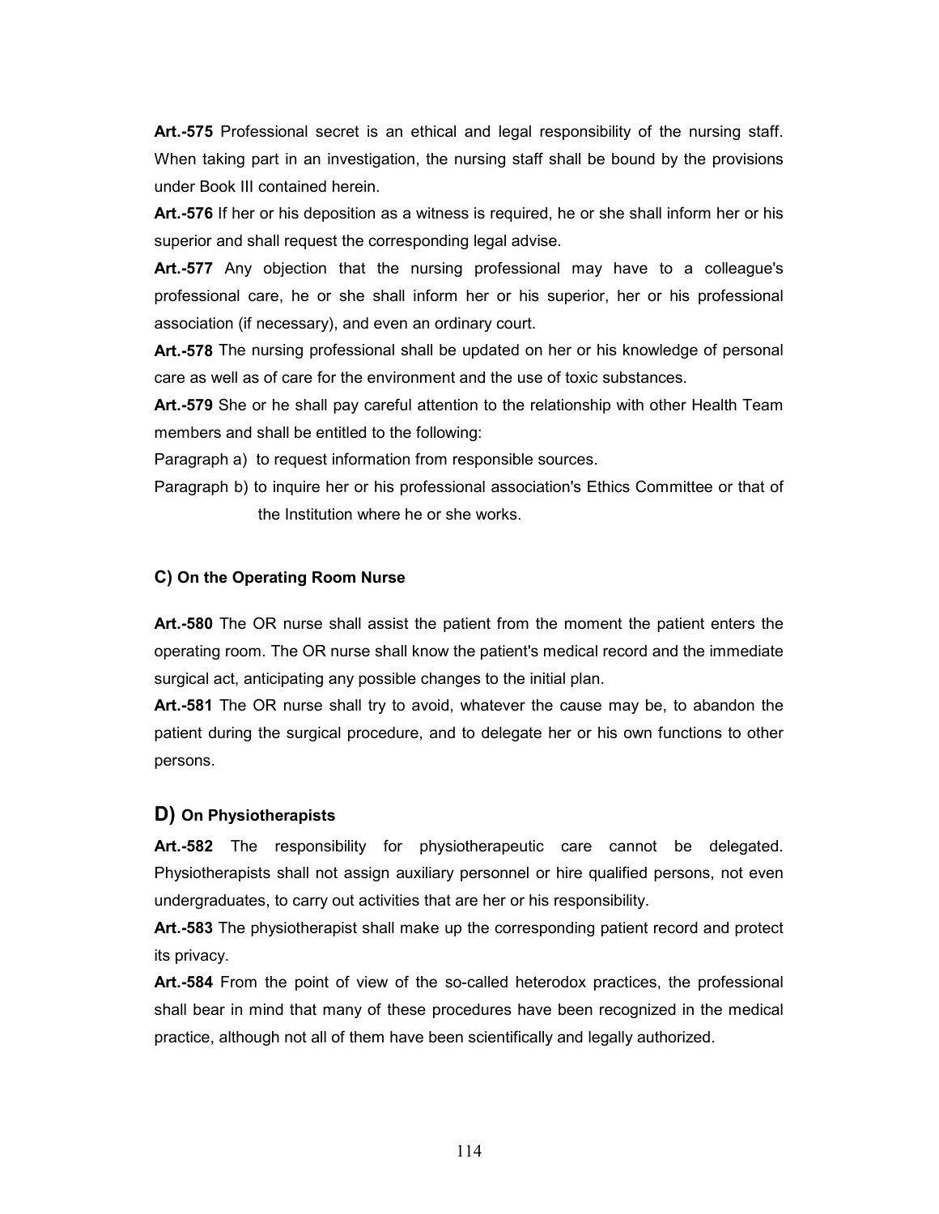**Art.-575** Professional secret is an ethical and legal responsibility of the nursing staff. When taking part in an investigation, the nursing staff shall be bound by the provisions under Book III contained herein.

**Art.-576** If her or his deposition as a witness is required, he or she shall inform her or his superior and shall request the corresponding legal advise.

**Art.-577** Any objection that the nursing professional may have to a colleague's professional care, he or she shall inform her or his superior, her or his professional association (if necessary), and even an ordinary court.

**Art.-578** The nursing professional shall be updated on her or his knowledge of personal care as well as of care for the environment and the use of toxic substances.

**Art.-579** She or he shall pay careful attention to the relationship with other Health Team members and shall be entitled to the following:

Paragraph a) to request information from responsible sources.

Paragraph b) to inquire her or his professional association's Ethics Committee or that of the Institution where he or she works.

### C) On the Operating Room Nurse

**Art.-580** The OR nurse shall assist the patient from the moment the patient enters the operating room. The OR nurse shall know the patient's medical record and the immediate surgical act, anticipating any possible changes to the initial plan.

**Art.-581** The OR nurse shall try to avoid, whatever the cause may be, to abandon the patient during the surgical procedure, and to delegate her or his own functions to other persons.

### D) On Physiotherapists

**Art.-582** The responsibility for physiotherapeutic care cannot be delegated. Physiotherapists shall not assign auxiliary personnel or hire qualified persons, not even undergraduates, to carry out activities that are her or his responsibility.

**Art.-583** The physiotherapist shall make up the corresponding patient record and protect its privacy.

**Art.-584** From the point of view of the so-called heterodox practices, the professional shall bear in mind that many of these procedures have been recognized in the medical practice, although not all of them have been scientifically and legally authorized.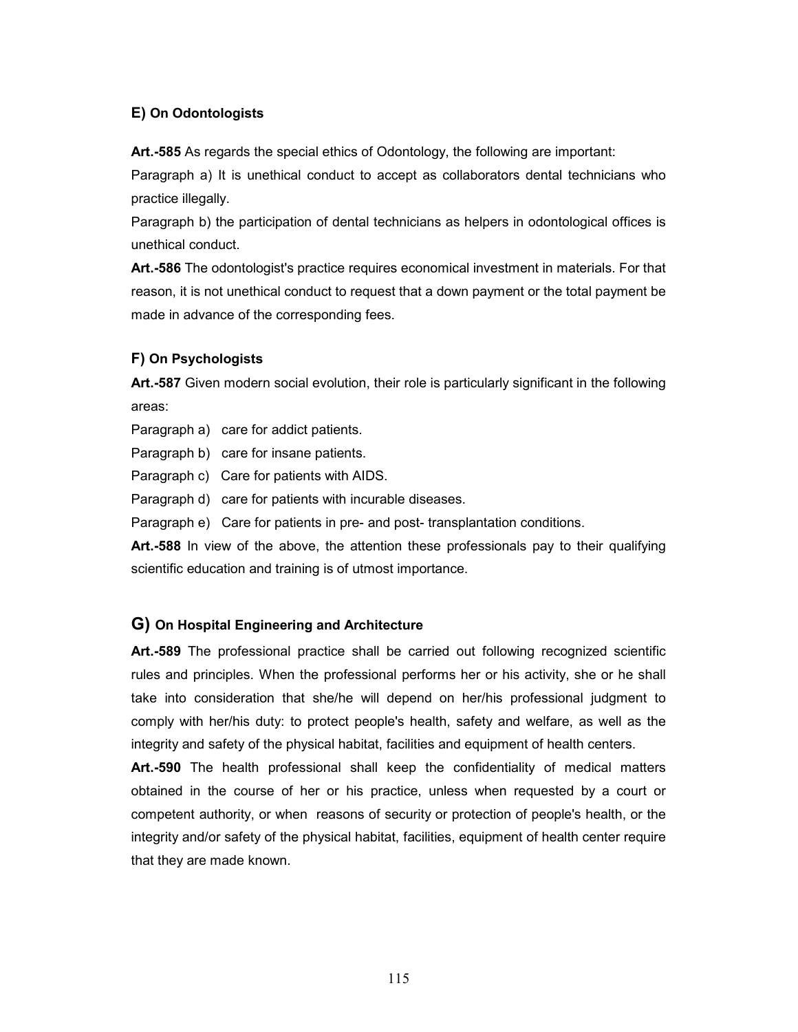### E) On Odontologists

**Art.-585** As regards the special ethics of Odontology, the following are important:

Paragraph a) It is unethical conduct to accept as collaborators dental technicians who practice illegally.

Paragraph b) the participation of dental technicians as helpers in odontological offices is unethical conduct.

**Art.-586** The odontologist's practice requires economical investment in materials. For that reason, it is not unethical conduct to request that a down payment or the total payment be made in advance of the corresponding fees.

### F) On Psychologists

**Art.-587** Given modern social evolution, their role is particularly significant in the following areas:

Paragraph a) care for addict patients.

Paragraph b) care for insane patients.

Paragraph c) Care for patients with AIDS.

Paragraph d) care for patients with incurable diseases.

Paragraph e) Care for patients in pre- and post- transplantation conditions.

**Art.-588** In view of the above, the attention these professionals pay to their qualifying scientific education and training is of utmost importance.

### G) On Hospital Engineering and Architecture

**Art.-589** The professional practice shall be carried out following recognized scientific rules and principles. When the professional performs her or his activity, she or he shall take into consideration that she/he will depend on her/his professional judgment to comply with her/his duty: to protect people's health, safety and welfare, as well as the integrity and safety of the physical habitat, facilities and equipment of health centers.

**Art.-590** The health professional shall keep the confidentiality of medical matters obtained in the course of her or his practice, unless when requested by a court or competent authority, or when reasons of security or protection of people's health, or the integrity and/or safety of the physical habitat, facilities, equipment of health center require that they are made known.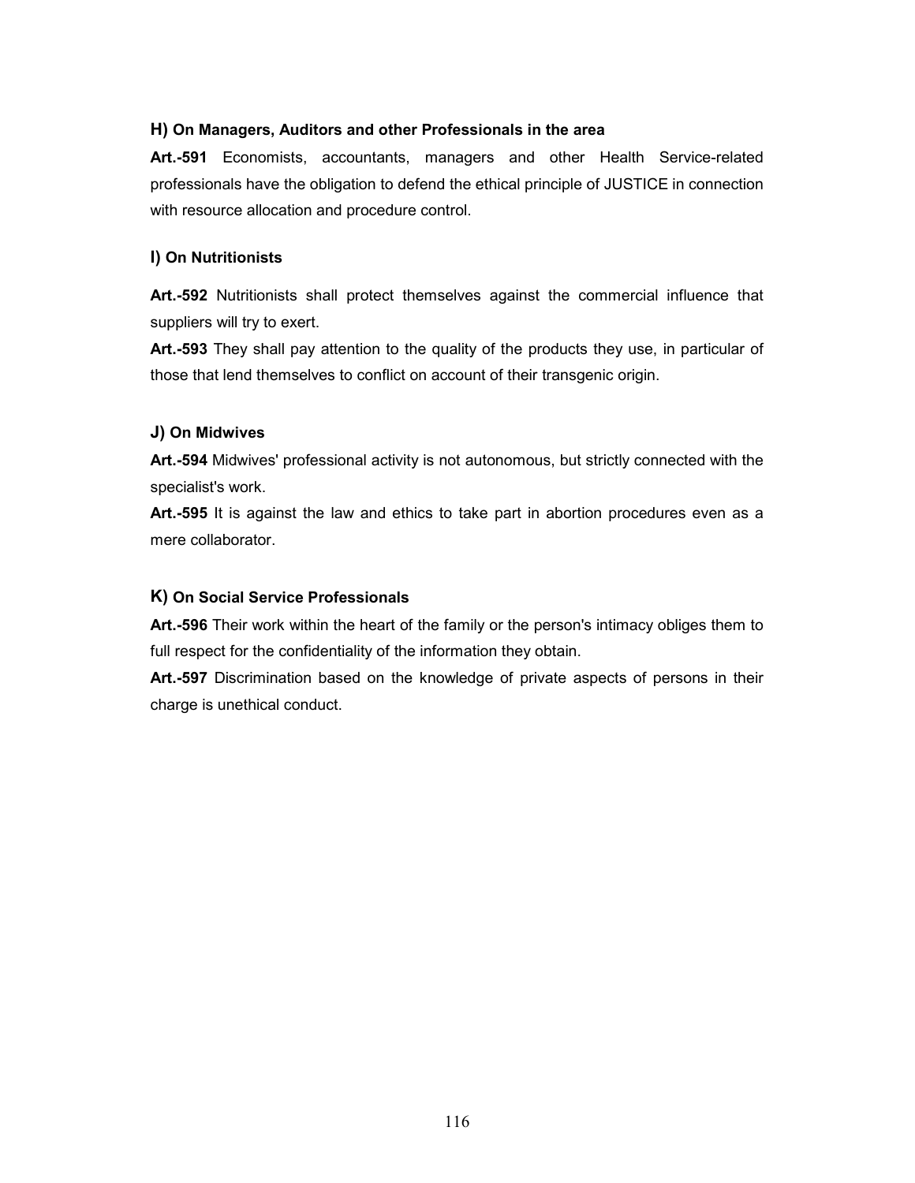### H) On Managers, Auditors and other Professionals in the area

**Art.-591** Economists, accountants, managers and other Health Service-related professionals have the obligation to defend the ethical principle of JUSTICE in connection with resource allocation and procedure control.

### I) On Nutritionists

**Art.-592** Nutritionists shall protect themselves against the commercial influence that suppliers will try to exert.

**Art.-593** They shall pay attention to the quality of the products they use, in particular of those that lend themselves to conflict on account of their transgenic origin.

### J) On Midwives

**Art.-594** Midwives' professional activity is not autonomous, but strictly connected with the specialist's work.

**Art.-595** It is against the law and ethics to take part in abortion procedures even as a mere collaborator.

### K) On Social Service Professionals

**Art.-596** Their work within the heart of the family or the person's intimacy obliges them to full respect for the confidentiality of the information they obtain.

**Art.-597** Discrimination based on the knowledge of private aspects of persons in their charge is unethical conduct.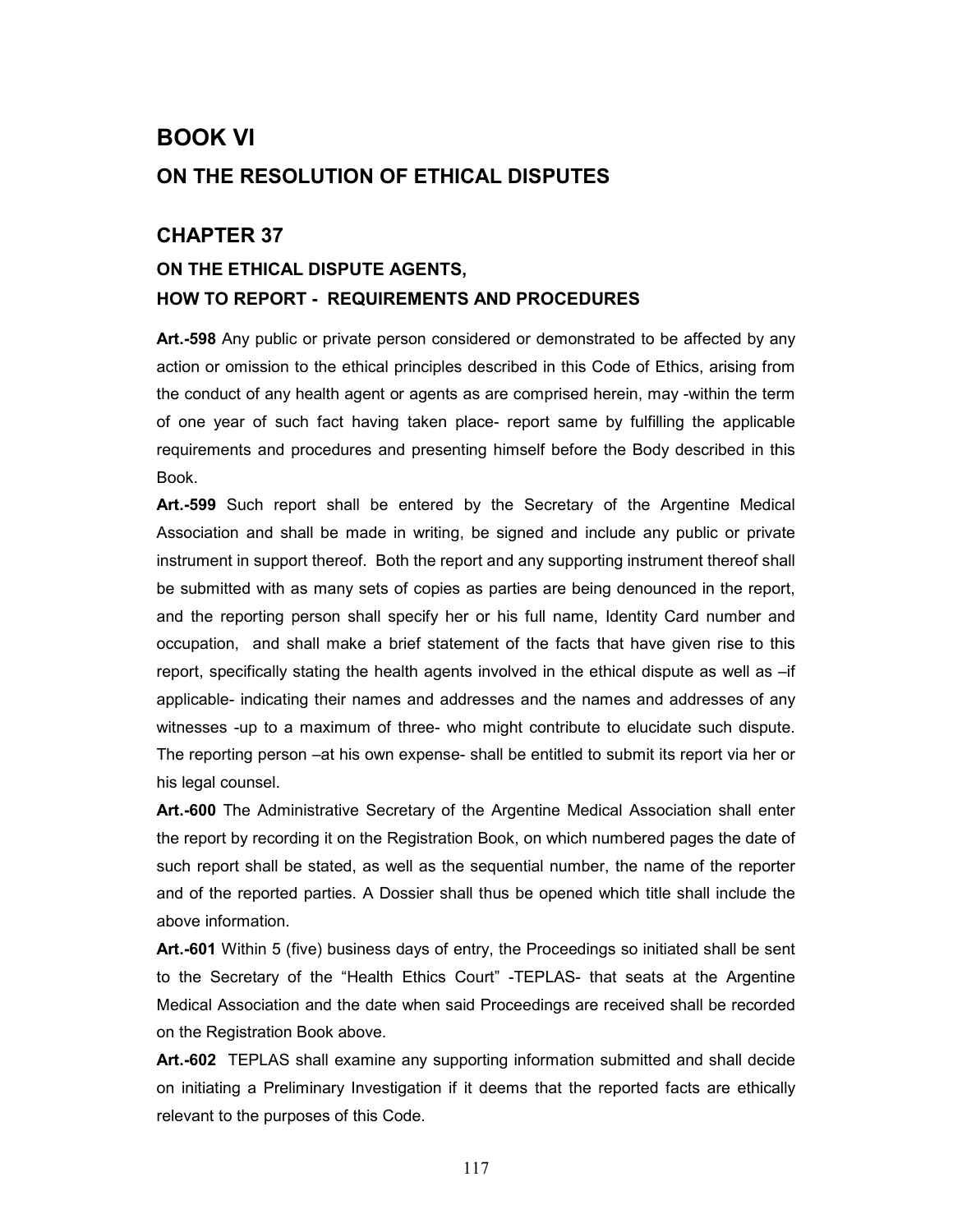# BOOK VI

## ON THE RESOLUTION OF ETHICAL DISPUTES

## CHAPTER 37

### ON THE ETHICAL DISPUTE AGENTS, HOW TO REPORT - REQUIREMENTS AND PROCEDURES

**Art.-598** Any public or private person considered or demonstrated to be affected by any action or omission to the ethical principles described in this Code of Ethics, arising from the conduct of any health agent or agents as are comprised herein, may -within the term of one year of such fact having taken place- report same by fulfilling the applicable requirements and procedures and presenting himself before the Body described in this Book.

**Art.-599** Such report shall be entered by the Secretary of the Argentine Medical Association and shall be made in writing, be signed and include any public or private instrument in support thereof. Both the report and any supporting instrument thereof shall be submitted with as many sets of copies as parties are being denounced in the report, and the reporting person shall specify her or his full name, Identity Card number and occupation, and shall make a brief statement of the facts that have given rise to this report, specifically stating the health agents involved in the ethical dispute as well as –if applicable- indicating their names and addresses and the names and addresses of any witnesses -up to a maximum of three- who might contribute to elucidate such dispute. The reporting person –at his own expense- shall be entitled to submit its report via her or his legal counsel.

**Art.-600** The Administrative Secretary of the Argentine Medical Association shall enter the report by recording it on the Registration Book, on which numbered pages the date of such report shall be stated, as well as the sequential number, the name of the reporter and of the reported parties. A Dossier shall thus be opened which title shall include the above information.

**Art.-601** Within 5 (five) business days of entry, the Proceedings so initiated shall be sent to the Secretary of the "Health Ethics Court" -TEPLAS- that seats at the Argentine Medical Association and the date when said Proceedings are received shall be recorded on the Registration Book above.

**Art.-602** TEPLAS shall examine any supporting information submitted and shall decide on initiating a Preliminary Investigation if it deems that the reported facts are ethically relevant to the purposes of this Code.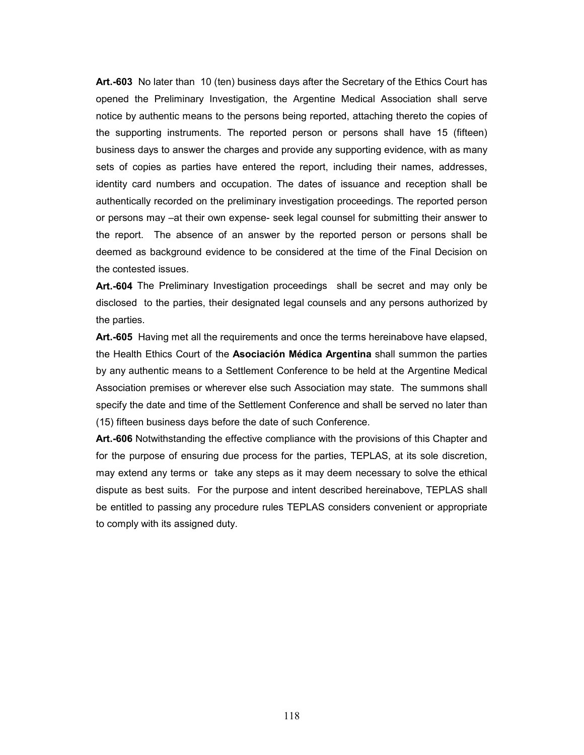**Art.-603** No later than 10 (ten) business days after the Secretary of the Ethics Court has opened the Preliminary Investigation, the Argentine Medical Association shall serve notice by authentic means to the persons being reported, attaching thereto the copies of the supporting instruments. The reported person or persons shall have 15 (fifteen) business days to answer the charges and provide any supporting evidence, with as many sets of copies as parties have entered the report, including their names, addresses, identity card numbers and occupation. The dates of issuance and reception shall be authentically recorded on the preliminary investigation proceedings. The reported person or persons may –at their own expense- seek legal counsel for submitting their answer to the report. The absence of an answer by the reported person or persons shall be deemed as background evidence to be considered at the time of the Final Decision on the contested issues.

**Art.-604** The Preliminary Investigation proceedings shall be secret and may only be disclosed to the parties, their designated legal counsels and any persons authorized by the parties.

**Art.-605** Having met all the requirements and once the terms hereinabove have elapsed, the Health Ethics Court of the **Asociación Médica Argentina** shall summon the parties by any authentic means to a Settlement Conference to be held at the Argentine Medical Association premises or wherever else such Association may state. The summons shall specify the date and time of the Settlement Conference and shall be served no later than (15) fifteen business days before the date of such Conference.

**Art.-606** Notwithstanding the effective compliance with the provisions of this Chapter and for the purpose of ensuring due process for the parties, TEPLAS, at its sole discretion, may extend any terms or take any steps as it may deem necessary to solve the ethical dispute as best suits. For the purpose and intent described hereinabove, TEPLAS shall be entitled to passing any procedure rules TEPLAS considers convenient or appropriate to comply with its assigned duty.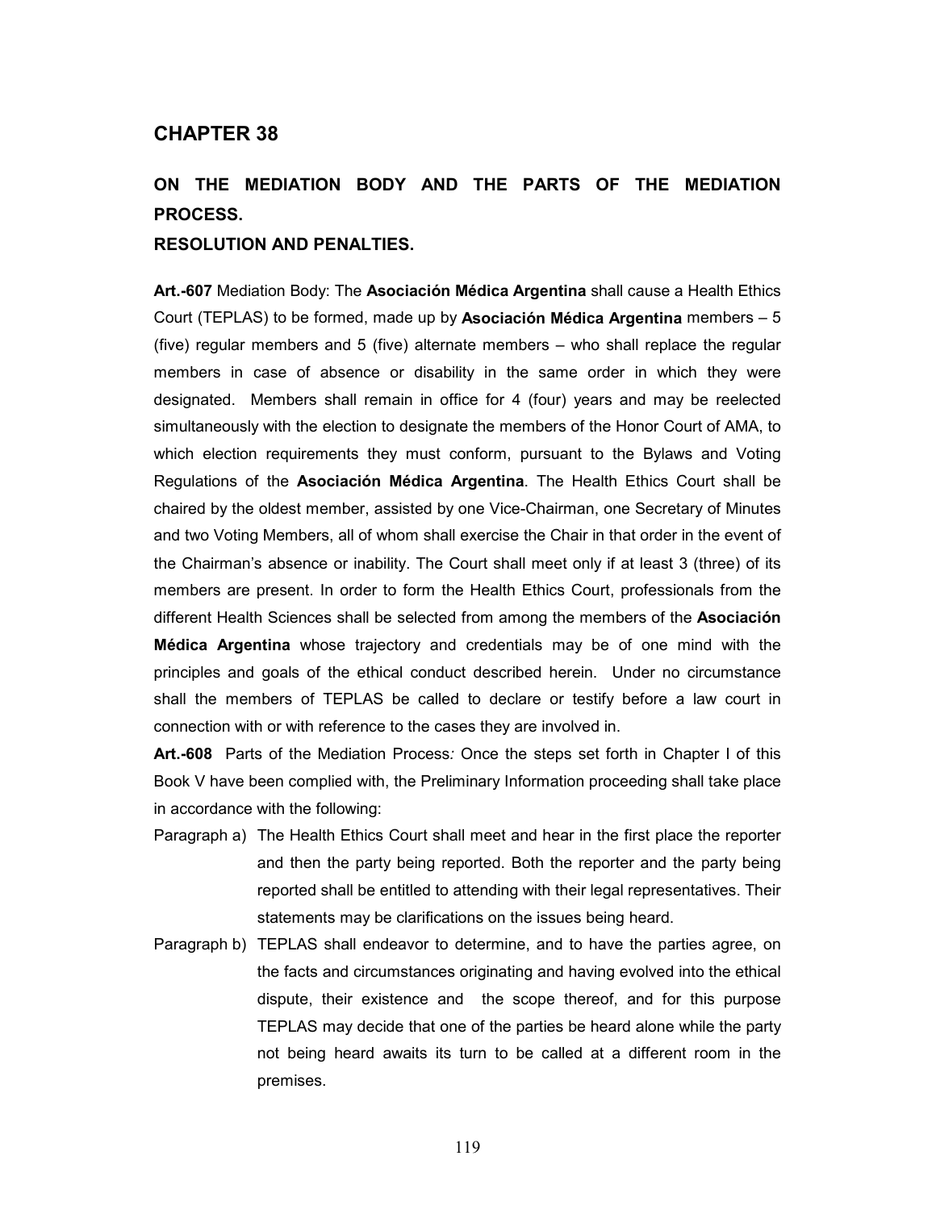## CHAPTER 38

### ON THE MEDIATION BODY AND THE PARTS OF THE MEDIATION PROCESS.

### RESOLUTION AND PENALTIES.

**Art.-607** Mediation Body: The **Asociación Médica Argentina** shall cause a Health Ethics Court (TEPLAS) to be formed, made up by **Asociación Médica Argentina** members – 5 (five) regular members and 5 (five) alternate members – who shall replace the regular members in case of absence or disability in the same order in which they were designated. Members shall remain in office for 4 (four) years and may be reelected simultaneously with the election to designate the members of the Honor Court of AMA, to which election requirements they must conform, pursuant to the Bylaws and Voting Regulations of the **Asociación Médica Argentina**. The Health Ethics Court shall be chaired by the oldest member, assisted by one Vice-Chairman, one Secretary of Minutes and two Voting Members, all of whom shall exercise the Chair in that order in the event of the Chairman's absence or inability. The Court shall meet only if at least 3 (three) of its members are present. In order to form the Health Ethics Court, professionals from the different Health Sciences shall be selected from among the members of the **Asociación Médica Argentina** whose trajectory and credentials may be of one mind with the principles and goals of the ethical conduct described herein. Under no circumstance shall the members of TEPLAS be called to declare or testify before a law court in connection with or with reference to the cases they are involved in.

**Art.-608** Parts of the Mediation Process*:* Once the steps set forth in Chapter I of this Book V have been complied with, the Preliminary Information proceeding shall take place in accordance with the following:

Paragraph a) The Health Ethics Court shall meet and hear in the first place the reporter and then the party being reported. Both the reporter and the party being reported shall be entitled to attending with their legal representatives. Their statements may be clarifications on the issues being heard.

Paragraph b) TEPLAS shall endeavor to determine, and to have the parties agree, on the facts and circumstances originating and having evolved into the ethical dispute, their existence and the scope thereof, and for this purpose TEPLAS may decide that one of the parties be heard alone while the party not being heard awaits its turn to be called at a different room in the premises.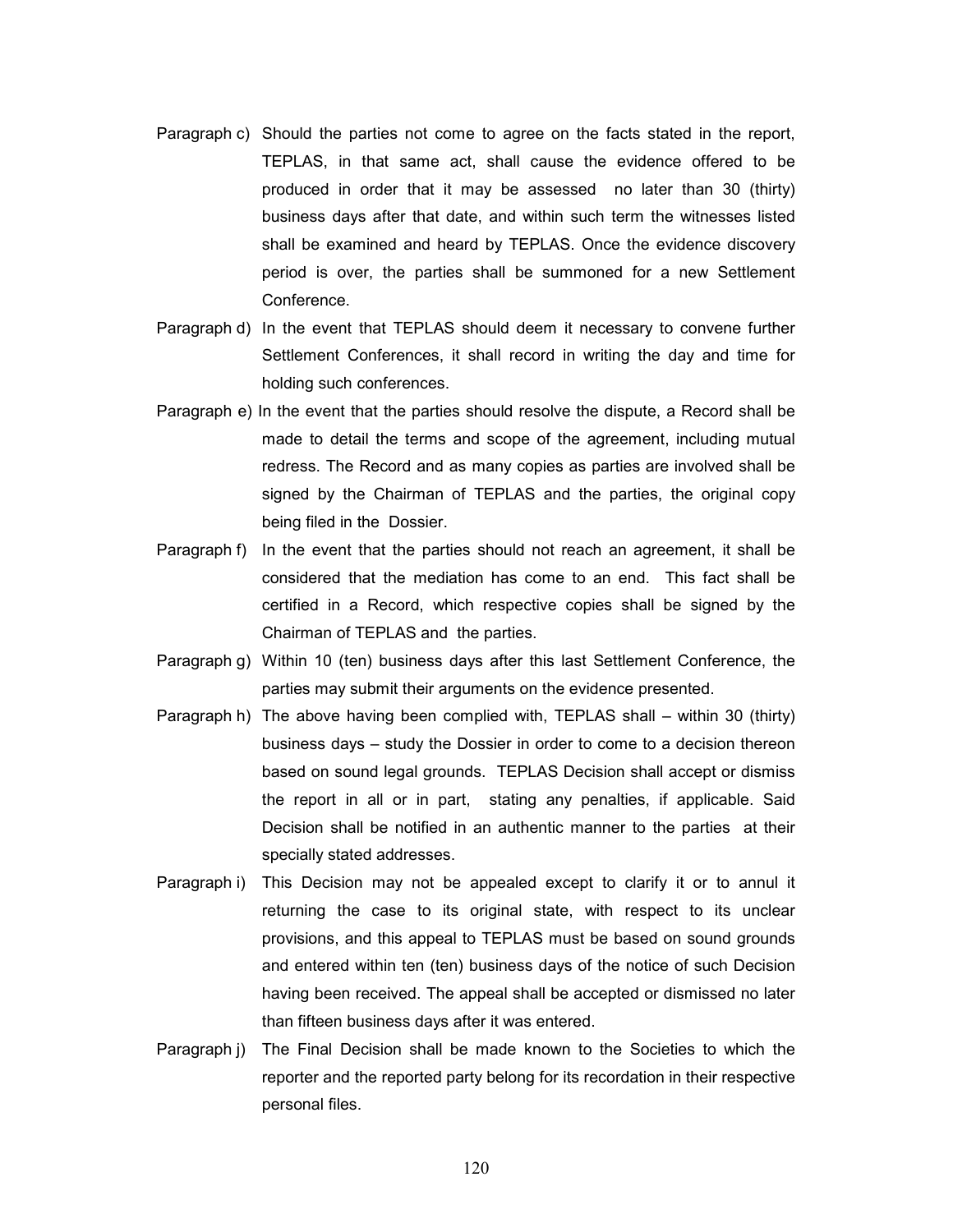Paragraph c) Should the parties not come to agree on the facts stated in the report, TEPLAS, in that same act, shall cause the evidence offered to be produced in order that it may be assessed no later than 30 (thirty) business days after that date, and within such term the witnesses listed shall be examined and heard by TEPLAS. Once the evidence discovery period is over, the parties shall be summoned for a new Settlement Conference.

Paragraph d) In the event that TEPLAS should deem it necessary to convene further Settlement Conferences, it shall record in writing the day and time for holding such conferences.

Paragraph e) In the event that the parties should resolve the dispute, a Record shall be made to detail the terms and scope of the agreement, including mutual redress. The Record and as many copies as parties are involved shall be signed by the Chairman of TEPLAS and the parties, the original copy being filed in the Dossier.

Paragraph f) In the event that the parties should not reach an agreement, it shall be considered that the mediation has come to an end. This fact shall be certified in a Record, which respective copies shall be signed by the Chairman of TEPLAS and the parties.

Paragraph g) Within 10 (ten) business days after this last Settlement Conference, the parties may submit their arguments on the evidence presented.

Paragraph h) The above having been complied with, TEPLAS shall – within 30 (thirty) business days – study the Dossier in order to come to a decision thereon based on sound legal grounds. TEPLAS Decision shall accept or dismiss the report in all or in part, stating any penalties, if applicable. Said Decision shall be notified in an authentic manner to the parties at their specially stated addresses.

Paragraph i) This Decision may not be appealed except to clarify it or to annul it returning the case to its original state, with respect to its unclear provisions, and this appeal to TEPLAS must be based on sound grounds and entered within ten (ten) business days of the notice of such Decision having been received. The appeal shall be accepted or dismissed no later than fifteen business days after it was entered.

Paragraph j) The Final Decision shall be made known to the Societies to which the reporter and the reported party belong for its recordation in their respective personal files.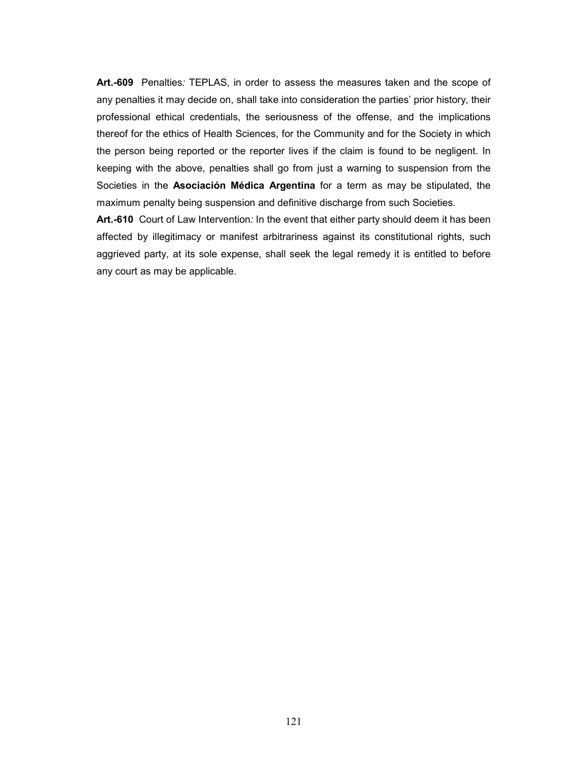**Art.-609** Penalties*:* TEPLAS, in order to assess the measures taken and the scope of any penalties it may decide on, shall take into consideration the parties' prior history, their professional ethical credentials, the seriousness of the offense, and the implications thereof for the ethics of Health Sciences, for the Community and for the Society in which the person being reported or the reporter lives if the claim is found to be negligent. In keeping with the above, penalties shall go from just a warning to suspension from the Societies in the **Asociación Médica Argentina** for a term as may be stipulated, the maximum penalty being suspension and definitive discharge from such Societies.

**Art.-610** Court of Law Intervention*:* In the event that either party should deem it has been affected by illegitimacy or manifest arbitrariness against its constitutional rights, such aggrieved party, at its sole expense, shall seek the legal remedy it is entitled to before any court as may be applicable.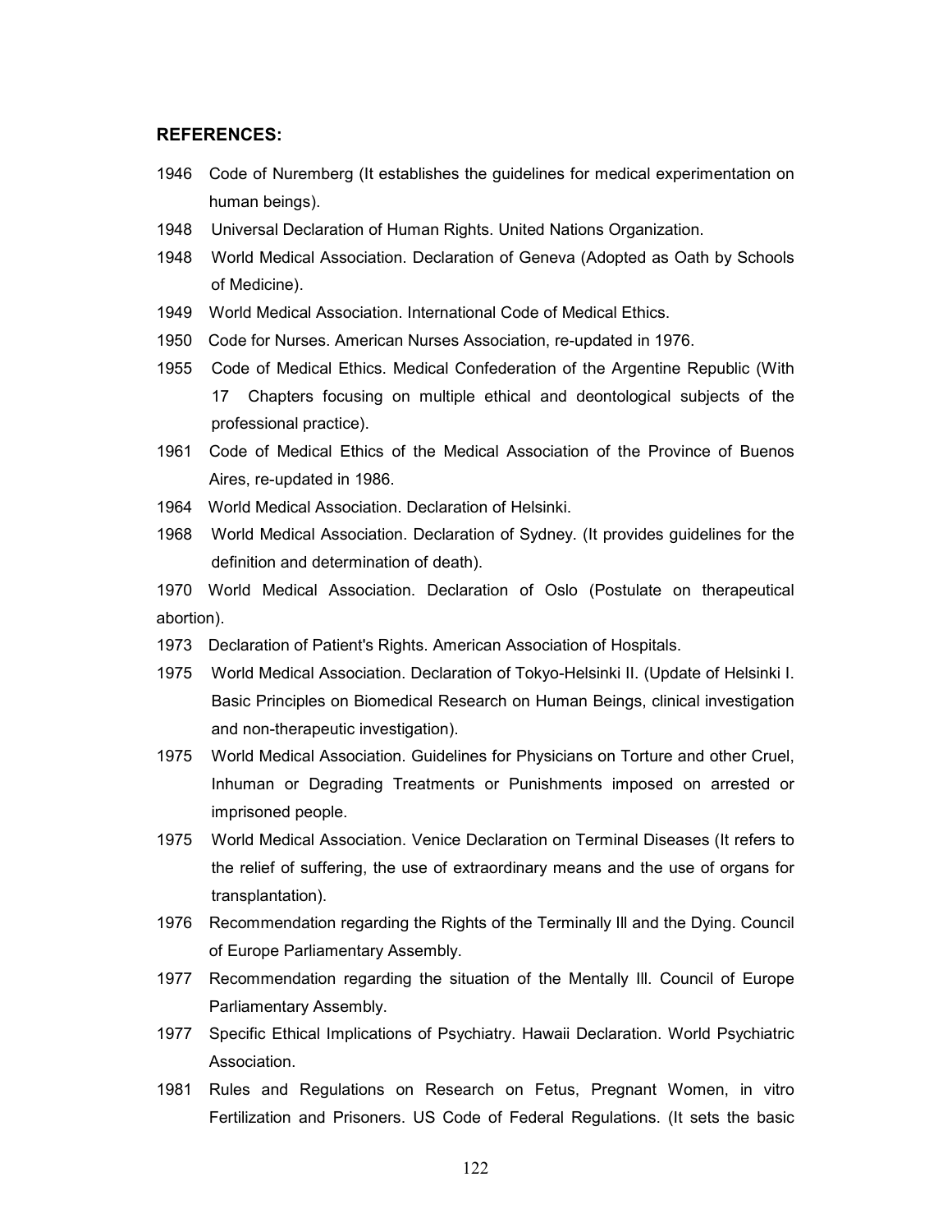**REFERENCES:**

1946 Code of Nuremberg (It establishes the guidelines for medical experimentation on human beings).

1948 Universal Declaration of Human Rights. United Nations Organization.

1948 World Medical Association. Declaration of Geneva (Adopted as Oath by Schools of Medicine).

1949 World Medical Association. International Code of Medical Ethics.

1950 Code for Nurses. American Nurses Association, re-updated in 1976.

1955 Code of Medical Ethics. Medical Confederation of the Argentine Republic (With 17 Chapters focusing on multiple ethical and deontological subjects of the professional practice).

1961 Code of Medical Ethics of the Medical Association of the Province of Buenos Aires, re-updated in 1986.

1964 World Medical Association. Declaration of Helsinki.

1968 World Medical Association. Declaration of Sydney. (It provides guidelines for the definition and determination of death).

1970 World Medical Association. Declaration of Oslo (Postulate on therapeutical abortion).

1973 Declaration of Patient's Rights. American Association of Hospitals.

1975 World Medical Association. Declaration of Tokyo-Helsinki II. (Update of Helsinki I. Basic Principles on Biomedical Research on Human Beings, clinical investigation and non-therapeutic investigation).

1975 World Medical Association. Guidelines for Physicians on Torture and other Cruel, Inhuman or Degrading Treatments or Punishments imposed on arrested or imprisoned people.

1975 World Medical Association. Venice Declaration on Terminal Diseases (It refers to the relief of suffering, the use of extraordinary means and the use of organs for transplantation).

1976 Recommendation regarding the Rights of the Terminally Ill and the Dying. Council of Europe Parliamentary Assembly.

1977 Recommendation regarding the situation of the Mentally Ill. Council of Europe Parliamentary Assembly.

1977 Specific Ethical Implications of Psychiatry. Hawaii Declaration. World Psychiatric Association.

1981 Rules and Regulations on Research on Fetus, Pregnant Women, in vitro Fertilization and Prisoners. US Code of Federal Regulations. (It sets the basic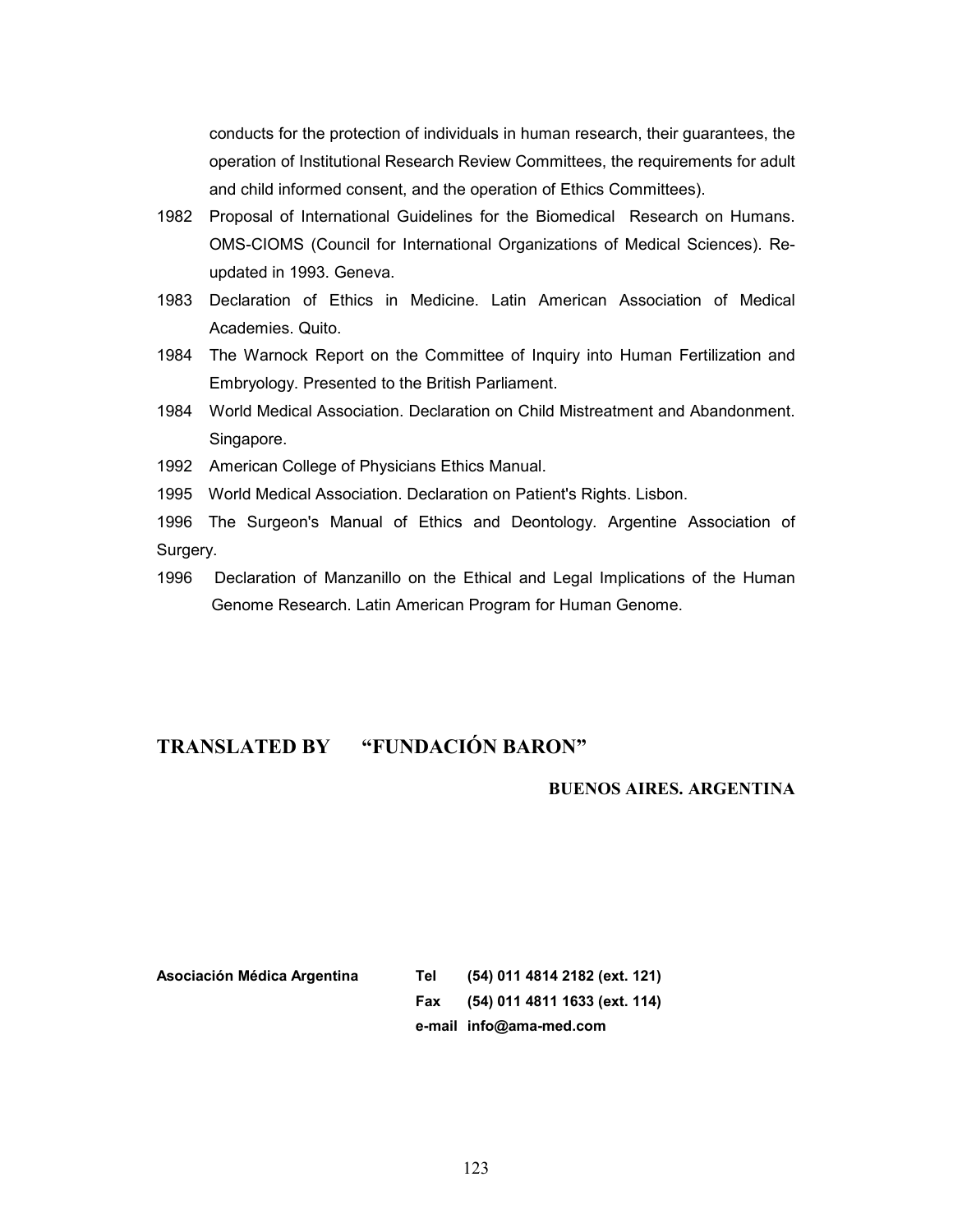conducts for the protection of individuals in human research, their guarantees, the operation of Institutional Research Review Committees, the requirements for adult and child informed consent, and the operation of Ethics Committees).

1982 Proposal of International Guidelines for the Biomedical Research on Humans. OMS-CIOMS (Council for International Organizations of Medical Sciences). Re-updated in 1993. Geneva.

1983 Declaration of Ethics in Medicine. Latin American Association of Medical Academies. Quito.

1984 The Warnock Report on the Committee of Inquiry into Human Fertilization and Embryology. Presented to the British Parliament.

1984 World Medical Association. Declaration on Child Mistreatment and Abandonment. Singapore.

1992 American College of Physicians Ethics Manual.

1995 World Medical Association. Declaration on Patient's Rights. Lisbon.

1996 The Surgeon's Manual of Ethics and Deontology. Argentine Association of Surgery.

1996 Declaration of Manzanillo on the Ethical and Legal Implications of the Human Genome Research. Latin American Program for Human Genome.

## TRANSLATED BY "FUNDACIÓN BARON"

**BUENOS AIRES. ARGENTINA**

| | | |
|---|---|---|
| **Asociación Médica Argentina** | **Tel** | **(54) 011 4814 2182 (ext. 121)** |
| | **Fax** | **(54) 011 4811 1633 (ext. 114)** |
| | **e-mail** | **info@ama-med.com** |